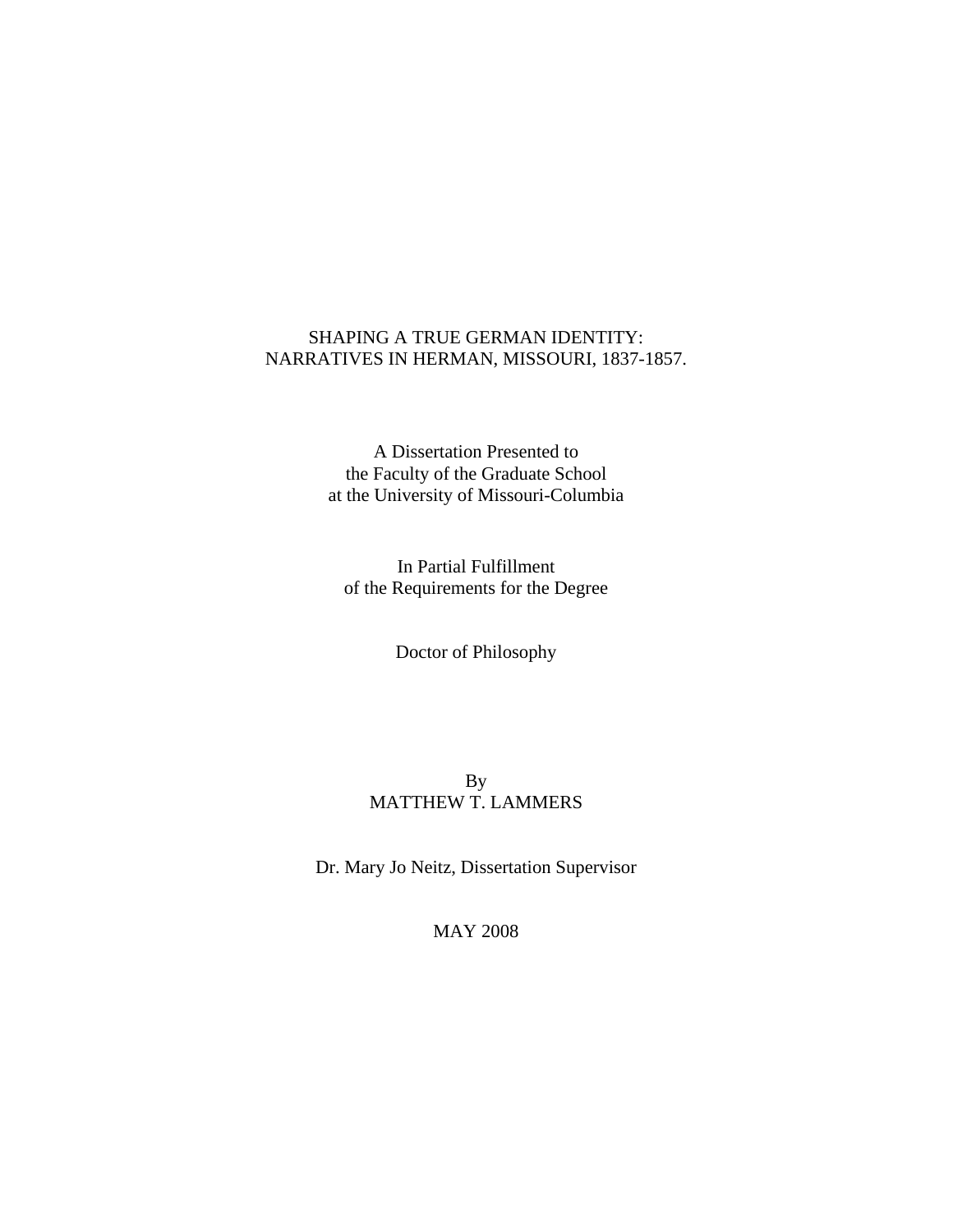# SHAPING A TRUE GERMAN IDENTITY:
# NARRATIVES IN HERMAN, MISSOURI, 1837-1857.

A Dissertation Presented to
the Faculty of the Graduate School
at the University of Missouri-Columbia

In Partial Fulfillment
of the Requirements for the Degree

Doctor of Philosophy

By
MATTHEW T. LAMMERS

Dr. Mary Jo Neitz, Dissertation Supervisor

MAY 2008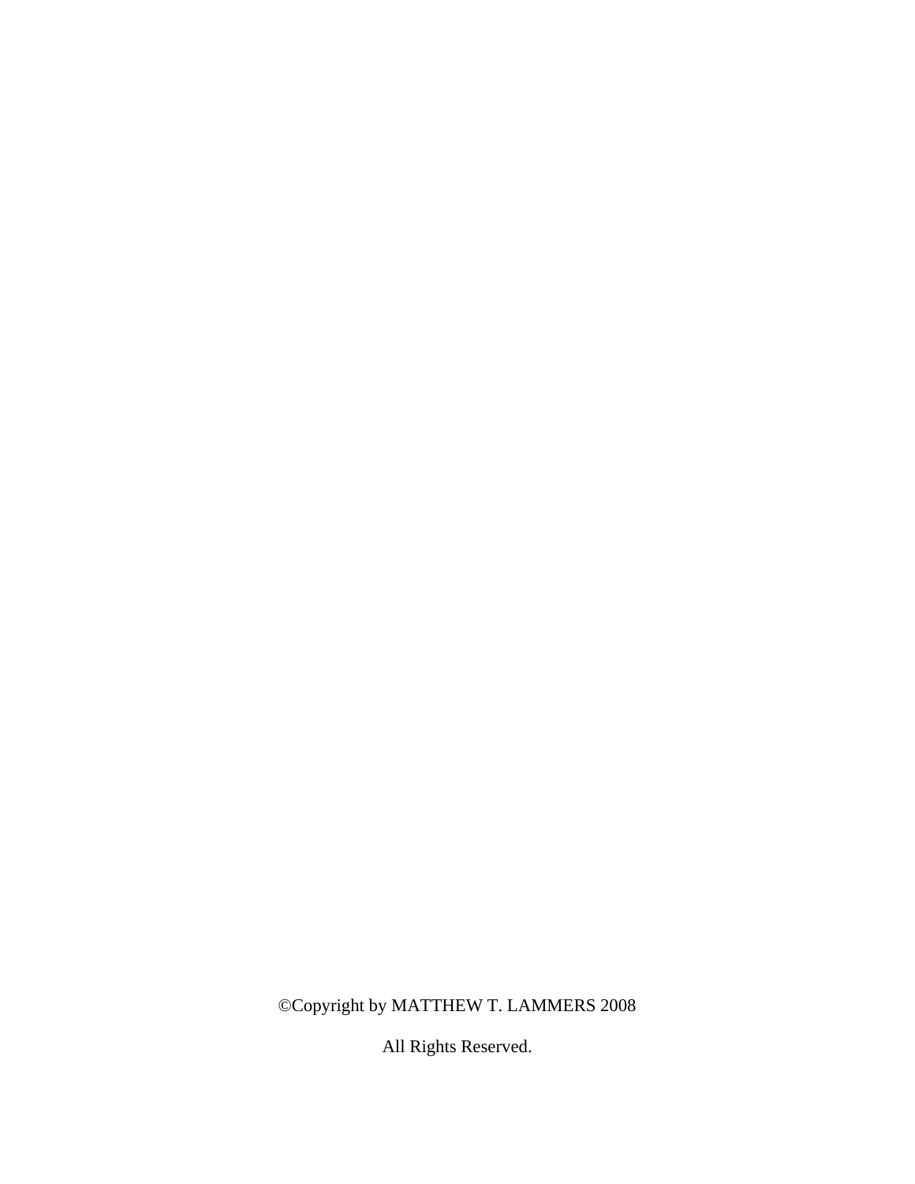©Copyright by MATTHEW T. LAMMERS 2008

All Rights Reserved.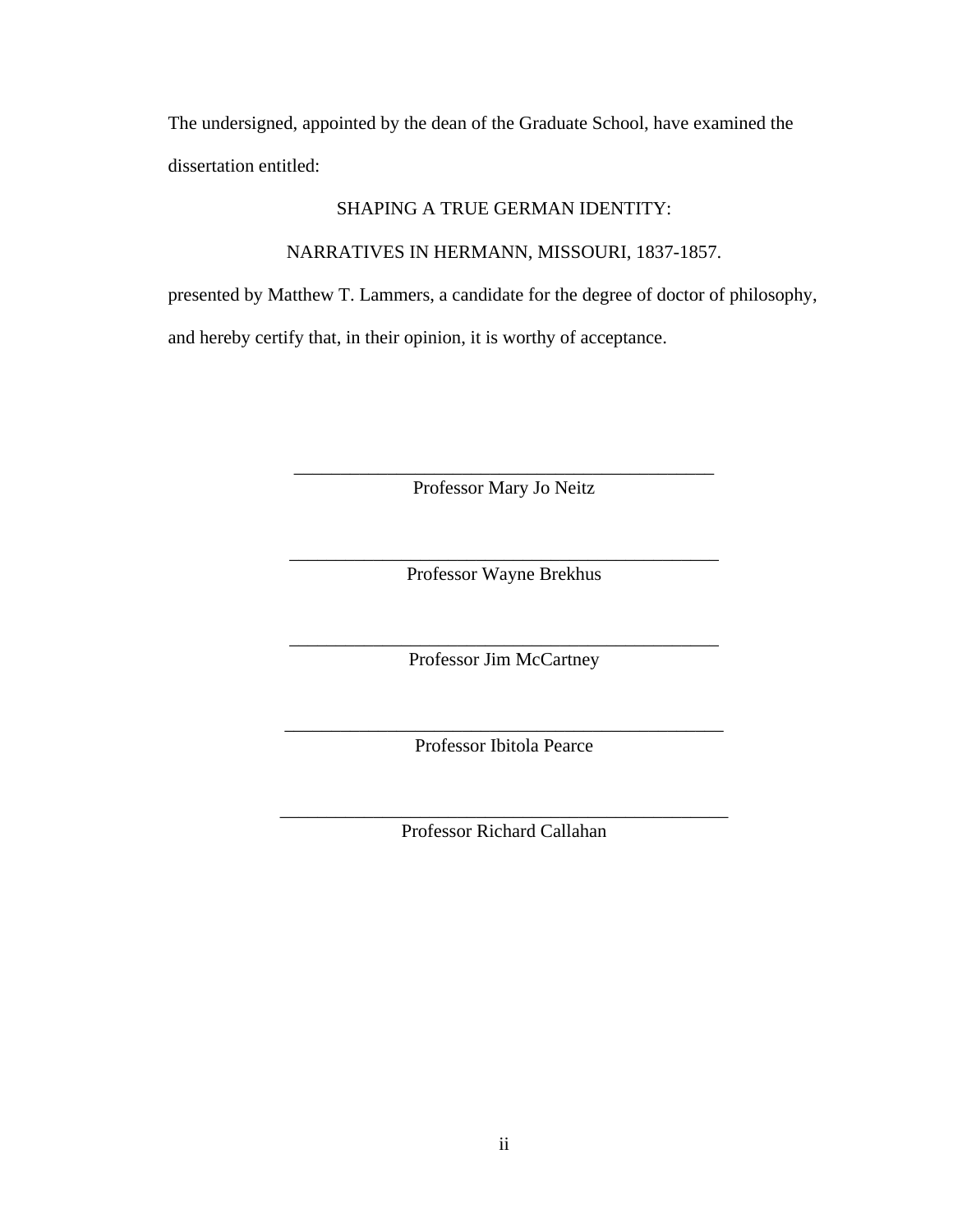The undersigned, appointed by the dean of the Graduate School, have examined the dissertation entitled:

SHAPING A TRUE GERMAN IDENTITY:

NARRATIVES IN HERMANN, MISSOURI, 1837-1857.

presented by Matthew T. Lammers, a candidate for the degree of doctor of philosophy, and hereby certify that, in their opinion, it is worthy of acceptance.

\_\_\_\_\_\_\_\_\_\_\_\_\_\_\_\_\_\_\_\_\_\_\_\_\_\_\_\_\_\_\_\_\_\_\_\_\_\_\_\_\_\_\_\_\_\_\_\_
Professor Mary Jo Neitz

\_\_\_\_\_\_\_\_\_\_\_\_\_\_\_\_\_\_\_\_\_\_\_\_\_\_\_\_\_\_\_\_\_\_\_\_\_\_\_\_\_\_\_\_\_\_\_\_
Professor Wayne Brekhus

\_\_\_\_\_\_\_\_\_\_\_\_\_\_\_\_\_\_\_\_\_\_\_\_\_\_\_\_\_\_\_\_\_\_\_\_\_\_\_\_\_\_\_\_\_\_\_\_
Professor Jim McCartney

\_\_\_\_\_\_\_\_\_\_\_\_\_\_\_\_\_\_\_\_\_\_\_\_\_\_\_\_\_\_\_\_\_\_\_\_\_\_\_\_\_\_\_\_\_\_\_\_
Professor Ibitola Pearce

\_\_\_\_\_\_\_\_\_\_\_\_\_\_\_\_\_\_\_\_\_\_\_\_\_\_\_\_\_\_\_\_\_\_\_\_\_\_\_\_\_\_\_\_\_\_\_\_
Professor Richard Callahan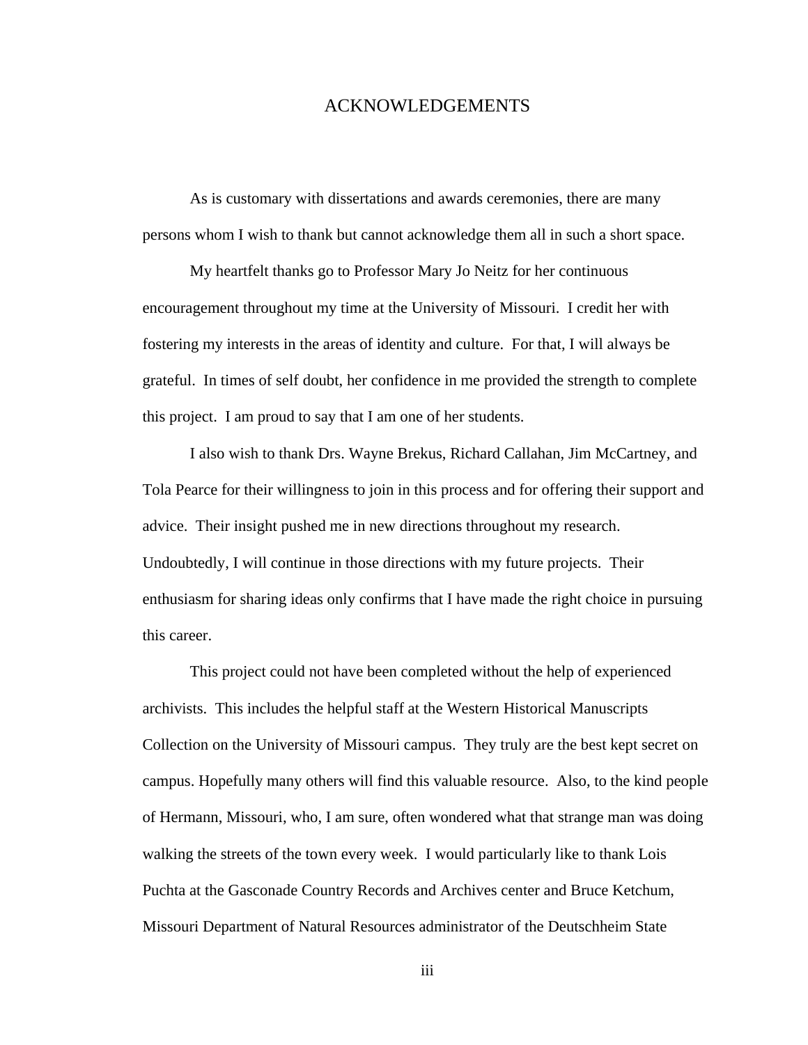# ACKNOWLEDGEMENTS

As is customary with dissertations and awards ceremonies, there are many persons whom I wish to thank but cannot acknowledge them all in such a short space.

My heartfelt thanks go to Professor Mary Jo Neitz for her continuous encouragement throughout my time at the University of Missouri. I credit her with fostering my interests in the areas of identity and culture. For that, I will always be grateful. In times of self doubt, her confidence in me provided the strength to complete this project. I am proud to say that I am one of her students.

I also wish to thank Drs. Wayne Brekus, Richard Callahan, Jim McCartney, and Tola Pearce for their willingness to join in this process and for offering their support and advice. Their insight pushed me in new directions throughout my research. Undoubtedly, I will continue in those directions with my future projects. Their enthusiasm for sharing ideas only confirms that I have made the right choice in pursuing this career.

This project could not have been completed without the help of experienced archivists. This includes the helpful staff at the Western Historical Manuscripts Collection on the University of Missouri campus. They truly are the best kept secret on campus. Hopefully many others will find this valuable resource. Also, to the kind people of Hermann, Missouri, who, I am sure, often wondered what that strange man was doing walking the streets of the town every week. I would particularly like to thank Lois Puchta at the Gasconade Country Records and Archives center and Bruce Ketchum, Missouri Department of Natural Resources administrator of the Deutschheim State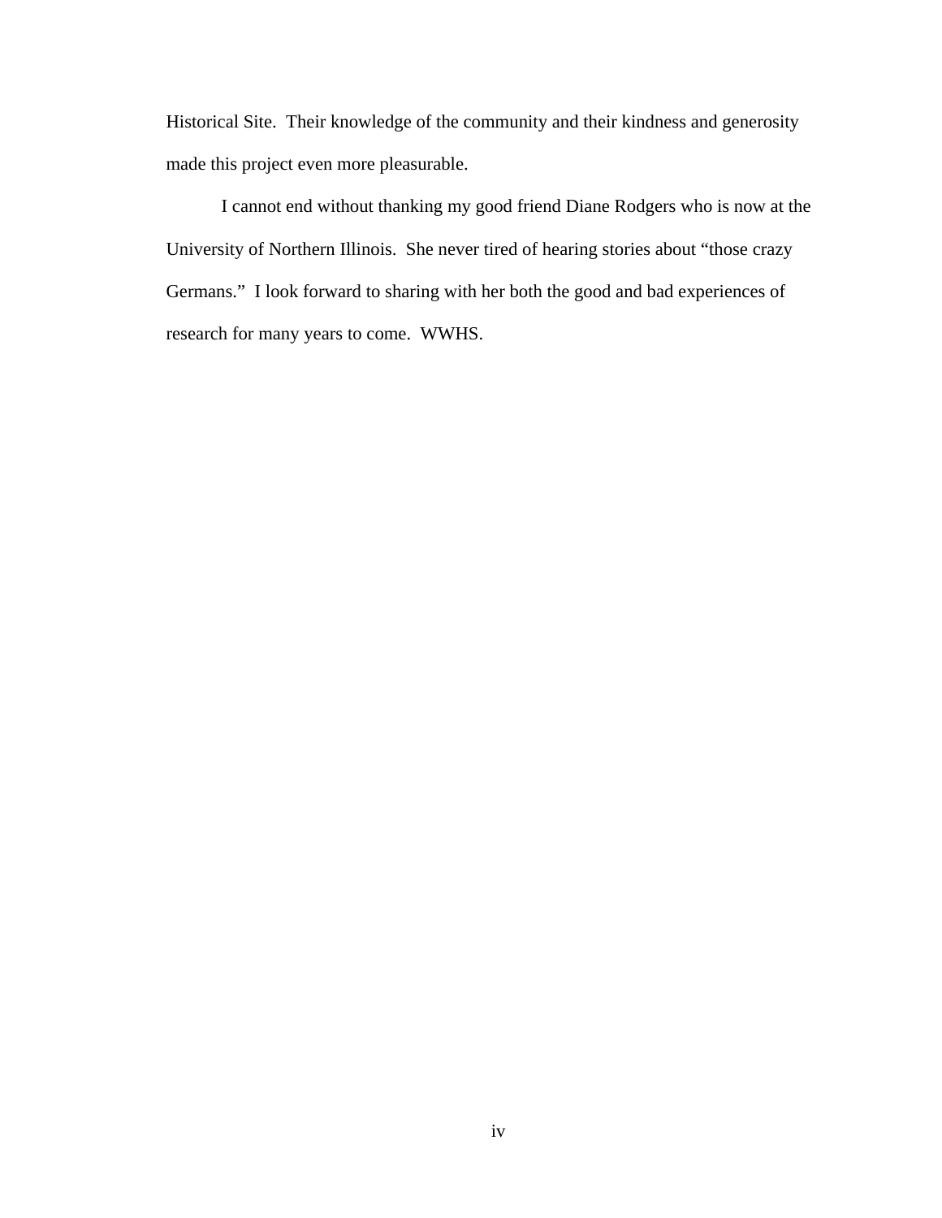Historical Site.  Their knowledge of the community and their kindness and generosity made this project even more pleasurable.

I cannot end without thanking my good friend Diane Rodgers who is now at the University of Northern Illinois.  She never tired of hearing stories about "those crazy Germans."  I look forward to sharing with her both the good and bad experiences of research for many years to come.  WWHS.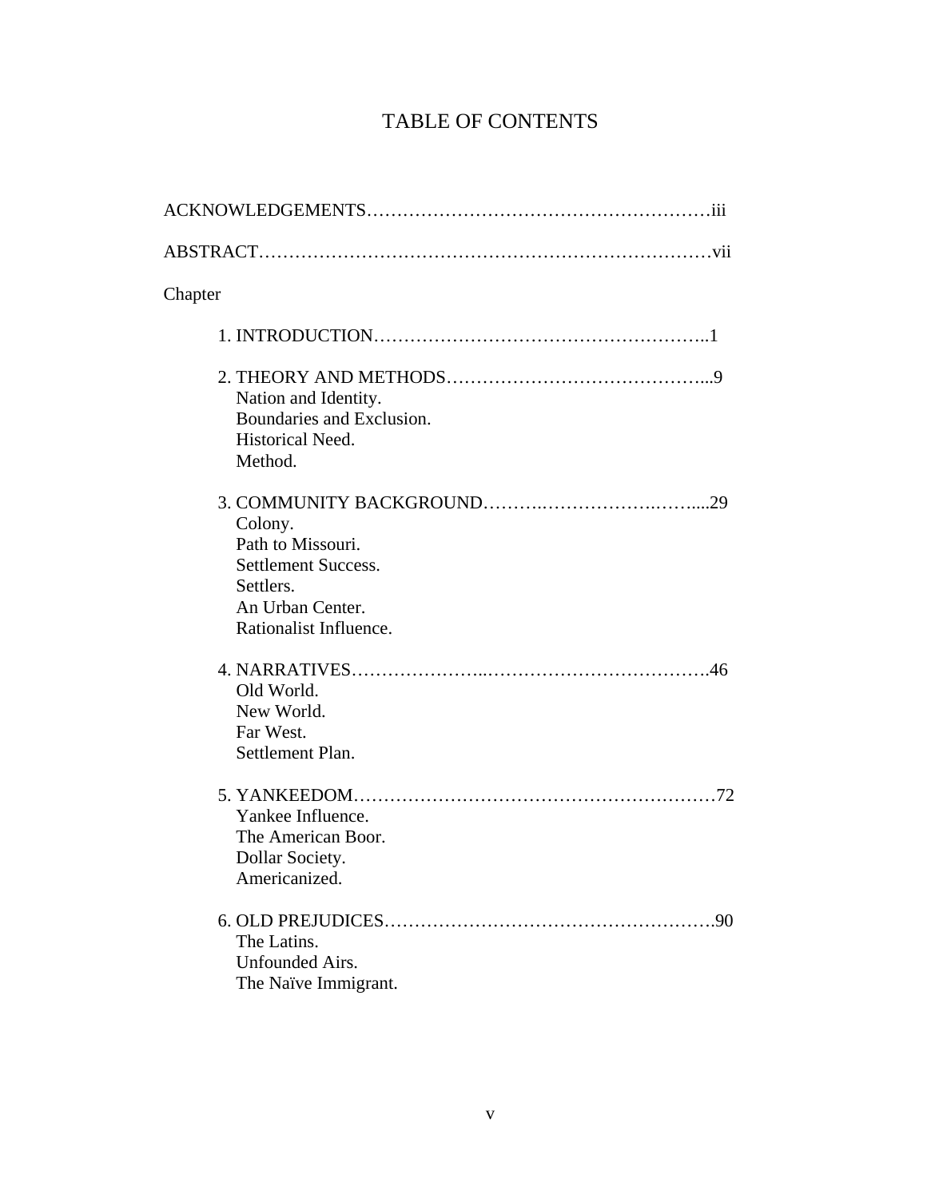# TABLE OF CONTENTS

ACKNOWLEDGEMENTS……………………………………………………iii

ABSTRACT…………………………………………………………………vii

Chapter

1. INTRODUCTION……………………………………………..1

2. THEORY AND METHODS…………………………………...9
   - Nation and Identity.
   - Boundaries and Exclusion.
   - Historical Need.
   - Method.

3. COMMUNITY BACKGROUND……….……………….…....29
   - Colony.
   - Path to Missouri.
   - Settlement Success.
   - Settlers.
   - An Urban Center.
   - Rationalist Influence.

4. NARRATIVES…………………..……………………………….46
   - Old World.
   - New World.
   - Far West.
   - Settlement Plan.

5. YANKEEDOM……………………………………………………72
   - Yankee Influence.
   - The American Boor.
   - Dollar Society.
   - Americanized.

6. OLD PREJUDICES……………………………………….…….90
   - The Latins.
   - Unfounded Airs.
   - The Naïve Immigrant.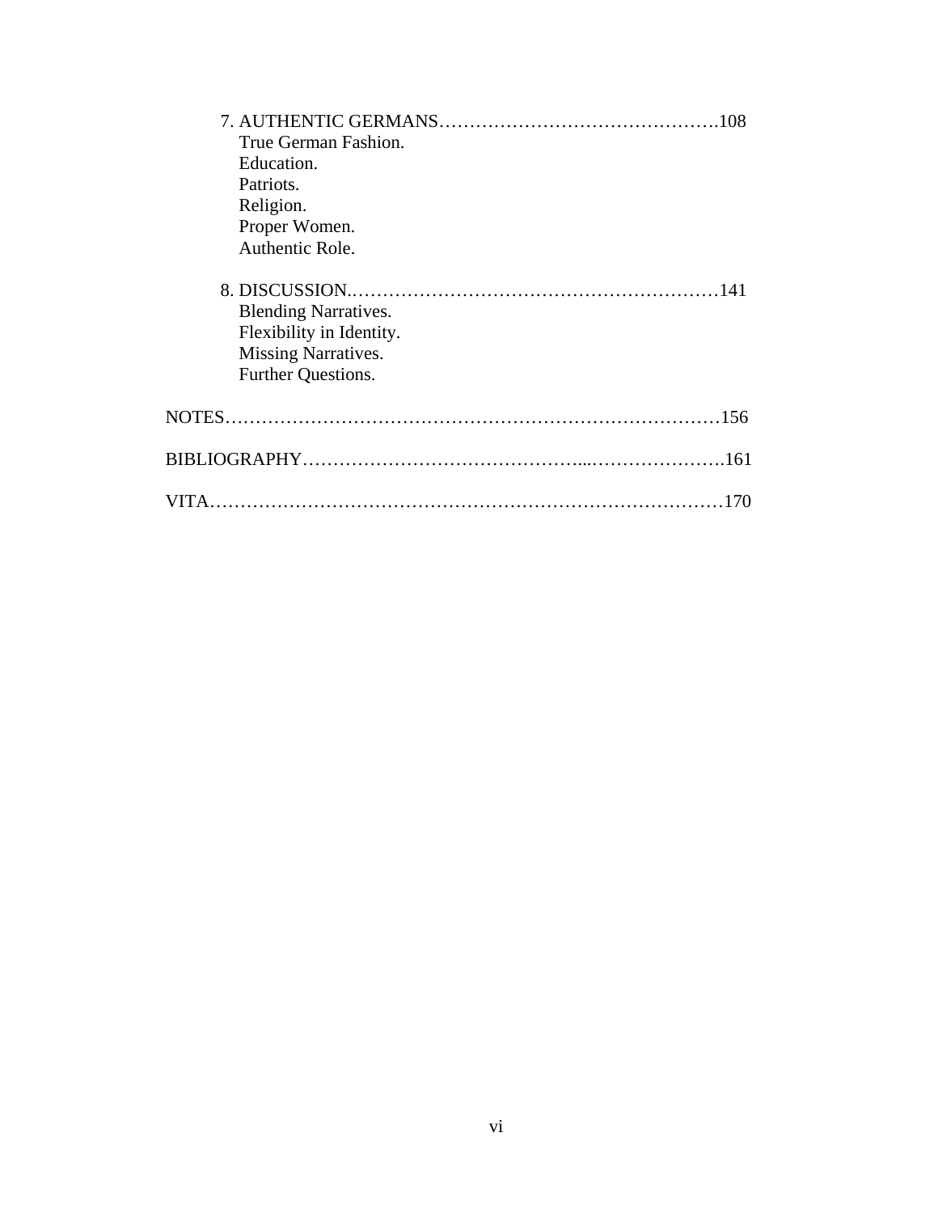7. AUTHENTIC GERMANS……………………………………….108
   - True German Fashion.
   - Education.
   - Patriots.
   - Religion.
   - Proper Women.
   - Authentic Role.

8. DISCUSSION.……………………………………………………141
   - Blending Narratives.
   - Flexibility in Identity.
   - Missing Narratives.
   - Further Questions.

NOTES…………………………………………………………………156

BIBLIOGRAPHY……………………………………...………………….161

VITA……………………………………………………………………170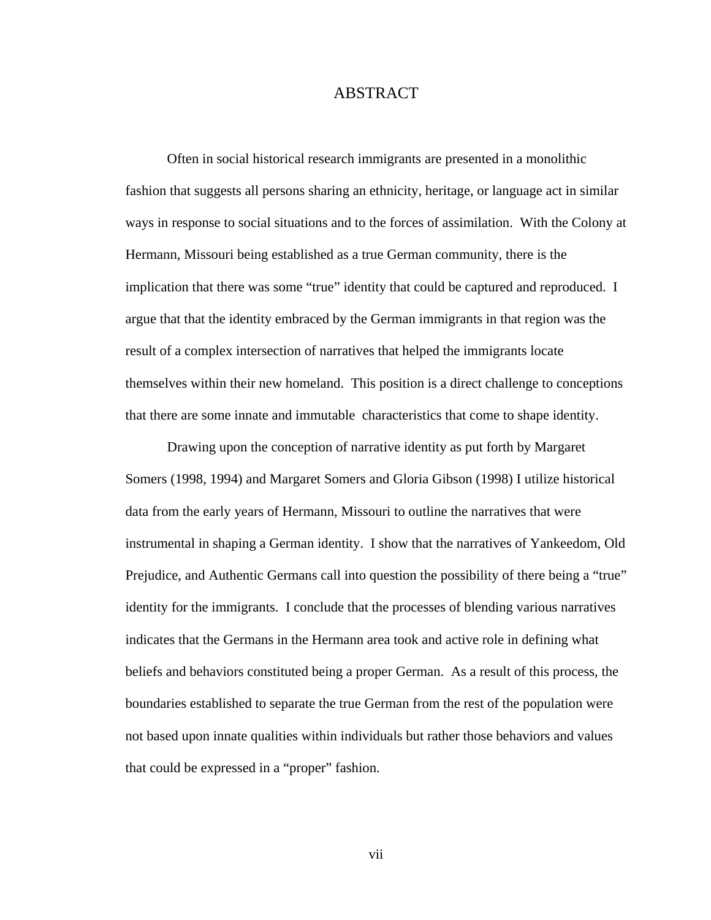# ABSTRACT

Often in social historical research immigrants are presented in a monolithic fashion that suggests all persons sharing an ethnicity, heritage, or language act in similar ways in response to social situations and to the forces of assimilation. With the Colony at Hermann, Missouri being established as a true German community, there is the implication that there was some "true" identity that could be captured and reproduced. I argue that that the identity embraced by the German immigrants in that region was the result of a complex intersection of narratives that helped the immigrants locate themselves within their new homeland. This position is a direct challenge to conceptions that there are some innate and immutable characteristics that come to shape identity.

Drawing upon the conception of narrative identity as put forth by Margaret Somers (1998, 1994) and Margaret Somers and Gloria Gibson (1998) I utilize historical data from the early years of Hermann, Missouri to outline the narratives that were instrumental in shaping a German identity. I show that the narratives of Yankeedom, Old Prejudice, and Authentic Germans call into question the possibility of there being a "true" identity for the immigrants. I conclude that the processes of blending various narratives indicates that the Germans in the Hermann area took and active role in defining what beliefs and behaviors constituted being a proper German. As a result of this process, the boundaries established to separate the true German from the rest of the population were not based upon innate qualities within individuals but rather those behaviors and values that could be expressed in a "proper" fashion.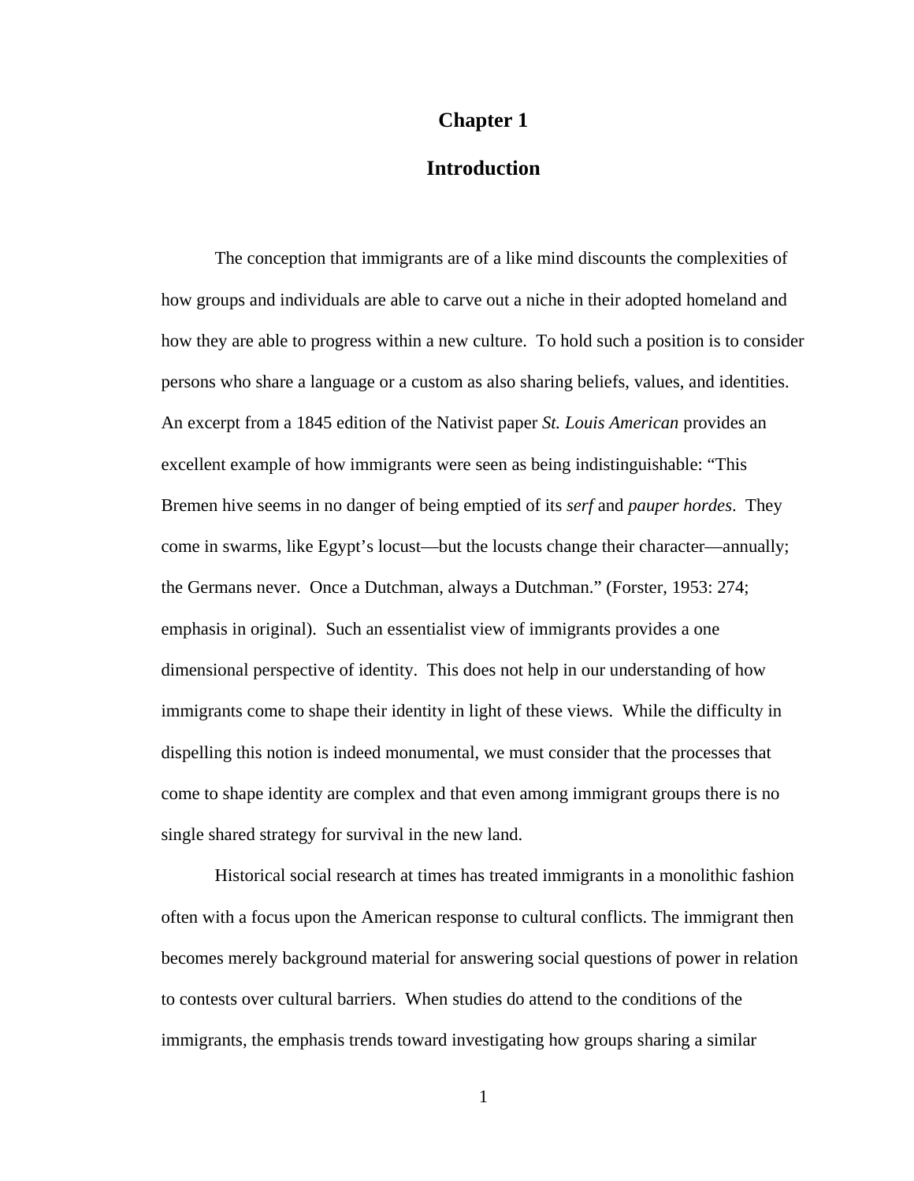# Chapter 1

## Introduction

The conception that immigrants are of a like mind discounts the complexities of how groups and individuals are able to carve out a niche in their adopted homeland and how they are able to progress within a new culture. To hold such a position is to consider persons who share a language or a custom as also sharing beliefs, values, and identities. An excerpt from a 1845 edition of the Nativist paper *St. Louis American* provides an excellent example of how immigrants were seen as being indistinguishable: "This Bremen hive seems in no danger of being emptied of its *serf* and *pauper hordes*. They come in swarms, like Egypt's locust—but the locusts change their character—annually; the Germans never. Once a Dutchman, always a Dutchman." (Forster, 1953: 274; emphasis in original). Such an essentialist view of immigrants provides a one dimensional perspective of identity. This does not help in our understanding of how immigrants come to shape their identity in light of these views. While the difficulty in dispelling this notion is indeed monumental, we must consider that the processes that come to shape identity are complex and that even among immigrant groups there is no single shared strategy for survival in the new land.

Historical social research at times has treated immigrants in a monolithic fashion often with a focus upon the American response to cultural conflicts. The immigrant then becomes merely background material for answering social questions of power in relation to contests over cultural barriers. When studies do attend to the conditions of the immigrants, the emphasis trends toward investigating how groups sharing a similar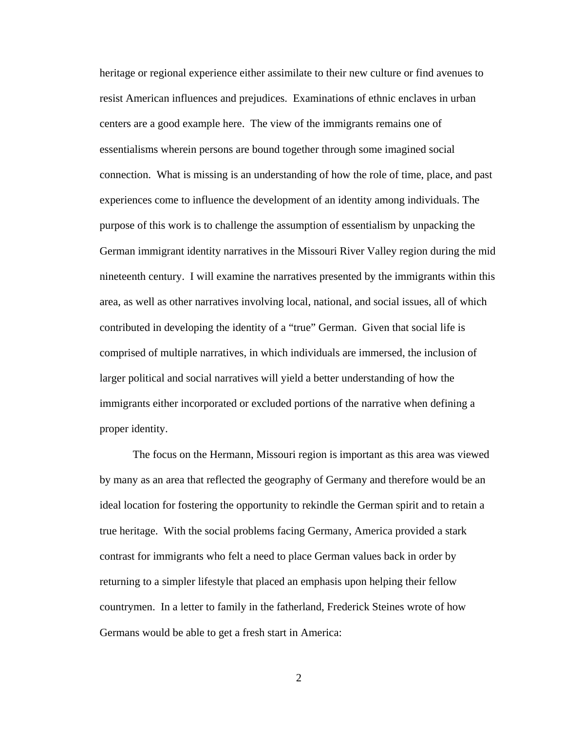heritage or regional experience either assimilate to their new culture or find avenues to resist American influences and prejudices. Examinations of ethnic enclaves in urban centers are a good example here. The view of the immigrants remains one of essentialisms wherein persons are bound together through some imagined social connection. What is missing is an understanding of how the role of time, place, and past experiences come to influence the development of an identity among individuals. The purpose of this work is to challenge the assumption of essentialism by unpacking the German immigrant identity narratives in the Missouri River Valley region during the mid nineteenth century. I will examine the narratives presented by the immigrants within this area, as well as other narratives involving local, national, and social issues, all of which contributed in developing the identity of a "true" German. Given that social life is comprised of multiple narratives, in which individuals are immersed, the inclusion of larger political and social narratives will yield a better understanding of how the immigrants either incorporated or excluded portions of the narrative when defining a proper identity.

The focus on the Hermann, Missouri region is important as this area was viewed by many as an area that reflected the geography of Germany and therefore would be an ideal location for fostering the opportunity to rekindle the German spirit and to retain a true heritage. With the social problems facing Germany, America provided a stark contrast for immigrants who felt a need to place German values back in order by returning to a simpler lifestyle that placed an emphasis upon helping their fellow countrymen. In a letter to family in the fatherland, Frederick Steines wrote of how Germans would be able to get a fresh start in America: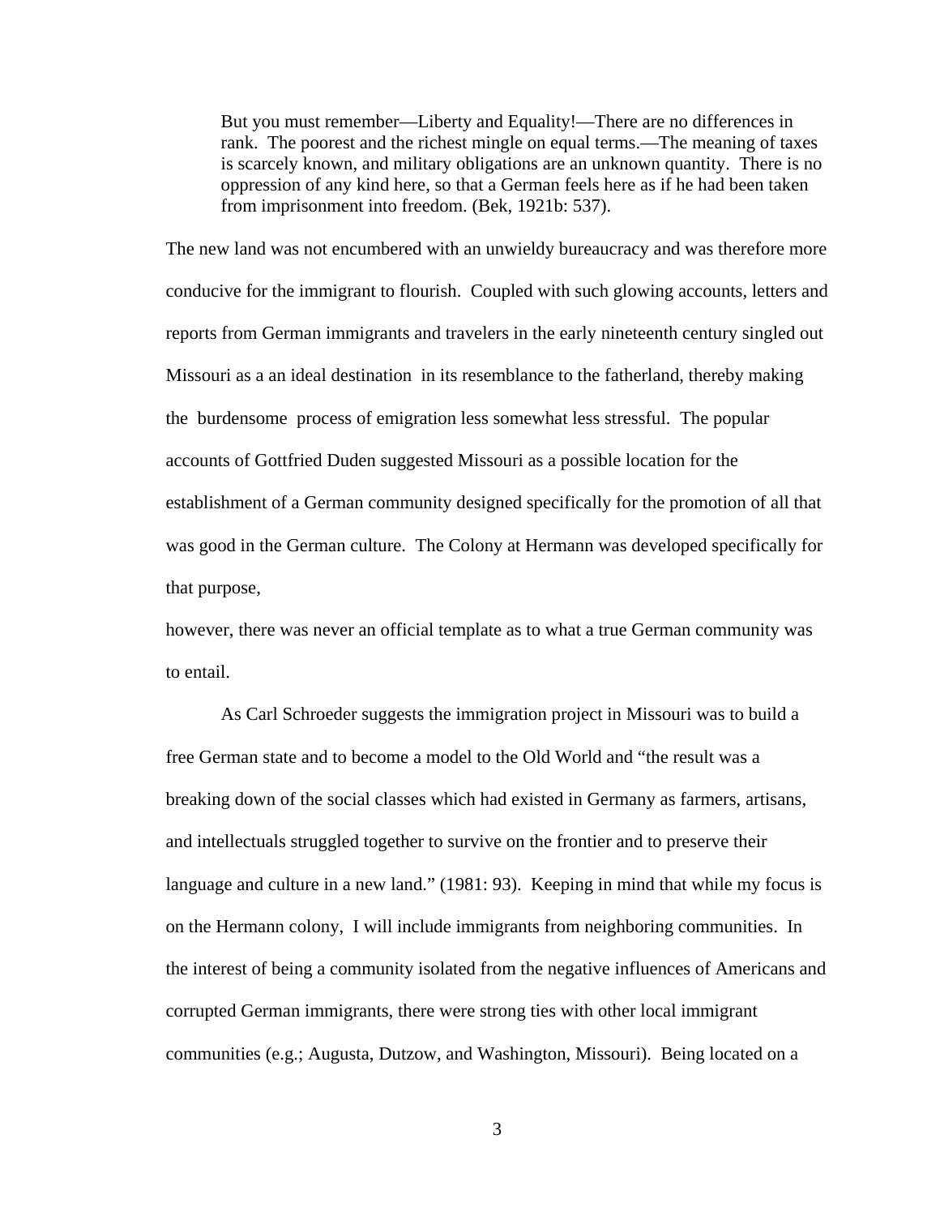> But you must remember—Liberty and Equality!—There are no differences in rank. The poorest and the richest mingle on equal terms.—The meaning of taxes is scarcely known, and military obligations are an unknown quantity. There is no oppression of any kind here, so that a German feels here as if he had been taken from imprisonment into freedom. (Bek, 1921b: 537).

The new land was not encumbered with an unwieldy bureaucracy and was therefore more conducive for the immigrant to flourish. Coupled with such glowing accounts, letters and reports from German immigrants and travelers in the early nineteenth century singled out Missouri as a an ideal destination in its resemblance to the fatherland, thereby making the burdensome process of emigration less somewhat less stressful. The popular accounts of Gottfried Duden suggested Missouri as a possible location for the establishment of a German community designed specifically for the promotion of all that was good in the German culture. The Colony at Hermann was developed specifically for that purpose,

however, there was never an official template as to what a true German community was to entail.

As Carl Schroeder suggests the immigration project in Missouri was to build a free German state and to become a model to the Old World and "the result was a breaking down of the social classes which had existed in Germany as farmers, artisans, and intellectuals struggled together to survive on the frontier and to preserve their language and culture in a new land." (1981: 93). Keeping in mind that while my focus is on the Hermann colony, I will include immigrants from neighboring communities. In the interest of being a community isolated from the negative influences of Americans and corrupted German immigrants, there were strong ties with other local immigrant communities (e.g.; Augusta, Dutzow, and Washington, Missouri). Being located on a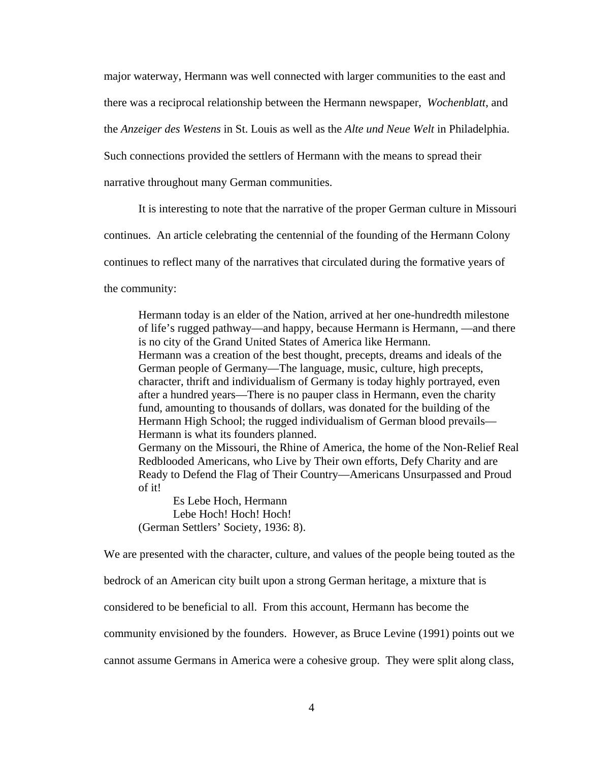major waterway, Hermann was well connected with larger communities to the east and there was a reciprocal relationship between the Hermann newspaper, *Wochenblatt*, and the *Anzeiger des Westens* in St. Louis as well as the *Alte und Neue Welt* in Philadelphia. Such connections provided the settlers of Hermann with the means to spread their narrative throughout many German communities.

It is interesting to note that the narrative of the proper German culture in Missouri continues. An article celebrating the centennial of the founding of the Hermann Colony continues to reflect many of the narratives that circulated during the formative years of the community:

> Hermann today is an elder of the Nation, arrived at her one-hundredth milestone of life's rugged pathway—and happy, because Hermann is Hermann, —and there is no city of the Grand United States of America like Hermann.
> Hermann was a creation of the best thought, precepts, dreams and ideals of the German people of Germany—The language, music, culture, high precepts, character, thrift and individualism of Germany is today highly portrayed, even after a hundred years—There is no pauper class in Hermann, even the charity fund, amounting to thousands of dollars, was donated for the building of the Hermann High School; the rugged individualism of German blood prevails—Hermann is what its founders planned.
> Germany on the Missouri, the Rhine of America, the home of the Non-Relief Real Redblooded Americans, who Live by Their own efforts, Defy Charity and are Ready to Defend the Flag of Their Country—Americans Unsurpassed and Proud of it!
>
> Es Lebe Hoch, Hermann
> Lebe Hoch! Hoch! Hoch!
>
> (German Settlers' Society, 1936: 8).

We are presented with the character, culture, and values of the people being touted as the bedrock of an American city built upon a strong German heritage, a mixture that is considered to be beneficial to all. From this account, Hermann has become the community envisioned by the founders. However, as Bruce Levine (1991) points out we cannot assume Germans in America were a cohesive group. They were split along class,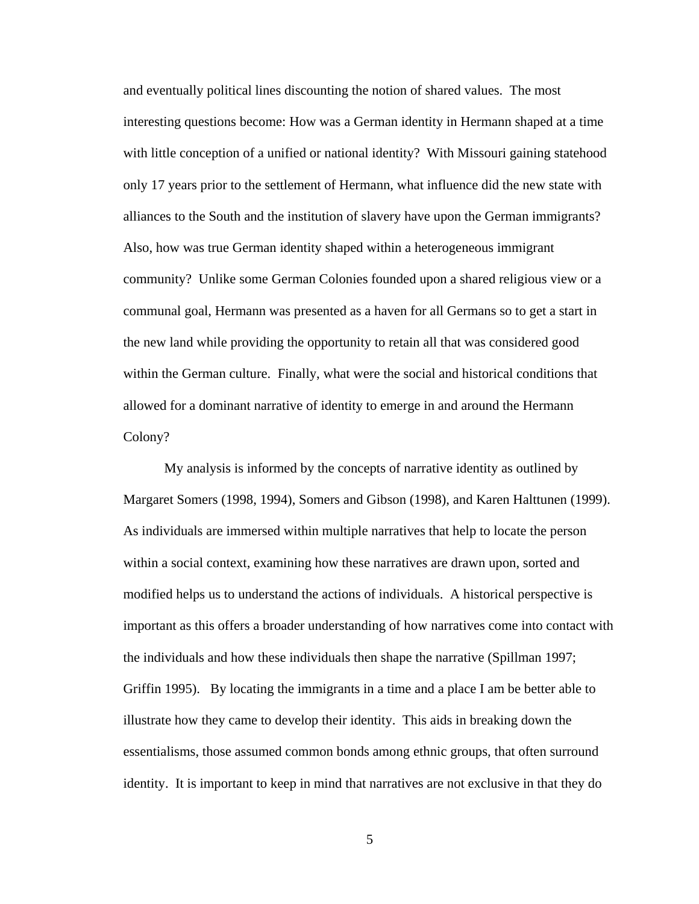and eventually political lines discounting the notion of shared values. The most interesting questions become: How was a German identity in Hermann shaped at a time with little conception of a unified or national identity? With Missouri gaining statehood only 17 years prior to the settlement of Hermann, what influence did the new state with alliances to the South and the institution of slavery have upon the German immigrants? Also, how was true German identity shaped within a heterogeneous immigrant community? Unlike some German Colonies founded upon a shared religious view or a communal goal, Hermann was presented as a haven for all Germans so to get a start in the new land while providing the opportunity to retain all that was considered good within the German culture. Finally, what were the social and historical conditions that allowed for a dominant narrative of identity to emerge in and around the Hermann Colony?

My analysis is informed by the concepts of narrative identity as outlined by Margaret Somers (1998, 1994), Somers and Gibson (1998), and Karen Halttunen (1999). As individuals are immersed within multiple narratives that help to locate the person within a social context, examining how these narratives are drawn upon, sorted and modified helps us to understand the actions of individuals. A historical perspective is important as this offers a broader understanding of how narratives come into contact with the individuals and how these individuals then shape the narrative (Spillman 1997; Griffin 1995). By locating the immigrants in a time and a place I am be better able to illustrate how they came to develop their identity. This aids in breaking down the essentialisms, those assumed common bonds among ethnic groups, that often surround identity. It is important to keep in mind that narratives are not exclusive in that they do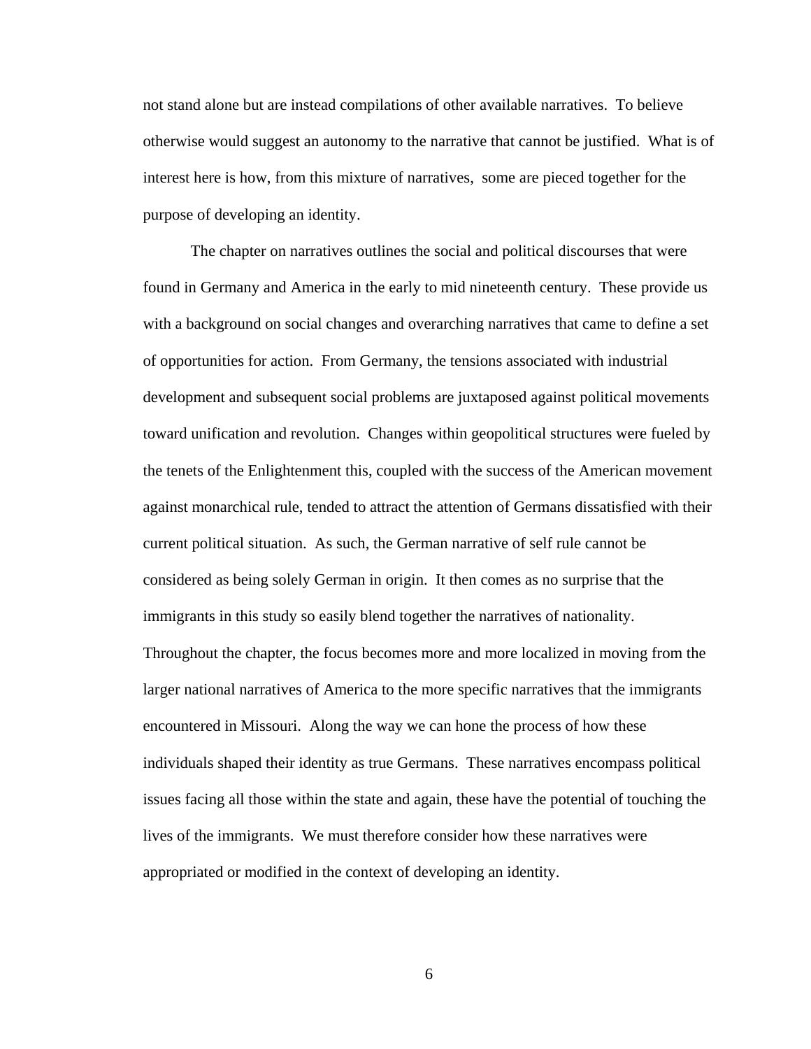not stand alone but are instead compilations of other available narratives. To believe otherwise would suggest an autonomy to the narrative that cannot be justified. What is of interest here is how, from this mixture of narratives, some are pieced together for the purpose of developing an identity.

The chapter on narratives outlines the social and political discourses that were found in Germany and America in the early to mid nineteenth century. These provide us with a background on social changes and overarching narratives that came to define a set of opportunities for action. From Germany, the tensions associated with industrial development and subsequent social problems are juxtaposed against political movements toward unification and revolution. Changes within geopolitical structures were fueled by the tenets of the Enlightenment this, coupled with the success of the American movement against monarchical rule, tended to attract the attention of Germans dissatisfied with their current political situation. As such, the German narrative of self rule cannot be considered as being solely German in origin. It then comes as no surprise that the immigrants in this study so easily blend together the narratives of nationality. Throughout the chapter, the focus becomes more and more localized in moving from the larger national narratives of America to the more specific narratives that the immigrants encountered in Missouri. Along the way we can hone the process of how these individuals shaped their identity as true Germans. These narratives encompass political issues facing all those within the state and again, these have the potential of touching the lives of the immigrants. We must therefore consider how these narratives were appropriated or modified in the context of developing an identity.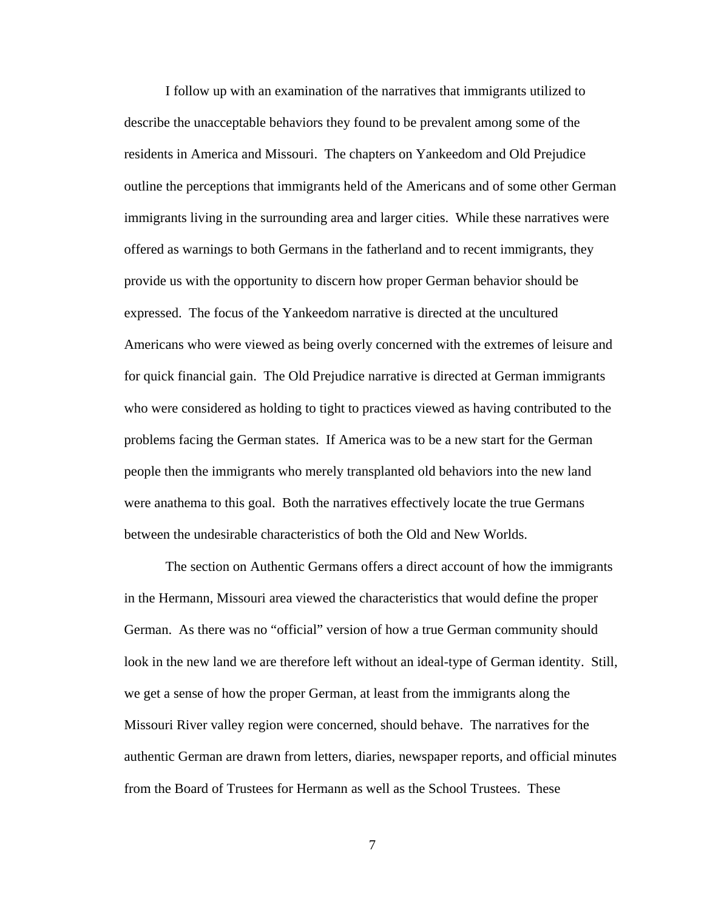I follow up with an examination of the narratives that immigrants utilized to describe the unacceptable behaviors they found to be prevalent among some of the residents in America and Missouri. The chapters on Yankeedom and Old Prejudice outline the perceptions that immigrants held of the Americans and of some other German immigrants living in the surrounding area and larger cities. While these narratives were offered as warnings to both Germans in the fatherland and to recent immigrants, they provide us with the opportunity to discern how proper German behavior should be expressed. The focus of the Yankeedom narrative is directed at the uncultured Americans who were viewed as being overly concerned with the extremes of leisure and for quick financial gain. The Old Prejudice narrative is directed at German immigrants who were considered as holding to tight to practices viewed as having contributed to the problems facing the German states. If America was to be a new start for the German people then the immigrants who merely transplanted old behaviors into the new land were anathema to this goal. Both the narratives effectively locate the true Germans between the undesirable characteristics of both the Old and New Worlds.

The section on Authentic Germans offers a direct account of how the immigrants in the Hermann, Missouri area viewed the characteristics that would define the proper German. As there was no "official" version of how a true German community should look in the new land we are therefore left without an ideal-type of German identity. Still, we get a sense of how the proper German, at least from the immigrants along the Missouri River valley region were concerned, should behave. The narratives for the authentic German are drawn from letters, diaries, newspaper reports, and official minutes from the Board of Trustees for Hermann as well as the School Trustees. These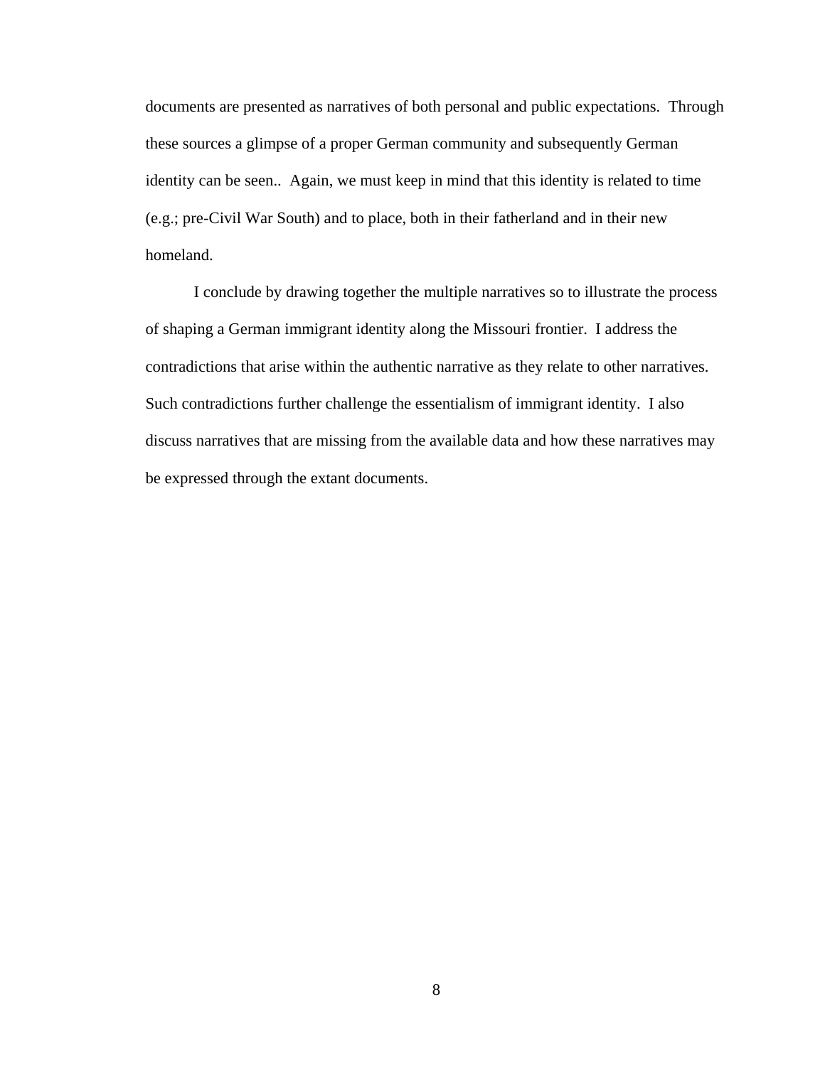documents are presented as narratives of both personal and public expectations. Through these sources a glimpse of a proper German community and subsequently German identity can be seen.. Again, we must keep in mind that this identity is related to time (e.g.; pre-Civil War South) and to place, both in their fatherland and in their new homeland.

I conclude by drawing together the multiple narratives so to illustrate the process of shaping a German immigrant identity along the Missouri frontier. I address the contradictions that arise within the authentic narrative as they relate to other narratives. Such contradictions further challenge the essentialism of immigrant identity. I also discuss narratives that are missing from the available data and how these narratives may be expressed through the extant documents.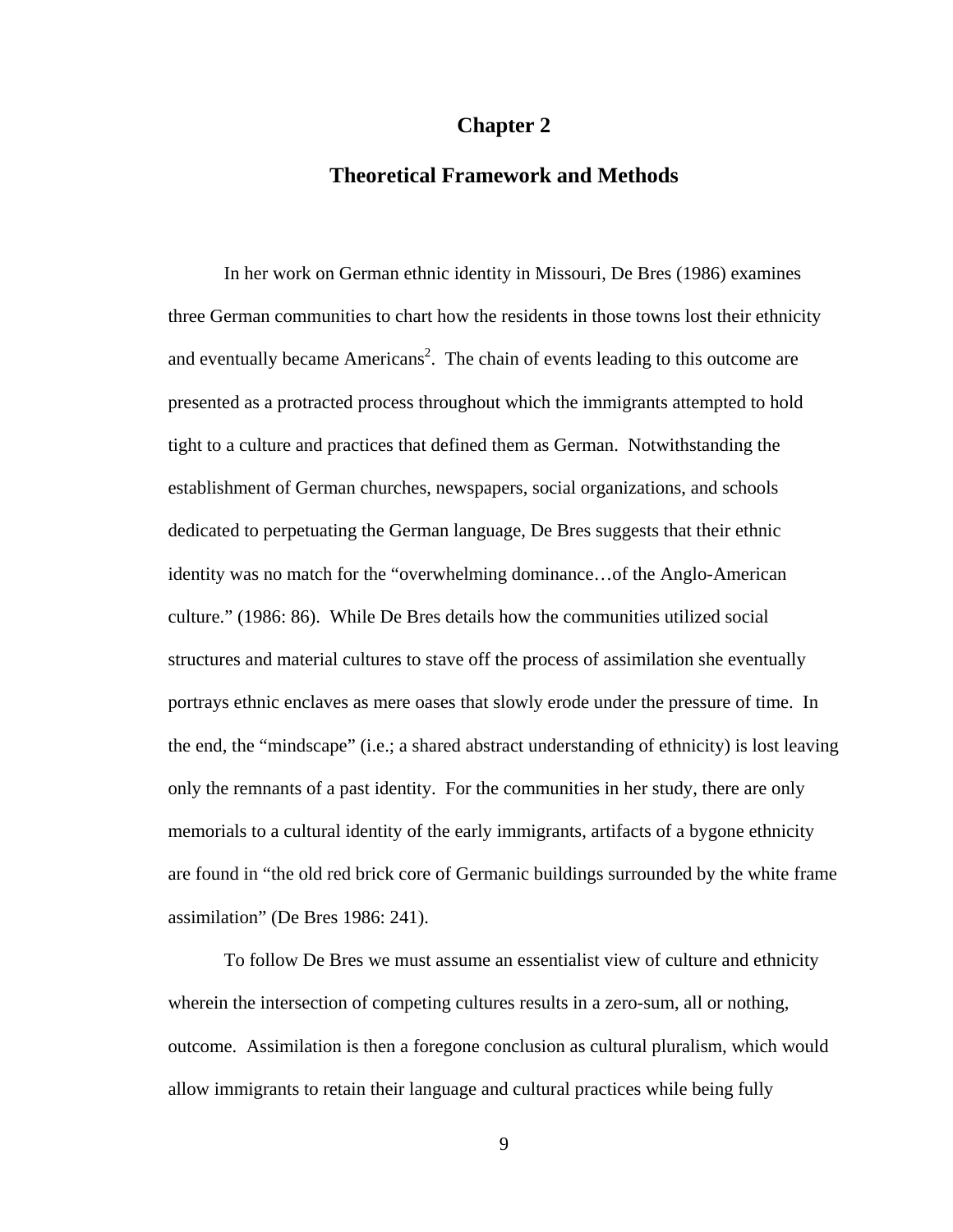# Chapter 2

## Theoretical Framework and Methods

In her work on German ethnic identity in Missouri, De Bres (1986) examines three German communities to chart how the residents in those towns lost their ethnicity and eventually became Americans[2]. The chain of events leading to this outcome are presented as a protracted process throughout which the immigrants attempted to hold tight to a culture and practices that defined them as German. Notwithstanding the establishment of German churches, newspapers, social organizations, and schools dedicated to perpetuating the German language, De Bres suggests that their ethnic identity was no match for the "overwhelming dominance…of the Anglo-American culture." (1986: 86). While De Bres details how the communities utilized social structures and material cultures to stave off the process of assimilation she eventually portrays ethnic enclaves as mere oases that slowly erode under the pressure of time. In the end, the "mindscape" (i.e.; a shared abstract understanding of ethnicity) is lost leaving only the remnants of a past identity. For the communities in her study, there are only memorials to a cultural identity of the early immigrants, artifacts of a bygone ethnicity are found in "the old red brick core of Germanic buildings surrounded by the white frame assimilation" (De Bres 1986: 241).

To follow De Bres we must assume an essentialist view of culture and ethnicity wherein the intersection of competing cultures results in a zero-sum, all or nothing, outcome. Assimilation is then a foregone conclusion as cultural pluralism, which would allow immigrants to retain their language and cultural practices while being fully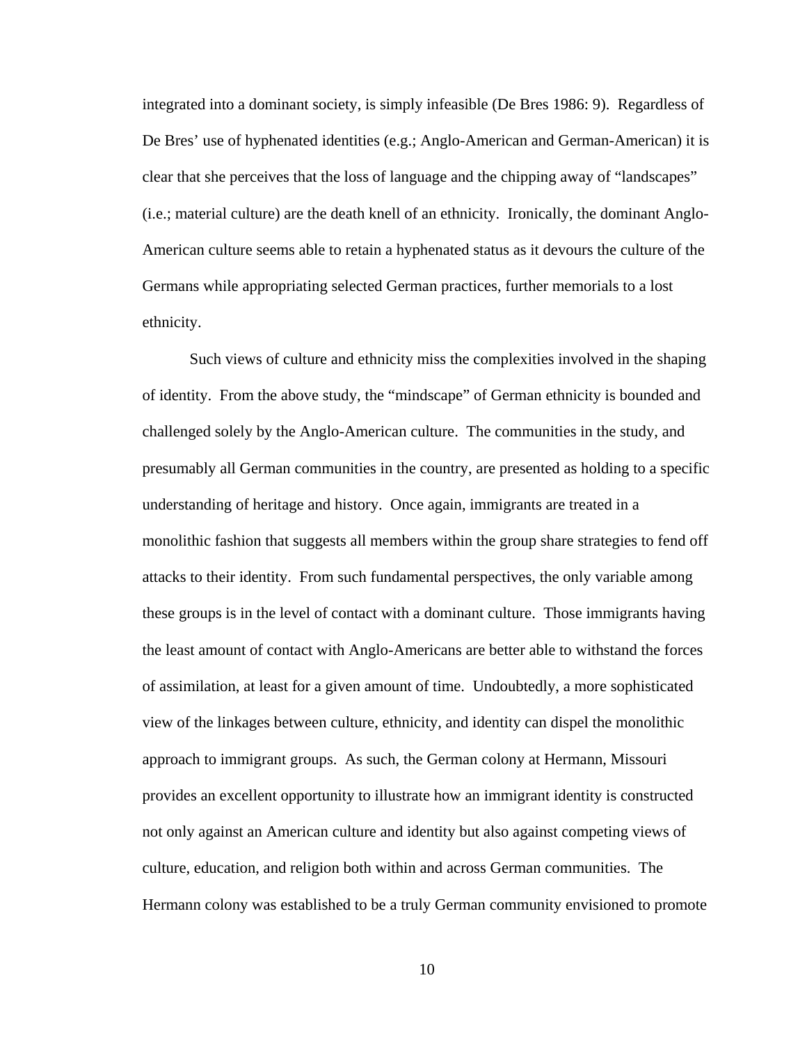integrated into a dominant society, is simply infeasible (De Bres 1986: 9). Regardless of De Bres' use of hyphenated identities (e.g.; Anglo-American and German-American) it is clear that she perceives that the loss of language and the chipping away of "landscapes" (i.e.; material culture) are the death knell of an ethnicity. Ironically, the dominant Anglo-American culture seems able to retain a hyphenated status as it devours the culture of the Germans while appropriating selected German practices, further memorials to a lost ethnicity.

Such views of culture and ethnicity miss the complexities involved in the shaping of identity. From the above study, the "mindscape" of German ethnicity is bounded and challenged solely by the Anglo-American culture. The communities in the study, and presumably all German communities in the country, are presented as holding to a specific understanding of heritage and history. Once again, immigrants are treated in a monolithic fashion that suggests all members within the group share strategies to fend off attacks to their identity. From such fundamental perspectives, the only variable among these groups is in the level of contact with a dominant culture. Those immigrants having the least amount of contact with Anglo-Americans are better able to withstand the forces of assimilation, at least for a given amount of time. Undoubtedly, a more sophisticated view of the linkages between culture, ethnicity, and identity can dispel the monolithic approach to immigrant groups. As such, the German colony at Hermann, Missouri provides an excellent opportunity to illustrate how an immigrant identity is constructed not only against an American culture and identity but also against competing views of culture, education, and religion both within and across German communities. The Hermann colony was established to be a truly German community envisioned to promote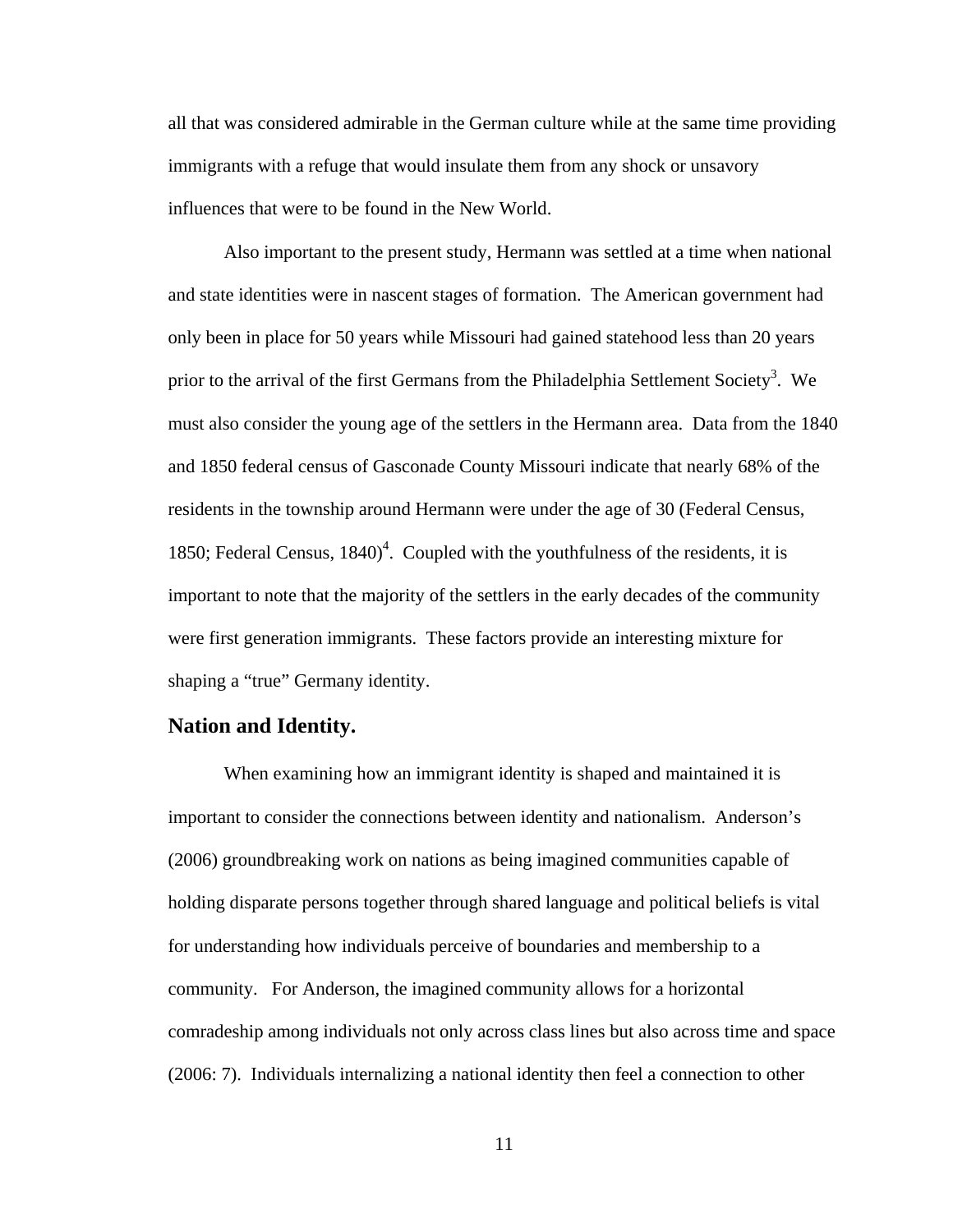all that was considered admirable in the German culture while at the same time providing immigrants with a refuge that would insulate them from any shock or unsavory influences that were to be found in the New World.

Also important to the present study, Hermann was settled at a time when national and state identities were in nascent stages of formation. The American government had only been in place for 50 years while Missouri had gained statehood less than 20 years prior to the arrival of the first Germans from the Philadelphia Settlement Society[3]. We must also consider the young age of the settlers in the Hermann area. Data from the 1840 and 1850 federal census of Gasconade County Missouri indicate that nearly 68% of the residents in the township around Hermann were under the age of 30 (Federal Census, 1850; Federal Census, 1840)[4]. Coupled with the youthfulness of the residents, it is important to note that the majority of the settlers in the early decades of the community were first generation immigrants. These factors provide an interesting mixture for shaping a "true" Germany identity.

## Nation and Identity.

When examining how an immigrant identity is shaped and maintained it is important to consider the connections between identity and nationalism. Anderson's (2006) groundbreaking work on nations as being imagined communities capable of holding disparate persons together through shared language and political beliefs is vital for understanding how individuals perceive of boundaries and membership to a community. For Anderson, the imagined community allows for a horizontal comradeship among individuals not only across class lines but also across time and space (2006: 7). Individuals internalizing a national identity then feel a connection to other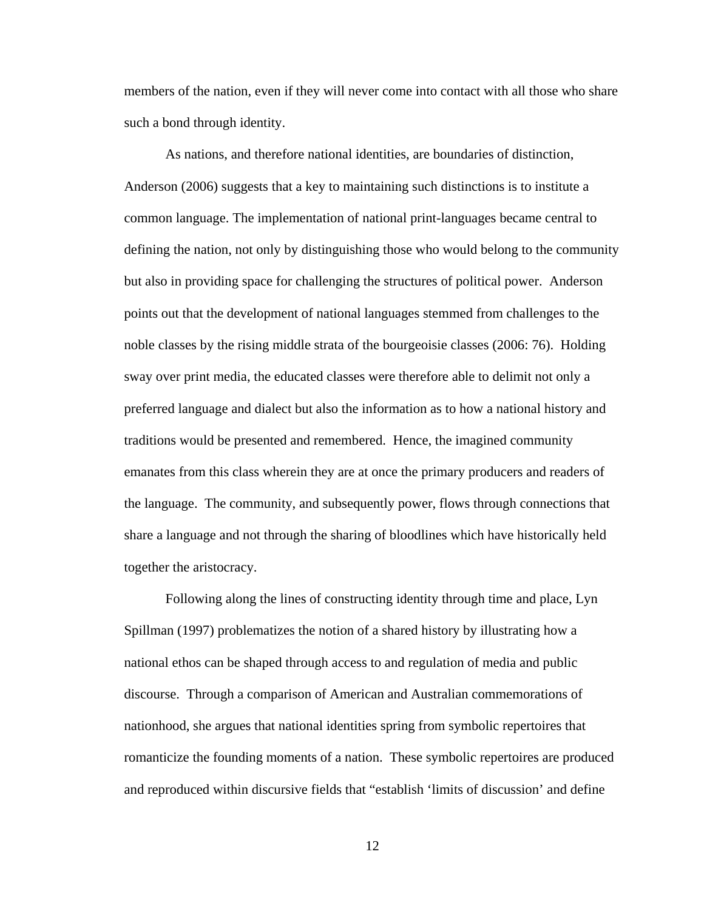members of the nation, even if they will never come into contact with all those who share such a bond through identity.

As nations, and therefore national identities, are boundaries of distinction, Anderson (2006) suggests that a key to maintaining such distinctions is to institute a common language. The implementation of national print-languages became central to defining the nation, not only by distinguishing those who would belong to the community but also in providing space for challenging the structures of political power. Anderson points out that the development of national languages stemmed from challenges to the noble classes by the rising middle strata of the bourgeoisie classes (2006: 76). Holding sway over print media, the educated classes were therefore able to delimit not only a preferred language and dialect but also the information as to how a national history and traditions would be presented and remembered. Hence, the imagined community emanates from this class wherein they are at once the primary producers and readers of the language. The community, and subsequently power, flows through connections that share a language and not through the sharing of bloodlines which have historically held together the aristocracy.

Following along the lines of constructing identity through time and place, Lyn Spillman (1997) problematizes the notion of a shared history by illustrating how a national ethos can be shaped through access to and regulation of media and public discourse. Through a comparison of American and Australian commemorations of nationhood, she argues that national identities spring from symbolic repertoires that romanticize the founding moments of a nation. These symbolic repertoires are produced and reproduced within discursive fields that "establish 'limits of discussion' and define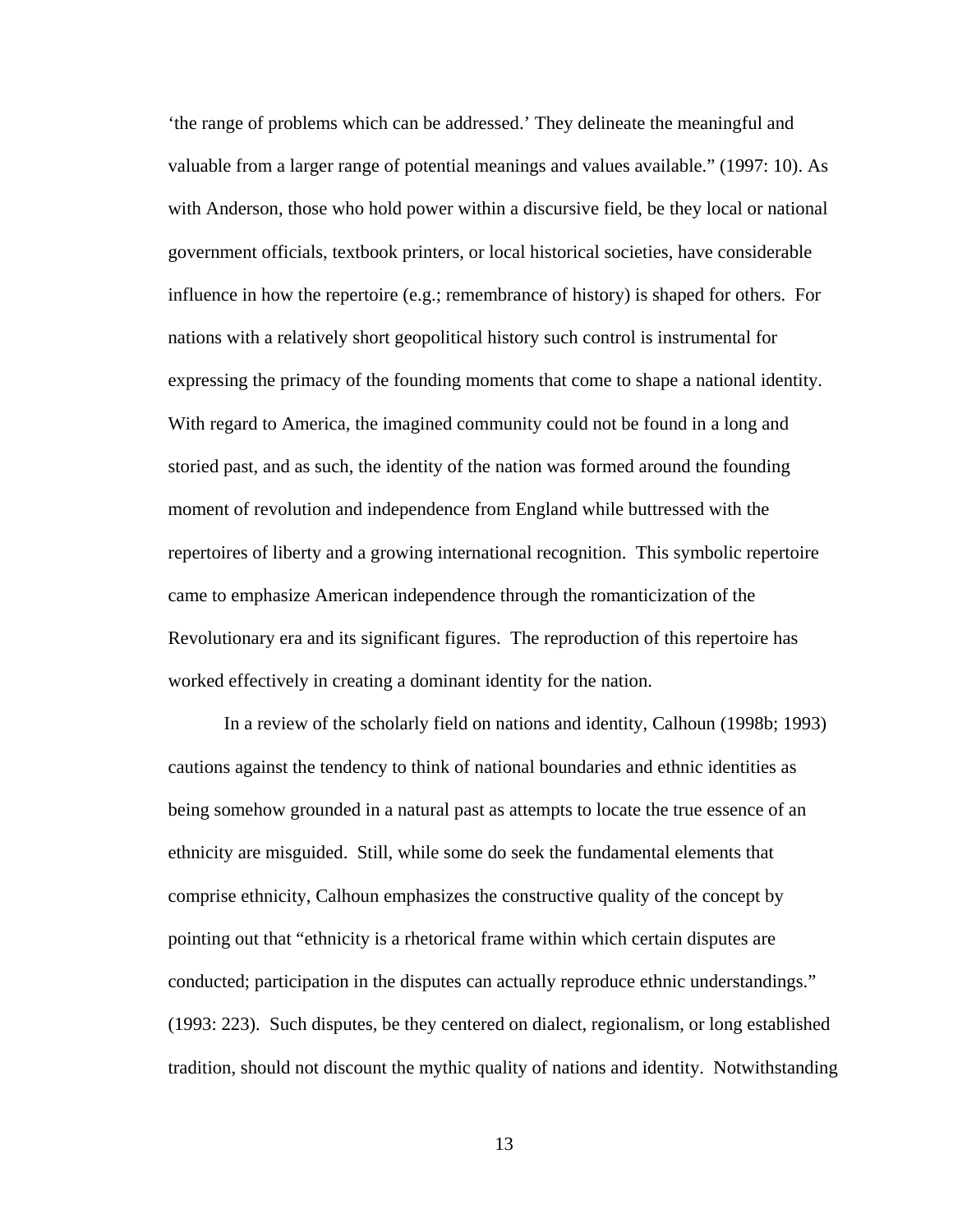'the range of problems which can be addressed.' They delineate the meaningful and valuable from a larger range of potential meanings and values available." (1997: 10). As with Anderson, those who hold power within a discursive field, be they local or national government officials, textbook printers, or local historical societies, have considerable influence in how the repertoire (e.g.; remembrance of history) is shaped for others. For nations with a relatively short geopolitical history such control is instrumental for expressing the primacy of the founding moments that come to shape a national identity. With regard to America, the imagined community could not be found in a long and storied past, and as such, the identity of the nation was formed around the founding moment of revolution and independence from England while buttressed with the repertoires of liberty and a growing international recognition. This symbolic repertoire came to emphasize American independence through the romanticization of the Revolutionary era and its significant figures. The reproduction of this repertoire has worked effectively in creating a dominant identity for the nation.

In a review of the scholarly field on nations and identity, Calhoun (1998b; 1993) cautions against the tendency to think of national boundaries and ethnic identities as being somehow grounded in a natural past as attempts to locate the true essence of an ethnicity are misguided. Still, while some do seek the fundamental elements that comprise ethnicity, Calhoun emphasizes the constructive quality of the concept by pointing out that "ethnicity is a rhetorical frame within which certain disputes are conducted; participation in the disputes can actually reproduce ethnic understandings." (1993: 223). Such disputes, be they centered on dialect, regionalism, or long established tradition, should not discount the mythic quality of nations and identity. Notwithstanding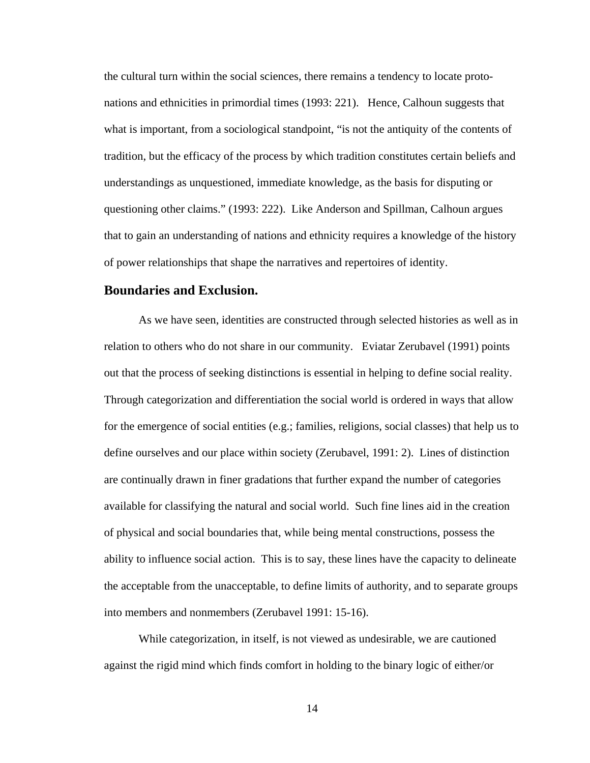the cultural turn within the social sciences, there remains a tendency to locate proto-nations and ethnicities in primordial times (1993: 221).   Hence, Calhoun suggests that what is important, from a sociological standpoint, "is not the antiquity of the contents of tradition, but the efficacy of the process by which tradition constitutes certain beliefs and understandings as unquestioned, immediate knowledge, as the basis for disputing or questioning other claims." (1993: 222).  Like Anderson and Spillman, Calhoun argues that to gain an understanding of nations and ethnicity requires a knowledge of the history of power relationships that shape the narratives and repertoires of identity.

### Boundaries and Exclusion.

As we have seen, identities are constructed through selected histories as well as in relation to others who do not share in our community.   Eviatar Zerubavel (1991) points out that the process of seeking distinctions is essential in helping to define social reality. Through categorization and differentiation the social world is ordered in ways that allow for the emergence of social entities (e.g.; families, religions, social classes) that help us to define ourselves and our place within society (Zerubavel, 1991: 2).  Lines of distinction are continually drawn in finer gradations that further expand the number of categories available for classifying the natural and social world.  Such fine lines aid in the creation of physical and social boundaries that, while being mental constructions, possess the ability to influence social action.  This is to say, these lines have the capacity to delineate the acceptable from the unacceptable, to define limits of authority, and to separate groups into members and nonmembers (Zerubavel 1991: 15-16).

While categorization, in itself, is not viewed as undesirable, we are cautioned against the rigid mind which finds comfort in holding to the binary logic of either/or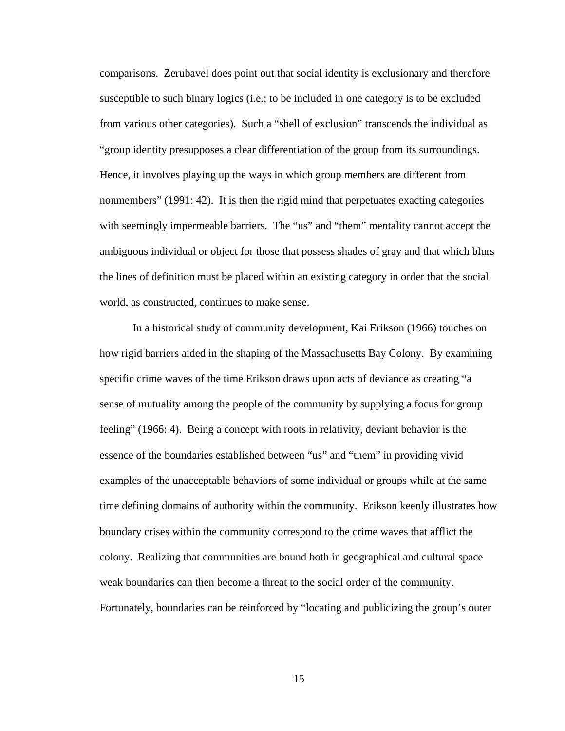comparisons. Zerubavel does point out that social identity is exclusionary and therefore susceptible to such binary logics (i.e.; to be included in one category is to be excluded from various other categories). Such a "shell of exclusion" transcends the individual as "group identity presupposes a clear differentiation of the group from its surroundings. Hence, it involves playing up the ways in which group members are different from nonmembers" (1991: 42). It is then the rigid mind that perpetuates exacting categories with seemingly impermeable barriers. The "us" and "them" mentality cannot accept the ambiguous individual or object for those that possess shades of gray and that which blurs the lines of definition must be placed within an existing category in order that the social world, as constructed, continues to make sense.

In a historical study of community development, Kai Erikson (1966) touches on how rigid barriers aided in the shaping of the Massachusetts Bay Colony. By examining specific crime waves of the time Erikson draws upon acts of deviance as creating "a sense of mutuality among the people of the community by supplying a focus for group feeling" (1966: 4). Being a concept with roots in relativity, deviant behavior is the essence of the boundaries established between "us" and "them" in providing vivid examples of the unacceptable behaviors of some individual or groups while at the same time defining domains of authority within the community. Erikson keenly illustrates how boundary crises within the community correspond to the crime waves that afflict the colony. Realizing that communities are bound both in geographical and cultural space weak boundaries can then become a threat to the social order of the community. Fortunately, boundaries can be reinforced by "locating and publicizing the group's outer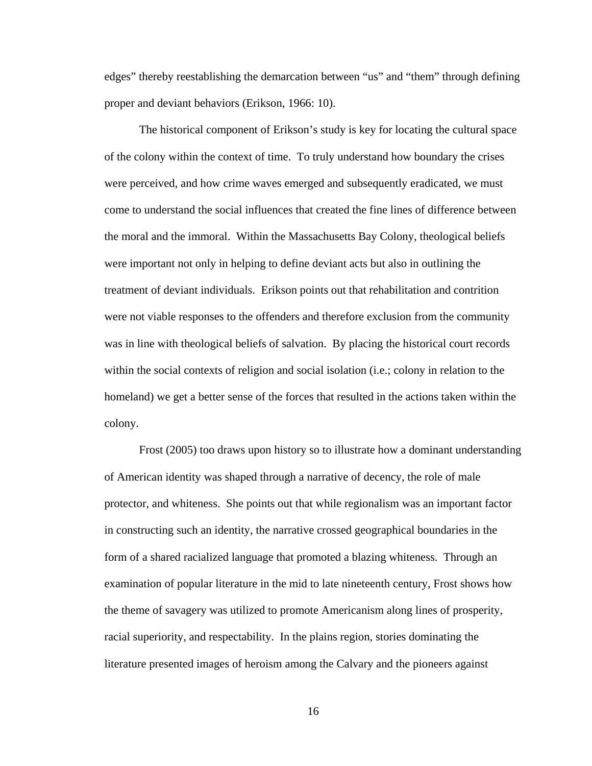edges" thereby reestablishing the demarcation between "us" and "them" through defining proper and deviant behaviors (Erikson, 1966: 10).

The historical component of Erikson's study is key for locating the cultural space of the colony within the context of time. To truly understand how boundary the crises were perceived, and how crime waves emerged and subsequently eradicated, we must come to understand the social influences that created the fine lines of difference between the moral and the immoral. Within the Massachusetts Bay Colony, theological beliefs were important not only in helping to define deviant acts but also in outlining the treatment of deviant individuals. Erikson points out that rehabilitation and contrition were not viable responses to the offenders and therefore exclusion from the community was in line with theological beliefs of salvation. By placing the historical court records within the social contexts of religion and social isolation (i.e.; colony in relation to the homeland) we get a better sense of the forces that resulted in the actions taken within the colony.

Frost (2005) too draws upon history so to illustrate how a dominant understanding of American identity was shaped through a narrative of decency, the role of male protector, and whiteness. She points out that while regionalism was an important factor in constructing such an identity, the narrative crossed geographical boundaries in the form of a shared racialized language that promoted a blazing whiteness. Through an examination of popular literature in the mid to late nineteenth century, Frost shows how the theme of savagery was utilized to promote Americanism along lines of prosperity, racial superiority, and respectability. In the plains region, stories dominating the literature presented images of heroism among the Calvary and the pioneers against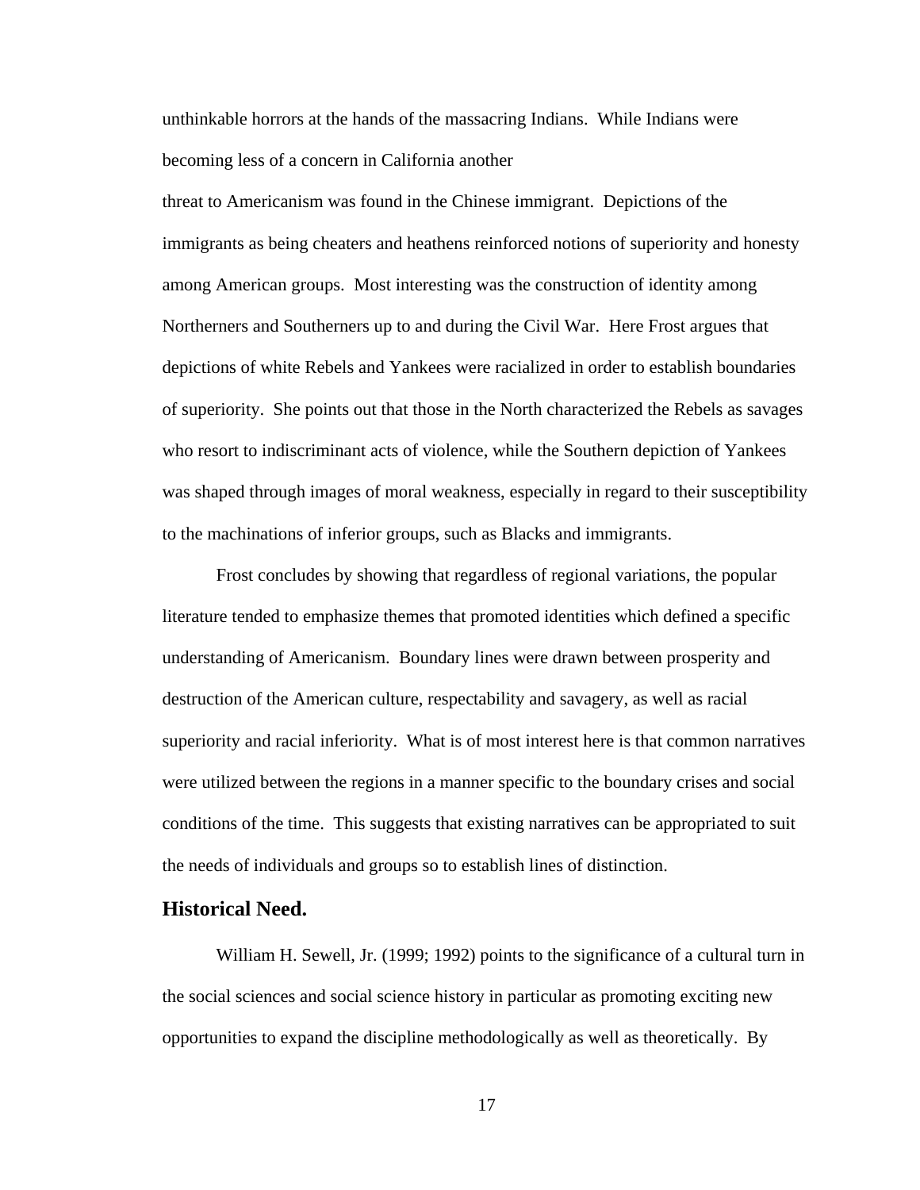unthinkable horrors at the hands of the massacring Indians. While Indians were becoming less of a concern in California another threat to Americanism was found in the Chinese immigrant. Depictions of the immigrants as being cheaters and heathens reinforced notions of superiority and honesty among American groups. Most interesting was the construction of identity among Northerners and Southerners up to and during the Civil War. Here Frost argues that depictions of white Rebels and Yankees were racialized in order to establish boundaries of superiority. She points out that those in the North characterized the Rebels as savages who resort to indiscriminant acts of violence, while the Southern depiction of Yankees was shaped through images of moral weakness, especially in regard to their susceptibility to the machinations of inferior groups, such as Blacks and immigrants.

Frost concludes by showing that regardless of regional variations, the popular literature tended to emphasize themes that promoted identities which defined a specific understanding of Americanism. Boundary lines were drawn between prosperity and destruction of the American culture, respectability and savagery, as well as racial superiority and racial inferiority. What is of most interest here is that common narratives were utilized between the regions in a manner specific to the boundary crises and social conditions of the time. This suggests that existing narratives can be appropriated to suit the needs of individuals and groups so to establish lines of distinction.

### Historical Need.

William H. Sewell, Jr. (1999; 1992) points to the significance of a cultural turn in the social sciences and social science history in particular as promoting exciting new opportunities to expand the discipline methodologically as well as theoretically. By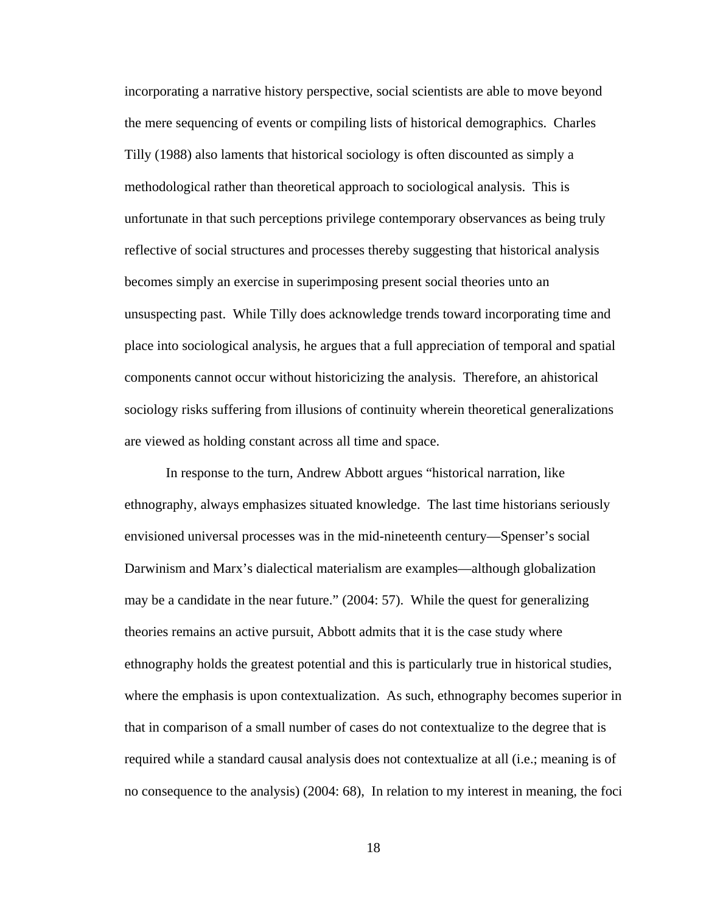incorporating a narrative history perspective, social scientists are able to move beyond the mere sequencing of events or compiling lists of historical demographics. Charles Tilly (1988) also laments that historical sociology is often discounted as simply a methodological rather than theoretical approach to sociological analysis. This is unfortunate in that such perceptions privilege contemporary observances as being truly reflective of social structures and processes thereby suggesting that historical analysis becomes simply an exercise in superimposing present social theories unto an unsuspecting past. While Tilly does acknowledge trends toward incorporating time and place into sociological analysis, he argues that a full appreciation of temporal and spatial components cannot occur without historicizing the analysis. Therefore, an ahistorical sociology risks suffering from illusions of continuity wherein theoretical generalizations are viewed as holding constant across all time and space.

In response to the turn, Andrew Abbott argues "historical narration, like ethnography, always emphasizes situated knowledge. The last time historians seriously envisioned universal processes was in the mid-nineteenth century—Spenser's social Darwinism and Marx's dialectical materialism are examples—although globalization may be a candidate in the near future." (2004: 57). While the quest for generalizing theories remains an active pursuit, Abbott admits that it is the case study where ethnography holds the greatest potential and this is particularly true in historical studies, where the emphasis is upon contextualization. As such, ethnography becomes superior in that in comparison of a small number of cases do not contextualize to the degree that is required while a standard causal analysis does not contextualize at all (i.e.; meaning is of no consequence to the analysis) (2004: 68), In relation to my interest in meaning, the foci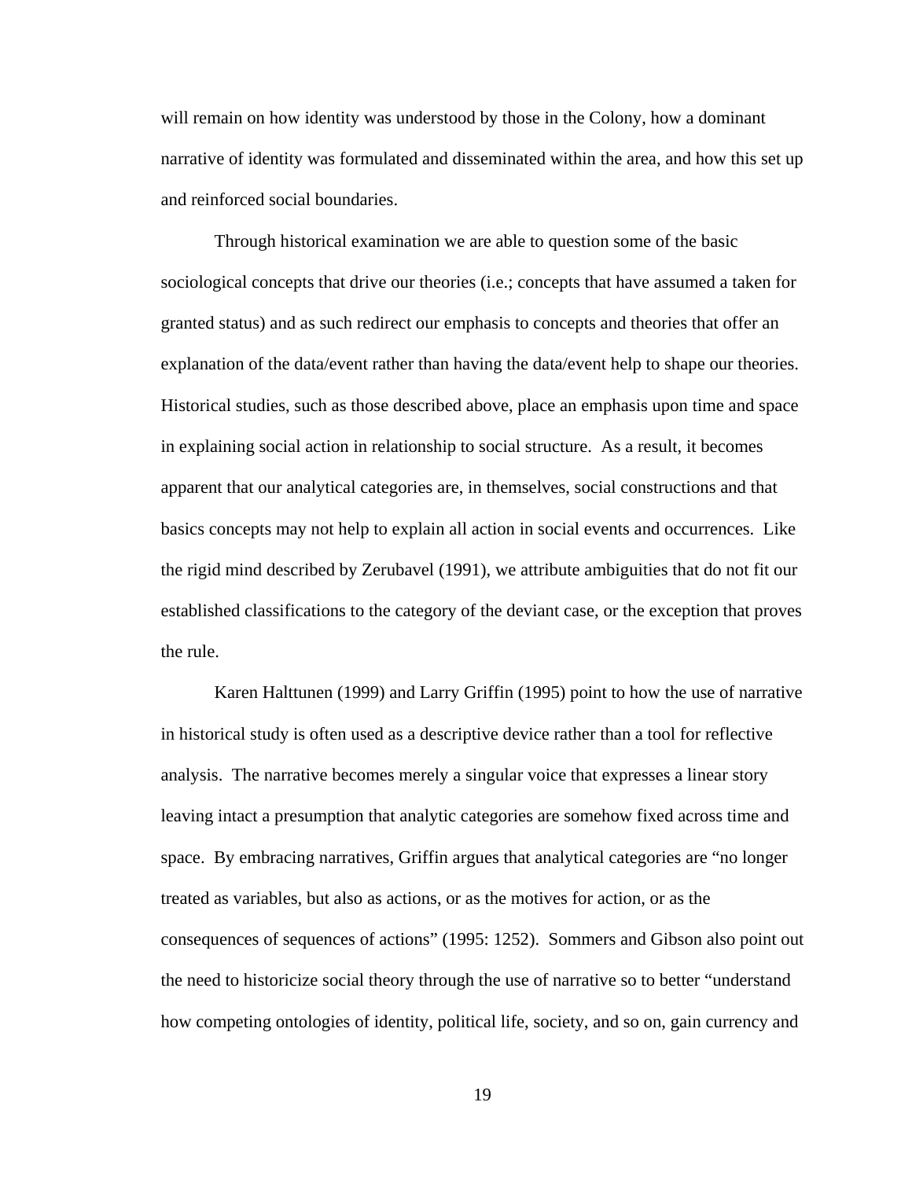will remain on how identity was understood by those in the Colony, how a dominant narrative of identity was formulated and disseminated within the area, and how this set up and reinforced social boundaries.

Through historical examination we are able to question some of the basic sociological concepts that drive our theories (i.e.; concepts that have assumed a taken for granted status) and as such redirect our emphasis to concepts and theories that offer an explanation of the data/event rather than having the data/event help to shape our theories. Historical studies, such as those described above, place an emphasis upon time and space in explaining social action in relationship to social structure. As a result, it becomes apparent that our analytical categories are, in themselves, social constructions and that basics concepts may not help to explain all action in social events and occurrences. Like the rigid mind described by Zerubavel (1991), we attribute ambiguities that do not fit our established classifications to the category of the deviant case, or the exception that proves the rule.

Karen Halttunen (1999) and Larry Griffin (1995) point to how the use of narrative in historical study is often used as a descriptive device rather than a tool for reflective analysis. The narrative becomes merely a singular voice that expresses a linear story leaving intact a presumption that analytic categories are somehow fixed across time and space. By embracing narratives, Griffin argues that analytical categories are "no longer treated as variables, but also as actions, or as the motives for action, or as the consequences of sequences of actions" (1995: 1252). Sommers and Gibson also point out the need to historicize social theory through the use of narrative so to better "understand how competing ontologies of identity, political life, society, and so on, gain currency and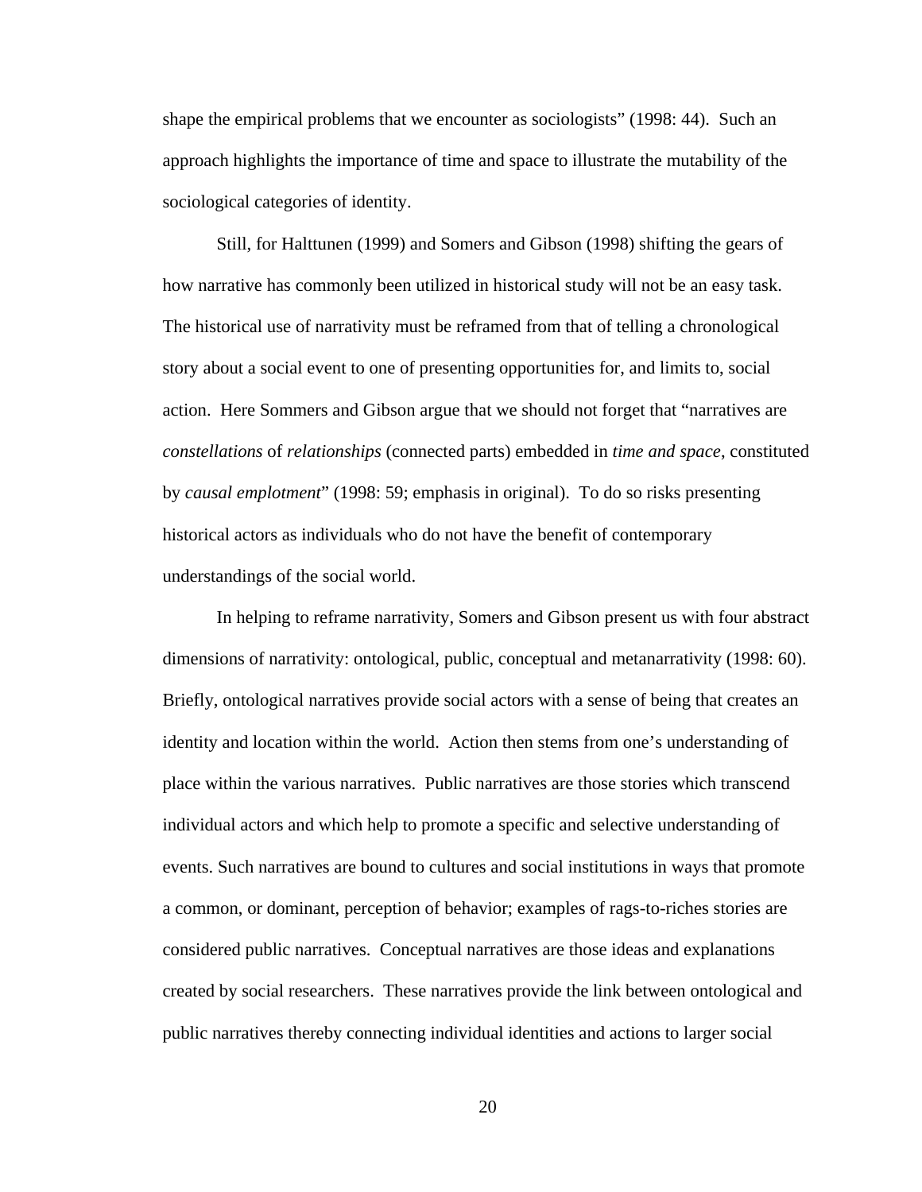shape the empirical problems that we encounter as sociologists" (1998: 44). Such an approach highlights the importance of time and space to illustrate the mutability of the sociological categories of identity.

Still, for Halttunen (1999) and Somers and Gibson (1998) shifting the gears of how narrative has commonly been utilized in historical study will not be an easy task. The historical use of narrativity must be reframed from that of telling a chronological story about a social event to one of presenting opportunities for, and limits to, social action. Here Sommers and Gibson argue that we should not forget that "narratives are *constellations* of *relationships* (connected parts) embedded in *time and space*, constituted by *causal emplotment*" (1998: 59; emphasis in original). To do so risks presenting historical actors as individuals who do not have the benefit of contemporary understandings of the social world.

In helping to reframe narrativity, Somers and Gibson present us with four abstract dimensions of narrativity: ontological, public, conceptual and metanarrativity (1998: 60). Briefly, ontological narratives provide social actors with a sense of being that creates an identity and location within the world. Action then stems from one's understanding of place within the various narratives. Public narratives are those stories which transcend individual actors and which help to promote a specific and selective understanding of events. Such narratives are bound to cultures and social institutions in ways that promote a common, or dominant, perception of behavior; examples of rags-to-riches stories are considered public narratives. Conceptual narratives are those ideas and explanations created by social researchers. These narratives provide the link between ontological and public narratives thereby connecting individual identities and actions to larger social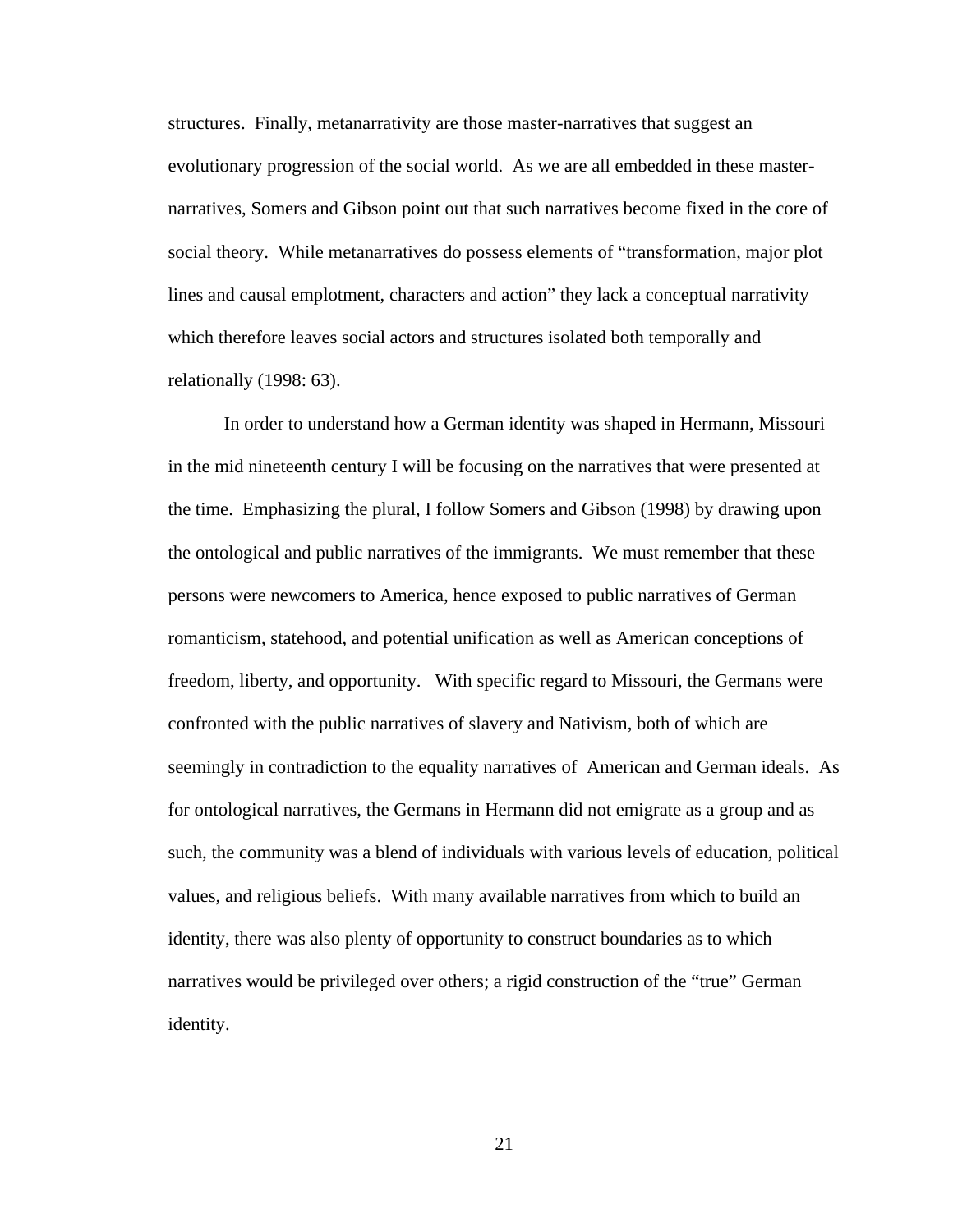structures. Finally, metanarrativity are those master-narratives that suggest an evolutionary progression of the social world. As we are all embedded in these master-narratives, Somers and Gibson point out that such narratives become fixed in the core of social theory. While metanarratives do possess elements of "transformation, major plot lines and causal emplotment, characters and action" they lack a conceptual narrativity which therefore leaves social actors and structures isolated both temporally and relationally (1998: 63).

In order to understand how a German identity was shaped in Hermann, Missouri in the mid nineteenth century I will be focusing on the narratives that were presented at the time. Emphasizing the plural, I follow Somers and Gibson (1998) by drawing upon the ontological and public narratives of the immigrants. We must remember that these persons were newcomers to America, hence exposed to public narratives of German romanticism, statehood, and potential unification as well as American conceptions of freedom, liberty, and opportunity. With specific regard to Missouri, the Germans were confronted with the public narratives of slavery and Nativism, both of which are seemingly in contradiction to the equality narratives of American and German ideals. As for ontological narratives, the Germans in Hermann did not emigrate as a group and as such, the community was a blend of individuals with various levels of education, political values, and religious beliefs. With many available narratives from which to build an identity, there was also plenty of opportunity to construct boundaries as to which narratives would be privileged over others; a rigid construction of the "true" German identity.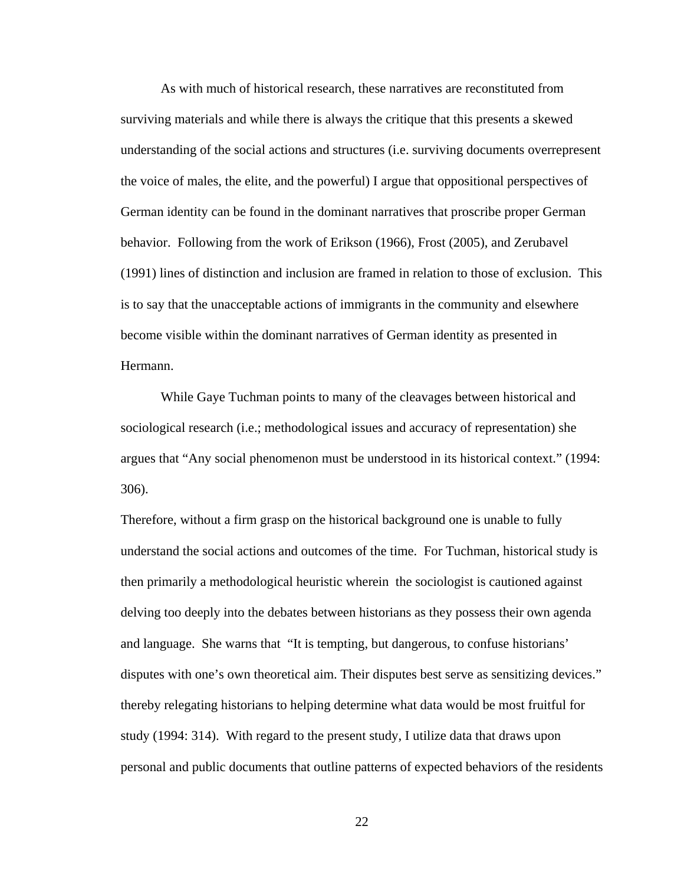As with much of historical research, these narratives are reconstituted from surviving materials and while there is always the critique that this presents a skewed understanding of the social actions and structures (i.e. surviving documents overrepresent the voice of males, the elite, and the powerful) I argue that oppositional perspectives of German identity can be found in the dominant narratives that proscribe proper German behavior. Following from the work of Erikson (1966), Frost (2005), and Zerubavel (1991) lines of distinction and inclusion are framed in relation to those of exclusion. This is to say that the unacceptable actions of immigrants in the community and elsewhere become visible within the dominant narratives of German identity as presented in Hermann.

While Gaye Tuchman points to many of the cleavages between historical and sociological research (i.e.; methodological issues and accuracy of representation) she argues that "Any social phenomenon must be understood in its historical context." (1994: 306).

Therefore, without a firm grasp on the historical background one is unable to fully understand the social actions and outcomes of the time. For Tuchman, historical study is then primarily a methodological heuristic wherein the sociologist is cautioned against delving too deeply into the debates between historians as they possess their own agenda and language. She warns that "It is tempting, but dangerous, to confuse historians' disputes with one's own theoretical aim. Their disputes best serve as sensitizing devices." thereby relegating historians to helping determine what data would be most fruitful for study (1994: 314). With regard to the present study, I utilize data that draws upon personal and public documents that outline patterns of expected behaviors of the residents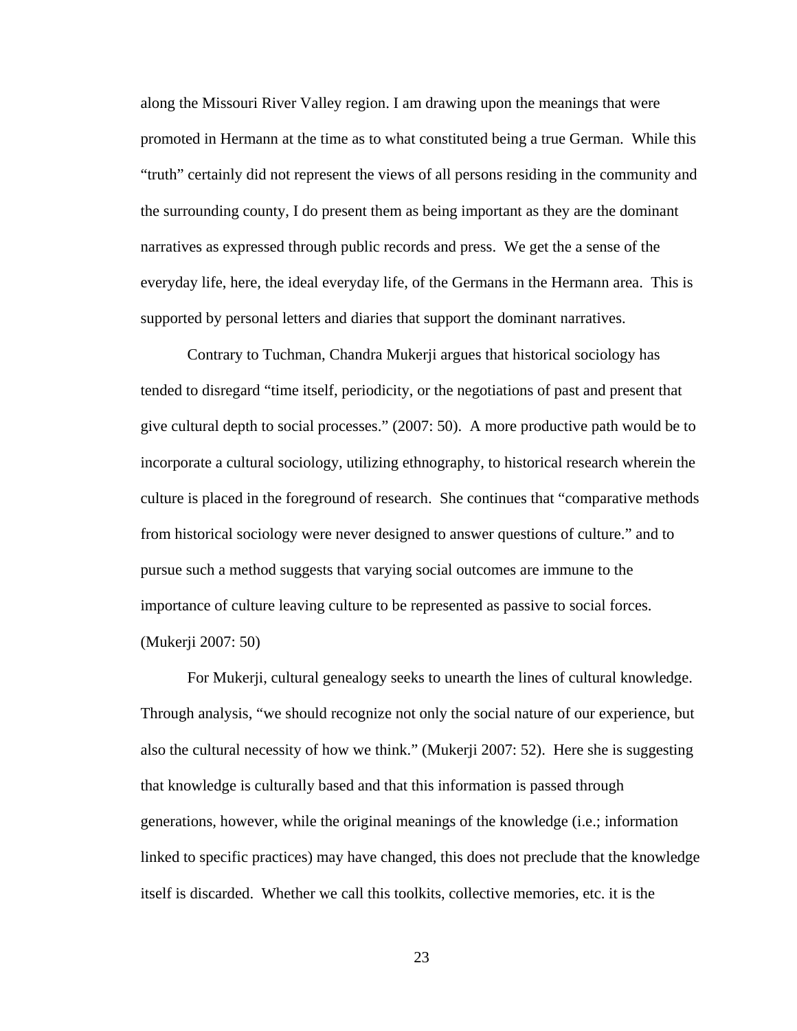along the Missouri River Valley region. I am drawing upon the meanings that were promoted in Hermann at the time as to what constituted being a true German. While this "truth" certainly did not represent the views of all persons residing in the community and the surrounding county, I do present them as being important as they are the dominant narratives as expressed through public records and press. We get the a sense of the everyday life, here, the ideal everyday life, of the Germans in the Hermann area. This is supported by personal letters and diaries that support the dominant narratives.

Contrary to Tuchman, Chandra Mukerji argues that historical sociology has tended to disregard "time itself, periodicity, or the negotiations of past and present that give cultural depth to social processes." (2007: 50). A more productive path would be to incorporate a cultural sociology, utilizing ethnography, to historical research wherein the culture is placed in the foreground of research. She continues that "comparative methods from historical sociology were never designed to answer questions of culture." and to pursue such a method suggests that varying social outcomes are immune to the importance of culture leaving culture to be represented as passive to social forces. (Mukerji 2007: 50)

For Mukerji, cultural genealogy seeks to unearth the lines of cultural knowledge. Through analysis, "we should recognize not only the social nature of our experience, but also the cultural necessity of how we think." (Mukerji 2007: 52). Here she is suggesting that knowledge is culturally based and that this information is passed through generations, however, while the original meanings of the knowledge (i.e.; information linked to specific practices) may have changed, this does not preclude that the knowledge itself is discarded. Whether we call this toolkits, collective memories, etc. it is the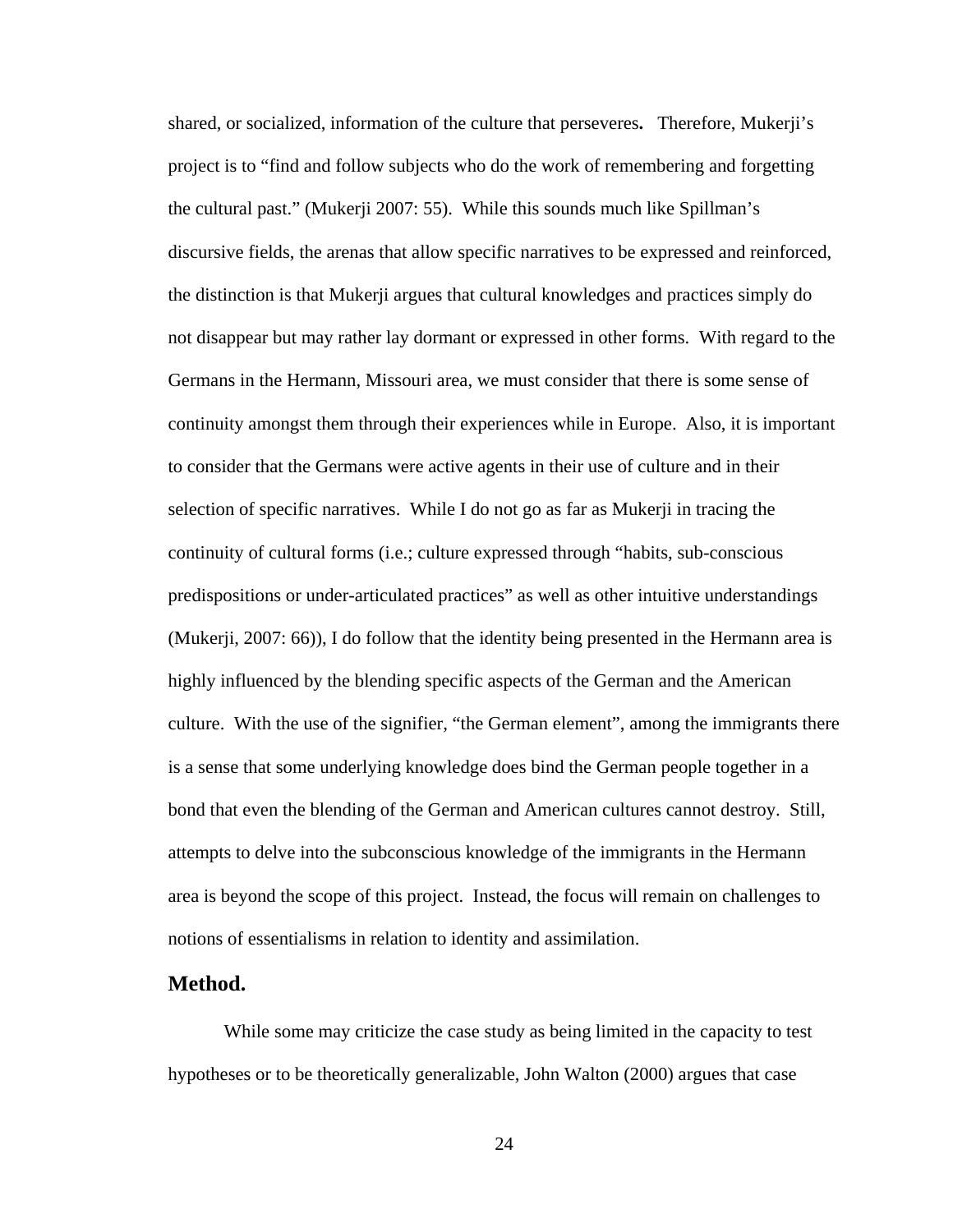shared, or socialized, information of the culture that perseveres**.** Therefore, Mukerji's project is to "find and follow subjects who do the work of remembering and forgetting the cultural past." (Mukerji 2007: 55). While this sounds much like Spillman's discursive fields, the arenas that allow specific narratives to be expressed and reinforced, the distinction is that Mukerji argues that cultural knowledges and practices simply do not disappear but may rather lay dormant or expressed in other forms. With regard to the Germans in the Hermann, Missouri area, we must consider that there is some sense of continuity amongst them through their experiences while in Europe. Also, it is important to consider that the Germans were active agents in their use of culture and in their selection of specific narratives. While I do not go as far as Mukerji in tracing the continuity of cultural forms (i.e.; culture expressed through "habits, sub-conscious predispositions or under-articulated practices" as well as other intuitive understandings (Mukerji, 2007: 66)), I do follow that the identity being presented in the Hermann area is highly influenced by the blending specific aspects of the German and the American culture. With the use of the signifier, "the German element", among the immigrants there is a sense that some underlying knowledge does bind the German people together in a bond that even the blending of the German and American cultures cannot destroy. Still, attempts to delve into the subconscious knowledge of the immigrants in the Hermann area is beyond the scope of this project. Instead, the focus will remain on challenges to notions of essentialisms in relation to identity and assimilation.

## Method.

While some may criticize the case study as being limited in the capacity to test hypotheses or to be theoretically generalizable, John Walton (2000) argues that case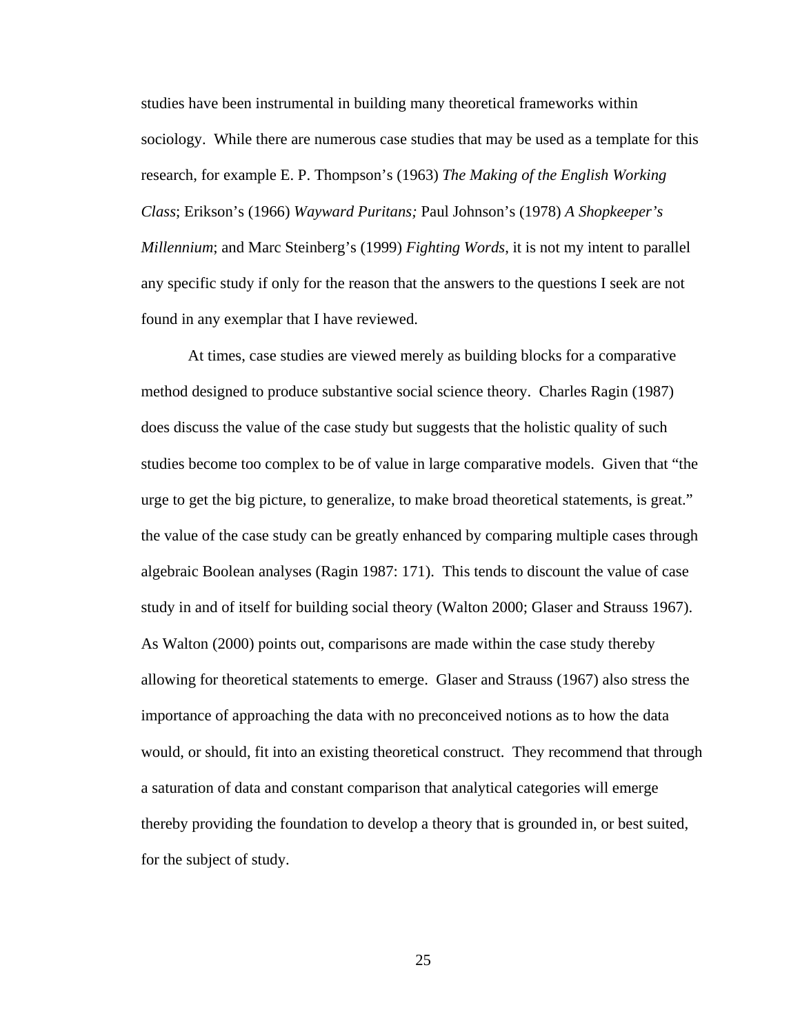studies have been instrumental in building many theoretical frameworks within sociology. While there are numerous case studies that may be used as a template for this research, for example E. P. Thompson's (1963) *The Making of the English Working Class*; Erikson's (1966) *Wayward Puritans;* Paul Johnson's (1978) *A Shopkeeper's Millennium*; and Marc Steinberg's (1999) *Fighting Words*, it is not my intent to parallel any specific study if only for the reason that the answers to the questions I seek are not found in any exemplar that I have reviewed.

At times, case studies are viewed merely as building blocks for a comparative method designed to produce substantive social science theory. Charles Ragin (1987) does discuss the value of the case study but suggests that the holistic quality of such studies become too complex to be of value in large comparative models. Given that "the urge to get the big picture, to generalize, to make broad theoretical statements, is great." the value of the case study can be greatly enhanced by comparing multiple cases through algebraic Boolean analyses (Ragin 1987: 171). This tends to discount the value of case study in and of itself for building social theory (Walton 2000; Glaser and Strauss 1967). As Walton (2000) points out, comparisons are made within the case study thereby allowing for theoretical statements to emerge. Glaser and Strauss (1967) also stress the importance of approaching the data with no preconceived notions as to how the data would, or should, fit into an existing theoretical construct. They recommend that through a saturation of data and constant comparison that analytical categories will emerge thereby providing the foundation to develop a theory that is grounded in, or best suited, for the subject of study.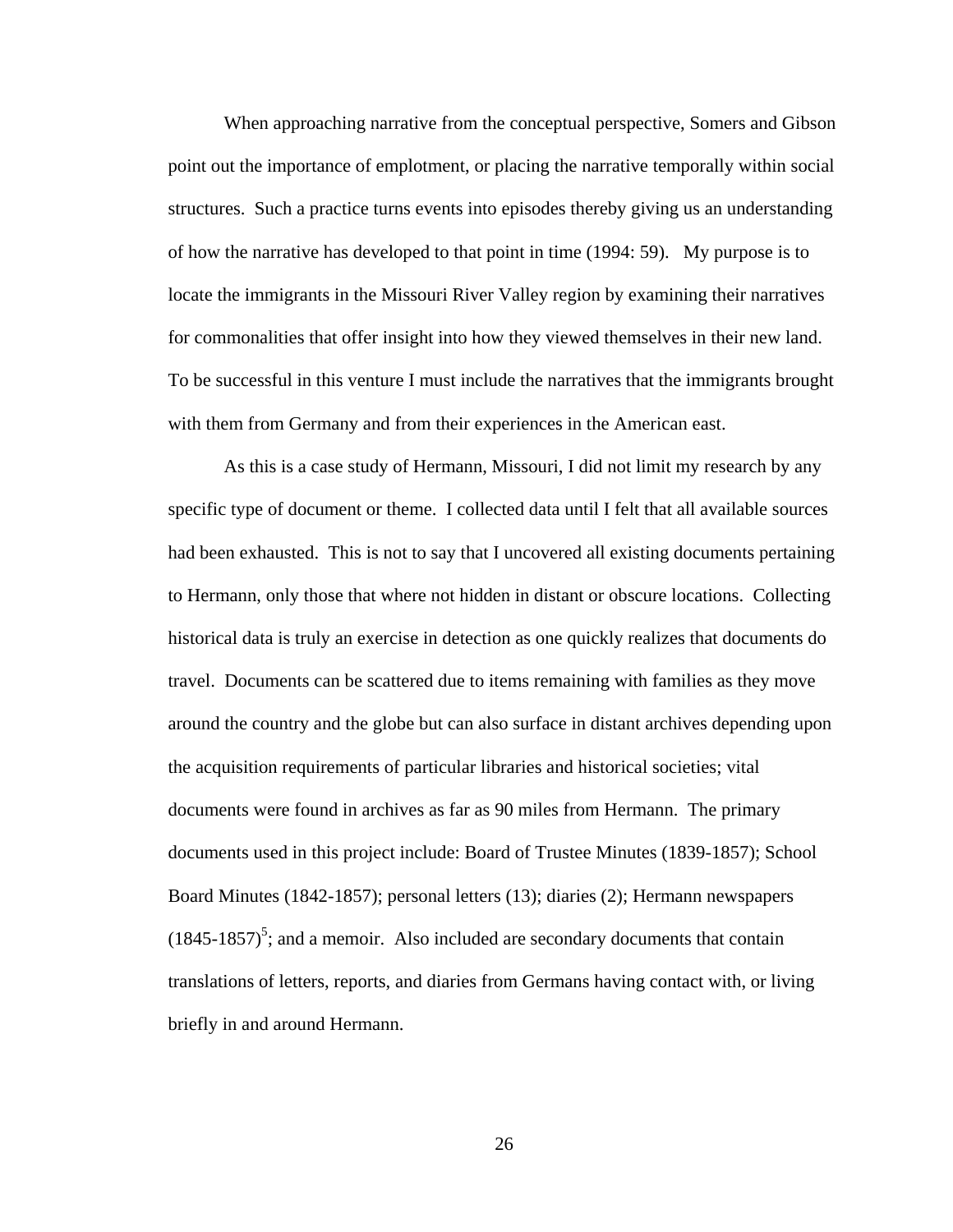When approaching narrative from the conceptual perspective, Somers and Gibson point out the importance of emplotment, or placing the narrative temporally within social structures. Such a practice turns events into episodes thereby giving us an understanding of how the narrative has developed to that point in time (1994: 59). My purpose is to locate the immigrants in the Missouri River Valley region by examining their narratives for commonalities that offer insight into how they viewed themselves in their new land. To be successful in this venture I must include the narratives that the immigrants brought with them from Germany and from their experiences in the American east.

As this is a case study of Hermann, Missouri, I did not limit my research by any specific type of document or theme. I collected data until I felt that all available sources had been exhausted. This is not to say that I uncovered all existing documents pertaining to Hermann, only those that where not hidden in distant or obscure locations. Collecting historical data is truly an exercise in detection as one quickly realizes that documents do travel. Documents can be scattered due to items remaining with families as they move around the country and the globe but can also surface in distant archives depending upon the acquisition requirements of particular libraries and historical societies; vital documents were found in archives as far as 90 miles from Hermann. The primary documents used in this project include: Board of Trustee Minutes (1839-1857); School Board Minutes (1842-1857); personal letters (13); diaries (2); Hermann newspapers (1845-1857)[5]; and a memoir. Also included are secondary documents that contain translations of letters, reports, and diaries from Germans having contact with, or living briefly in and around Hermann.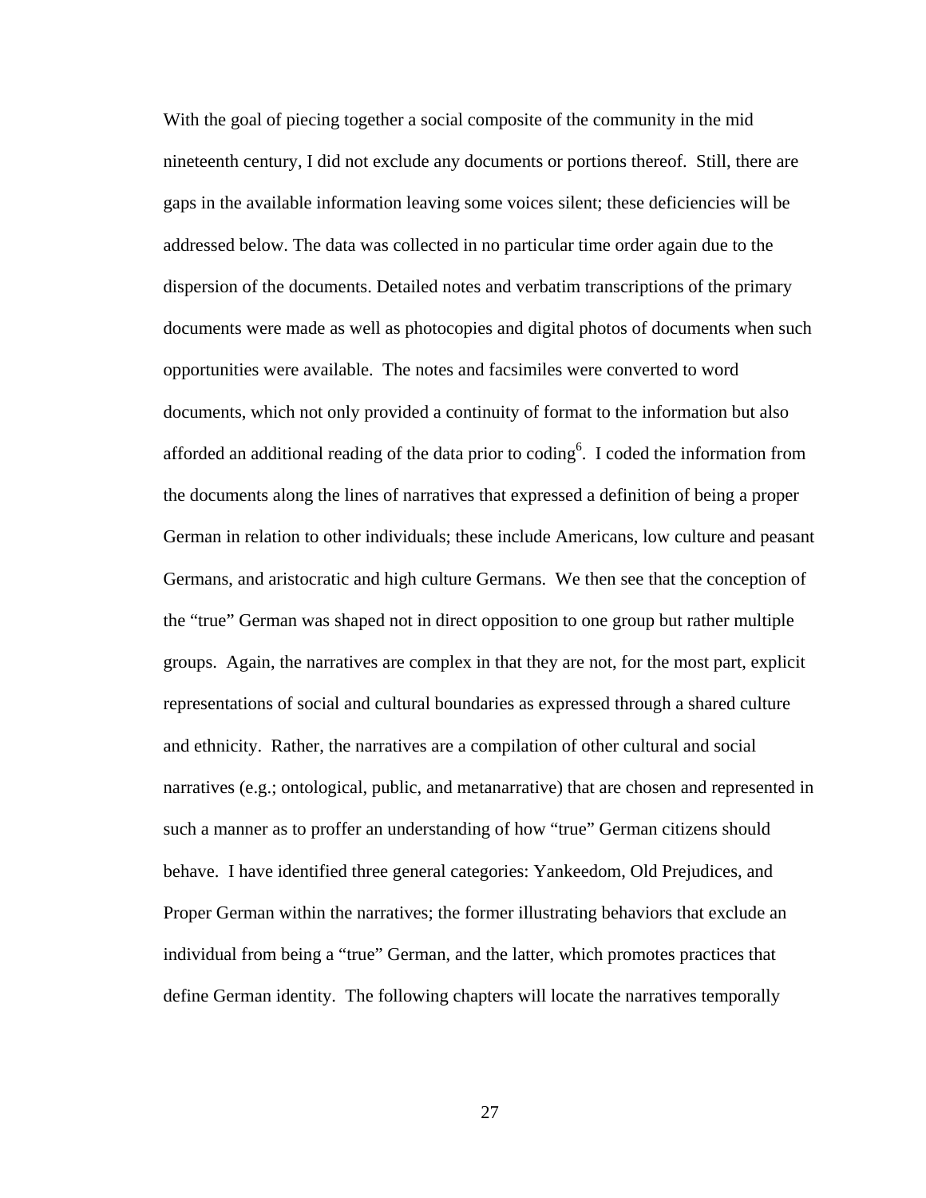With the goal of piecing together a social composite of the community in the mid nineteenth century, I did not exclude any documents or portions thereof. Still, there are gaps in the available information leaving some voices silent; these deficiencies will be addressed below. The data was collected in no particular time order again due to the dispersion of the documents. Detailed notes and verbatim transcriptions of the primary documents were made as well as photocopies and digital photos of documents when such opportunities were available. The notes and facsimiles were converted to word documents, which not only provided a continuity of format to the information but also afforded an additional reading of the data prior to coding[6]. I coded the information from the documents along the lines of narratives that expressed a definition of being a proper German in relation to other individuals; these include Americans, low culture and peasant Germans, and aristocratic and high culture Germans. We then see that the conception of the "true" German was shaped not in direct opposition to one group but rather multiple groups. Again, the narratives are complex in that they are not, for the most part, explicit representations of social and cultural boundaries as expressed through a shared culture and ethnicity. Rather, the narratives are a compilation of other cultural and social narratives (e.g.; ontological, public, and metanarrative) that are chosen and represented in such a manner as to proffer an understanding of how "true" German citizens should behave. I have identified three general categories: Yankeedom, Old Prejudices, and Proper German within the narratives; the former illustrating behaviors that exclude an individual from being a "true" German, and the latter, which promotes practices that define German identity. The following chapters will locate the narratives temporally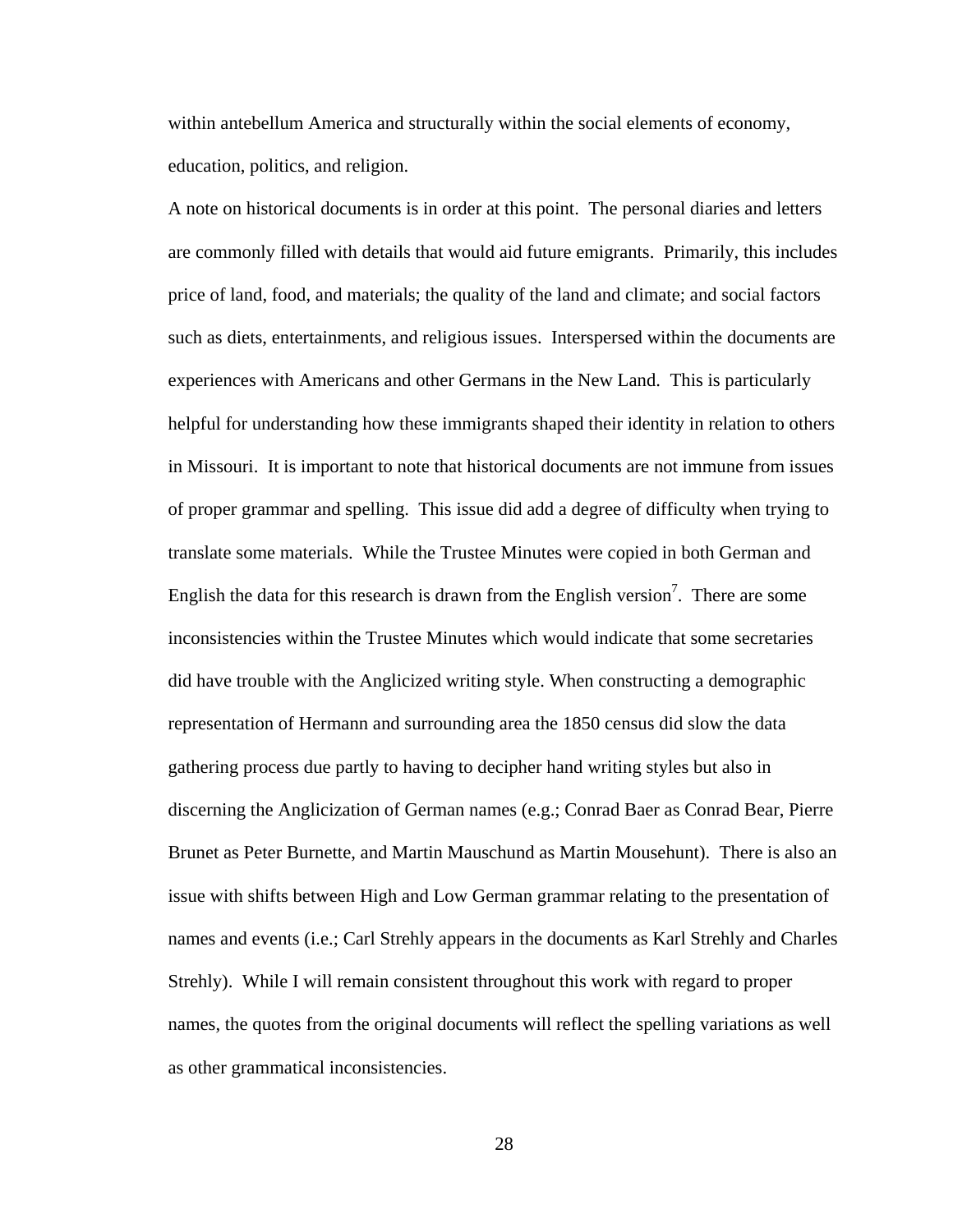within antebellum America and structurally within the social elements of economy, education, politics, and religion.

A note on historical documents is in order at this point. The personal diaries and letters are commonly filled with details that would aid future emigrants. Primarily, this includes price of land, food, and materials; the quality of the land and climate; and social factors such as diets, entertainments, and religious issues. Interspersed within the documents are experiences with Americans and other Germans in the New Land. This is particularly helpful for understanding how these immigrants shaped their identity in relation to others in Missouri. It is important to note that historical documents are not immune from issues of proper grammar and spelling. This issue did add a degree of difficulty when trying to translate some materials. While the Trustee Minutes were copied in both German and English the data for this research is drawn from the English version[7]. There are some inconsistencies within the Trustee Minutes which would indicate that some secretaries did have trouble with the Anglicized writing style. When constructing a demographic representation of Hermann and surrounding area the 1850 census did slow the data gathering process due partly to having to decipher hand writing styles but also in discerning the Anglicization of German names (e.g.; Conrad Baer as Conrad Bear, Pierre Brunet as Peter Burnette, and Martin Mauschund as Martin Mousehunt). There is also an issue with shifts between High and Low German grammar relating to the presentation of names and events (i.e.; Carl Strehly appears in the documents as Karl Strehly and Charles Strehly). While I will remain consistent throughout this work with regard to proper names, the quotes from the original documents will reflect the spelling variations as well as other grammatical inconsistencies.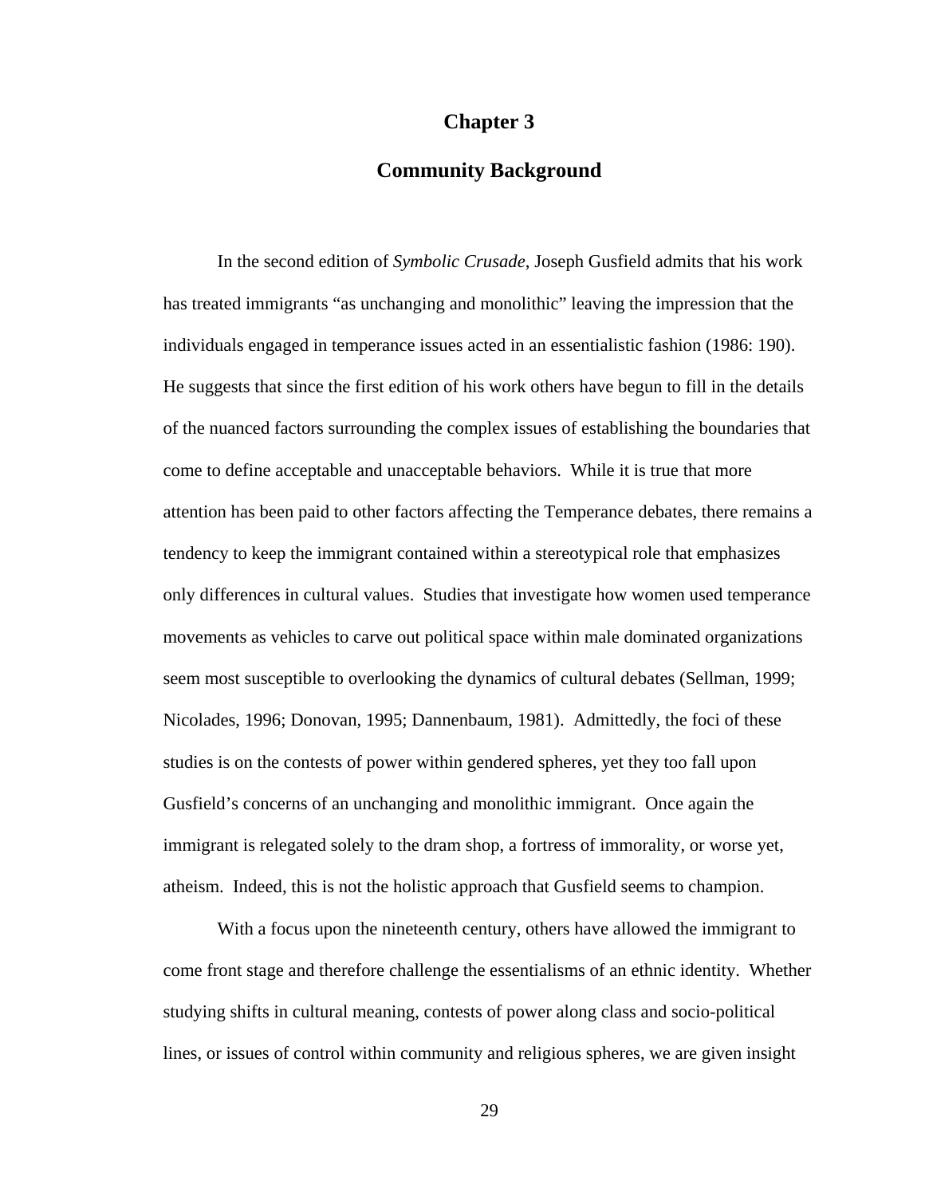# Chapter 3

## Community Background

In the second edition of *Symbolic Crusade*, Joseph Gusfield admits that his work has treated immigrants "as unchanging and monolithic" leaving the impression that the individuals engaged in temperance issues acted in an essentialistic fashion (1986: 190). He suggests that since the first edition of his work others have begun to fill in the details of the nuanced factors surrounding the complex issues of establishing the boundaries that come to define acceptable and unacceptable behaviors. While it is true that more attention has been paid to other factors affecting the Temperance debates, there remains a tendency to keep the immigrant contained within a stereotypical role that emphasizes only differences in cultural values. Studies that investigate how women used temperance movements as vehicles to carve out political space within male dominated organizations seem most susceptible to overlooking the dynamics of cultural debates (Sellman, 1999; Nicolades, 1996; Donovan, 1995; Dannenbaum, 1981). Admittedly, the foci of these studies is on the contests of power within gendered spheres, yet they too fall upon Gusfield's concerns of an unchanging and monolithic immigrant. Once again the immigrant is relegated solely to the dram shop, a fortress of immorality, or worse yet, atheism. Indeed, this is not the holistic approach that Gusfield seems to champion.

With a focus upon the nineteenth century, others have allowed the immigrant to come front stage and therefore challenge the essentialisms of an ethnic identity. Whether studying shifts in cultural meaning, contests of power along class and socio-political lines, or issues of control within community and religious spheres, we are given insight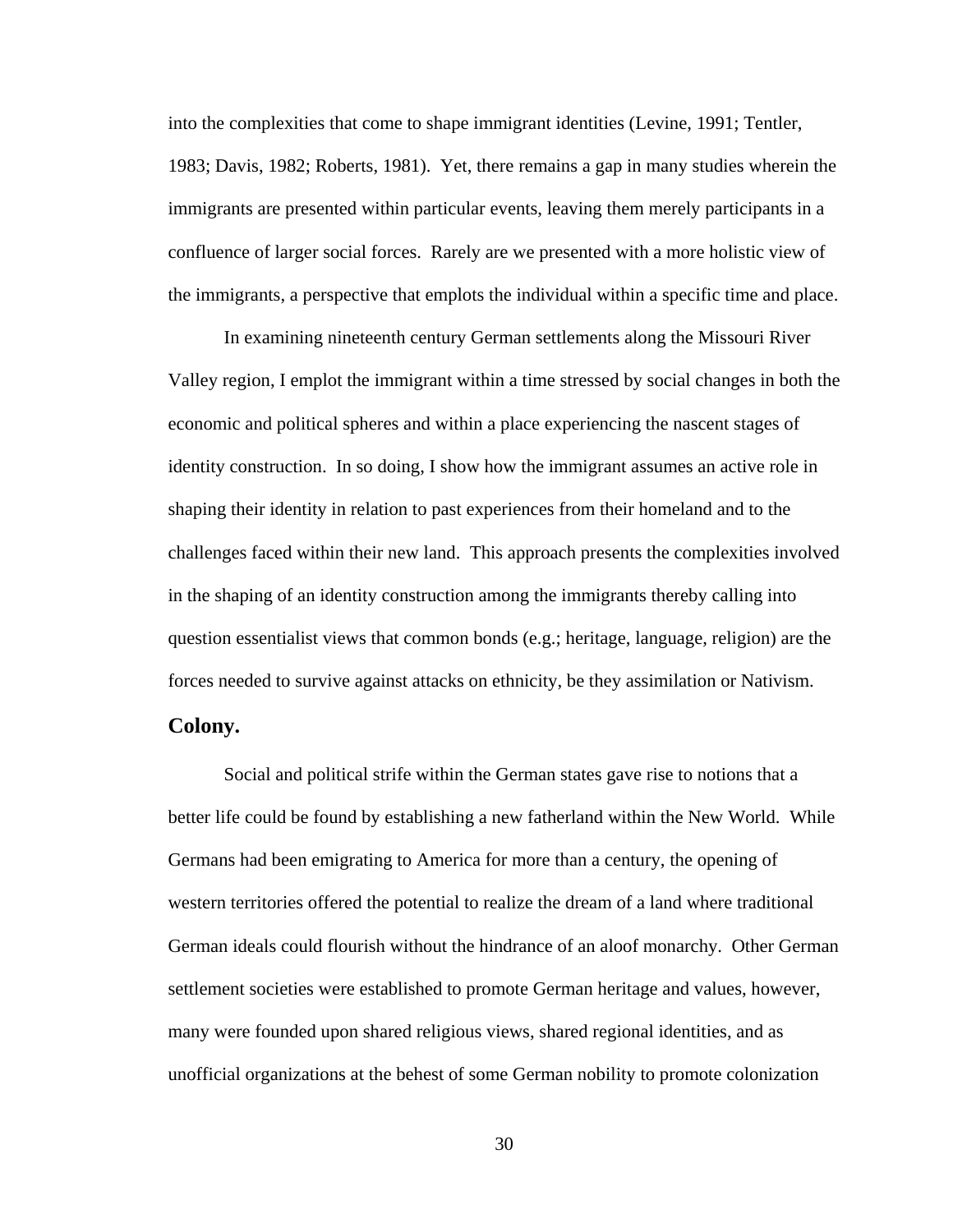into the complexities that come to shape immigrant identities (Levine, 1991; Tentler, 1983; Davis, 1982; Roberts, 1981). Yet, there remains a gap in many studies wherein the immigrants are presented within particular events, leaving them merely participants in a confluence of larger social forces. Rarely are we presented with a more holistic view of the immigrants, a perspective that emplots the individual within a specific time and place.

In examining nineteenth century German settlements along the Missouri River Valley region, I emplot the immigrant within a time stressed by social changes in both the economic and political spheres and within a place experiencing the nascent stages of identity construction. In so doing, I show how the immigrant assumes an active role in shaping their identity in relation to past experiences from their homeland and to the challenges faced within their new land. This approach presents the complexities involved in the shaping of an identity construction among the immigrants thereby calling into question essentialist views that common bonds (e.g.; heritage, language, religion) are the forces needed to survive against attacks on ethnicity, be they assimilation or Nativism.

### Colony.

Social and political strife within the German states gave rise to notions that a better life could be found by establishing a new fatherland within the New World. While Germans had been emigrating to America for more than a century, the opening of western territories offered the potential to realize the dream of a land where traditional German ideals could flourish without the hindrance of an aloof monarchy. Other German settlement societies were established to promote German heritage and values, however, many were founded upon shared religious views, shared regional identities, and as unofficial organizations at the behest of some German nobility to promote colonization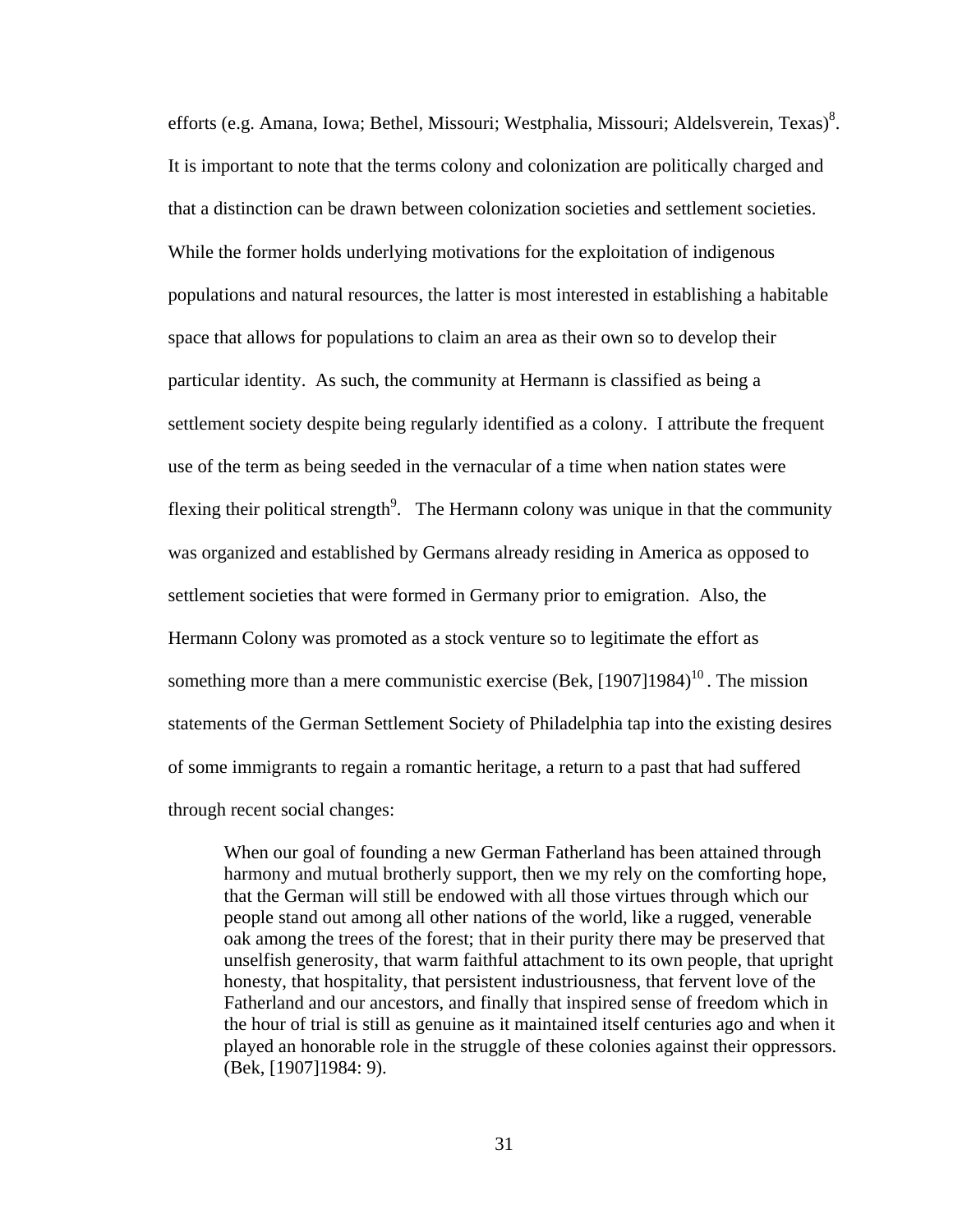efforts (e.g. Amana, Iowa; Bethel, Missouri; Westphalia, Missouri; Aldelsverein, Texas)[8]. It is important to note that the terms colony and colonization are politically charged and that a distinction can be drawn between colonization societies and settlement societies. While the former holds underlying motivations for the exploitation of indigenous populations and natural resources, the latter is most interested in establishing a habitable space that allows for populations to claim an area as their own so to develop their particular identity. As such, the community at Hermann is classified as being a settlement society despite being regularly identified as a colony. I attribute the frequent use of the term as being seeded in the vernacular of a time when nation states were flexing their political strength[9]. The Hermann colony was unique in that the community was organized and established by Germans already residing in America as opposed to settlement societies that were formed in Germany prior to emigration. Also, the Hermann Colony was promoted as a stock venture so to legitimate the effort as something more than a mere communistic exercise (Bek, [1907]1984)[10]. The mission statements of the German Settlement Society of Philadelphia tap into the existing desires of some immigrants to regain a romantic heritage, a return to a past that had suffered through recent social changes:

> When our goal of founding a new German Fatherland has been attained through harmony and mutual brotherly support, then we my rely on the comforting hope, that the German will still be endowed with all those virtues through which our people stand out among all other nations of the world, like a rugged, venerable oak among the trees of the forest; that in their purity there may be preserved that unselfish generosity, that warm faithful attachment to its own people, that upright honesty, that hospitality, that persistent industriousness, that fervent love of the Fatherland and our ancestors, and finally that inspired sense of freedom which in the hour of trial is still as genuine as it maintained itself centuries ago and when it played an honorable role in the struggle of these colonies against their oppressors. (Bek, [1907]1984: 9).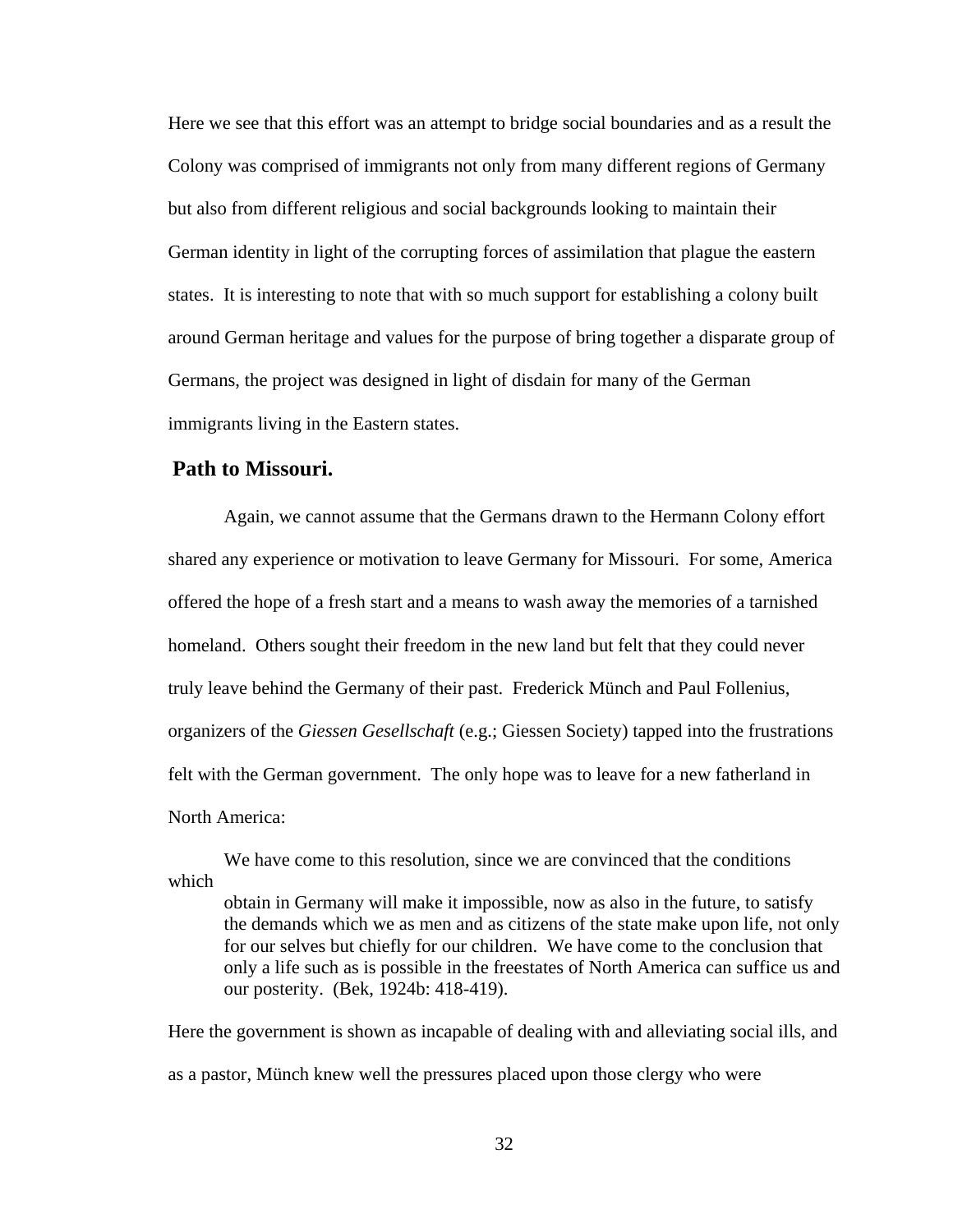Here we see that this effort was an attempt to bridge social boundaries and as a result the Colony was comprised of immigrants not only from many different regions of Germany but also from different religious and social backgrounds looking to maintain their German identity in light of the corrupting forces of assimilation that plague the eastern states. It is interesting to note that with so much support for establishing a colony built around German heritage and values for the purpose of bring together a disparate group of Germans, the project was designed in light of disdain for many of the German immigrants living in the Eastern states.

## Path to Missouri.

Again, we cannot assume that the Germans drawn to the Hermann Colony effort shared any experience or motivation to leave Germany for Missouri. For some, America offered the hope of a fresh start and a means to wash away the memories of a tarnished homeland. Others sought their freedom in the new land but felt that they could never truly leave behind the Germany of their past. Frederick Münch and Paul Follenius, organizers of the *Giessen Gesellschaft* (e.g.; Giessen Society) tapped into the frustrations felt with the German government. The only hope was to leave for a new fatherland in North America:

> We have come to this resolution, since we are convinced that the conditions which obtain in Germany will make it impossible, now as also in the future, to satisfy the demands which we as men and as citizens of the state make upon life, not only for our selves but chiefly for our children. We have come to the conclusion that only a life such as is possible in the freestates of North America can suffice us and our posterity. (Bek, 1924b: 418-419).

Here the government is shown as incapable of dealing with and alleviating social ills, and as a pastor, Münch knew well the pressures placed upon those clergy who were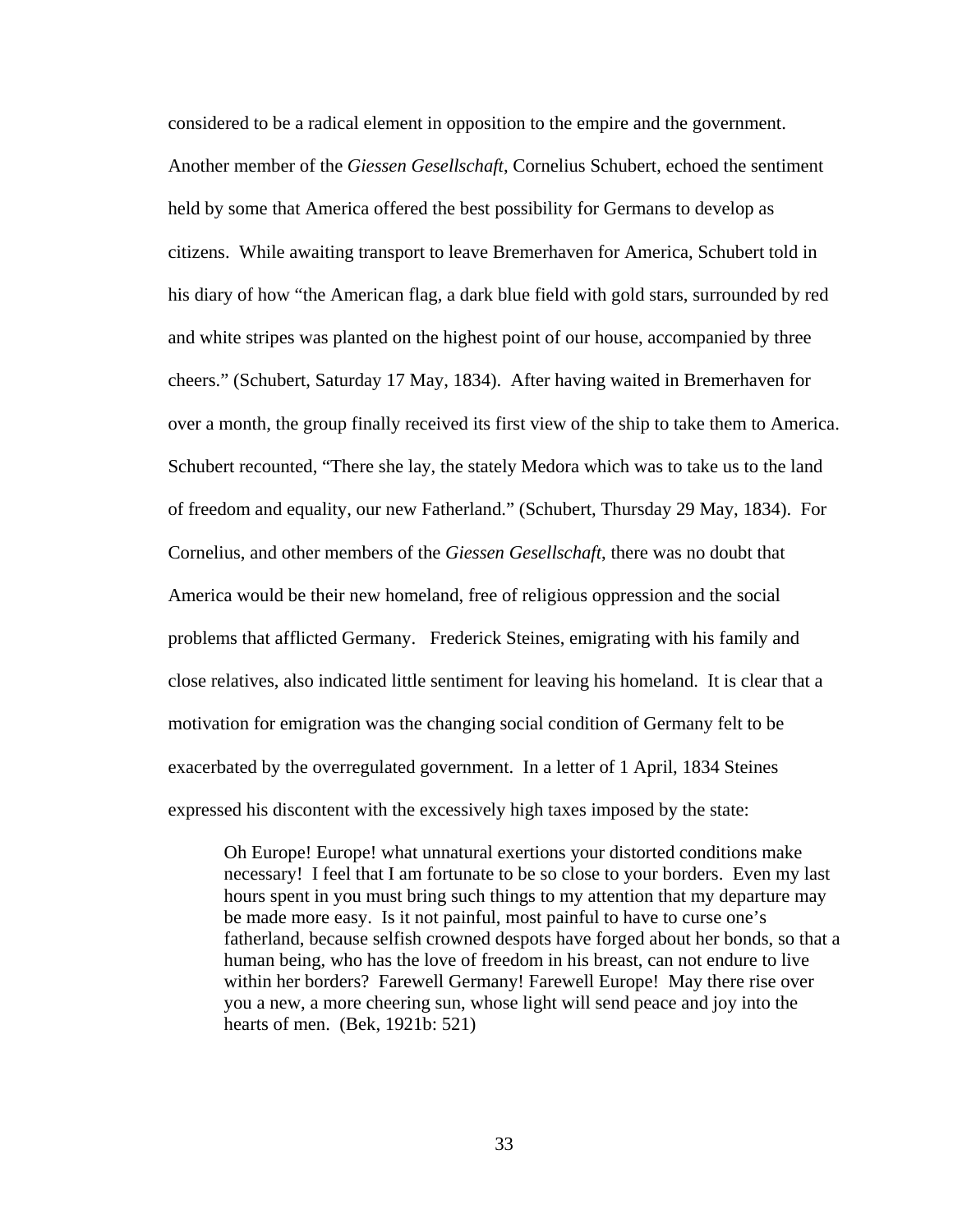considered to be a radical element in opposition to the empire and the government. Another member of the *Giessen Gesellschaft*, Cornelius Schubert, echoed the sentiment held by some that America offered the best possibility for Germans to develop as citizens. While awaiting transport to leave Bremerhaven for America, Schubert told in his diary of how "the American flag, a dark blue field with gold stars, surrounded by red and white stripes was planted on the highest point of our house, accompanied by three cheers." (Schubert, Saturday 17 May, 1834). After having waited in Bremerhaven for over a month, the group finally received its first view of the ship to take them to America. Schubert recounted, "There she lay, the stately Medora which was to take us to the land of freedom and equality, our new Fatherland." (Schubert, Thursday 29 May, 1834). For Cornelius, and other members of the *Giessen Gesellschaft*, there was no doubt that America would be their new homeland, free of religious oppression and the social problems that afflicted Germany. Frederick Steines, emigrating with his family and close relatives, also indicated little sentiment for leaving his homeland. It is clear that a motivation for emigration was the changing social condition of Germany felt to be exacerbated by the overregulated government. In a letter of 1 April, 1834 Steines expressed his discontent with the excessively high taxes imposed by the state:

> Oh Europe! Europe! what unnatural exertions your distorted conditions make necessary! I feel that I am fortunate to be so close to your borders. Even my last hours spent in you must bring such things to my attention that my departure may be made more easy. Is it not painful, most painful to have to curse one's fatherland, because selfish crowned despots have forged about her bonds, so that a human being, who has the love of freedom in his breast, can not endure to live within her borders? Farewell Germany! Farewell Europe! May there rise over you a new, a more cheering sun, whose light will send peace and joy into the hearts of men. (Bek, 1921b: 521)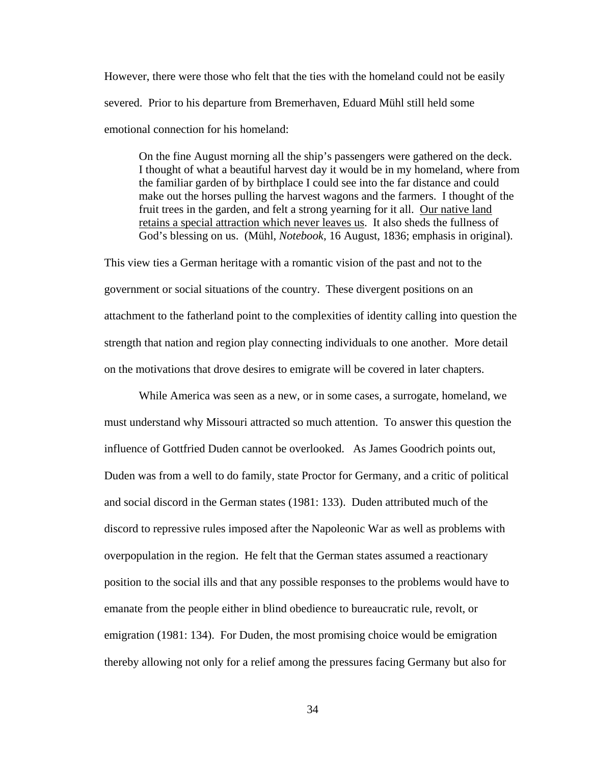However, there were those who felt that the ties with the homeland could not be easily severed. Prior to his departure from Bremerhaven, Eduard Mühl still held some emotional connection for his homeland:

> On the fine August morning all the ship's passengers were gathered on the deck. I thought of what a beautiful harvest day it would be in my homeland, where from the familiar garden of by birthplace I could see into the far distance and could make out the horses pulling the harvest wagons and the farmers. I thought of the fruit trees in the garden, and felt a strong yearning for it all. <u>Our native land retains a special attraction which never leaves us</u>. It also sheds the fullness of God's blessing on us. (Mühl, *Notebook*, 16 August, 1836; emphasis in original).

This view ties a German heritage with a romantic vision of the past and not to the government or social situations of the country. These divergent positions on an attachment to the fatherland point to the complexities of identity calling into question the strength that nation and region play connecting individuals to one another. More detail on the motivations that drove desires to emigrate will be covered in later chapters.

While America was seen as a new, or in some cases, a surrogate, homeland, we must understand why Missouri attracted so much attention. To answer this question the influence of Gottfried Duden cannot be overlooked. As James Goodrich points out, Duden was from a well to do family, state Proctor for Germany, and a critic of political and social discord in the German states (1981: 133). Duden attributed much of the discord to repressive rules imposed after the Napoleonic War as well as problems with overpopulation in the region. He felt that the German states assumed a reactionary position to the social ills and that any possible responses to the problems would have to emanate from the people either in blind obedience to bureaucratic rule, revolt, or emigration (1981: 134). For Duden, the most promising choice would be emigration thereby allowing not only for a relief among the pressures facing Germany but also for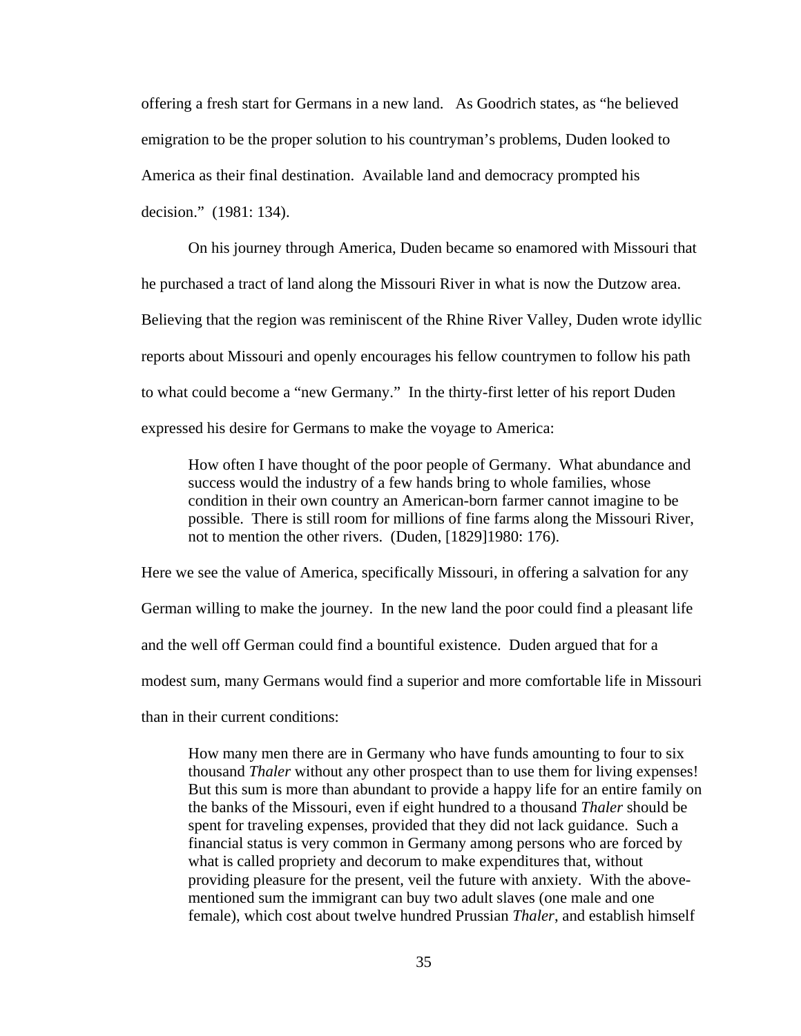offering a fresh start for Germans in a new land.   As Goodrich states, as "he believed emigration to be the proper solution to his countryman's problems, Duden looked to America as their final destination.  Available land and democracy prompted his decision."  (1981: 134).

On his journey through America, Duden became so enamored with Missouri that he purchased a tract of land along the Missouri River in what is now the Dutzow area. Believing that the region was reminiscent of the Rhine River Valley, Duden wrote idyllic reports about Missouri and openly encourages his fellow countrymen to follow his path to what could become a "new Germany."  In the thirty-first letter of his report Duden expressed his desire for Germans to make the voyage to America:

> How often I have thought of the poor people of Germany.  What abundance and success would the industry of a few hands bring to whole families, whose condition in their own country an American-born farmer cannot imagine to be possible.  There is still room for millions of fine farms along the Missouri River, not to mention the other rivers.  (Duden, [1829]1980: 176).

Here we see the value of America, specifically Missouri, in offering a salvation for any German willing to make the journey.  In the new land the poor could find a pleasant life and the well off German could find a bountiful existence.  Duden argued that for a modest sum, many Germans would find a superior and more comfortable life in Missouri than in their current conditions:

> How many men there are in Germany who have funds amounting to four to six thousand *Thaler* without any other prospect than to use them for living expenses! But this sum is more than abundant to provide a happy life for an entire family on the banks of the Missouri, even if eight hundred to a thousand *Thaler* should be spent for traveling expenses, provided that they did not lack guidance.  Such a financial status is very common in Germany among persons who are forced by what is called propriety and decorum to make expenditures that, without providing pleasure for the present, veil the future with anxiety.  With the above-mentioned sum the immigrant can buy two adult slaves (one male and one female), which cost about twelve hundred Prussian *Thaler*, and establish himself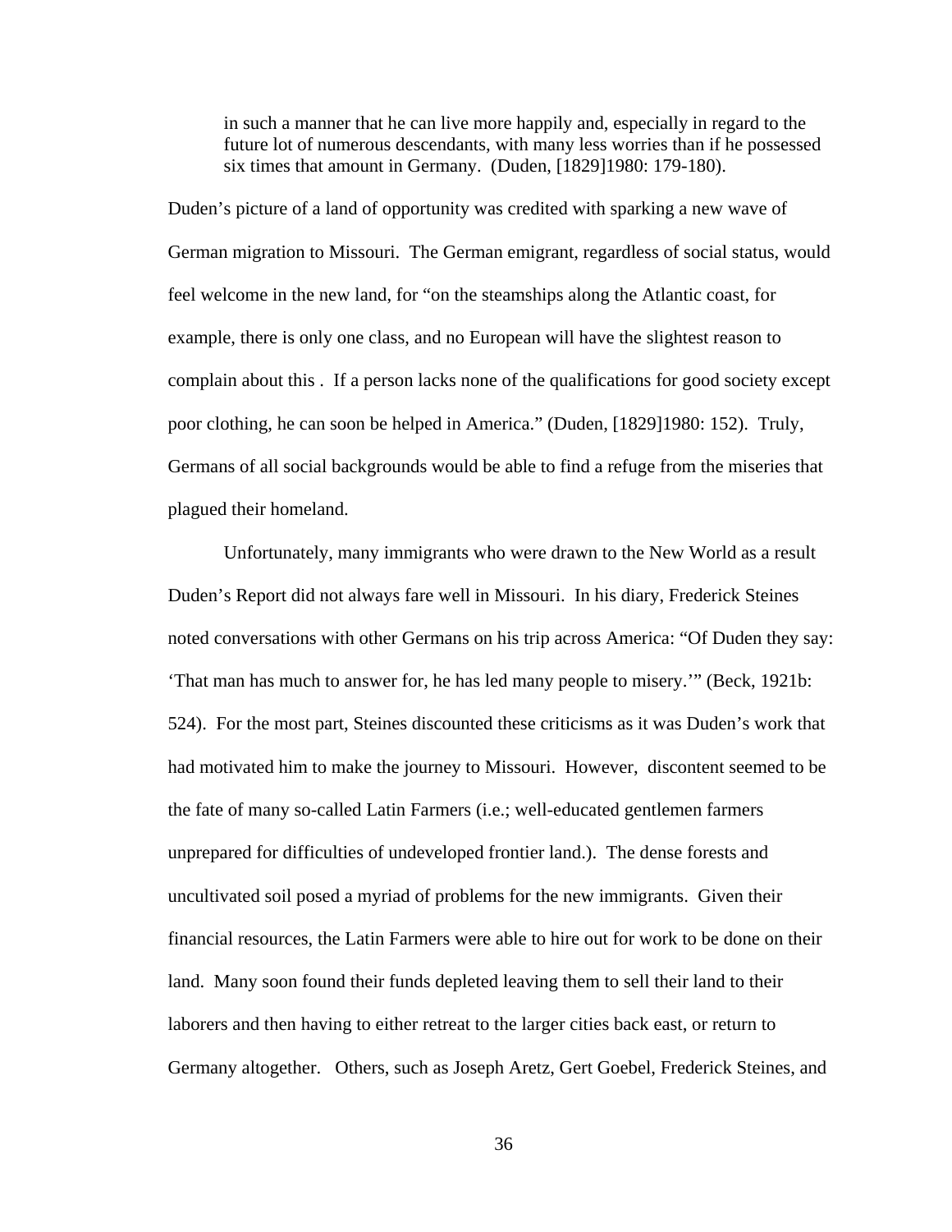> in such a manner that he can live more happily and, especially in regard to the future lot of numerous descendants, with many less worries than if he possessed six times that amount in Germany. (Duden, [1829]1980: 179-180).

Duden's picture of a land of opportunity was credited with sparking a new wave of German migration to Missouri. The German emigrant, regardless of social status, would feel welcome in the new land, for "on the steamships along the Atlantic coast, for example, there is only one class, and no European will have the slightest reason to complain about this . If a person lacks none of the qualifications for good society except poor clothing, he can soon be helped in America." (Duden, [1829]1980: 152). Truly, Germans of all social backgrounds would be able to find a refuge from the miseries that plagued their homeland.

Unfortunately, many immigrants who were drawn to the New World as a result Duden's Report did not always fare well in Missouri. In his diary, Frederick Steines noted conversations with other Germans on his trip across America: "Of Duden they say: 'That man has much to answer for, he has led many people to misery.'" (Beck, 1921b: 524). For the most part, Steines discounted these criticisms as it was Duden's work that had motivated him to make the journey to Missouri. However, discontent seemed to be the fate of many so-called Latin Farmers (i.e.; well-educated gentlemen farmers unprepared for difficulties of undeveloped frontier land.). The dense forests and uncultivated soil posed a myriad of problems for the new immigrants. Given their financial resources, the Latin Farmers were able to hire out for work to be done on their land. Many soon found their funds depleted leaving them to sell their land to their laborers and then having to either retreat to the larger cities back east, or return to Germany altogether. Others, such as Joseph Aretz, Gert Goebel, Frederick Steines, and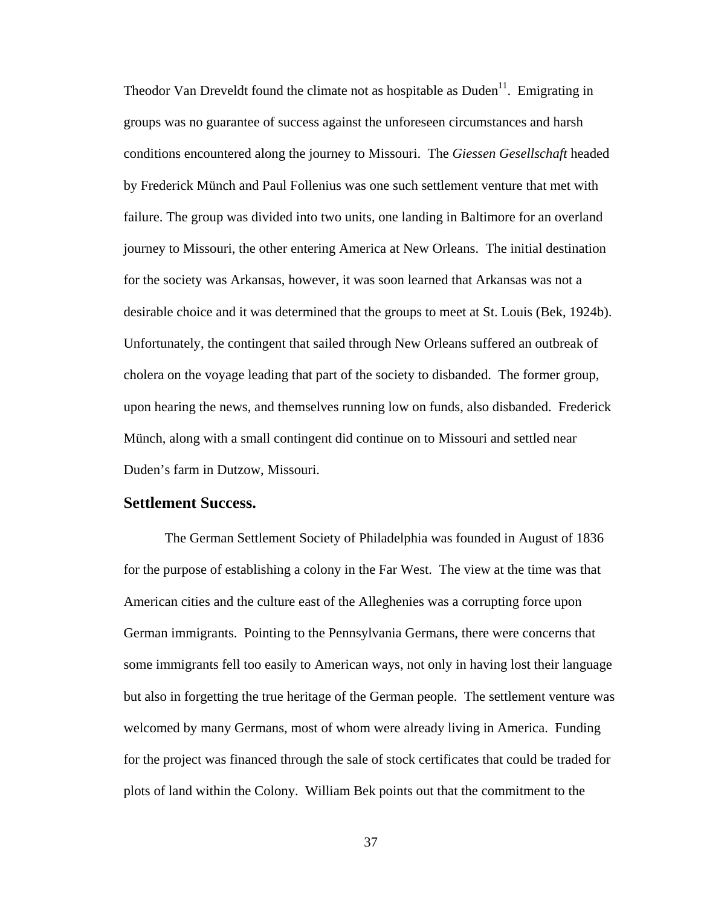Theodor Van Dreveldt found the climate not as hospitable as Duden[11]. Emigrating in groups was no guarantee of success against the unforeseen circumstances and harsh conditions encountered along the journey to Missouri. The *Giessen Gesellschaft* headed by Frederick Münch and Paul Follenius was one such settlement venture that met with failure. The group was divided into two units, one landing in Baltimore for an overland journey to Missouri, the other entering America at New Orleans. The initial destination for the society was Arkansas, however, it was soon learned that Arkansas was not a desirable choice and it was determined that the groups to meet at St. Louis (Bek, 1924b). Unfortunately, the contingent that sailed through New Orleans suffered an outbreak of cholera on the voyage leading that part of the society to disbanded. The former group, upon hearing the news, and themselves running low on funds, also disbanded. Frederick Münch, along with a small contingent did continue on to Missouri and settled near Duden's farm in Dutzow, Missouri.

## Settlement Success.

The German Settlement Society of Philadelphia was founded in August of 1836 for the purpose of establishing a colony in the Far West. The view at the time was that American cities and the culture east of the Alleghenies was a corrupting force upon German immigrants. Pointing to the Pennsylvania Germans, there were concerns that some immigrants fell too easily to American ways, not only in having lost their language but also in forgetting the true heritage of the German people. The settlement venture was welcomed by many Germans, most of whom were already living in America. Funding for the project was financed through the sale of stock certificates that could be traded for plots of land within the Colony. William Bek points out that the commitment to the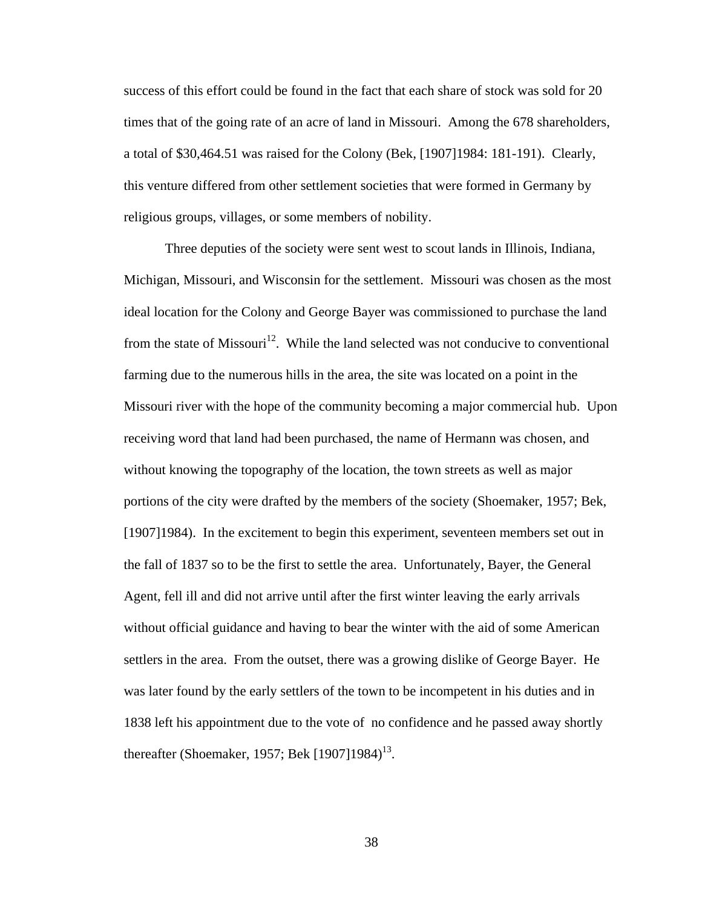success of this effort could be found in the fact that each share of stock was sold for 20 times that of the going rate of an acre of land in Missouri. Among the 678 shareholders, a total of $30,464.51 was raised for the Colony (Bek, [1907]1984: 181-191). Clearly, this venture differed from other settlement societies that were formed in Germany by religious groups, villages, or some members of nobility.

Three deputies of the society were sent west to scout lands in Illinois, Indiana, Michigan, Missouri, and Wisconsin for the settlement. Missouri was chosen as the most ideal location for the Colony and George Bayer was commissioned to purchase the land from the state of Missouri[12]. While the land selected was not conducive to conventional farming due to the numerous hills in the area, the site was located on a point in the Missouri river with the hope of the community becoming a major commercial hub. Upon receiving word that land had been purchased, the name of Hermann was chosen, and without knowing the topography of the location, the town streets as well as major portions of the city were drafted by the members of the society (Shoemaker, 1957; Bek, [1907]1984). In the excitement to begin this experiment, seventeen members set out in the fall of 1837 so to be the first to settle the area. Unfortunately, Bayer, the General Agent, fell ill and did not arrive until after the first winter leaving the early arrivals without official guidance and having to bear the winter with the aid of some American settlers in the area. From the outset, there was a growing dislike of George Bayer. He was later found by the early settlers of the town to be incompetent in his duties and in 1838 left his appointment due to the vote of no confidence and he passed away shortly thereafter (Shoemaker, 1957; Bek [1907]1984)[13].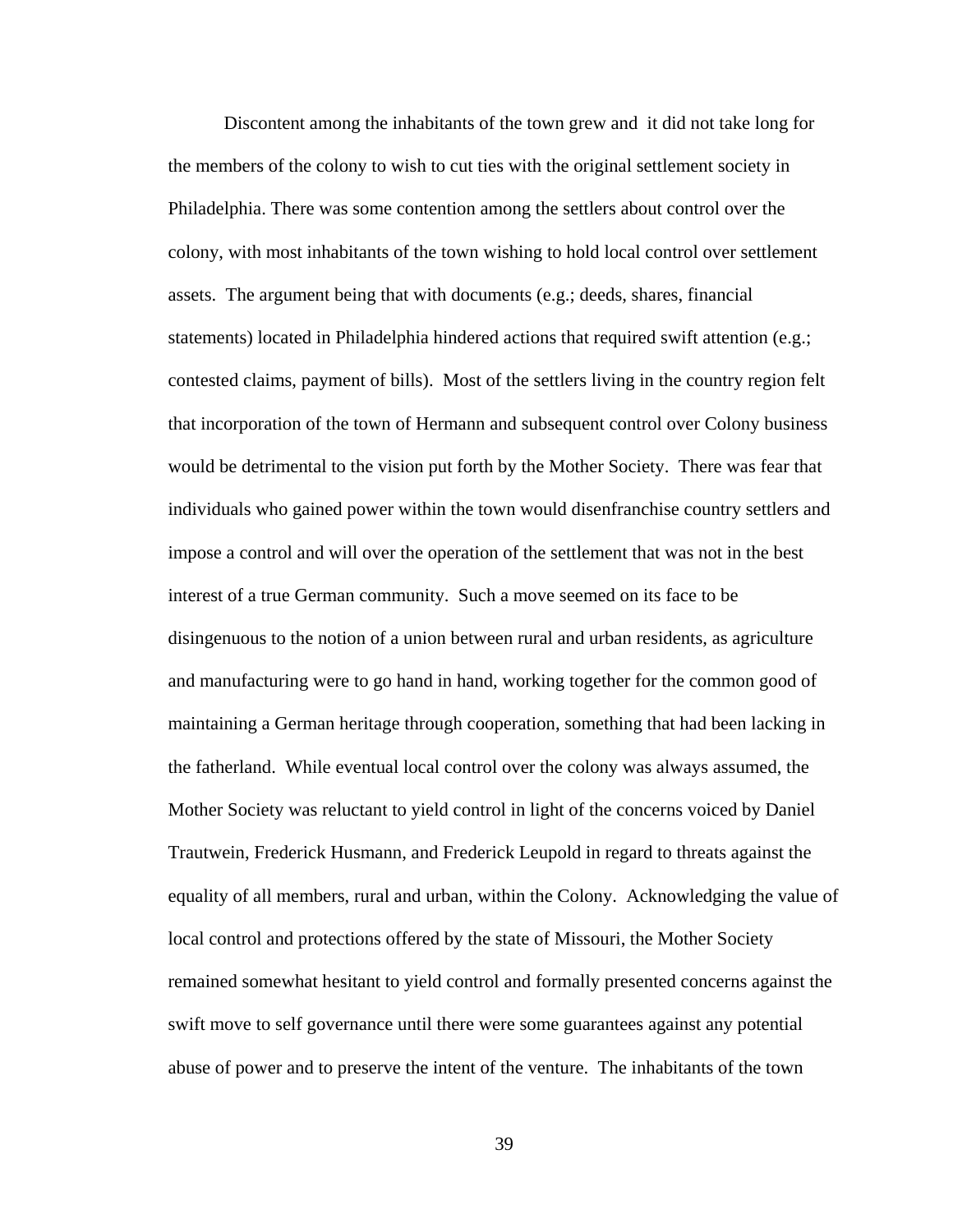Discontent among the inhabitants of the town grew and it did not take long for the members of the colony to wish to cut ties with the original settlement society in Philadelphia. There was some contention among the settlers about control over the colony, with most inhabitants of the town wishing to hold local control over settlement assets. The argument being that with documents (e.g.; deeds, shares, financial statements) located in Philadelphia hindered actions that required swift attention (e.g.; contested claims, payment of bills). Most of the settlers living in the country region felt that incorporation of the town of Hermann and subsequent control over Colony business would be detrimental to the vision put forth by the Mother Society. There was fear that individuals who gained power within the town would disenfranchise country settlers and impose a control and will over the operation of the settlement that was not in the best interest of a true German community. Such a move seemed on its face to be disingenuous to the notion of a union between rural and urban residents, as agriculture and manufacturing were to go hand in hand, working together for the common good of maintaining a German heritage through cooperation, something that had been lacking in the fatherland. While eventual local control over the colony was always assumed, the Mother Society was reluctant to yield control in light of the concerns voiced by Daniel Trautwein, Frederick Husmann, and Frederick Leupold in regard to threats against the equality of all members, rural and urban, within the Colony. Acknowledging the value of local control and protections offered by the state of Missouri, the Mother Society remained somewhat hesitant to yield control and formally presented concerns against the swift move to self governance until there were some guarantees against any potential abuse of power and to preserve the intent of the venture. The inhabitants of the town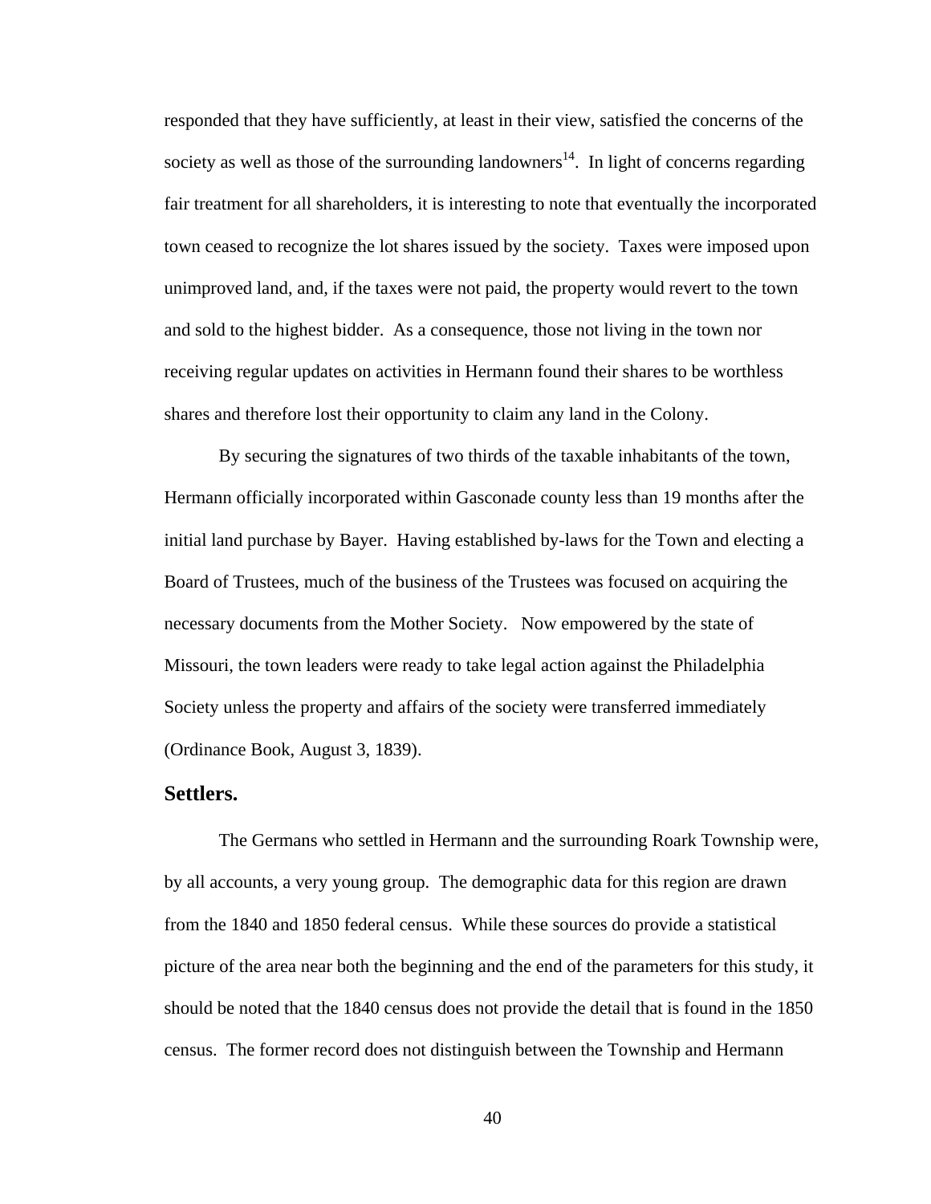responded that they have sufficiently, at least in their view, satisfied the concerns of the society as well as those of the surrounding landowners[14]. In light of concerns regarding fair treatment for all shareholders, it is interesting to note that eventually the incorporated town ceased to recognize the lot shares issued by the society. Taxes were imposed upon unimproved land, and, if the taxes were not paid, the property would revert to the town and sold to the highest bidder. As a consequence, those not living in the town nor receiving regular updates on activities in Hermann found their shares to be worthless shares and therefore lost their opportunity to claim any land in the Colony.

By securing the signatures of two thirds of the taxable inhabitants of the town, Hermann officially incorporated within Gasconade county less than 19 months after the initial land purchase by Bayer. Having established by-laws for the Town and electing a Board of Trustees, much of the business of the Trustees was focused on acquiring the necessary documents from the Mother Society. Now empowered by the state of Missouri, the town leaders were ready to take legal action against the Philadelphia Society unless the property and affairs of the society were transferred immediately (Ordinance Book, August 3, 1839).

## Settlers.

The Germans who settled in Hermann and the surrounding Roark Township were, by all accounts, a very young group. The demographic data for this region are drawn from the 1840 and 1850 federal census. While these sources do provide a statistical picture of the area near both the beginning and the end of the parameters for this study, it should be noted that the 1840 census does not provide the detail that is found in the 1850 census. The former record does not distinguish between the Township and Hermann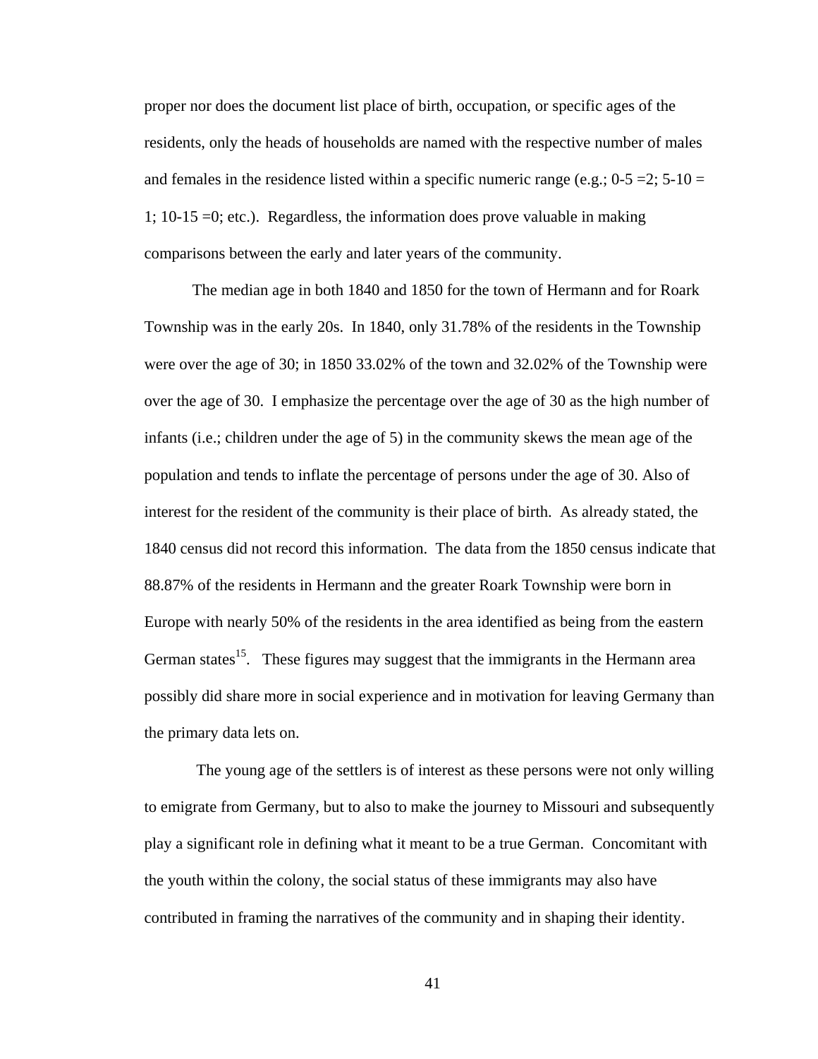proper nor does the document list place of birth, occupation, or specific ages of the residents, only the heads of households are named with the respective number of males and females in the residence listed within a specific numeric range (e.g.; 0-5 =2; 5-10 = 1; 10-15 =0; etc.). Regardless, the information does prove valuable in making comparisons between the early and later years of the community.

The median age in both 1840 and 1850 for the town of Hermann and for Roark Township was in the early 20s. In 1840, only 31.78% of the residents in the Township were over the age of 30; in 1850 33.02% of the town and 32.02% of the Township were over the age of 30. I emphasize the percentage over the age of 30 as the high number of infants (i.e.; children under the age of 5) in the community skews the mean age of the population and tends to inflate the percentage of persons under the age of 30. Also of interest for the resident of the community is their place of birth. As already stated, the 1840 census did not record this information. The data from the 1850 census indicate that 88.87% of the residents in Hermann and the greater Roark Township were born in Europe with nearly 50% of the residents in the area identified as being from the eastern German states[15]. These figures may suggest that the immigrants in the Hermann area possibly did share more in social experience and in motivation for leaving Germany than the primary data lets on.

The young age of the settlers is of interest as these persons were not only willing to emigrate from Germany, but to also to make the journey to Missouri and subsequently play a significant role in defining what it meant to be a true German. Concomitant with the youth within the colony, the social status of these immigrants may also have contributed in framing the narratives of the community and in shaping their identity.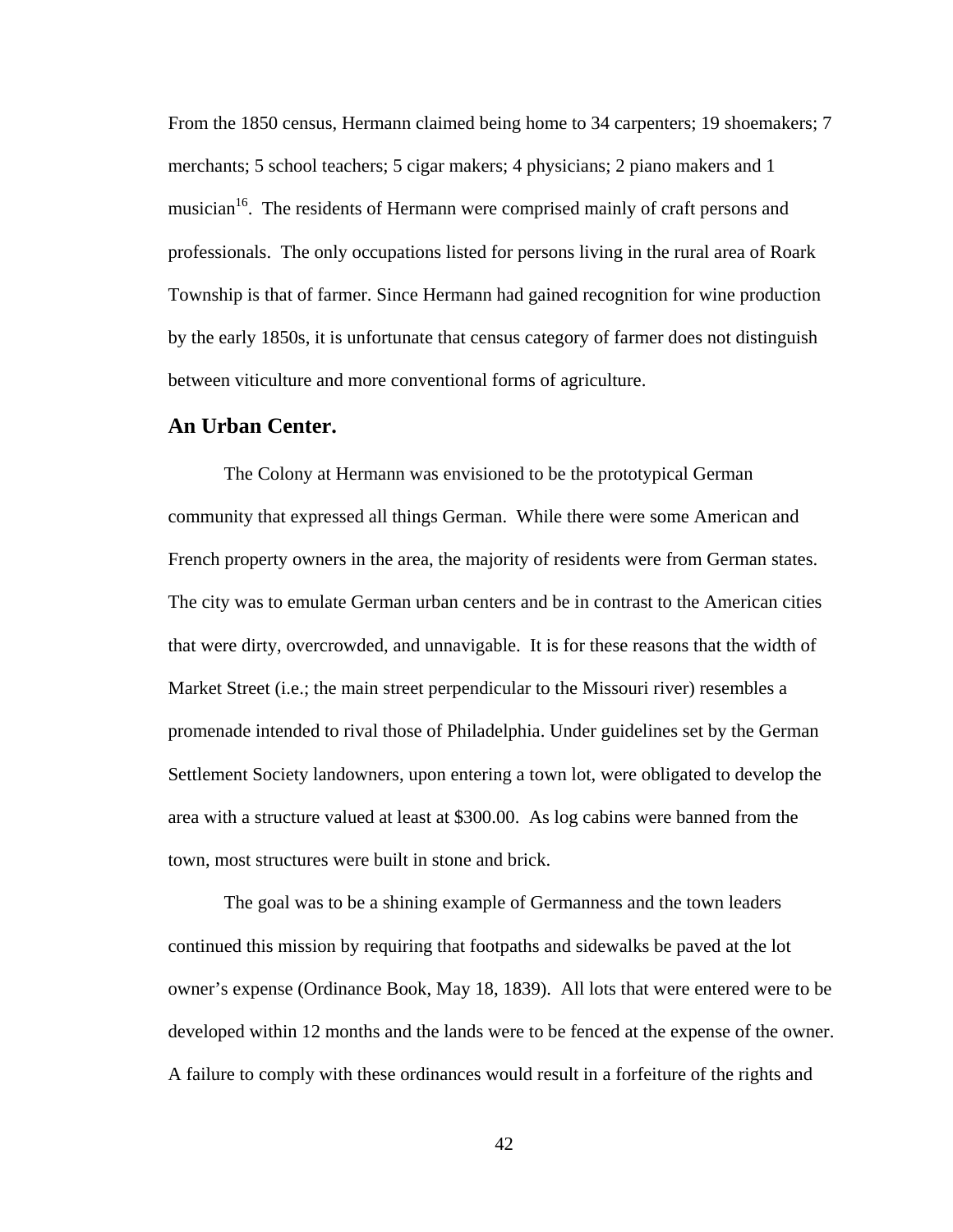From the 1850 census, Hermann claimed being home to 34 carpenters; 19 shoemakers; 7 merchants; 5 school teachers; 5 cigar makers; 4 physicians; 2 piano makers and 1 musician[16]. The residents of Hermann were comprised mainly of craft persons and professionals. The only occupations listed for persons living in the rural area of Roark Township is that of farmer. Since Hermann had gained recognition for wine production by the early 1850s, it is unfortunate that census category of farmer does not distinguish between viticulture and more conventional forms of agriculture.

## An Urban Center.

The Colony at Hermann was envisioned to be the prototypical German community that expressed all things German. While there were some American and French property owners in the area, the majority of residents were from German states. The city was to emulate German urban centers and be in contrast to the American cities that were dirty, overcrowded, and unnavigable. It is for these reasons that the width of Market Street (i.e.; the main street perpendicular to the Missouri river) resembles a promenade intended to rival those of Philadelphia. Under guidelines set by the German Settlement Society landowners, upon entering a town lot, were obligated to develop the area with a structure valued at least at $300.00. As log cabins were banned from the town, most structures were built in stone and brick.

The goal was to be a shining example of Germanness and the town leaders continued this mission by requiring that footpaths and sidewalks be paved at the lot owner's expense (Ordinance Book, May 18, 1839). All lots that were entered were to be developed within 12 months and the lands were to be fenced at the expense of the owner. A failure to comply with these ordinances would result in a forfeiture of the rights and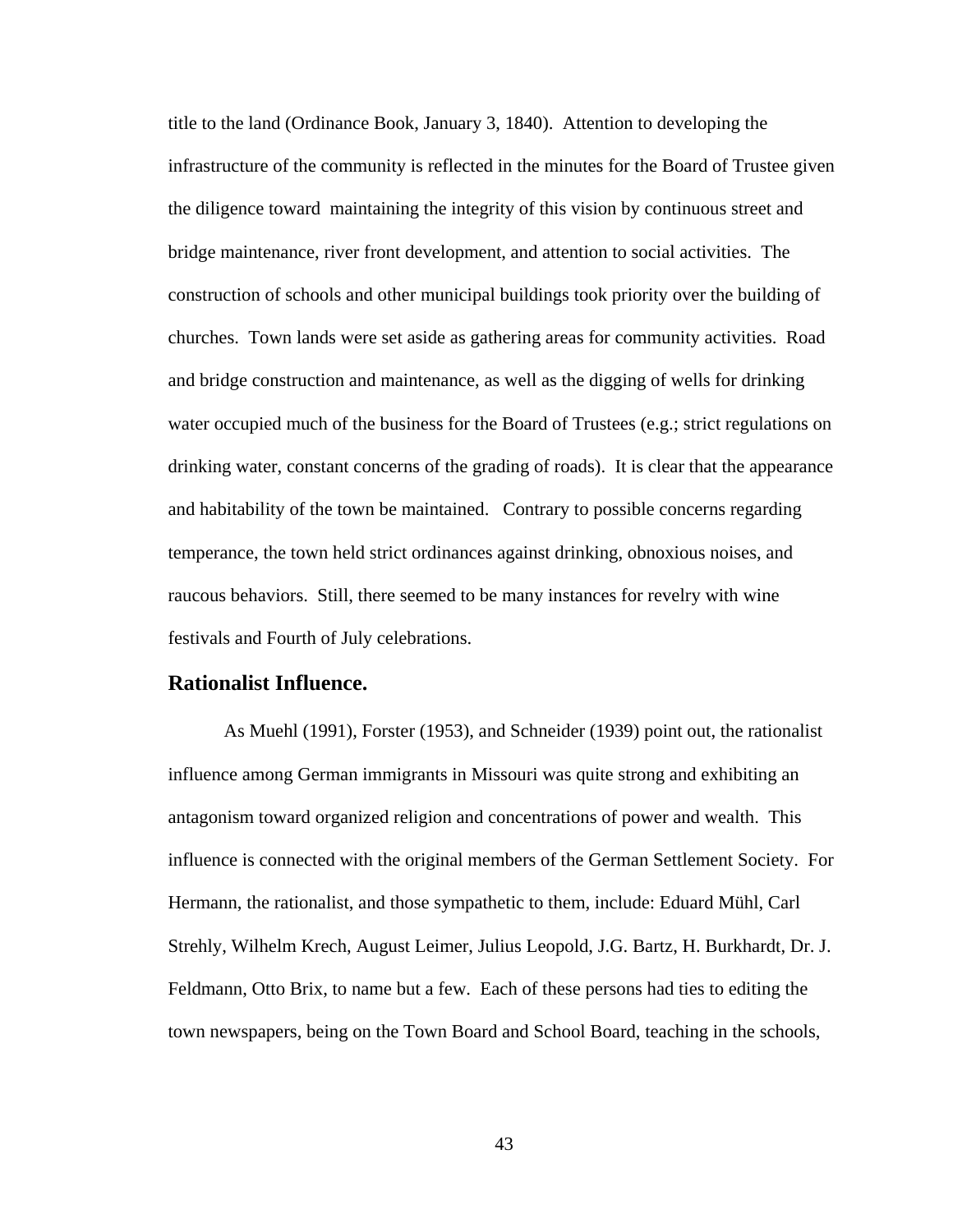title to the land (Ordinance Book, January 3, 1840). Attention to developing the infrastructure of the community is reflected in the minutes for the Board of Trustee given the diligence toward maintaining the integrity of this vision by continuous street and bridge maintenance, river front development, and attention to social activities. The construction of schools and other municipal buildings took priority over the building of churches. Town lands were set aside as gathering areas for community activities. Road and bridge construction and maintenance, as well as the digging of wells for drinking water occupied much of the business for the Board of Trustees (e.g.; strict regulations on drinking water, constant concerns of the grading of roads). It is clear that the appearance and habitability of the town be maintained. Contrary to possible concerns regarding temperance, the town held strict ordinances against drinking, obnoxious noises, and raucous behaviors. Still, there seemed to be many instances for revelry with wine festivals and Fourth of July celebrations.

### Rationalist Influence.

As Muehl (1991), Forster (1953), and Schneider (1939) point out, the rationalist influence among German immigrants in Missouri was quite strong and exhibiting an antagonism toward organized religion and concentrations of power and wealth. This influence is connected with the original members of the German Settlement Society. For Hermann, the rationalist, and those sympathetic to them, include: Eduard Mühl, Carl Strehly, Wilhelm Krech, August Leimer, Julius Leopold, J.G. Bartz, H. Burkhardt, Dr. J. Feldmann, Otto Brix, to name but a few. Each of these persons had ties to editing the town newspapers, being on the Town Board and School Board, teaching in the schools,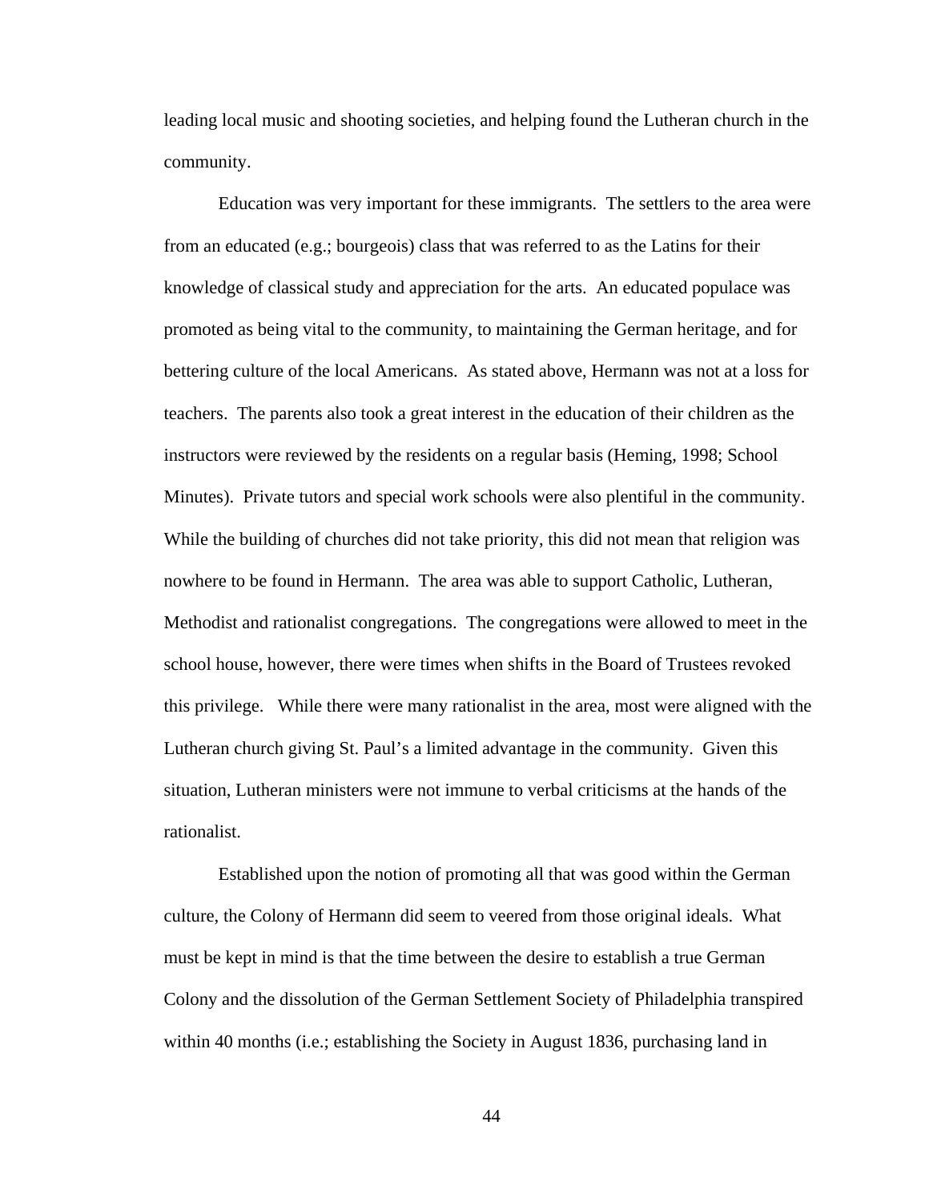leading local music and shooting societies, and helping found the Lutheran church in the community.

Education was very important for these immigrants. The settlers to the area were from an educated (e.g.; bourgeois) class that was referred to as the Latins for their knowledge of classical study and appreciation for the arts. An educated populace was promoted as being vital to the community, to maintaining the German heritage, and for bettering culture of the local Americans. As stated above, Hermann was not at a loss for teachers. The parents also took a great interest in the education of their children as the instructors were reviewed by the residents on a regular basis (Heming, 1998; School Minutes). Private tutors and special work schools were also plentiful in the community. While the building of churches did not take priority, this did not mean that religion was nowhere to be found in Hermann. The area was able to support Catholic, Lutheran, Methodist and rationalist congregations. The congregations were allowed to meet in the school house, however, there were times when shifts in the Board of Trustees revoked this privilege. While there were many rationalist in the area, most were aligned with the Lutheran church giving St. Paul's a limited advantage in the community. Given this situation, Lutheran ministers were not immune to verbal criticisms at the hands of the rationalist.

Established upon the notion of promoting all that was good within the German culture, the Colony of Hermann did seem to veered from those original ideals. What must be kept in mind is that the time between the desire to establish a true German Colony and the dissolution of the German Settlement Society of Philadelphia transpired within 40 months (i.e.; establishing the Society in August 1836, purchasing land in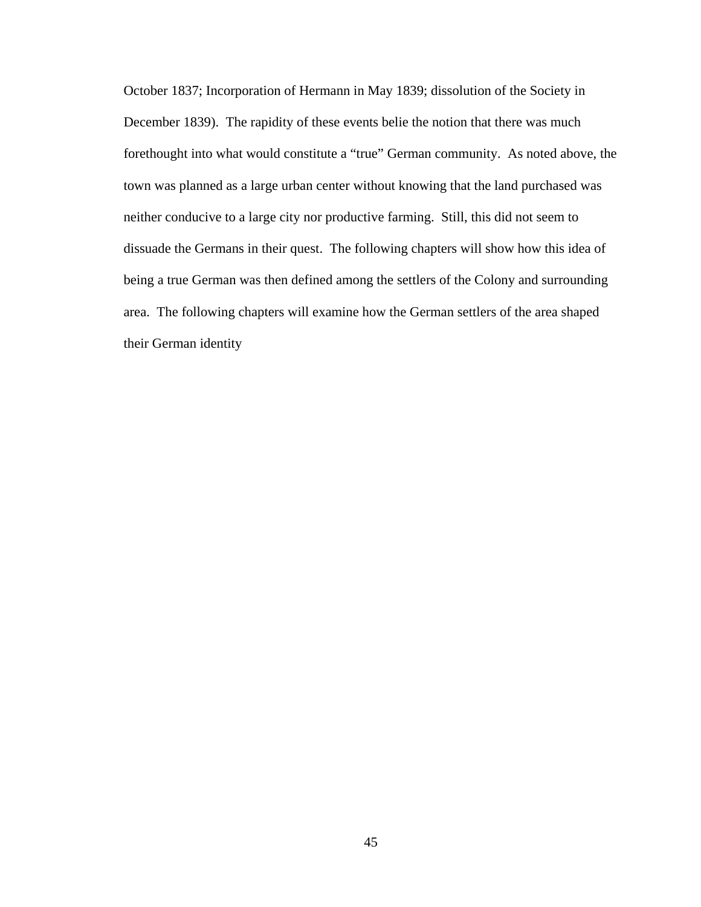October 1837; Incorporation of Hermann in May 1839; dissolution of the Society in December 1839). The rapidity of these events belie the notion that there was much forethought into what would constitute a "true" German community. As noted above, the town was planned as a large urban center without knowing that the land purchased was neither conducive to a large city nor productive farming. Still, this did not seem to dissuade the Germans in their quest. The following chapters will show how this idea of being a true German was then defined among the settlers of the Colony and surrounding area. The following chapters will examine how the German settlers of the area shaped their German identity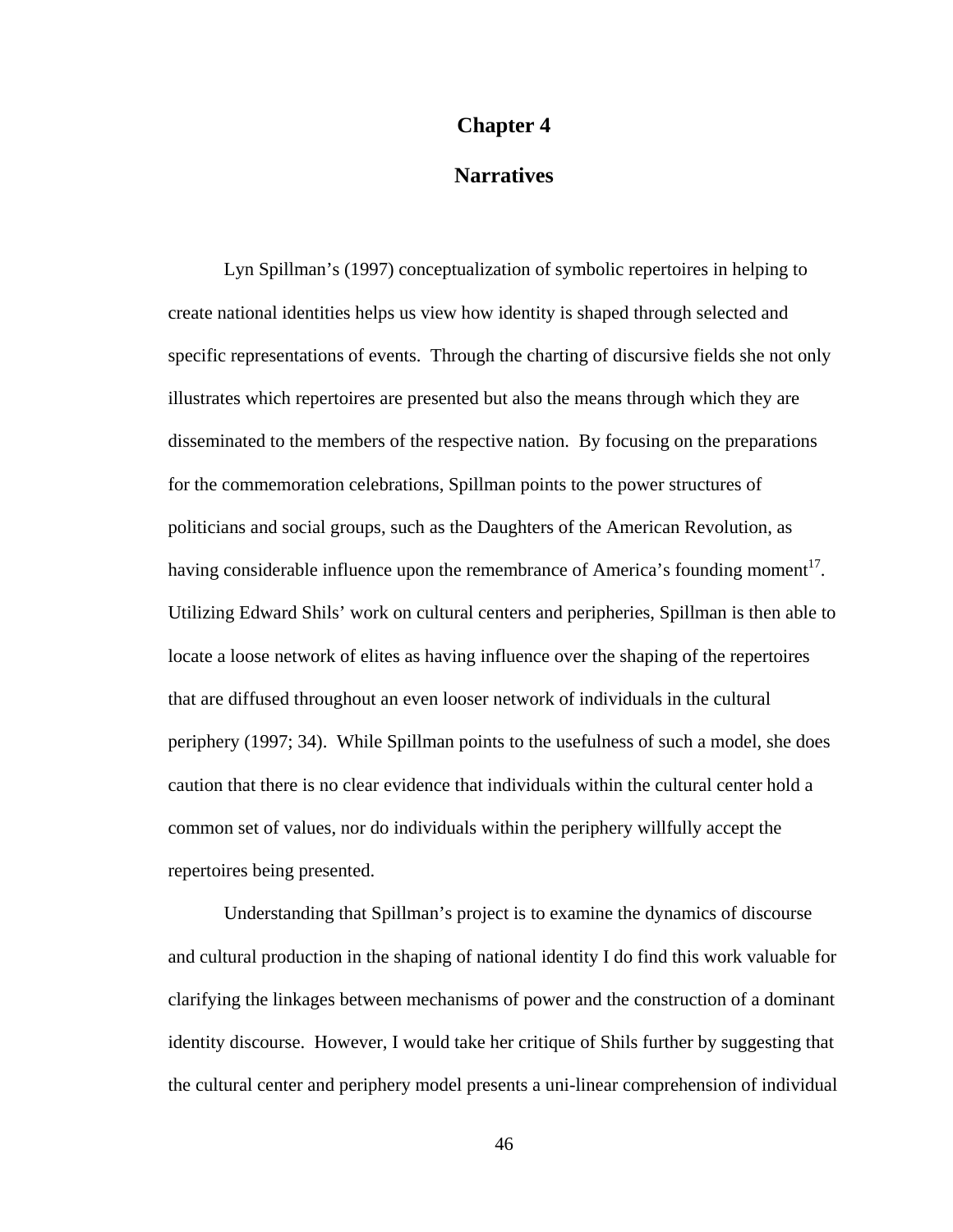# Chapter 4

## Narratives

Lyn Spillman's (1997) conceptualization of symbolic repertoires in helping to create national identities helps us view how identity is shaped through selected and specific representations of events. Through the charting of discursive fields she not only illustrates which repertoires are presented but also the means through which they are disseminated to the members of the respective nation. By focusing on the preparations for the commemoration celebrations, Spillman points to the power structures of politicians and social groups, such as the Daughters of the American Revolution, as having considerable influence upon the remembrance of America's founding moment[17]. Utilizing Edward Shils' work on cultural centers and peripheries, Spillman is then able to locate a loose network of elites as having influence over the shaping of the repertoires that are diffused throughout an even looser network of individuals in the cultural periphery (1997; 34). While Spillman points to the usefulness of such a model, she does caution that there is no clear evidence that individuals within the cultural center hold a common set of values, nor do individuals within the periphery willfully accept the repertoires being presented.

Understanding that Spillman's project is to examine the dynamics of discourse and cultural production in the shaping of national identity I do find this work valuable for clarifying the linkages between mechanisms of power and the construction of a dominant identity discourse. However, I would take her critique of Shils further by suggesting that the cultural center and periphery model presents a uni-linear comprehension of individual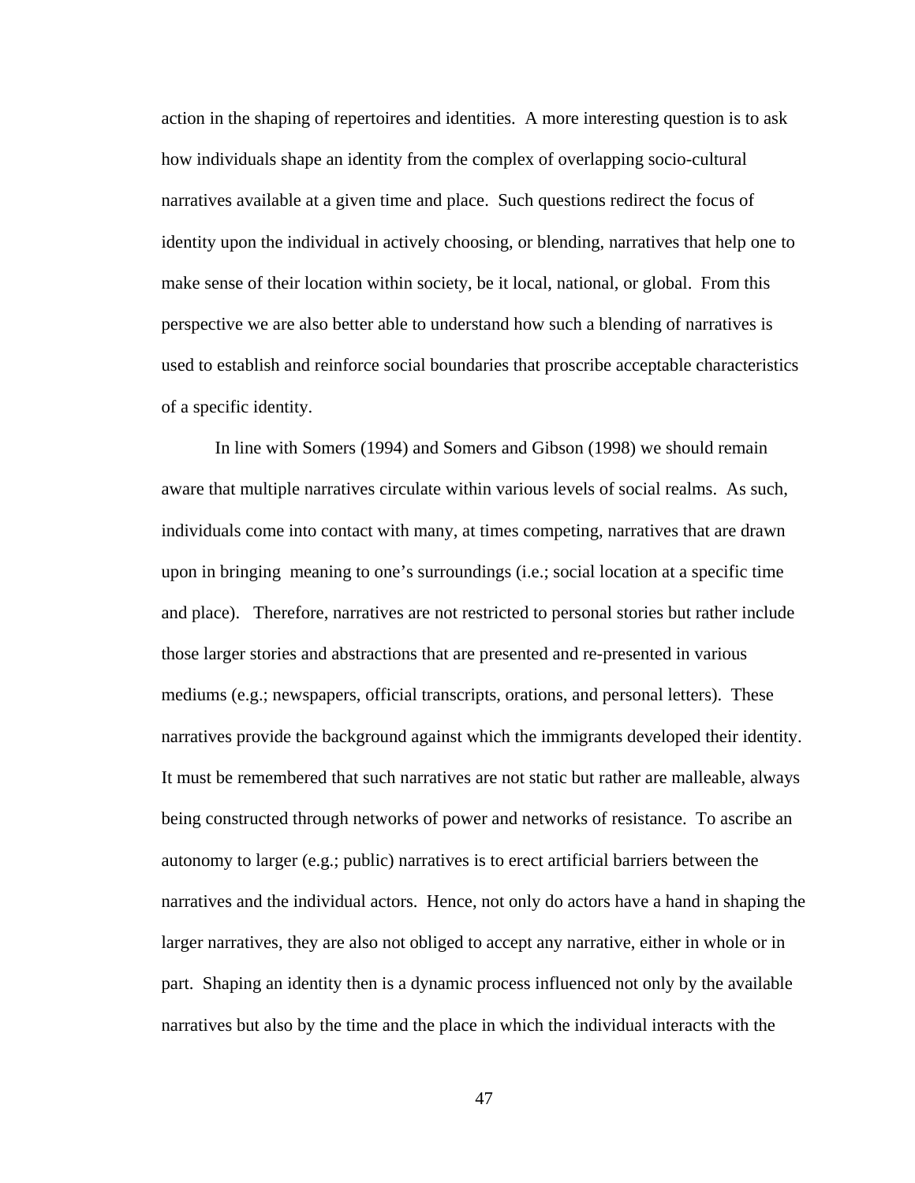action in the shaping of repertoires and identities. A more interesting question is to ask how individuals shape an identity from the complex of overlapping socio-cultural narratives available at a given time and place. Such questions redirect the focus of identity upon the individual in actively choosing, or blending, narratives that help one to make sense of their location within society, be it local, national, or global. From this perspective we are also better able to understand how such a blending of narratives is used to establish and reinforce social boundaries that proscribe acceptable characteristics of a specific identity.

In line with Somers (1994) and Somers and Gibson (1998) we should remain aware that multiple narratives circulate within various levels of social realms. As such, individuals come into contact with many, at times competing, narratives that are drawn upon in bringing meaning to one's surroundings (i.e.; social location at a specific time and place). Therefore, narratives are not restricted to personal stories but rather include those larger stories and abstractions that are presented and re-presented in various mediums (e.g.; newspapers, official transcripts, orations, and personal letters). These narratives provide the background against which the immigrants developed their identity. It must be remembered that such narratives are not static but rather are malleable, always being constructed through networks of power and networks of resistance. To ascribe an autonomy to larger (e.g.; public) narratives is to erect artificial barriers between the narratives and the individual actors. Hence, not only do actors have a hand in shaping the larger narratives, they are also not obliged to accept any narrative, either in whole or in part. Shaping an identity then is a dynamic process influenced not only by the available narratives but also by the time and the place in which the individual interacts with the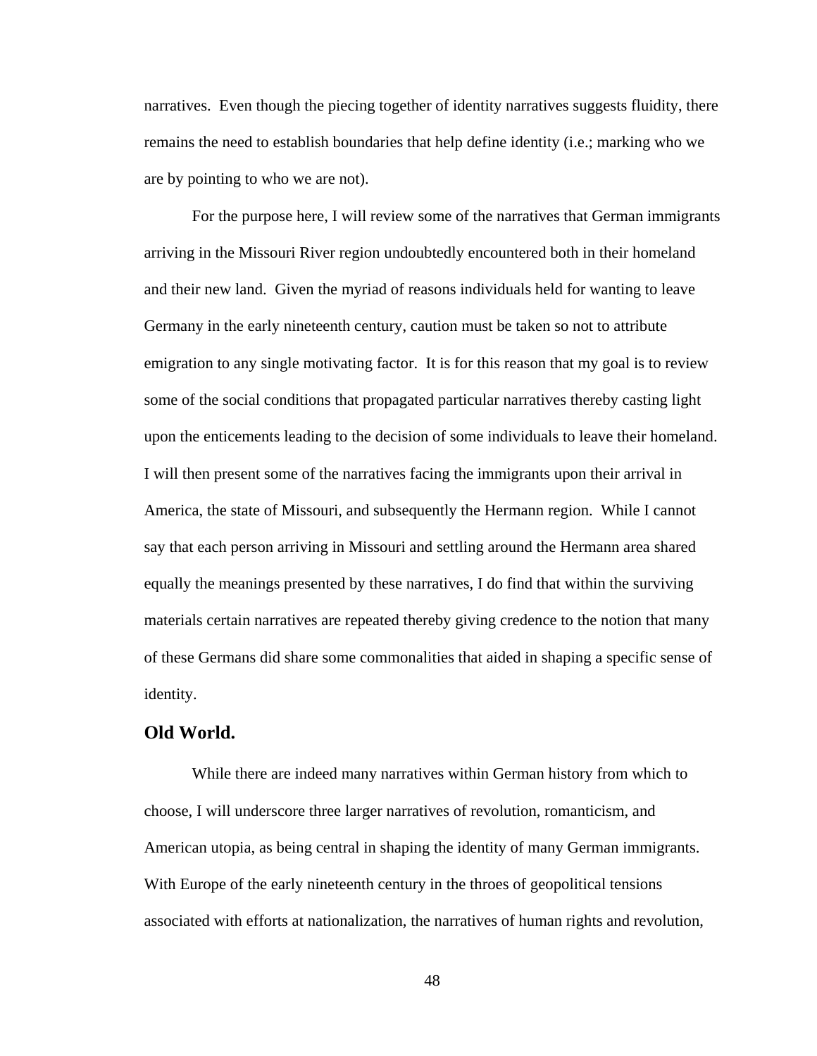narratives. Even though the piecing together of identity narratives suggests fluidity, there remains the need to establish boundaries that help define identity (i.e.; marking who we are by pointing to who we are not).

For the purpose here, I will review some of the narratives that German immigrants arriving in the Missouri River region undoubtedly encountered both in their homeland and their new land. Given the myriad of reasons individuals held for wanting to leave Germany in the early nineteenth century, caution must be taken so not to attribute emigration to any single motivating factor. It is for this reason that my goal is to review some of the social conditions that propagated particular narratives thereby casting light upon the enticements leading to the decision of some individuals to leave their homeland. I will then present some of the narratives facing the immigrants upon their arrival in America, the state of Missouri, and subsequently the Hermann region. While I cannot say that each person arriving in Missouri and settling around the Hermann area shared equally the meanings presented by these narratives, I do find that within the surviving materials certain narratives are repeated thereby giving credence to the notion that many of these Germans did share some commonalities that aided in shaping a specific sense of identity.

### Old World.

While there are indeed many narratives within German history from which to choose, I will underscore three larger narratives of revolution, romanticism, and American utopia, as being central in shaping the identity of many German immigrants. With Europe of the early nineteenth century in the throes of geopolitical tensions associated with efforts at nationalization, the narratives of human rights and revolution,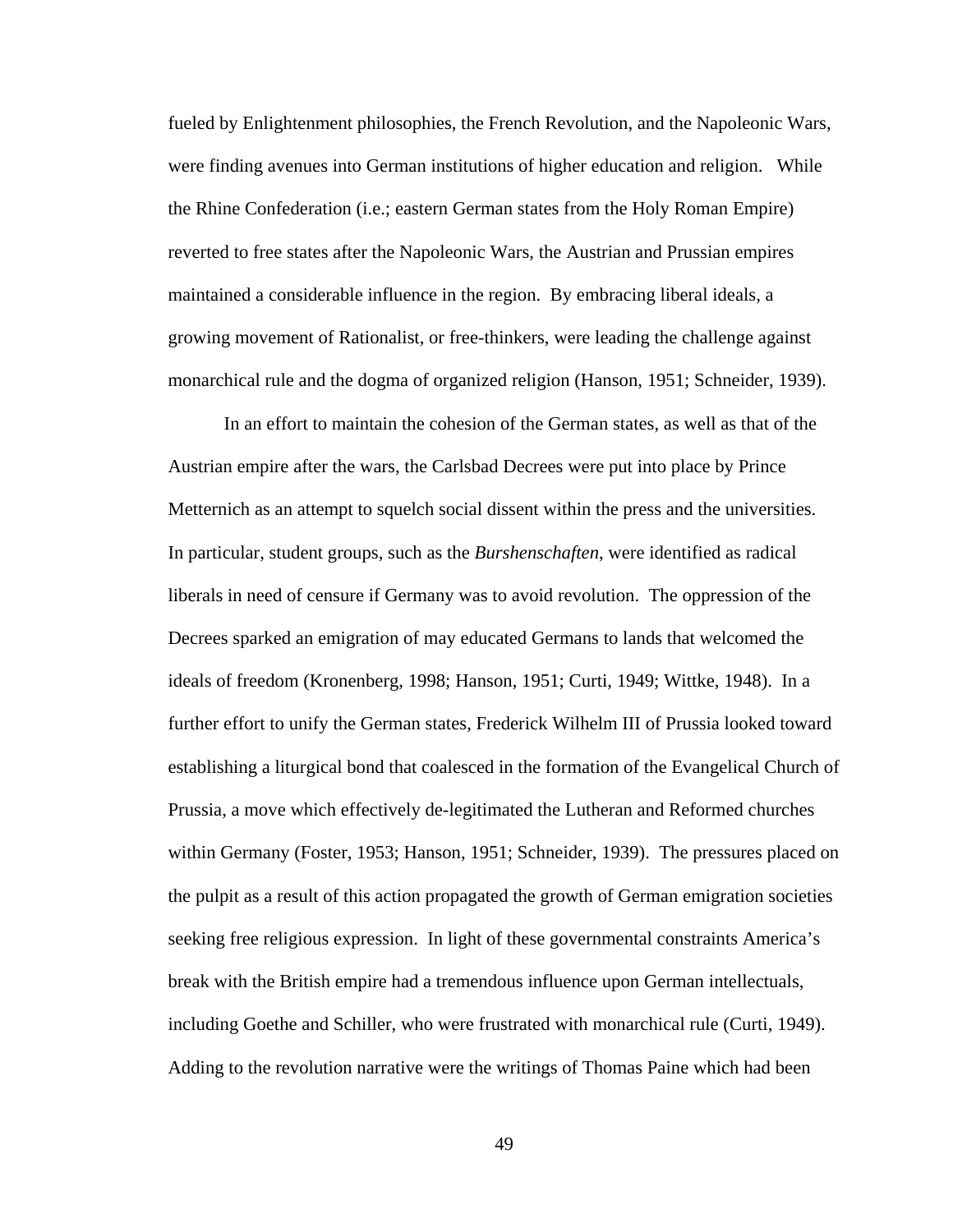fueled by Enlightenment philosophies, the French Revolution, and the Napoleonic Wars, were finding avenues into German institutions of higher education and religion. While the Rhine Confederation (i.e.; eastern German states from the Holy Roman Empire) reverted to free states after the Napoleonic Wars, the Austrian and Prussian empires maintained a considerable influence in the region. By embracing liberal ideals, a growing movement of Rationalist, or free-thinkers, were leading the challenge against monarchical rule and the dogma of organized religion (Hanson, 1951; Schneider, 1939).

In an effort to maintain the cohesion of the German states, as well as that of the Austrian empire after the wars, the Carlsbad Decrees were put into place by Prince Metternich as an attempt to squelch social dissent within the press and the universities. In particular, student groups, such as the *Burshenschaften*, were identified as radical liberals in need of censure if Germany was to avoid revolution. The oppression of the Decrees sparked an emigration of may educated Germans to lands that welcomed the ideals of freedom (Kronenberg, 1998; Hanson, 1951; Curti, 1949; Wittke, 1948). In a further effort to unify the German states, Frederick Wilhelm III of Prussia looked toward establishing a liturgical bond that coalesced in the formation of the Evangelical Church of Prussia, a move which effectively de-legitimated the Lutheran and Reformed churches within Germany (Foster, 1953; Hanson, 1951; Schneider, 1939). The pressures placed on the pulpit as a result of this action propagated the growth of German emigration societies seeking free religious expression. In light of these governmental constraints America's break with the British empire had a tremendous influence upon German intellectuals, including Goethe and Schiller, who were frustrated with monarchical rule (Curti, 1949). Adding to the revolution narrative were the writings of Thomas Paine which had been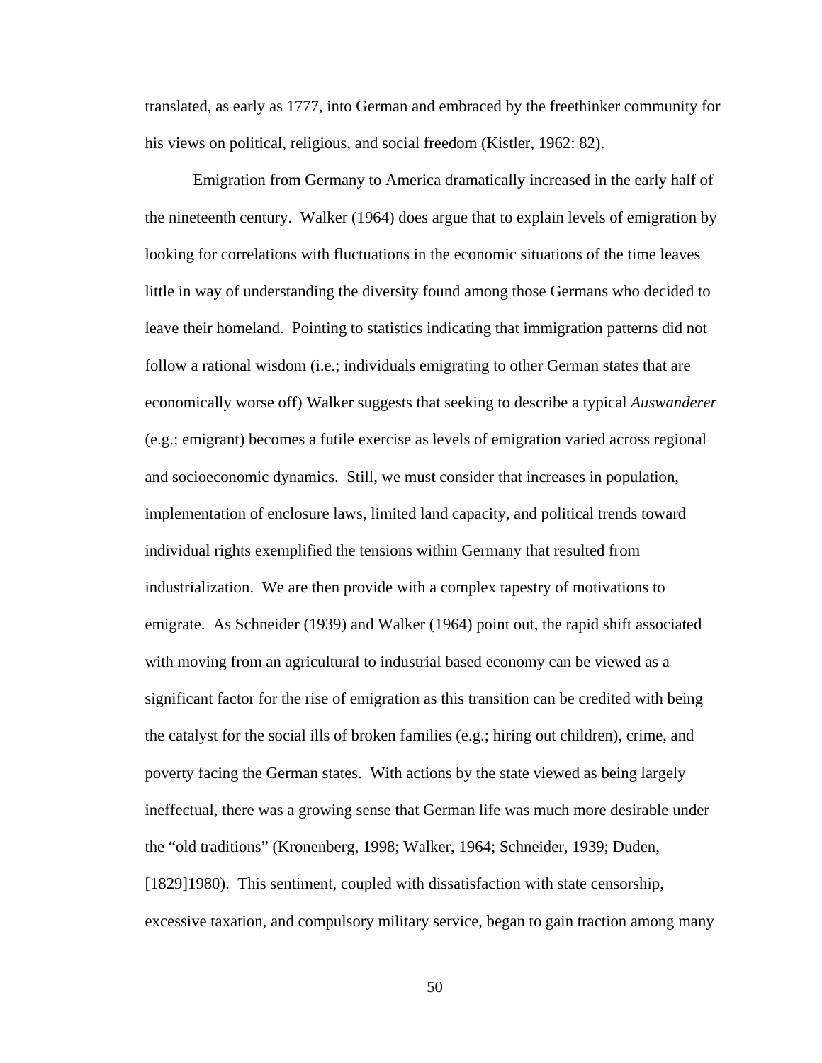translated, as early as 1777, into German and embraced by the freethinker community for his views on political, religious, and social freedom (Kistler, 1962: 82).

Emigration from Germany to America dramatically increased in the early half of the nineteenth century. Walker (1964) does argue that to explain levels of emigration by looking for correlations with fluctuations in the economic situations of the time leaves little in way of understanding the diversity found among those Germans who decided to leave their homeland. Pointing to statistics indicating that immigration patterns did not follow a rational wisdom (i.e.; individuals emigrating to other German states that are economically worse off) Walker suggests that seeking to describe a typical *Auswanderer* (e.g.; emigrant) becomes a futile exercise as levels of emigration varied across regional and socioeconomic dynamics. Still, we must consider that increases in population, implementation of enclosure laws, limited land capacity, and political trends toward individual rights exemplified the tensions within Germany that resulted from industrialization. We are then provide with a complex tapestry of motivations to emigrate. As Schneider (1939) and Walker (1964) point out, the rapid shift associated with moving from an agricultural to industrial based economy can be viewed as a significant factor for the rise of emigration as this transition can be credited with being the catalyst for the social ills of broken families (e.g.; hiring out children), crime, and poverty facing the German states. With actions by the state viewed as being largely ineffectual, there was a growing sense that German life was much more desirable under the "old traditions" (Kronenberg, 1998; Walker, 1964; Schneider, 1939; Duden, [1829]1980). This sentiment, coupled with dissatisfaction with state censorship, excessive taxation, and compulsory military service, began to gain traction among many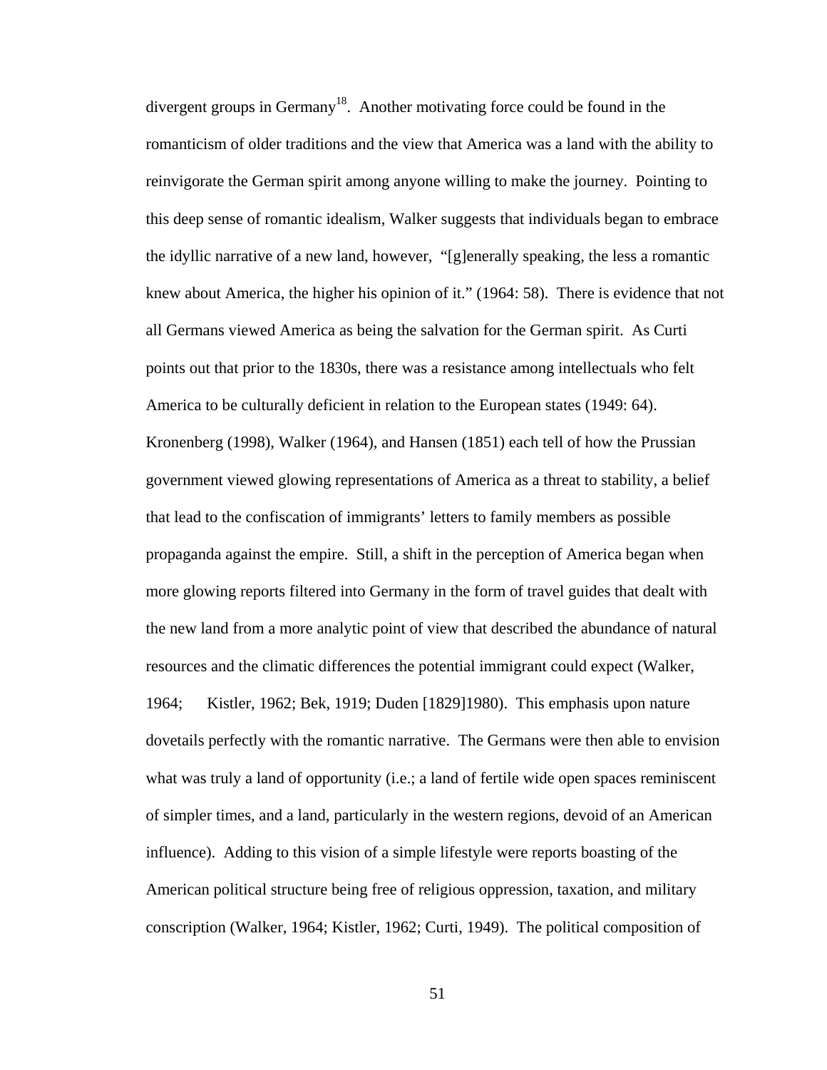divergent groups in Germany[18]. Another motivating force could be found in the romanticism of older traditions and the view that America was a land with the ability to reinvigorate the German spirit among anyone willing to make the journey. Pointing to this deep sense of romantic idealism, Walker suggests that individuals began to embrace the idyllic narrative of a new land, however, "[g]enerally speaking, the less a romantic knew about America, the higher his opinion of it." (1964: 58). There is evidence that not all Germans viewed America as being the salvation for the German spirit. As Curti points out that prior to the 1830s, there was a resistance among intellectuals who felt America to be culturally deficient in relation to the European states (1949: 64). Kronenberg (1998), Walker (1964), and Hansen (1851) each tell of how the Prussian government viewed glowing representations of America as a threat to stability, a belief that lead to the confiscation of immigrants' letters to family members as possible propaganda against the empire. Still, a shift in the perception of America began when more glowing reports filtered into Germany in the form of travel guides that dealt with the new land from a more analytic point of view that described the abundance of natural resources and the climatic differences the potential immigrant could expect (Walker, 1964; Kistler, 1962; Bek, 1919; Duden [1829]1980). This emphasis upon nature dovetails perfectly with the romantic narrative. The Germans were then able to envision what was truly a land of opportunity (i.e.; a land of fertile wide open spaces reminiscent of simpler times, and a land, particularly in the western regions, devoid of an American influence). Adding to this vision of a simple lifestyle were reports boasting of the American political structure being free of religious oppression, taxation, and military conscription (Walker, 1964; Kistler, 1962; Curti, 1949). The political composition of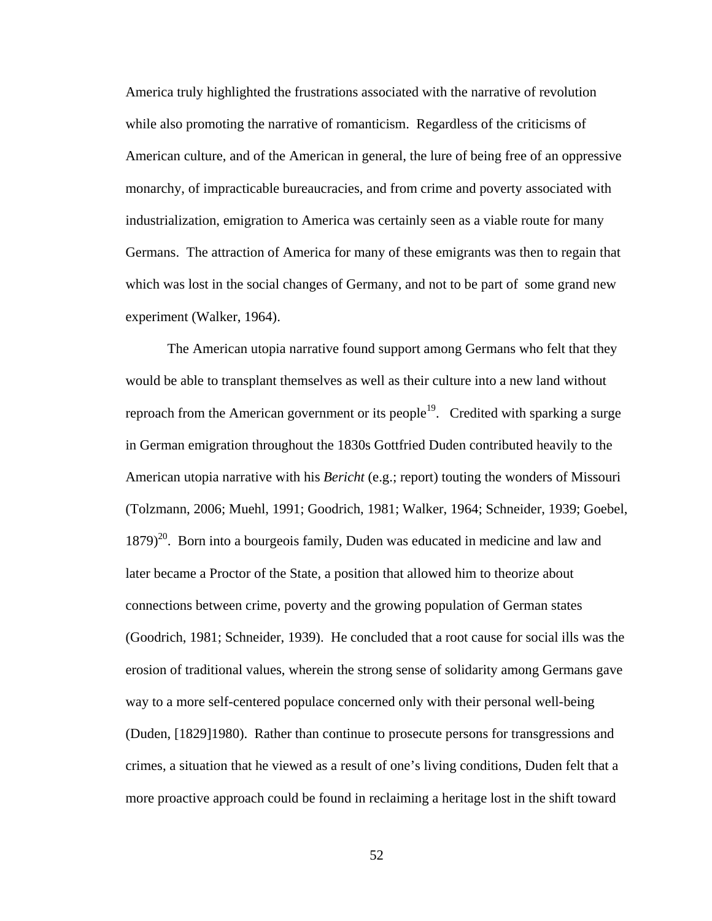America truly highlighted the frustrations associated with the narrative of revolution while also promoting the narrative of romanticism. Regardless of the criticisms of American culture, and of the American in general, the lure of being free of an oppressive monarchy, of impracticable bureaucracies, and from crime and poverty associated with industrialization, emigration to America was certainly seen as a viable route for many Germans. The attraction of America for many of these emigrants was then to regain that which was lost in the social changes of Germany, and not to be part of some grand new experiment (Walker, 1964).

The American utopia narrative found support among Germans who felt that they would be able to transplant themselves as well as their culture into a new land without reproach from the American government or its people[19]. Credited with sparking a surge in German emigration throughout the 1830s Gottfried Duden contributed heavily to the American utopia narrative with his *Bericht* (e.g.; report) touting the wonders of Missouri (Tolzmann, 2006; Muehl, 1991; Goodrich, 1981; Walker, 1964; Schneider, 1939; Goebel, 1879)[20]. Born into a bourgeois family, Duden was educated in medicine and law and later became a Proctor of the State, a position that allowed him to theorize about connections between crime, poverty and the growing population of German states (Goodrich, 1981; Schneider, 1939). He concluded that a root cause for social ills was the erosion of traditional values, wherein the strong sense of solidarity among Germans gave way to a more self-centered populace concerned only with their personal well-being (Duden, [1829]1980). Rather than continue to prosecute persons for transgressions and crimes, a situation that he viewed as a result of one's living conditions, Duden felt that a more proactive approach could be found in reclaiming a heritage lost in the shift toward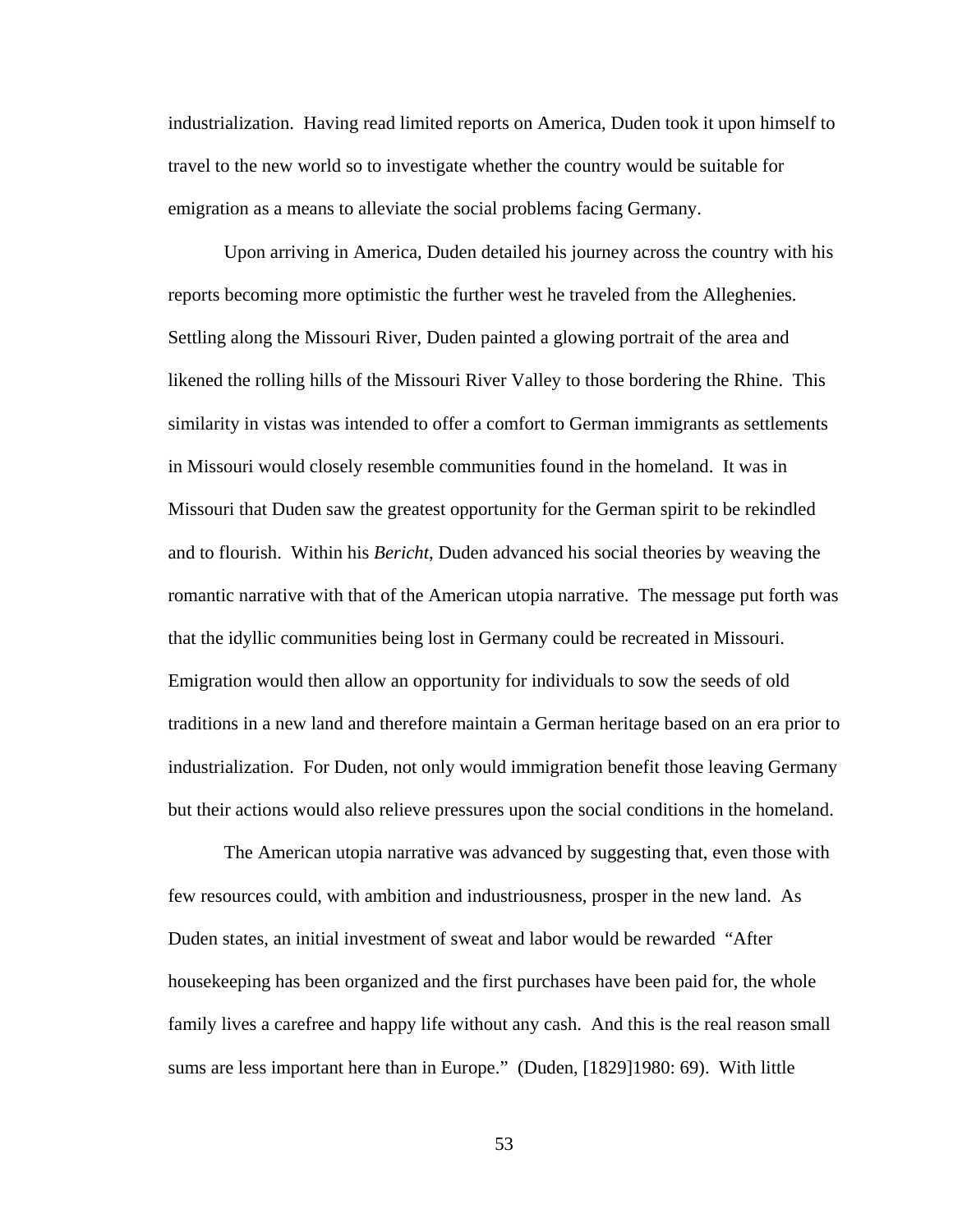industrialization. Having read limited reports on America, Duden took it upon himself to travel to the new world so to investigate whether the country would be suitable for emigration as a means to alleviate the social problems facing Germany.

Upon arriving in America, Duden detailed his journey across the country with his reports becoming more optimistic the further west he traveled from the Alleghenies. Settling along the Missouri River, Duden painted a glowing portrait of the area and likened the rolling hills of the Missouri River Valley to those bordering the Rhine. This similarity in vistas was intended to offer a comfort to German immigrants as settlements in Missouri would closely resemble communities found in the homeland. It was in Missouri that Duden saw the greatest opportunity for the German spirit to be rekindled and to flourish. Within his *Bericht*, Duden advanced his social theories by weaving the romantic narrative with that of the American utopia narrative. The message put forth was that the idyllic communities being lost in Germany could be recreated in Missouri. Emigration would then allow an opportunity for individuals to sow the seeds of old traditions in a new land and therefore maintain a German heritage based on an era prior to industrialization. For Duden, not only would immigration benefit those leaving Germany but their actions would also relieve pressures upon the social conditions in the homeland.

The American utopia narrative was advanced by suggesting that, even those with few resources could, with ambition and industriousness, prosper in the new land. As Duden states, an initial investment of sweat and labor would be rewarded "After housekeeping has been organized and the first purchases have been paid for, the whole family lives a carefree and happy life without any cash. And this is the real reason small sums are less important here than in Europe." (Duden, [1829]1980: 69). With little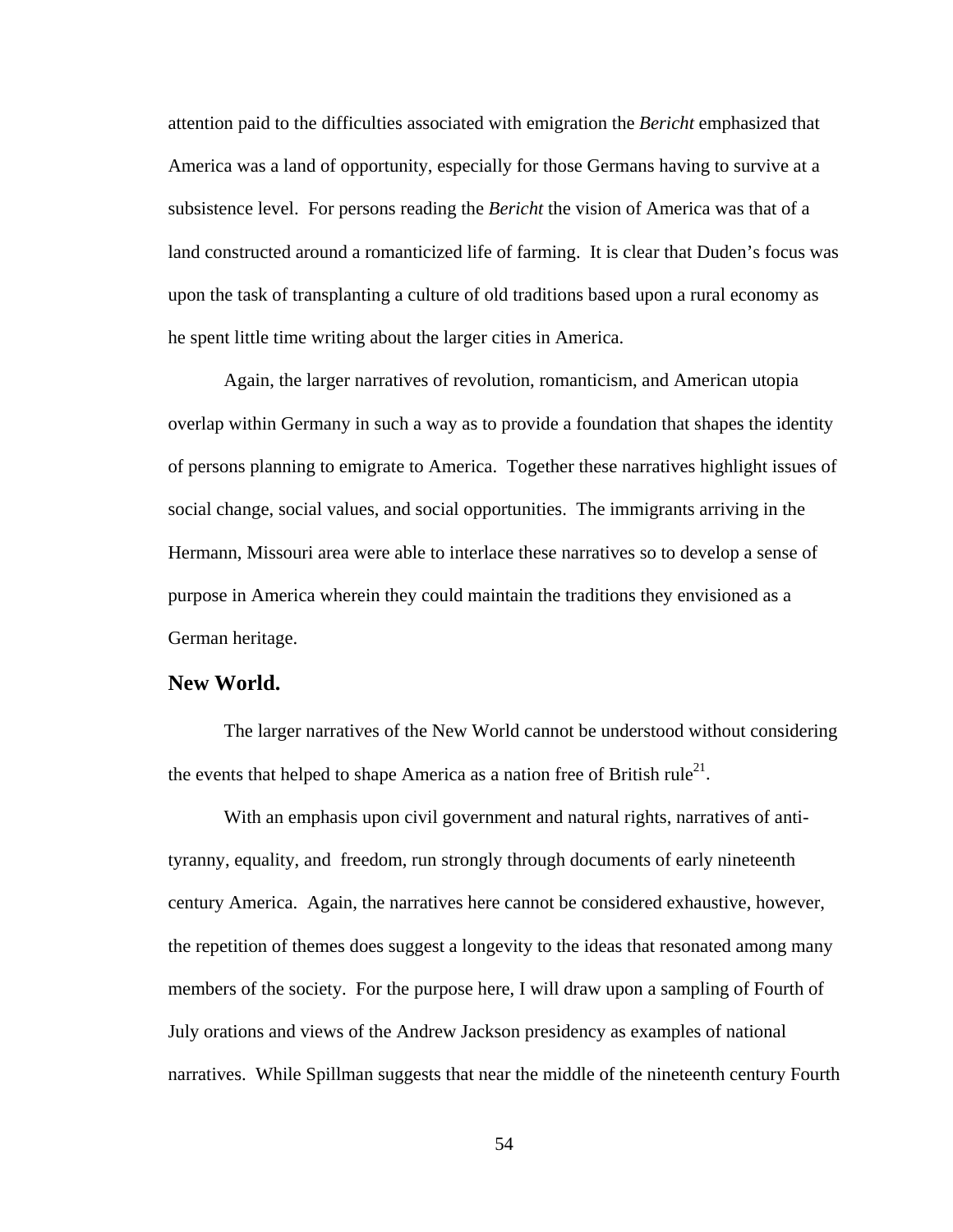attention paid to the difficulties associated with emigration the *Bericht* emphasized that America was a land of opportunity, especially for those Germans having to survive at a subsistence level. For persons reading the *Bericht* the vision of America was that of a land constructed around a romanticized life of farming. It is clear that Duden's focus was upon the task of transplanting a culture of old traditions based upon a rural economy as he spent little time writing about the larger cities in America.

Again, the larger narratives of revolution, romanticism, and American utopia overlap within Germany in such a way as to provide a foundation that shapes the identity of persons planning to emigrate to America. Together these narratives highlight issues of social change, social values, and social opportunities. The immigrants arriving in the Hermann, Missouri area were able to interlace these narratives so to develop a sense of purpose in America wherein they could maintain the traditions they envisioned as a German heritage.

### New World.

The larger narratives of the New World cannot be understood without considering the events that helped to shape America as a nation free of British rule[21].

With an emphasis upon civil government and natural rights, narratives of anti-tyranny, equality, and freedom, run strongly through documents of early nineteenth century America. Again, the narratives here cannot be considered exhaustive, however, the repetition of themes does suggest a longevity to the ideas that resonated among many members of the society. For the purpose here, I will draw upon a sampling of Fourth of July orations and views of the Andrew Jackson presidency as examples of national narratives. While Spillman suggests that near the middle of the nineteenth century Fourth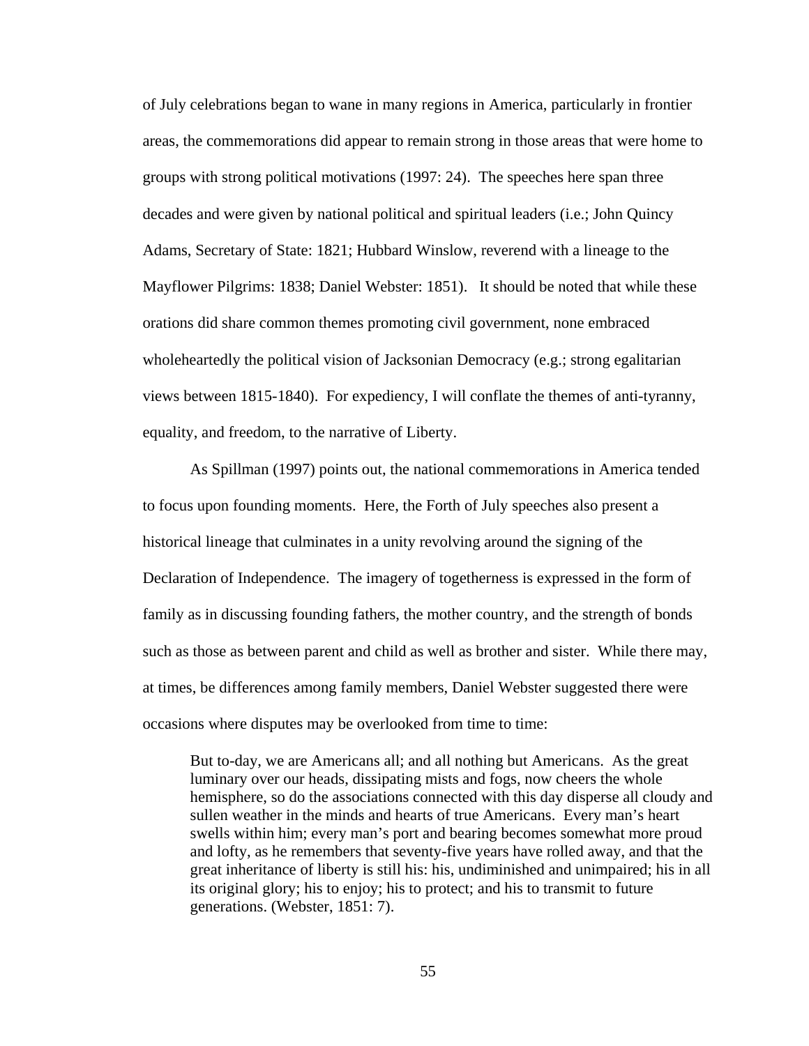of July celebrations began to wane in many regions in America, particularly in frontier areas, the commemorations did appear to remain strong in those areas that were home to groups with strong political motivations (1997: 24). The speeches here span three decades and were given by national political and spiritual leaders (i.e.; John Quincy Adams, Secretary of State: 1821; Hubbard Winslow, reverend with a lineage to the Mayflower Pilgrims: 1838; Daniel Webster: 1851). It should be noted that while these orations did share common themes promoting civil government, none embraced wholeheartedly the political vision of Jacksonian Democracy (e.g.; strong egalitarian views between 1815-1840). For expediency, I will conflate the themes of anti-tyranny, equality, and freedom, to the narrative of Liberty.

As Spillman (1997) points out, the national commemorations in America tended to focus upon founding moments. Here, the Forth of July speeches also present a historical lineage that culminates in a unity revolving around the signing of the Declaration of Independence. The imagery of togetherness is expressed in the form of family as in discussing founding fathers, the mother country, and the strength of bonds such as those as between parent and child as well as brother and sister. While there may, at times, be differences among family members, Daniel Webster suggested there were occasions where disputes may be overlooked from time to time:

> But to-day, we are Americans all; and all nothing but Americans. As the great luminary over our heads, dissipating mists and fogs, now cheers the whole hemisphere, so do the associations connected with this day disperse all cloudy and sullen weather in the minds and hearts of true Americans. Every man's heart swells within him; every man's port and bearing becomes somewhat more proud and lofty, as he remembers that seventy-five years have rolled away, and that the great inheritance of liberty is still his: his, undiminished and unimpaired; his in all its original glory; his to enjoy; his to protect; and his to transmit to future generations. (Webster, 1851: 7).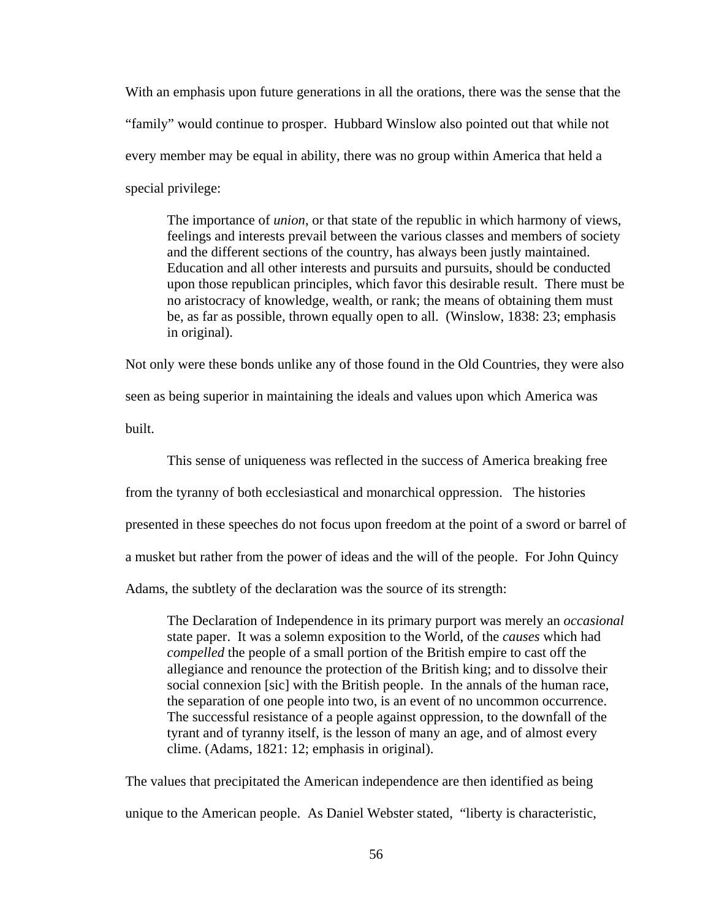With an emphasis upon future generations in all the orations, there was the sense that the "family" would continue to prosper. Hubbard Winslow also pointed out that while not every member may be equal in ability, there was no group within America that held a special privilege:

> The importance of *union*, or that state of the republic in which harmony of views, feelings and interests prevail between the various classes and members of society and the different sections of the country, has always been justly maintained. Education and all other interests and pursuits and pursuits, should be conducted upon those republican principles, which favor this desirable result. There must be no aristocracy of knowledge, wealth, or rank; the means of obtaining them must be, as far as possible, thrown equally open to all. (Winslow, 1838: 23; emphasis in original).

Not only were these bonds unlike any of those found in the Old Countries, they were also seen as being superior in maintaining the ideals and values upon which America was built.

This sense of uniqueness was reflected in the success of America breaking free from the tyranny of both ecclesiastical and monarchical oppression. The histories presented in these speeches do not focus upon freedom at the point of a sword or barrel of a musket but rather from the power of ideas and the will of the people. For John Quincy Adams, the subtlety of the declaration was the source of its strength:

> The Declaration of Independence in its primary purport was merely an *occasional* state paper. It was a solemn exposition to the World, of the *causes* which had *compelled* the people of a small portion of the British empire to cast off the allegiance and renounce the protection of the British king; and to dissolve their social connexion [sic] with the British people. In the annals of the human race, the separation of one people into two, is an event of no uncommon occurrence. The successful resistance of a people against oppression, to the downfall of the tyrant and of tyranny itself, is the lesson of many an age, and of almost every clime. (Adams, 1821: 12; emphasis in original).

The values that precipitated the American independence are then identified as being unique to the American people. As Daniel Webster stated, "liberty is characteristic,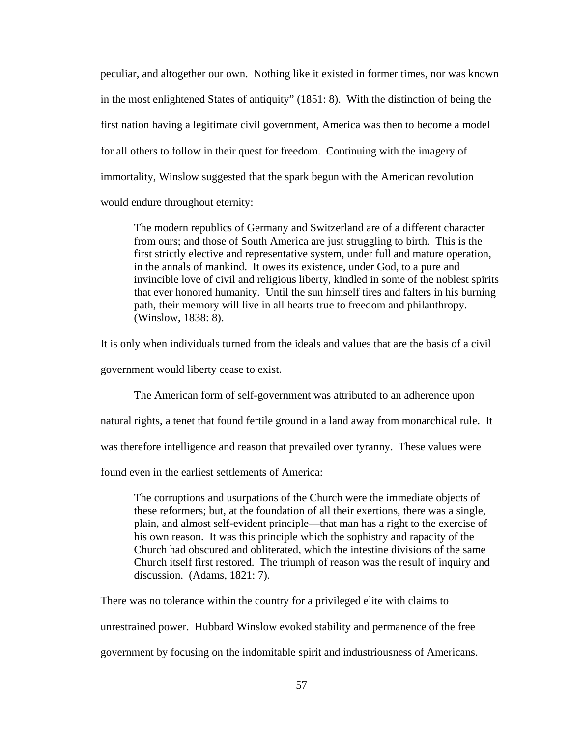peculiar, and altogether our own. Nothing like it existed in former times, nor was known in the most enlightened States of antiquity" (1851: 8). With the distinction of being the first nation having a legitimate civil government, America was then to become a model for all others to follow in their quest for freedom. Continuing with the imagery of immortality, Winslow suggested that the spark begun with the American revolution would endure throughout eternity:

> The modern republics of Germany and Switzerland are of a different character from ours; and those of South America are just struggling to birth. This is the first strictly elective and representative system, under full and mature operation, in the annals of mankind. It owes its existence, under God, to a pure and invincible love of civil and religious liberty, kindled in some of the noblest spirits that ever honored humanity. Until the sun himself tires and falters in his burning path, their memory will live in all hearts true to freedom and philanthropy. (Winslow, 1838: 8).

It is only when individuals turned from the ideals and values that are the basis of a civil government would liberty cease to exist.

The American form of self-government was attributed to an adherence upon natural rights, a tenet that found fertile ground in a land away from monarchical rule. It was therefore intelligence and reason that prevailed over tyranny. These values were found even in the earliest settlements of America:

> The corruptions and usurpations of the Church were the immediate objects of these reformers; but, at the foundation of all their exertions, there was a single, plain, and almost self-evident principle—that man has a right to the exercise of his own reason. It was this principle which the sophistry and rapacity of the Church had obscured and obliterated, which the intestine divisions of the same Church itself first restored. The triumph of reason was the result of inquiry and discussion. (Adams, 1821: 7).

There was no tolerance within the country for a privileged elite with claims to unrestrained power. Hubbard Winslow evoked stability and permanence of the free government by focusing on the indomitable spirit and industriousness of Americans.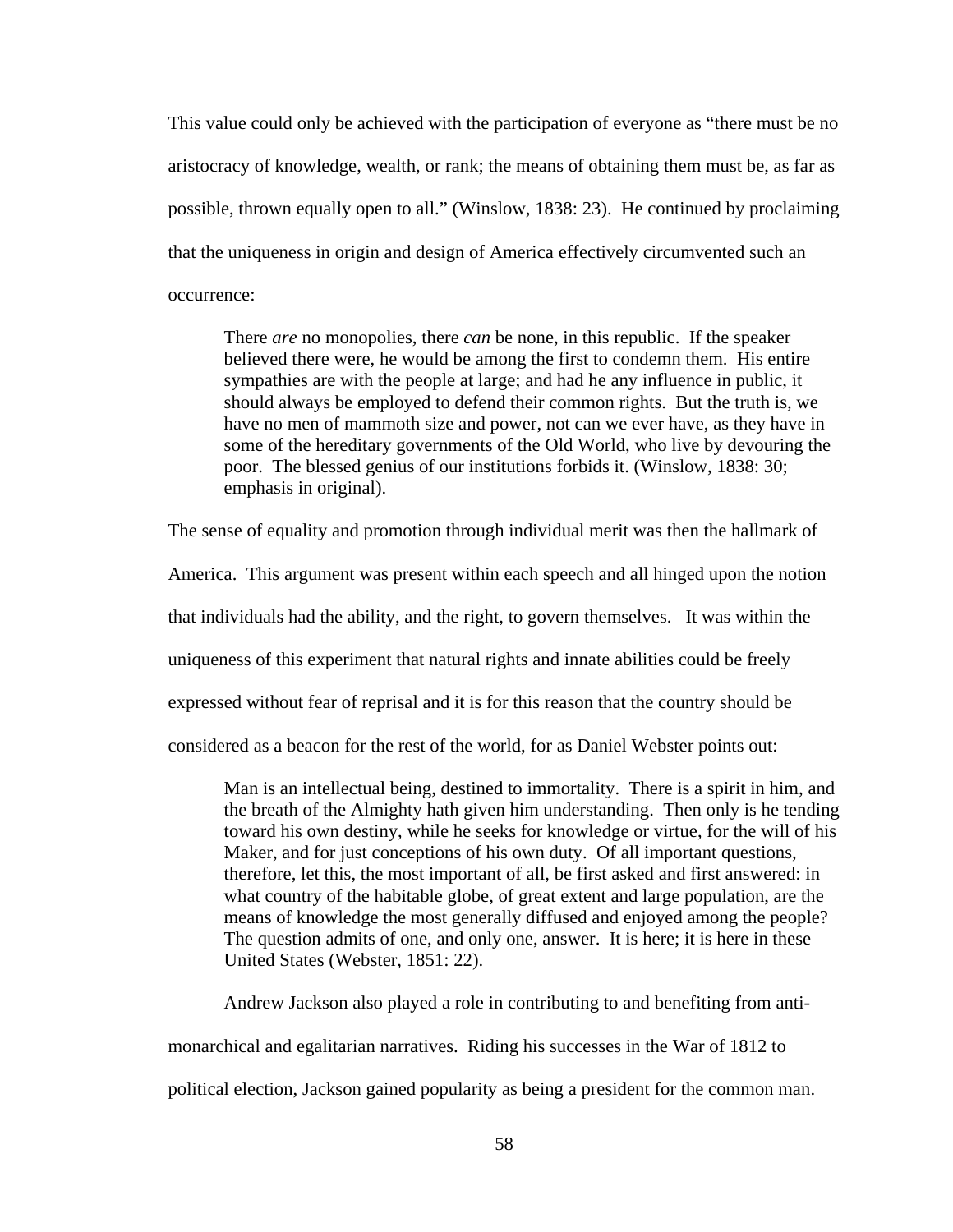This value could only be achieved with the participation of everyone as "there must be no aristocracy of knowledge, wealth, or rank; the means of obtaining them must be, as far as possible, thrown equally open to all." (Winslow, 1838: 23). He continued by proclaiming that the uniqueness in origin and design of America effectively circumvented such an occurrence:

> There *are* no monopolies, there *can* be none, in this republic. If the speaker believed there were, he would be among the first to condemn them. His entire sympathies are with the people at large; and had he any influence in public, it should always be employed to defend their common rights. But the truth is, we have no men of mammoth size and power, not can we ever have, as they have in some of the hereditary governments of the Old World, who live by devouring the poor. The blessed genius of our institutions forbids it. (Winslow, 1838: 30; emphasis in original).

The sense of equality and promotion through individual merit was then the hallmark of America. This argument was present within each speech and all hinged upon the notion that individuals had the ability, and the right, to govern themselves. It was within the uniqueness of this experiment that natural rights and innate abilities could be freely expressed without fear of reprisal and it is for this reason that the country should be considered as a beacon for the rest of the world, for as Daniel Webster points out:

> Man is an intellectual being, destined to immortality. There is a spirit in him, and the breath of the Almighty hath given him understanding. Then only is he tending toward his own destiny, while he seeks for knowledge or virtue, for the will of his Maker, and for just conceptions of his own duty. Of all important questions, therefore, let this, the most important of all, be first asked and first answered: in what country of the habitable globe, of great extent and large population, are the means of knowledge the most generally diffused and enjoyed among the people? The question admits of one, and only one, answer. It is here; it is here in these United States (Webster, 1851: 22).

Andrew Jackson also played a role in contributing to and benefiting from anti-monarchical and egalitarian narratives. Riding his successes in the War of 1812 to political election, Jackson gained popularity as being a president for the common man.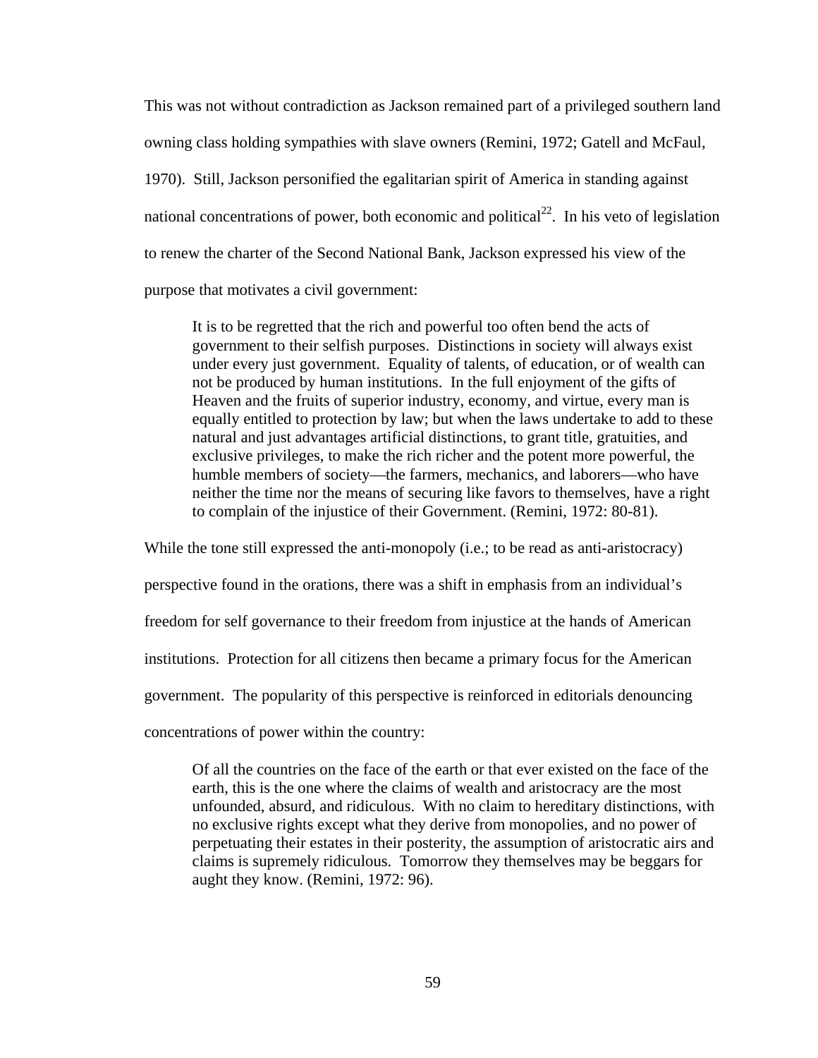This was not without contradiction as Jackson remained part of a privileged southern land owning class holding sympathies with slave owners (Remini, 1972; Gatell and McFaul, 1970). Still, Jackson personified the egalitarian spirit of America in standing against national concentrations of power, both economic and political[22]. In his veto of legislation to renew the charter of the Second National Bank, Jackson expressed his view of the purpose that motivates a civil government:

> It is to be regretted that the rich and powerful too often bend the acts of government to their selfish purposes. Distinctions in society will always exist under every just government. Equality of talents, of education, or of wealth can not be produced by human institutions. In the full enjoyment of the gifts of Heaven and the fruits of superior industry, economy, and virtue, every man is equally entitled to protection by law; but when the laws undertake to add to these natural and just advantages artificial distinctions, to grant title, gratuities, and exclusive privileges, to make the rich richer and the potent more powerful, the humble members of society—the farmers, mechanics, and laborers—who have neither the time nor the means of securing like favors to themselves, have a right to complain of the injustice of their Government. (Remini, 1972: 80-81).

While the tone still expressed the anti-monopoly (i.e.; to be read as anti-aristocracy) perspective found in the orations, there was a shift in emphasis from an individual's freedom for self governance to their freedom from injustice at the hands of American institutions. Protection for all citizens then became a primary focus for the American government. The popularity of this perspective is reinforced in editorials denouncing concentrations of power within the country:

> Of all the countries on the face of the earth or that ever existed on the face of the earth, this is the one where the claims of wealth and aristocracy are the most unfounded, absurd, and ridiculous. With no claim to hereditary distinctions, with no exclusive rights except what they derive from monopolies, and no power of perpetuating their estates in their posterity, the assumption of aristocratic airs and claims is supremely ridiculous. Tomorrow they themselves may be beggars for aught they know. (Remini, 1972: 96).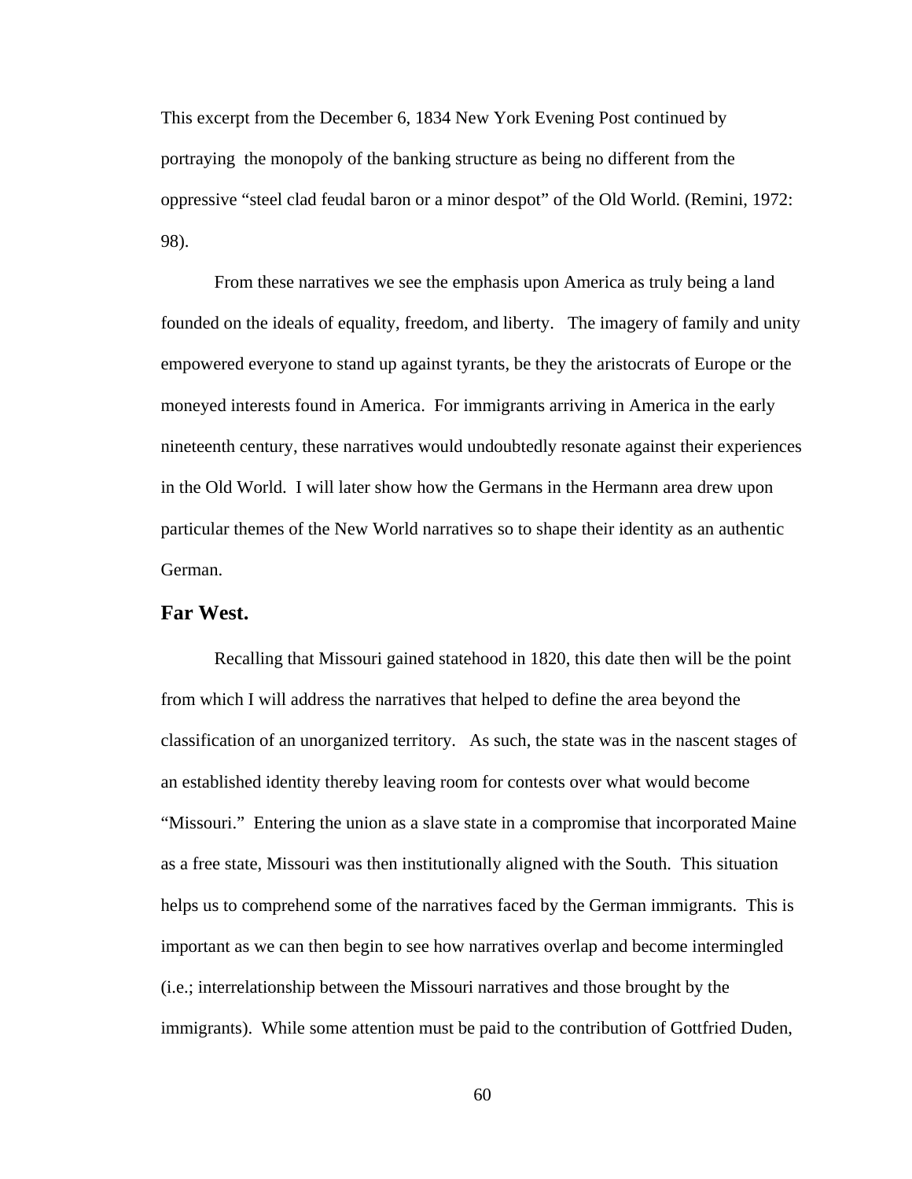This excerpt from the December 6, 1834 New York Evening Post continued by portraying the monopoly of the banking structure as being no different from the oppressive "steel clad feudal baron or a minor despot" of the Old World. (Remini, 1972: 98).

From these narratives we see the emphasis upon America as truly being a land founded on the ideals of equality, freedom, and liberty. The imagery of family and unity empowered everyone to stand up against tyrants, be they the aristocrats of Europe or the moneyed interests found in America. For immigrants arriving in America in the early nineteenth century, these narratives would undoubtedly resonate against their experiences in the Old World. I will later show how the Germans in the Hermann area drew upon particular themes of the New World narratives so to shape their identity as an authentic German.

### Far West.

Recalling that Missouri gained statehood in 1820, this date then will be the point from which I will address the narratives that helped to define the area beyond the classification of an unorganized territory. As such, the state was in the nascent stages of an established identity thereby leaving room for contests over what would become "Missouri." Entering the union as a slave state in a compromise that incorporated Maine as a free state, Missouri was then institutionally aligned with the South. This situation helps us to comprehend some of the narratives faced by the German immigrants. This is important as we can then begin to see how narratives overlap and become intermingled (i.e.; interrelationship between the Missouri narratives and those brought by the immigrants). While some attention must be paid to the contribution of Gottfried Duden,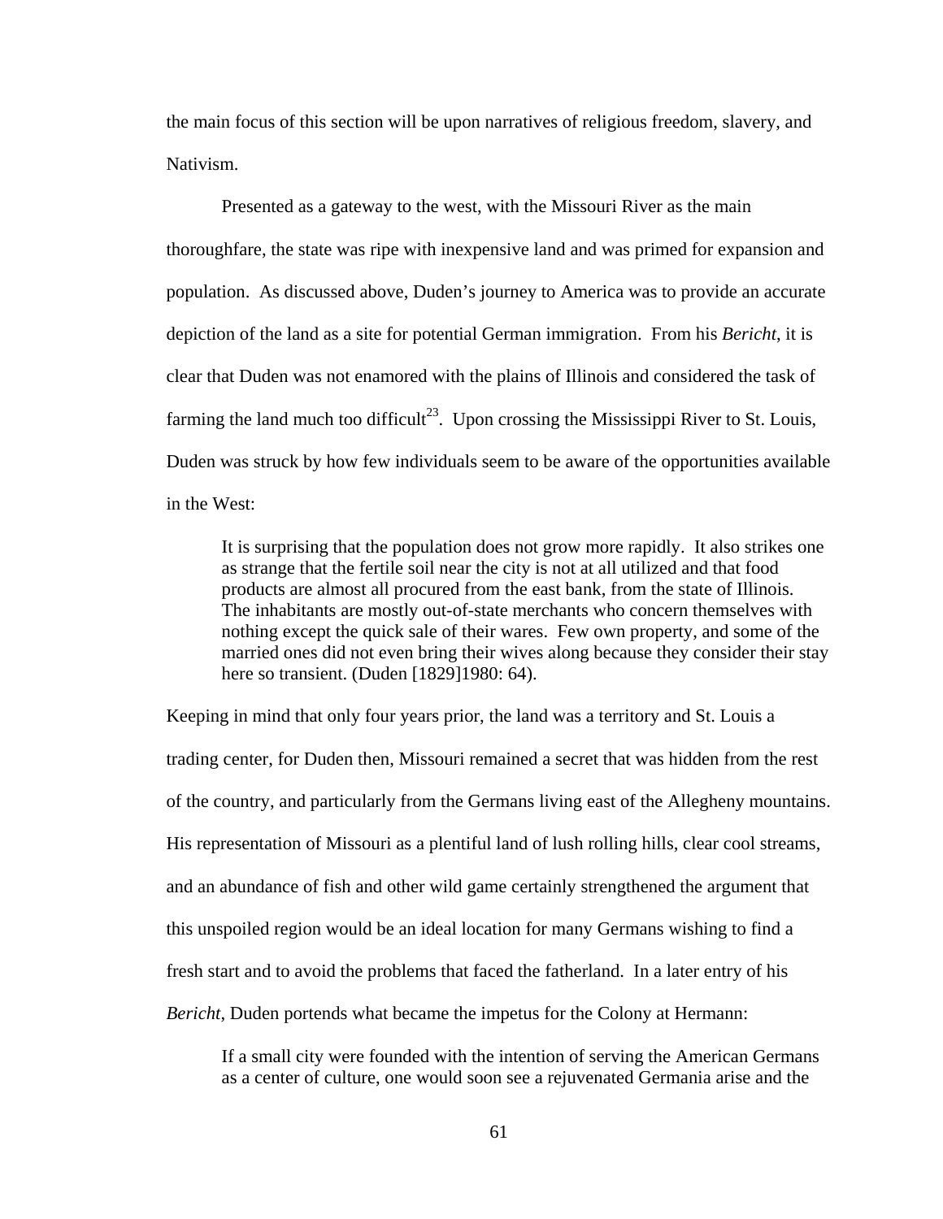the main focus of this section will be upon narratives of religious freedom, slavery, and Nativism.

Presented as a gateway to the west, with the Missouri River as the main thoroughfare, the state was ripe with inexpensive land and was primed for expansion and population. As discussed above, Duden's journey to America was to provide an accurate depiction of the land as a site for potential German immigration. From his *Bericht*, it is clear that Duden was not enamored with the plains of Illinois and considered the task of farming the land much too difficult[23]. Upon crossing the Mississippi River to St. Louis, Duden was struck by how few individuals seem to be aware of the opportunities available in the West:

> It is surprising that the population does not grow more rapidly. It also strikes one as strange that the fertile soil near the city is not at all utilized and that food products are almost all procured from the east bank, from the state of Illinois. The inhabitants are mostly out-of-state merchants who concern themselves with nothing except the quick sale of their wares. Few own property, and some of the married ones did not even bring their wives along because they consider their stay here so transient. (Duden [1829]1980: 64).

Keeping in mind that only four years prior, the land was a territory and St. Louis a trading center, for Duden then, Missouri remained a secret that was hidden from the rest of the country, and particularly from the Germans living east of the Allegheny mountains. His representation of Missouri as a plentiful land of lush rolling hills, clear cool streams, and an abundance of fish and other wild game certainly strengthened the argument that this unspoiled region would be an ideal location for many Germans wishing to find a fresh start and to avoid the problems that faced the fatherland. In a later entry of his *Bericht*, Duden portends what became the impetus for the Colony at Hermann:

> If a small city were founded with the intention of serving the American Germans as a center of culture, one would soon see a rejuvenated Germania arise and the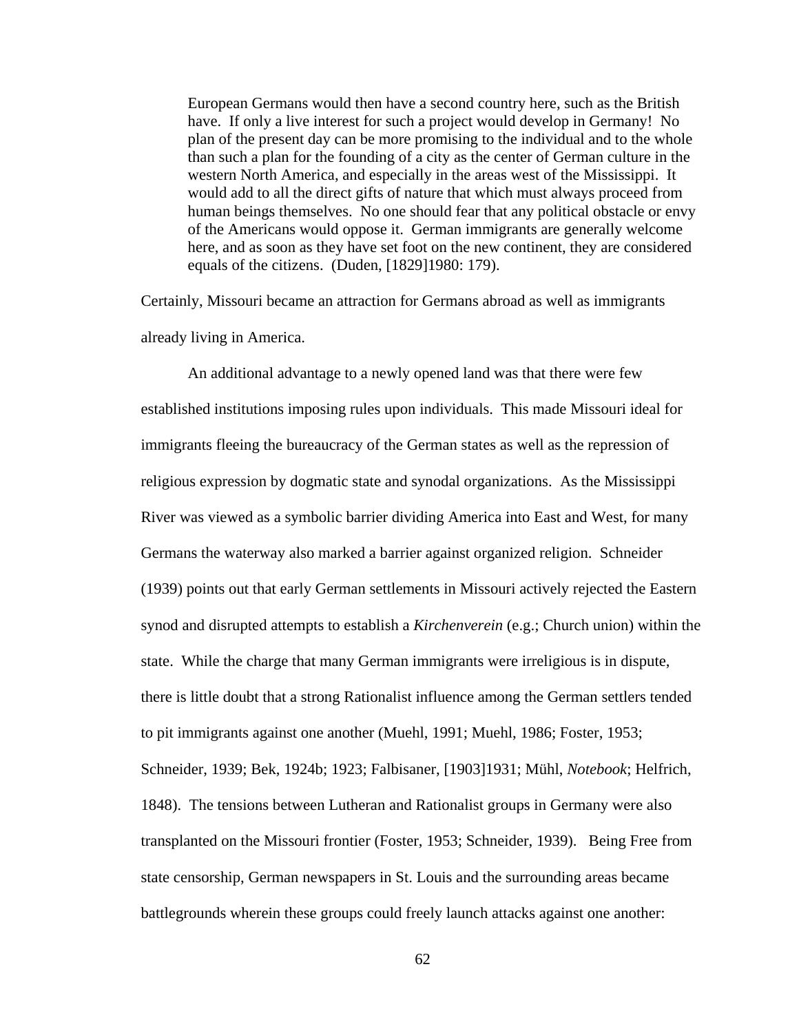> European Germans would then have a second country here, such as the British have. If only a live interest for such a project would develop in Germany! No plan of the present day can be more promising to the individual and to the whole than such a plan for the founding of a city as the center of German culture in the western North America, and especially in the areas west of the Mississippi. It would add to all the direct gifts of nature that which must always proceed from human beings themselves. No one should fear that any political obstacle or envy of the Americans would oppose it. German immigrants are generally welcome here, and as soon as they have set foot on the new continent, they are considered equals of the citizens. (Duden, [1829]1980: 179).

Certainly, Missouri became an attraction for Germans abroad as well as immigrants already living in America.

An additional advantage to a newly opened land was that there were few established institutions imposing rules upon individuals. This made Missouri ideal for immigrants fleeing the bureaucracy of the German states as well as the repression of religious expression by dogmatic state and synodal organizations. As the Mississippi River was viewed as a symbolic barrier dividing America into East and West, for many Germans the waterway also marked a barrier against organized religion. Schneider (1939) points out that early German settlements in Missouri actively rejected the Eastern synod and disrupted attempts to establish a *Kirchenverein* (e.g.; Church union) within the state. While the charge that many German immigrants were irreligious is in dispute, there is little doubt that a strong Rationalist influence among the German settlers tended to pit immigrants against one another (Muehl, 1991; Muehl, 1986; Foster, 1953; Schneider, 1939; Bek, 1924b; 1923; Falbisaner, [1903]1931; Mühl, *Notebook*; Helfrich, 1848). The tensions between Lutheran and Rationalist groups in Germany were also transplanted on the Missouri frontier (Foster, 1953; Schneider, 1939). Being Free from state censorship, German newspapers in St. Louis and the surrounding areas became battlegrounds wherein these groups could freely launch attacks against one another: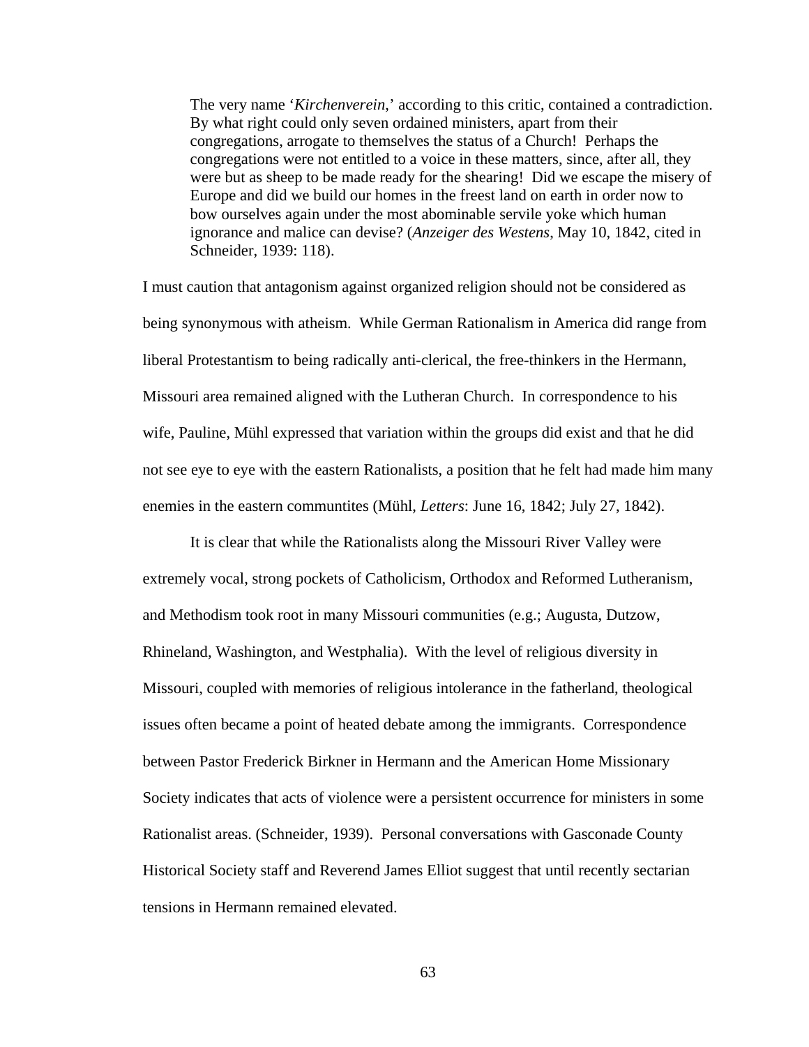> The very name '*Kirchenverein*,' according to this critic, contained a contradiction. By what right could only seven ordained ministers, apart from their congregations, arrogate to themselves the status of a Church! Perhaps the congregations were not entitled to a voice in these matters, since, after all, they were but as sheep to be made ready for the shearing! Did we escape the misery of Europe and did we build our homes in the freest land on earth in order now to bow ourselves again under the most abominable servile yoke which human ignorance and malice can devise? (*Anzeiger des Westens*, May 10, 1842, cited in Schneider, 1939: 118).

I must caution that antagonism against organized religion should not be considered as being synonymous with atheism. While German Rationalism in America did range from liberal Protestantism to being radically anti-clerical, the free-thinkers in the Hermann, Missouri area remained aligned with the Lutheran Church. In correspondence to his wife, Pauline, Mühl expressed that variation within the groups did exist and that he did not see eye to eye with the eastern Rationalists, a position that he felt had made him many enemies in the eastern communtites (Mühl, *Letters*: June 16, 1842; July 27, 1842).

It is clear that while the Rationalists along the Missouri River Valley were extremely vocal, strong pockets of Catholicism, Orthodox and Reformed Lutheranism, and Methodism took root in many Missouri communities (e.g.; Augusta, Dutzow, Rhineland, Washington, and Westphalia). With the level of religious diversity in Missouri, coupled with memories of religious intolerance in the fatherland, theological issues often became a point of heated debate among the immigrants. Correspondence between Pastor Frederick Birkner in Hermann and the American Home Missionary Society indicates that acts of violence were a persistent occurrence for ministers in some Rationalist areas. (Schneider, 1939). Personal conversations with Gasconade County Historical Society staff and Reverend James Elliot suggest that until recently sectarian tensions in Hermann remained elevated.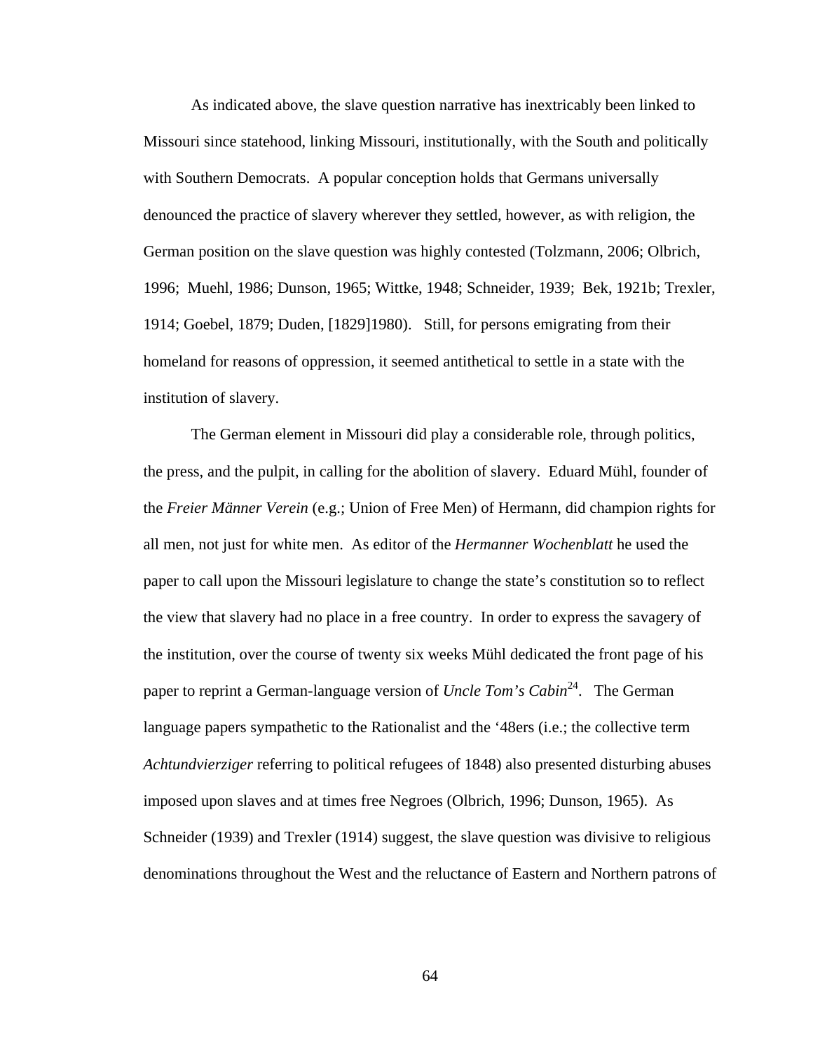As indicated above, the slave question narrative has inextricably been linked to Missouri since statehood, linking Missouri, institutionally, with the South and politically with Southern Democrats. A popular conception holds that Germans universally denounced the practice of slavery wherever they settled, however, as with religion, the German position on the slave question was highly contested (Tolzmann, 2006; Olbrich, 1996; Muehl, 1986; Dunson, 1965; Wittke, 1948; Schneider, 1939; Bek, 1921b; Trexler, 1914; Goebel, 1879; Duden, [1829]1980). Still, for persons emigrating from their homeland for reasons of oppression, it seemed antithetical to settle in a state with the institution of slavery.

The German element in Missouri did play a considerable role, through politics, the press, and the pulpit, in calling for the abolition of slavery. Eduard Mühl, founder of the *Freier Männer Verein* (e.g.; Union of Free Men) of Hermann, did champion rights for all men, not just for white men. As editor of the *Hermanner Wochenblatt* he used the paper to call upon the Missouri legislature to change the state's constitution so to reflect the view that slavery had no place in a free country. In order to express the savagery of the institution, over the course of twenty six weeks Mühl dedicated the front page of his paper to reprint a German-language version of *Uncle Tom's Cabin*[24]. The German language papers sympathetic to the Rationalist and the '48ers (i.e.; the collective term *Achtundvierziger* referring to political refugees of 1848) also presented disturbing abuses imposed upon slaves and at times free Negroes (Olbrich, 1996; Dunson, 1965). As Schneider (1939) and Trexler (1914) suggest, the slave question was divisive to religious denominations throughout the West and the reluctance of Eastern and Northern patrons of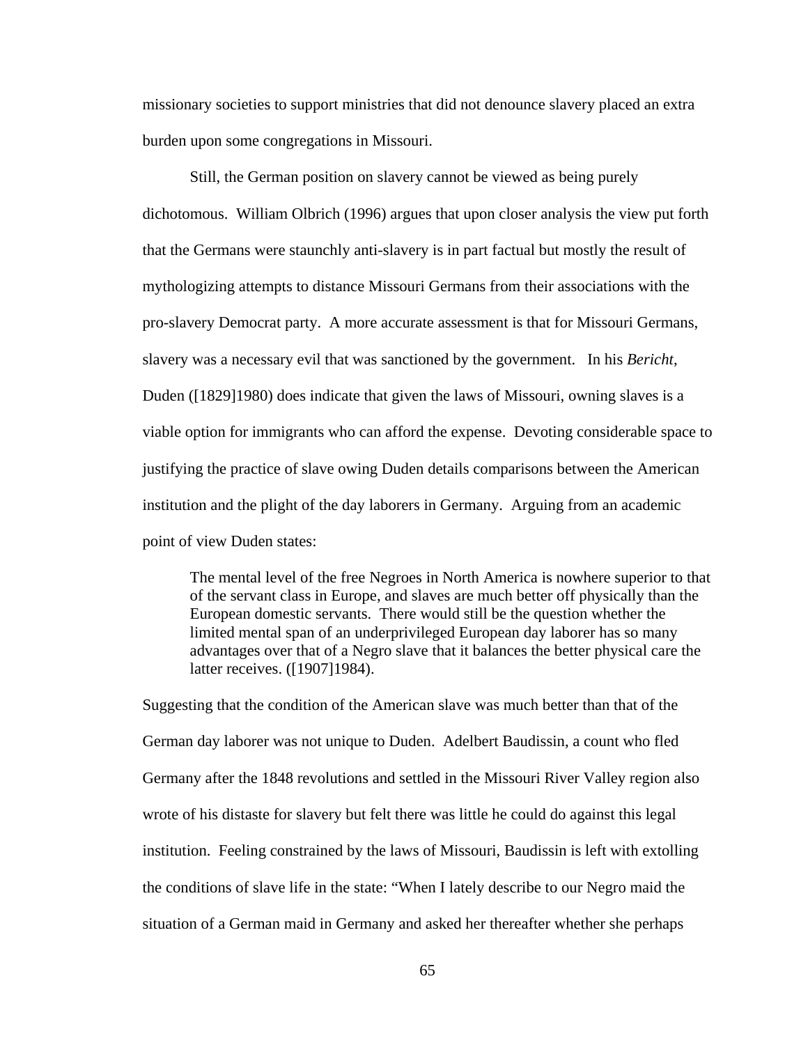missionary societies to support ministries that did not denounce slavery placed an extra burden upon some congregations in Missouri.

Still, the German position on slavery cannot be viewed as being purely dichotomous. William Olbrich (1996) argues that upon closer analysis the view put forth that the Germans were staunchly anti-slavery is in part factual but mostly the result of mythologizing attempts to distance Missouri Germans from their associations with the pro-slavery Democrat party. A more accurate assessment is that for Missouri Germans, slavery was a necessary evil that was sanctioned by the government. In his *Bericht*, Duden ([1829]1980) does indicate that given the laws of Missouri, owning slaves is a viable option for immigrants who can afford the expense. Devoting considerable space to justifying the practice of slave owing Duden details comparisons between the American institution and the plight of the day laborers in Germany. Arguing from an academic point of view Duden states:

> The mental level of the free Negroes in North America is nowhere superior to that of the servant class in Europe, and slaves are much better off physically than the European domestic servants. There would still be the question whether the limited mental span of an underprivileged European day laborer has so many advantages over that of a Negro slave that it balances the better physical care the latter receives. ([1907]1984).

Suggesting that the condition of the American slave was much better than that of the German day laborer was not unique to Duden. Adelbert Baudissin, a count who fled Germany after the 1848 revolutions and settled in the Missouri River Valley region also wrote of his distaste for slavery but felt there was little he could do against this legal institution. Feeling constrained by the laws of Missouri, Baudissin is left with extolling the conditions of slave life in the state: "When I lately describe to our Negro maid the situation of a German maid in Germany and asked her thereafter whether she perhaps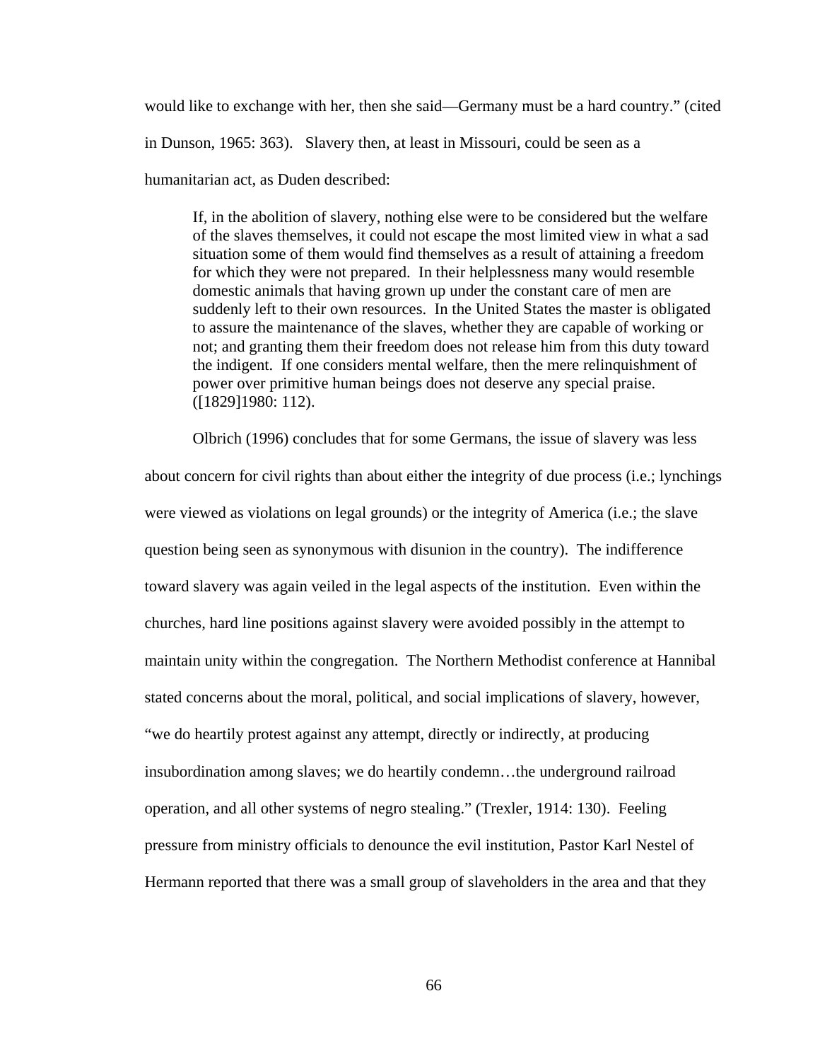would like to exchange with her, then she said—Germany must be a hard country." (cited in Dunson, 1965: 363). Slavery then, at least in Missouri, could be seen as a humanitarian act, as Duden described:

> If, in the abolition of slavery, nothing else were to be considered but the welfare of the slaves themselves, it could not escape the most limited view in what a sad situation some of them would find themselves as a result of attaining a freedom for which they were not prepared. In their helplessness many would resemble domestic animals that having grown up under the constant care of men are suddenly left to their own resources. In the United States the master is obligated to assure the maintenance of the slaves, whether they are capable of working or not; and granting them their freedom does not release him from this duty toward the indigent. If one considers mental welfare, then the mere relinquishment of power over primitive human beings does not deserve any special praise. ([1829]1980: 112).

Olbrich (1996) concludes that for some Germans, the issue of slavery was less about concern for civil rights than about either the integrity of due process (i.e.; lynchings were viewed as violations on legal grounds) or the integrity of America (i.e.; the slave question being seen as synonymous with disunion in the country). The indifference toward slavery was again veiled in the legal aspects of the institution. Even within the churches, hard line positions against slavery were avoided possibly in the attempt to maintain unity within the congregation. The Northern Methodist conference at Hannibal stated concerns about the moral, political, and social implications of slavery, however, "we do heartily protest against any attempt, directly or indirectly, at producing insubordination among slaves; we do heartily condemn…the underground railroad operation, and all other systems of negro stealing." (Trexler, 1914: 130). Feeling pressure from ministry officials to denounce the evil institution, Pastor Karl Nestel of Hermann reported that there was a small group of slaveholders in the area and that they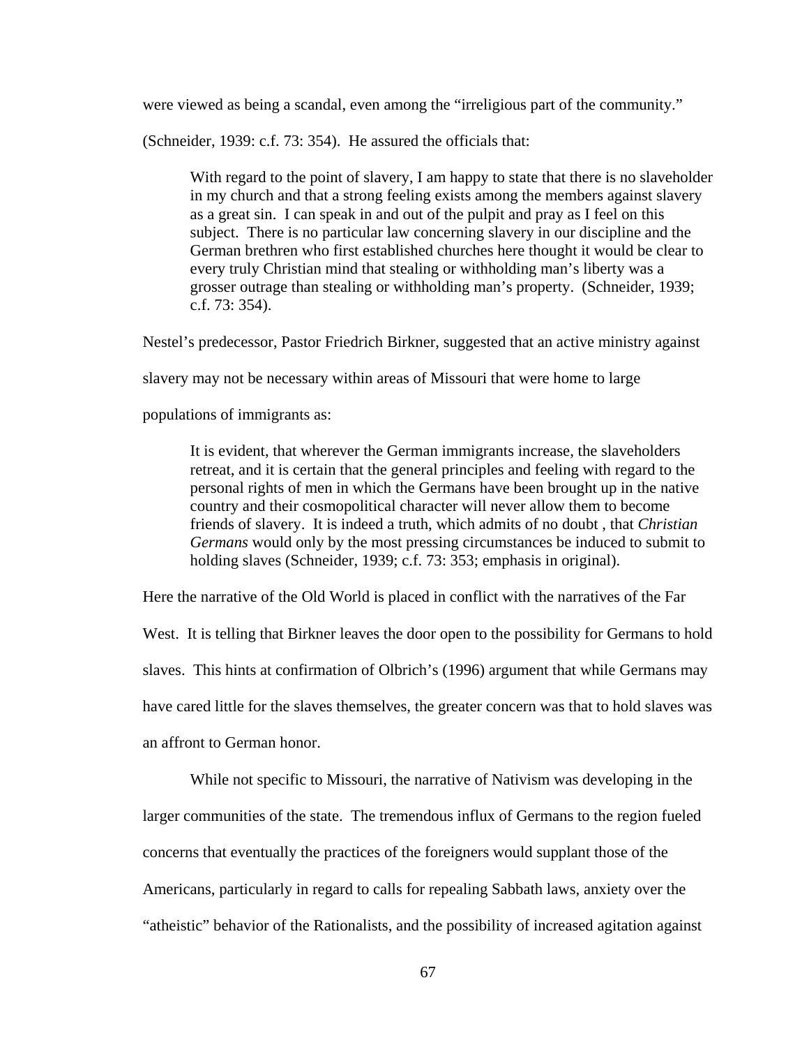were viewed as being a scandal, even among the "irreligious part of the community." (Schneider, 1939: c.f. 73: 354). He assured the officials that:

> With regard to the point of slavery, I am happy to state that there is no slaveholder in my church and that a strong feeling exists among the members against slavery as a great sin. I can speak in and out of the pulpit and pray as I feel on this subject. There is no particular law concerning slavery in our discipline and the German brethren who first established churches here thought it would be clear to every truly Christian mind that stealing or withholding man's liberty was a grosser outrage than stealing or withholding man's property. (Schneider, 1939; c.f. 73: 354).

Nestel's predecessor, Pastor Friedrich Birkner, suggested that an active ministry against slavery may not be necessary within areas of Missouri that were home to large populations of immigrants as:

> It is evident, that wherever the German immigrants increase, the slaveholders retreat, and it is certain that the general principles and feeling with regard to the personal rights of men in which the Germans have been brought up in the native country and their cosmopolitical character will never allow them to become friends of slavery. It is indeed a truth, which admits of no doubt , that *Christian Germans* would only by the most pressing circumstances be induced to submit to holding slaves (Schneider, 1939; c.f. 73: 353; emphasis in original).

Here the narrative of the Old World is placed in conflict with the narratives of the Far West. It is telling that Birkner leaves the door open to the possibility for Germans to hold slaves. This hints at confirmation of Olbrich's (1996) argument that while Germans may have cared little for the slaves themselves, the greater concern was that to hold slaves was an affront to German honor.

While not specific to Missouri, the narrative of Nativism was developing in the larger communities of the state. The tremendous influx of Germans to the region fueled concerns that eventually the practices of the foreigners would supplant those of the Americans, particularly in regard to calls for repealing Sabbath laws, anxiety over the "atheistic" behavior of the Rationalists, and the possibility of increased agitation against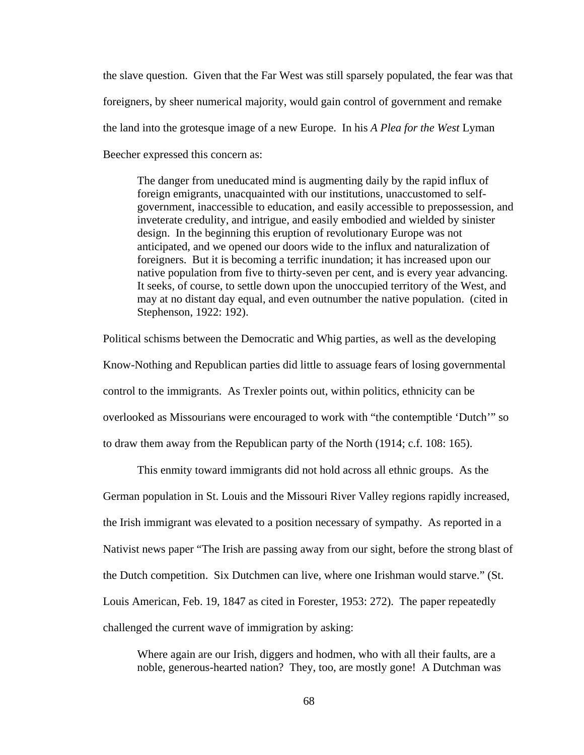the slave question. Given that the Far West was still sparsely populated, the fear was that foreigners, by sheer numerical majority, would gain control of government and remake the land into the grotesque image of a new Europe. In his *A Plea for the West* Lyman Beecher expressed this concern as:

> The danger from uneducated mind is augmenting daily by the rapid influx of foreign emigrants, unacquainted with our institutions, unaccustomed to self-government, inaccessible to education, and easily accessible to prepossession, and inveterate credulity, and intrigue, and easily embodied and wielded by sinister design. In the beginning this eruption of revolutionary Europe was not anticipated, and we opened our doors wide to the influx and naturalization of foreigners. But it is becoming a terrific inundation; it has increased upon our native population from five to thirty-seven per cent, and is every year advancing. It seeks, of course, to settle down upon the unoccupied territory of the West, and may at no distant day equal, and even outnumber the native population. (cited in Stephenson, 1922: 192).

Political schisms between the Democratic and Whig parties, as well as the developing Know-Nothing and Republican parties did little to assuage fears of losing governmental control to the immigrants. As Trexler points out, within politics, ethnicity can be overlooked as Missourians were encouraged to work with "the contemptible 'Dutch'" so to draw them away from the Republican party of the North (1914; c.f. 108: 165).

This enmity toward immigrants did not hold across all ethnic groups. As the German population in St. Louis and the Missouri River Valley regions rapidly increased, the Irish immigrant was elevated to a position necessary of sympathy. As reported in a Nativist news paper "The Irish are passing away from our sight, before the strong blast of the Dutch competition. Six Dutchmen can live, where one Irishman would starve." (St. Louis American, Feb. 19, 1847 as cited in Forester, 1953: 272). The paper repeatedly challenged the current wave of immigration by asking:

> Where again are our Irish, diggers and hodmen, who with all their faults, are a noble, generous-hearted nation? They, too, are mostly gone! A Dutchman was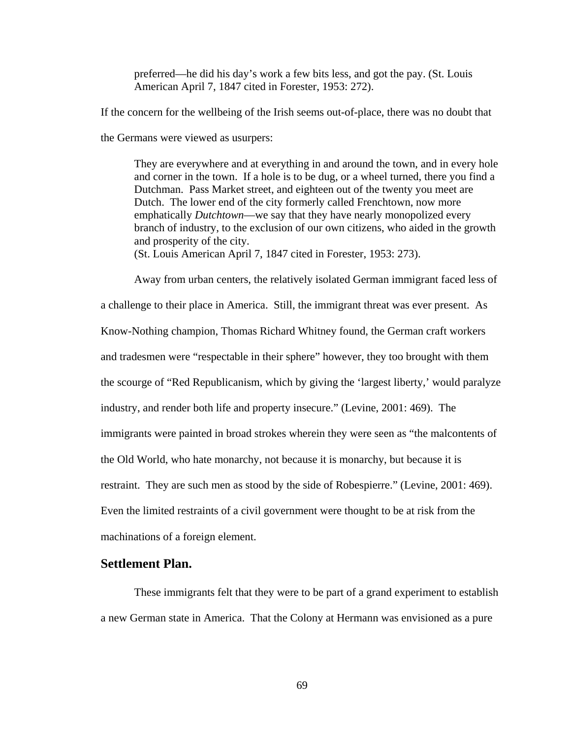> preferred—he did his day's work a few bits less, and got the pay. (St. Louis American April 7, 1847 cited in Forester, 1953: 272).

If the concern for the wellbeing of the Irish seems out-of-place, there was no doubt that the Germans were viewed as usurpers:

> They are everywhere and at everything in and around the town, and in every hole and corner in the town. If a hole is to be dug, or a wheel turned, there you find a Dutchman. Pass Market street, and eighteen out of the twenty you meet are Dutch. The lower end of the city formerly called Frenchtown, now more emphatically *Dutchtown*—we say that they have nearly monopolized every branch of industry, to the exclusion of our own citizens, who aided in the growth and prosperity of the city.
> (St. Louis American April 7, 1847 cited in Forester, 1953: 273).

Away from urban centers, the relatively isolated German immigrant faced less of a challenge to their place in America. Still, the immigrant threat was ever present. As Know-Nothing champion, Thomas Richard Whitney found, the German craft workers and tradesmen were "respectable in their sphere" however, they too brought with them the scourge of "Red Republicanism, which by giving the 'largest liberty,' would paralyze industry, and render both life and property insecure." (Levine, 2001: 469). The immigrants were painted in broad strokes wherein they were seen as "the malcontents of the Old World, who hate monarchy, not because it is monarchy, but because it is restraint. They are such men as stood by the side of Robespierre." (Levine, 2001: 469). Even the limited restraints of a civil government were thought to be at risk from the machinations of a foreign element.

## Settlement Plan.

These immigrants felt that they were to be part of a grand experiment to establish a new German state in America. That the Colony at Hermann was envisioned as a pure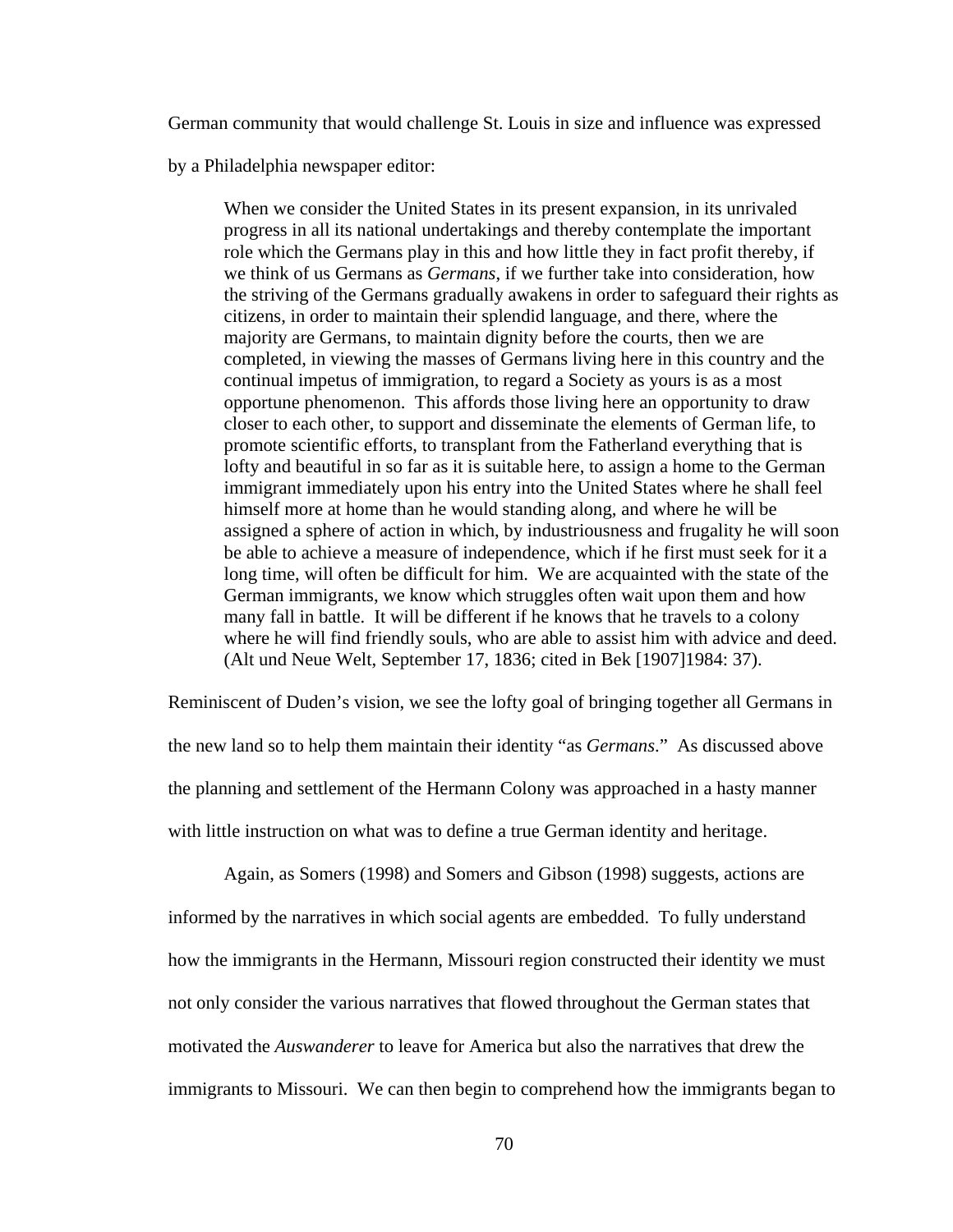German community that would challenge St. Louis in size and influence was expressed by a Philadelphia newspaper editor:

> When we consider the United States in its present expansion, in its unrivaled progress in all its national undertakings and thereby contemplate the important role which the Germans play in this and how little they in fact profit thereby, if we think of us Germans as *Germans*, if we further take into consideration, how the striving of the Germans gradually awakens in order to safeguard their rights as citizens, in order to maintain their splendid language, and there, where the majority are Germans, to maintain dignity before the courts, then we are completed, in viewing the masses of Germans living here in this country and the continual impetus of immigration, to regard a Society as yours is as a most opportune phenomenon. This affords those living here an opportunity to draw closer to each other, to support and disseminate the elements of German life, to promote scientific efforts, to transplant from the Fatherland everything that is lofty and beautiful in so far as it is suitable here, to assign a home to the German immigrant immediately upon his entry into the United States where he shall feel himself more at home than he would standing along, and where he will be assigned a sphere of action in which, by industriousness and frugality he will soon be able to achieve a measure of independence, which if he first must seek for it a long time, will often be difficult for him. We are acquainted with the state of the German immigrants, we know which struggles often wait upon them and how many fall in battle. It will be different if he knows that he travels to a colony where he will find friendly souls, who are able to assist him with advice and deed. (Alt und Neue Welt, September 17, 1836; cited in Bek [1907]1984: 37).

Reminiscent of Duden's vision, we see the lofty goal of bringing together all Germans in the new land so to help them maintain their identity "as *Germans*." As discussed above the planning and settlement of the Hermann Colony was approached in a hasty manner with little instruction on what was to define a true German identity and heritage.

Again, as Somers (1998) and Somers and Gibson (1998) suggests, actions are informed by the narratives in which social agents are embedded. To fully understand how the immigrants in the Hermann, Missouri region constructed their identity we must not only consider the various narratives that flowed throughout the German states that motivated the *Auswanderer* to leave for America but also the narratives that drew the immigrants to Missouri. We can then begin to comprehend how the immigrants began to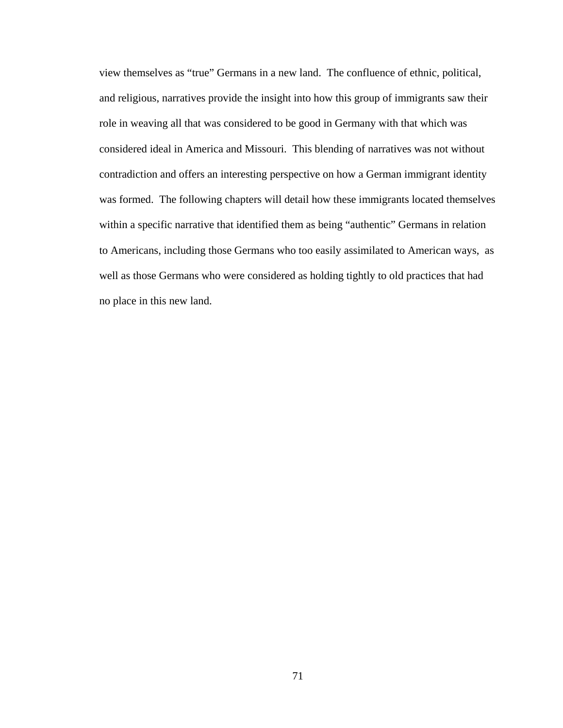view themselves as "true" Germans in a new land. The confluence of ethnic, political, and religious, narratives provide the insight into how this group of immigrants saw their role in weaving all that was considered to be good in Germany with that which was considered ideal in America and Missouri. This blending of narratives was not without contradiction and offers an interesting perspective on how a German immigrant identity was formed. The following chapters will detail how these immigrants located themselves within a specific narrative that identified them as being "authentic" Germans in relation to Americans, including those Germans who too easily assimilated to American ways, as well as those Germans who were considered as holding tightly to old practices that had no place in this new land.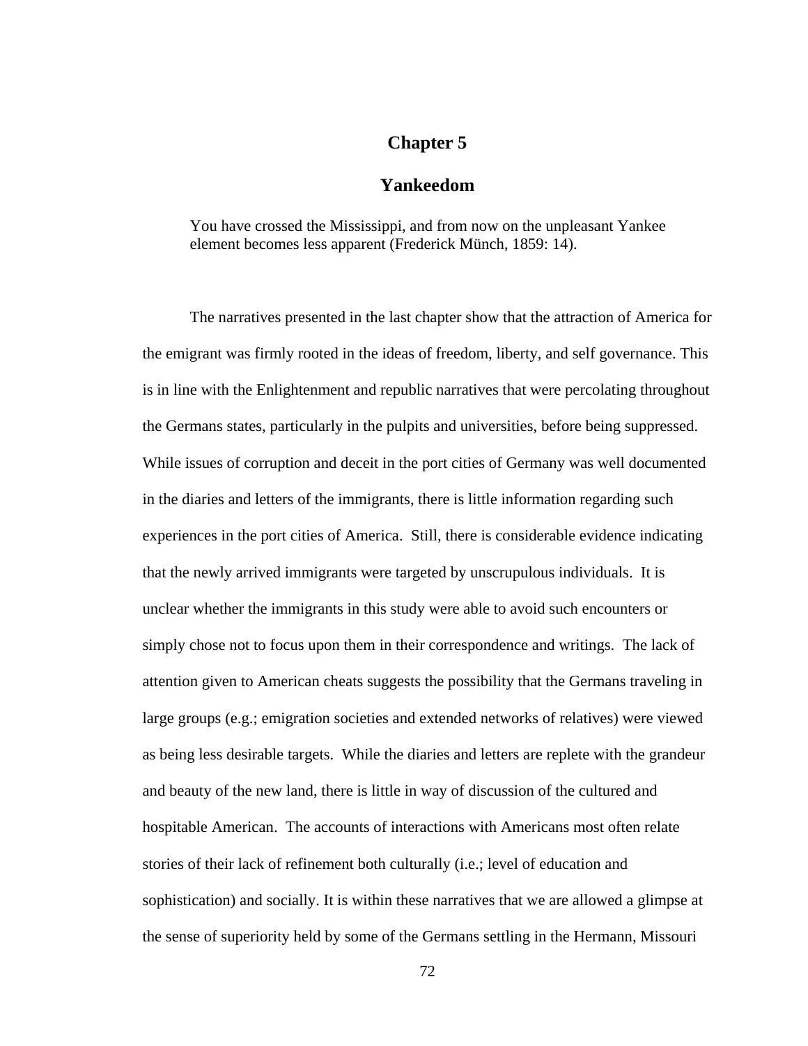# Chapter 5

## Yankeedom

> You have crossed the Mississippi, and from now on the unpleasant Yankee element becomes less apparent (Frederick Münch, 1859: 14).

The narratives presented in the last chapter show that the attraction of America for the emigrant was firmly rooted in the ideas of freedom, liberty, and self governance. This is in line with the Enlightenment and republic narratives that were percolating throughout the Germans states, particularly in the pulpits and universities, before being suppressed. While issues of corruption and deceit in the port cities of Germany was well documented in the diaries and letters of the immigrants, there is little information regarding such experiences in the port cities of America. Still, there is considerable evidence indicating that the newly arrived immigrants were targeted by unscrupulous individuals. It is unclear whether the immigrants in this study were able to avoid such encounters or simply chose not to focus upon them in their correspondence and writings. The lack of attention given to American cheats suggests the possibility that the Germans traveling in large groups (e.g.; emigration societies and extended networks of relatives) were viewed as being less desirable targets. While the diaries and letters are replete with the grandeur and beauty of the new land, there is little in way of discussion of the cultured and hospitable American. The accounts of interactions with Americans most often relate stories of their lack of refinement both culturally (i.e.; level of education and sophistication) and socially. It is within these narratives that we are allowed a glimpse at the sense of superiority held by some of the Germans settling in the Hermann, Missouri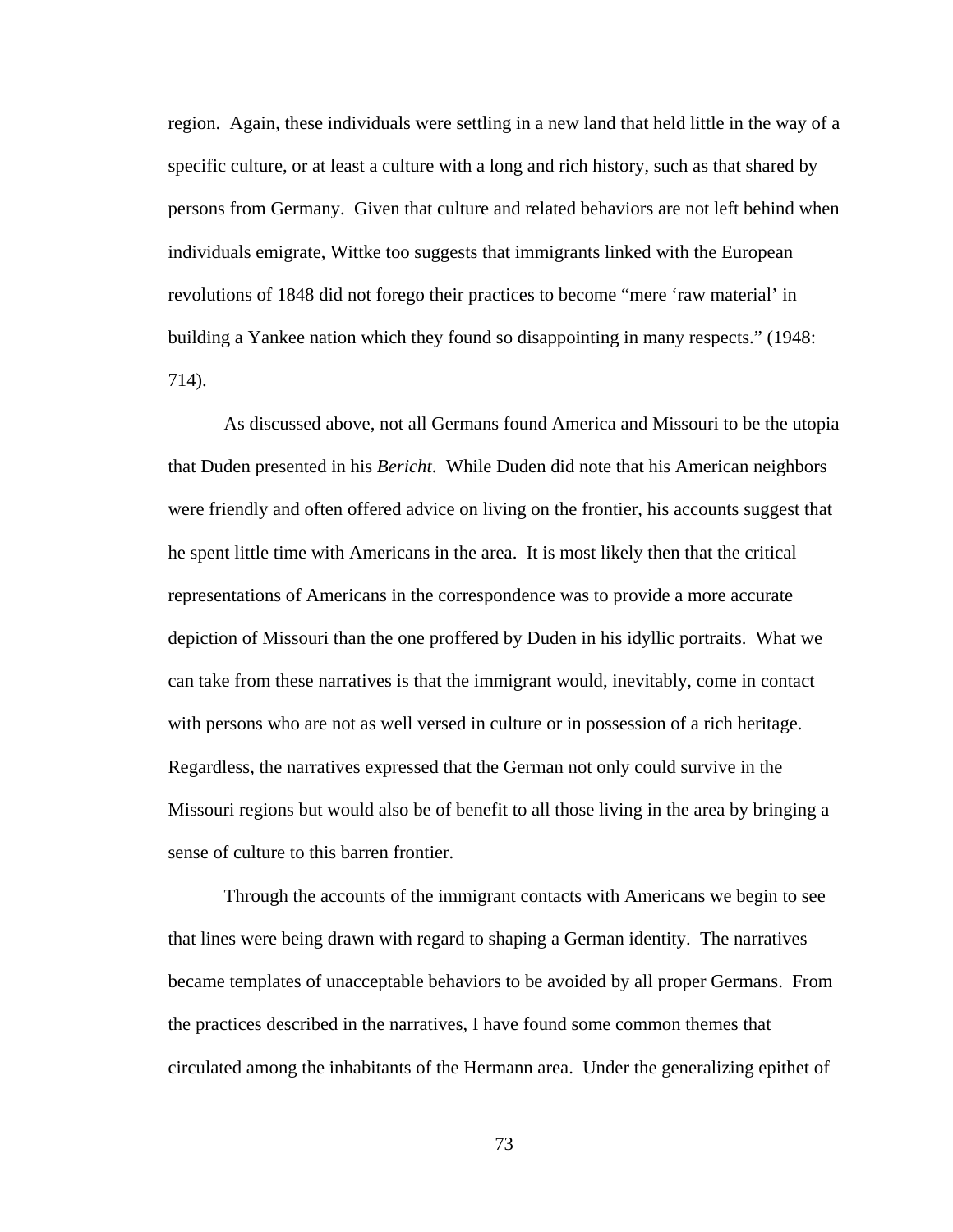region. Again, these individuals were settling in a new land that held little in the way of a specific culture, or at least a culture with a long and rich history, such as that shared by persons from Germany. Given that culture and related behaviors are not left behind when individuals emigrate, Wittke too suggests that immigrants linked with the European revolutions of 1848 did not forego their practices to become "mere 'raw material' in building a Yankee nation which they found so disappointing in many respects." (1948: 714).

As discussed above, not all Germans found America and Missouri to be the utopia that Duden presented in his *Bericht*. While Duden did note that his American neighbors were friendly and often offered advice on living on the frontier, his accounts suggest that he spent little time with Americans in the area. It is most likely then that the critical representations of Americans in the correspondence was to provide a more accurate depiction of Missouri than the one proffered by Duden in his idyllic portraits. What we can take from these narratives is that the immigrant would, inevitably, come in contact with persons who are not as well versed in culture or in possession of a rich heritage. Regardless, the narratives expressed that the German not only could survive in the Missouri regions but would also be of benefit to all those living in the area by bringing a sense of culture to this barren frontier.

Through the accounts of the immigrant contacts with Americans we begin to see that lines were being drawn with regard to shaping a German identity. The narratives became templates of unacceptable behaviors to be avoided by all proper Germans. From the practices described in the narratives, I have found some common themes that circulated among the inhabitants of the Hermann area. Under the generalizing epithet of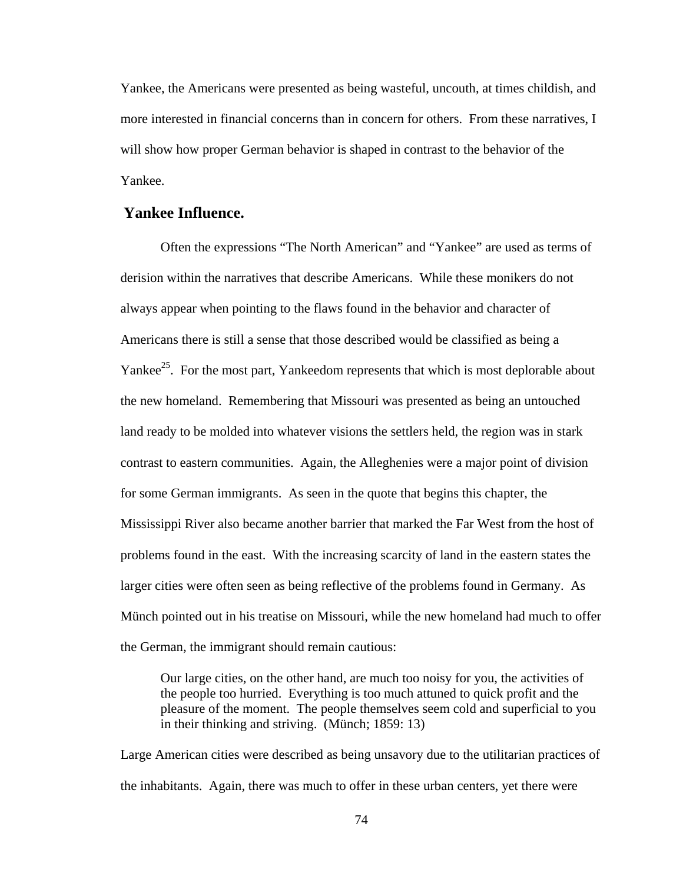Yankee, the Americans were presented as being wasteful, uncouth, at times childish, and more interested in financial concerns than in concern for others. From these narratives, I will show how proper German behavior is shaped in contrast to the behavior of the Yankee.

## Yankee Influence.

Often the expressions "The North American" and "Yankee" are used as terms of derision within the narratives that describe Americans. While these monikers do not always appear when pointing to the flaws found in the behavior and character of Americans there is still a sense that those described would be classified as being a Yankee[25]. For the most part, Yankeedom represents that which is most deplorable about the new homeland. Remembering that Missouri was presented as being an untouched land ready to be molded into whatever visions the settlers held, the region was in stark contrast to eastern communities. Again, the Alleghenies were a major point of division for some German immigrants. As seen in the quote that begins this chapter, the Mississippi River also became another barrier that marked the Far West from the host of problems found in the east. With the increasing scarcity of land in the eastern states the larger cities were often seen as being reflective of the problems found in Germany. As Münch pointed out in his treatise on Missouri, while the new homeland had much to offer the German, the immigrant should remain cautious:

> Our large cities, on the other hand, are much too noisy for you, the activities of the people too hurried. Everything is too much attuned to quick profit and the pleasure of the moment. The people themselves seem cold and superficial to you in their thinking and striving. (Münch; 1859: 13)

Large American cities were described as being unsavory due to the utilitarian practices of the inhabitants. Again, there was much to offer in these urban centers, yet there were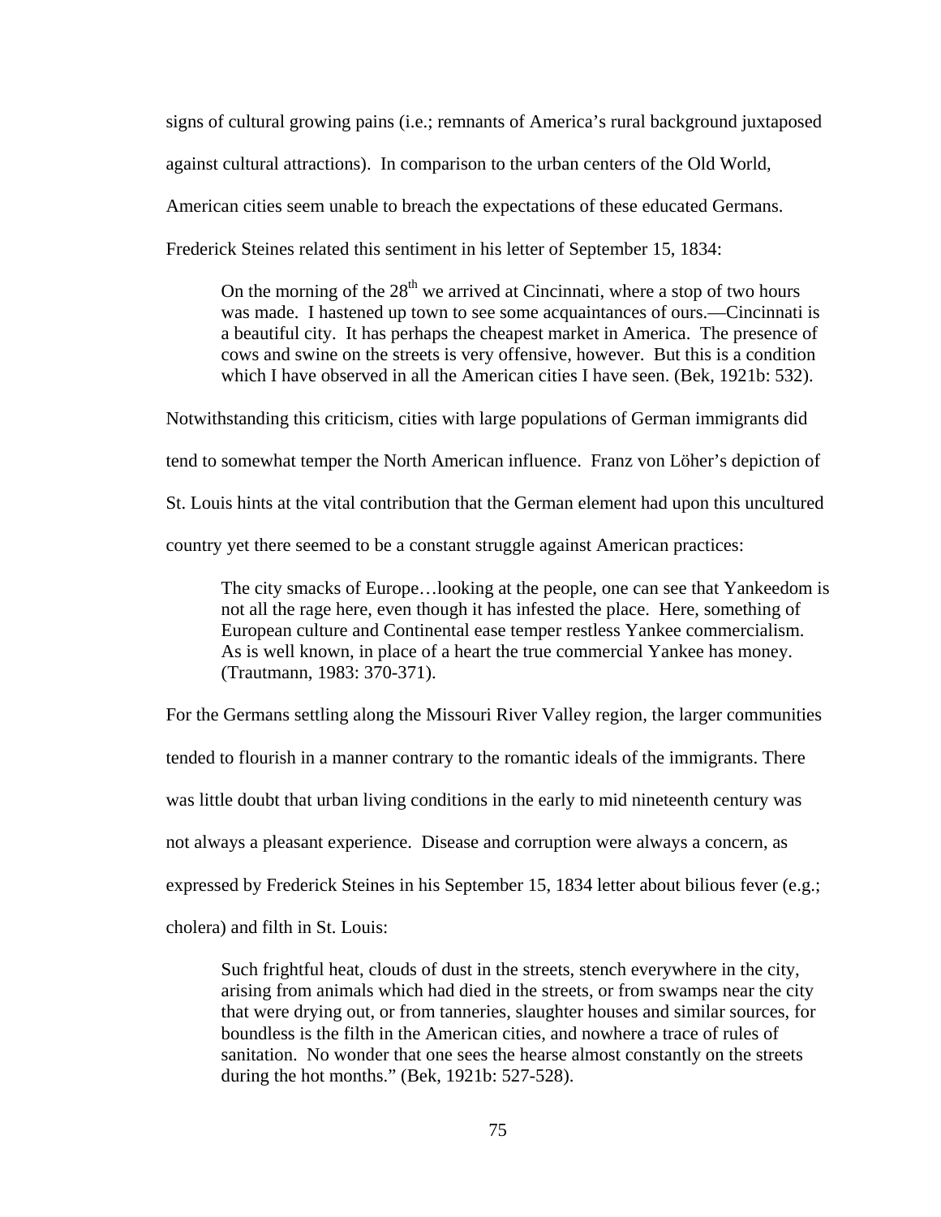signs of cultural growing pains (i.e.; remnants of America's rural background juxtaposed against cultural attractions). In comparison to the urban centers of the Old World, American cities seem unable to breach the expectations of these educated Germans. Frederick Steines related this sentiment in his letter of September 15, 1834:

> On the morning of the 28th we arrived at Cincinnati, where a stop of two hours was made. I hastened up town to see some acquaintances of ours.—Cincinnati is a beautiful city. It has perhaps the cheapest market in America. The presence of cows and swine on the streets is very offensive, however. But this is a condition which I have observed in all the American cities I have seen. (Bek, 1921b: 532).

Notwithstanding this criticism, cities with large populations of German immigrants did tend to somewhat temper the North American influence. Franz von Löher's depiction of St. Louis hints at the vital contribution that the German element had upon this uncultured country yet there seemed to be a constant struggle against American practices:

> The city smacks of Europe…looking at the people, one can see that Yankeedom is not all the rage here, even though it has infested the place. Here, something of European culture and Continental ease temper restless Yankee commercialism. As is well known, in place of a heart the true commercial Yankee has money. (Trautmann, 1983: 370-371).

For the Germans settling along the Missouri River Valley region, the larger communities tended to flourish in a manner contrary to the romantic ideals of the immigrants. There was little doubt that urban living conditions in the early to mid nineteenth century was not always a pleasant experience. Disease and corruption were always a concern, as expressed by Frederick Steines in his September 15, 1834 letter about bilious fever (e.g.; cholera) and filth in St. Louis:

> Such frightful heat, clouds of dust in the streets, stench everywhere in the city, arising from animals which had died in the streets, or from swamps near the city that were drying out, or from tanneries, slaughter houses and similar sources, for boundless is the filth in the American cities, and nowhere a trace of rules of sanitation. No wonder that one sees the hearse almost constantly on the streets during the hot months." (Bek, 1921b: 527-528).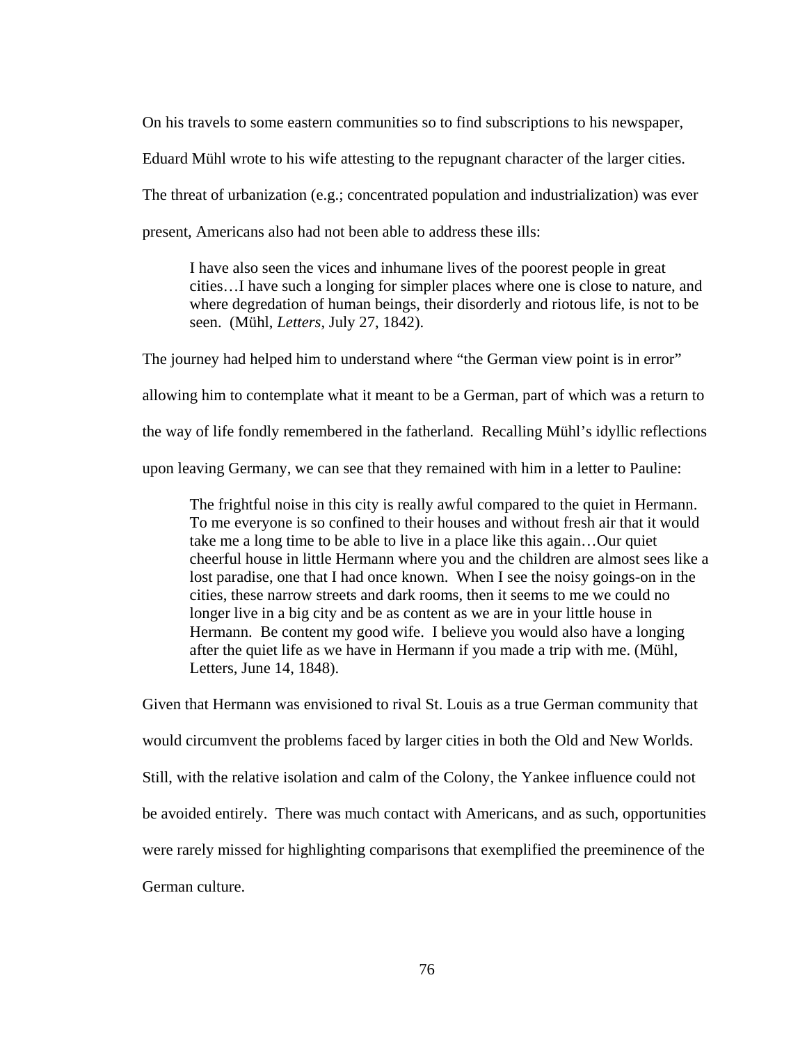On his travels to some eastern communities so to find subscriptions to his newspaper, Eduard Mühl wrote to his wife attesting to the repugnant character of the larger cities. The threat of urbanization (e.g.; concentrated population and industrialization) was ever present, Americans also had not been able to address these ills:

> I have also seen the vices and inhumane lives of the poorest people in great cities…I have such a longing for simpler places where one is close to nature, and where degredation of human beings, their disorderly and riotous life, is not to be seen. (Mühl, *Letters*, July 27, 1842).

The journey had helped him to understand where "the German view point is in error" allowing him to contemplate what it meant to be a German, part of which was a return to the way of life fondly remembered in the fatherland. Recalling Mühl's idyllic reflections upon leaving Germany, we can see that they remained with him in a letter to Pauline:

> The frightful noise in this city is really awful compared to the quiet in Hermann. To me everyone is so confined to their houses and without fresh air that it would take me a long time to be able to live in a place like this again…Our quiet cheerful house in little Hermann where you and the children are almost sees like a lost paradise, one that I had once known. When I see the noisy goings-on in the cities, these narrow streets and dark rooms, then it seems to me we could no longer live in a big city and be as content as we are in your little house in Hermann. Be content my good wife. I believe you would also have a longing after the quiet life as we have in Hermann if you made a trip with me. (Mühl, Letters, June 14, 1848).

Given that Hermann was envisioned to rival St. Louis as a true German community that would circumvent the problems faced by larger cities in both the Old and New Worlds. Still, with the relative isolation and calm of the Colony, the Yankee influence could not be avoided entirely. There was much contact with Americans, and as such, opportunities were rarely missed for highlighting comparisons that exemplified the preeminence of the German culture.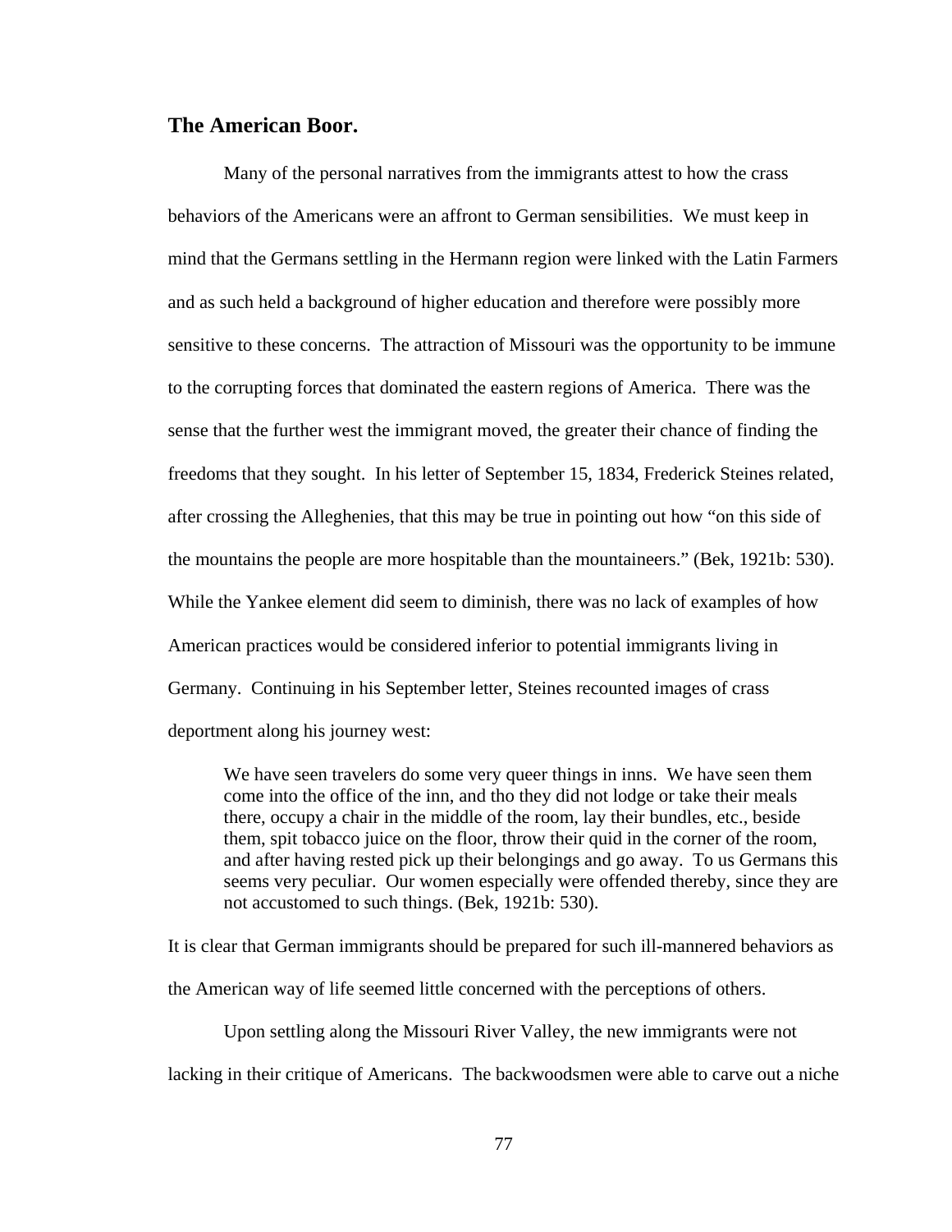## The American Boor.

Many of the personal narratives from the immigrants attest to how the crass behaviors of the Americans were an affront to German sensibilities. We must keep in mind that the Germans settling in the Hermann region were linked with the Latin Farmers and as such held a background of higher education and therefore were possibly more sensitive to these concerns. The attraction of Missouri was the opportunity to be immune to the corrupting forces that dominated the eastern regions of America. There was the sense that the further west the immigrant moved, the greater their chance of finding the freedoms that they sought. In his letter of September 15, 1834, Frederick Steines related, after crossing the Alleghenies, that this may be true in pointing out how "on this side of the mountains the people are more hospitable than the mountaineers." (Bek, 1921b: 530). While the Yankee element did seem to diminish, there was no lack of examples of how American practices would be considered inferior to potential immigrants living in Germany. Continuing in his September letter, Steines recounted images of crass deportment along his journey west:

> We have seen travelers do some very queer things in inns. We have seen them come into the office of the inn, and tho they did not lodge or take their meals there, occupy a chair in the middle of the room, lay their bundles, etc., beside them, spit tobacco juice on the floor, throw their quid in the corner of the room, and after having rested pick up their belongings and go away. To us Germans this seems very peculiar. Our women especially were offended thereby, since they are not accustomed to such things. (Bek, 1921b: 530).

It is clear that German immigrants should be prepared for such ill-mannered behaviors as the American way of life seemed little concerned with the perceptions of others.

Upon settling along the Missouri River Valley, the new immigrants were not lacking in their critique of Americans. The backwoodsmen were able to carve out a niche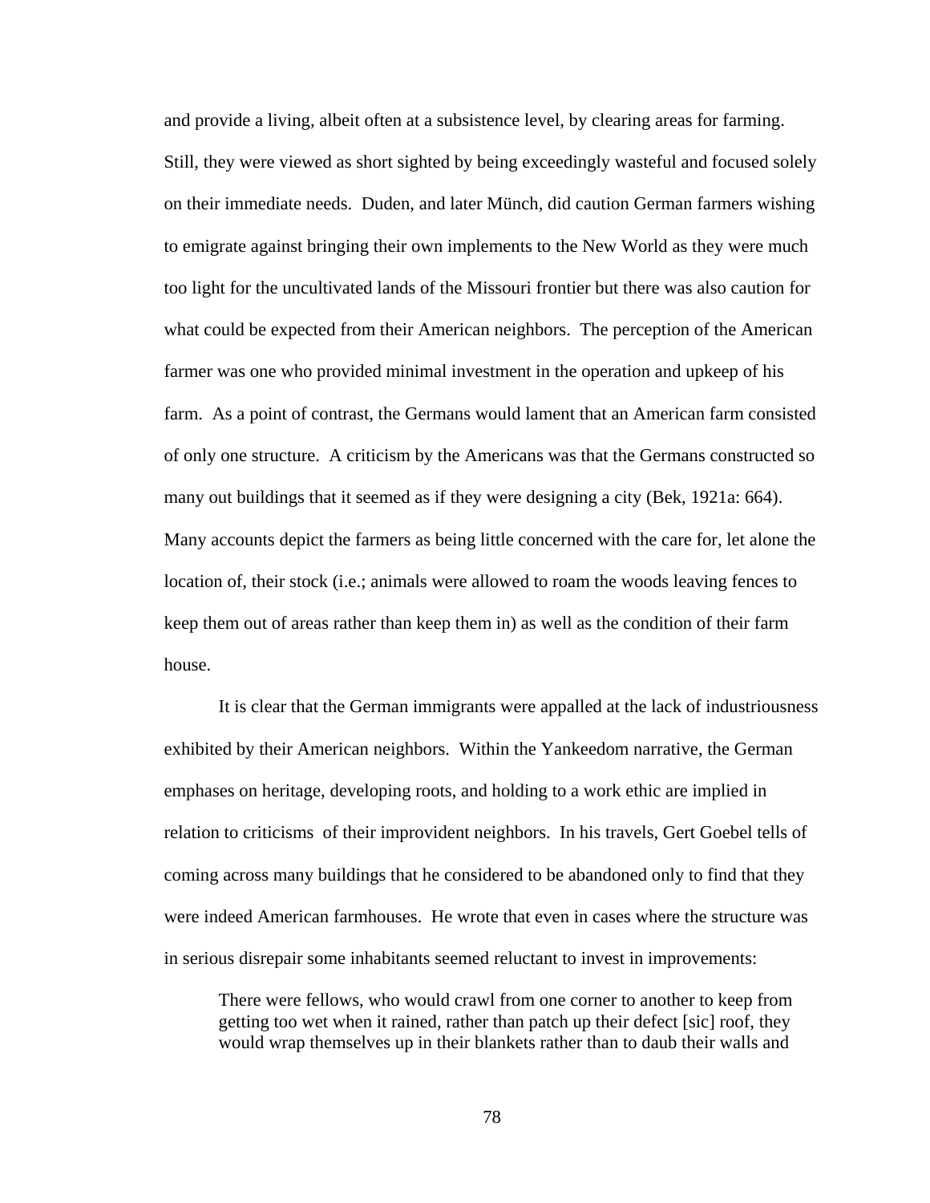and provide a living, albeit often at a subsistence level, by clearing areas for farming. Still, they were viewed as short sighted by being exceedingly wasteful and focused solely on their immediate needs. Duden, and later Münch, did caution German farmers wishing to emigrate against bringing their own implements to the New World as they were much too light for the uncultivated lands of the Missouri frontier but there was also caution for what could be expected from their American neighbors. The perception of the American farmer was one who provided minimal investment in the operation and upkeep of his farm. As a point of contrast, the Germans would lament that an American farm consisted of only one structure. A criticism by the Americans was that the Germans constructed so many out buildings that it seemed as if they were designing a city (Bek, 1921a: 664). Many accounts depict the farmers as being little concerned with the care for, let alone the location of, their stock (i.e.; animals were allowed to roam the woods leaving fences to keep them out of areas rather than keep them in) as well as the condition of their farm house.

It is clear that the German immigrants were appalled at the lack of industriousness exhibited by their American neighbors. Within the Yankeedom narrative, the German emphases on heritage, developing roots, and holding to a work ethic are implied in relation to criticisms of their improvident neighbors. In his travels, Gert Goebel tells of coming across many buildings that he considered to be abandoned only to find that they were indeed American farmhouses. He wrote that even in cases where the structure was in serious disrepair some inhabitants seemed reluctant to invest in improvements:

> There were fellows, who would crawl from one corner to another to keep from getting too wet when it rained, rather than patch up their defect [sic] roof, they would wrap themselves up in their blankets rather than to daub their walls and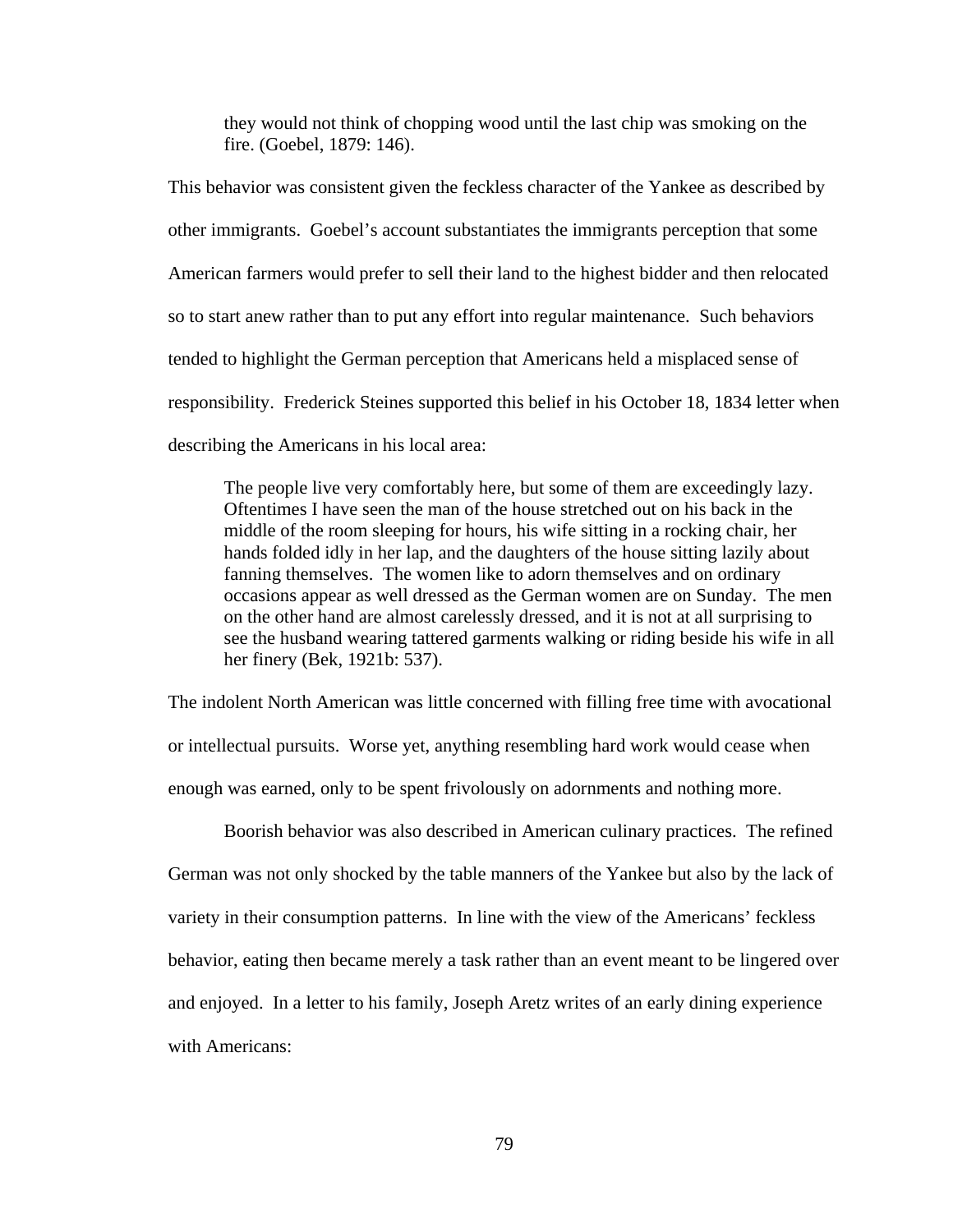> they would not think of chopping wood until the last chip was smoking on the fire. (Goebel, 1879: 146).

This behavior was consistent given the feckless character of the Yankee as described by other immigrants. Goebel's account substantiates the immigrants perception that some American farmers would prefer to sell their land to the highest bidder and then relocated so to start anew rather than to put any effort into regular maintenance. Such behaviors tended to highlight the German perception that Americans held a misplaced sense of responsibility. Frederick Steines supported this belief in his October 18, 1834 letter when describing the Americans in his local area:

> The people live very comfortably here, but some of them are exceedingly lazy. Oftentimes I have seen the man of the house stretched out on his back in the middle of the room sleeping for hours, his wife sitting in a rocking chair, her hands folded idly in her lap, and the daughters of the house sitting lazily about fanning themselves. The women like to adorn themselves and on ordinary occasions appear as well dressed as the German women are on Sunday. The men on the other hand are almost carelessly dressed, and it is not at all surprising to see the husband wearing tattered garments walking or riding beside his wife in all her finery (Bek, 1921b: 537).

The indolent North American was little concerned with filling free time with avocational or intellectual pursuits. Worse yet, anything resembling hard work would cease when enough was earned, only to be spent frivolously on adornments and nothing more.

Boorish behavior was also described in American culinary practices. The refined German was not only shocked by the table manners of the Yankee but also by the lack of variety in their consumption patterns. In line with the view of the Americans' feckless behavior, eating then became merely a task rather than an event meant to be lingered over and enjoyed. In a letter to his family, Joseph Aretz writes of an early dining experience with Americans: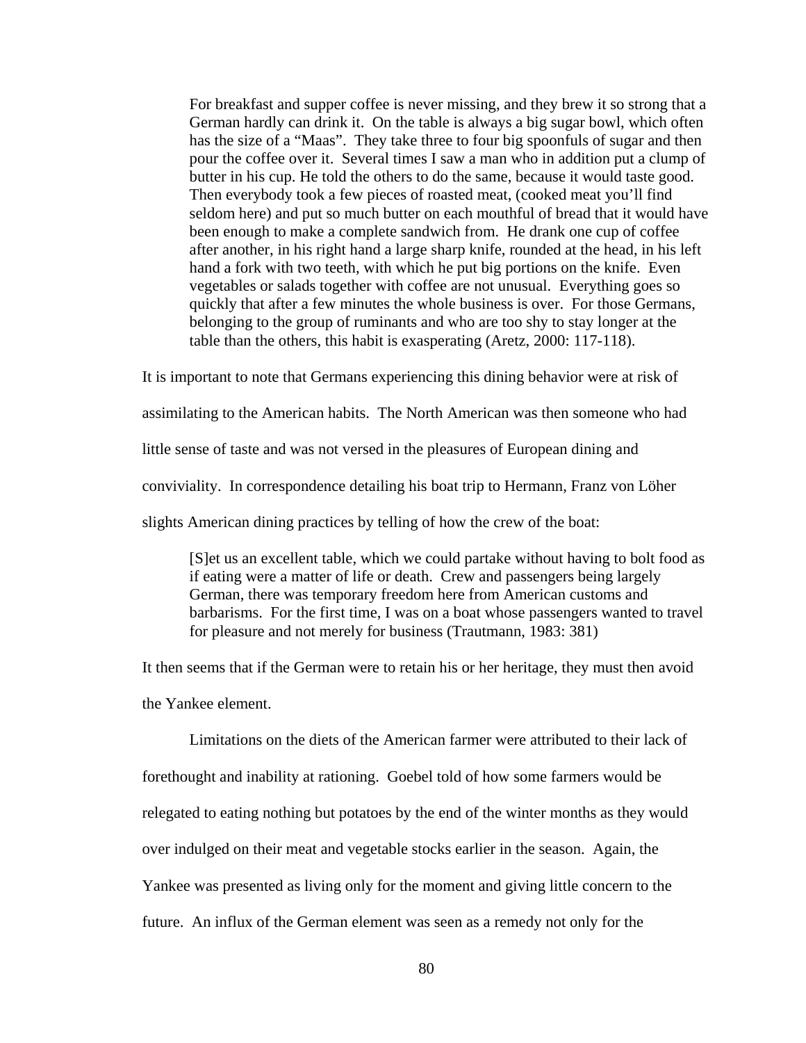> For breakfast and supper coffee is never missing, and they brew it so strong that a German hardly can drink it. On the table is always a big sugar bowl, which often has the size of a "Maas". They take three to four big spoonfuls of sugar and then pour the coffee over it. Several times I saw a man who in addition put a clump of butter in his cup. He told the others to do the same, because it would taste good. Then everybody took a few pieces of roasted meat, (cooked meat you'll find seldom here) and put so much butter on each mouthful of bread that it would have been enough to make a complete sandwich from. He drank one cup of coffee after another, in his right hand a large sharp knife, rounded at the head, in his left hand a fork with two teeth, with which he put big portions on the knife. Even vegetables or salads together with coffee are not unusual. Everything goes so quickly that after a few minutes the whole business is over. For those Germans, belonging to the group of ruminants and who are too shy to stay longer at the table than the others, this habit is exasperating (Aretz, 2000: 117-118).

It is important to note that Germans experiencing this dining behavior were at risk of assimilating to the American habits. The North American was then someone who had little sense of taste and was not versed in the pleasures of European dining and conviviality. In correspondence detailing his boat trip to Hermann, Franz von Löher slights American dining practices by telling of how the crew of the boat:

> [S]et us an excellent table, which we could partake without having to bolt food as if eating were a matter of life or death. Crew and passengers being largely German, there was temporary freedom here from American customs and barbarisms. For the first time, I was on a boat whose passengers wanted to travel for pleasure and not merely for business (Trautmann, 1983: 381)

It then seems that if the German were to retain his or her heritage, they must then avoid the Yankee element.

Limitations on the diets of the American farmer were attributed to their lack of forethought and inability at rationing. Goebel told of how some farmers would be relegated to eating nothing but potatoes by the end of the winter months as they would over indulged on their meat and vegetable stocks earlier in the season. Again, the Yankee was presented as living only for the moment and giving little concern to the future. An influx of the German element was seen as a remedy not only for the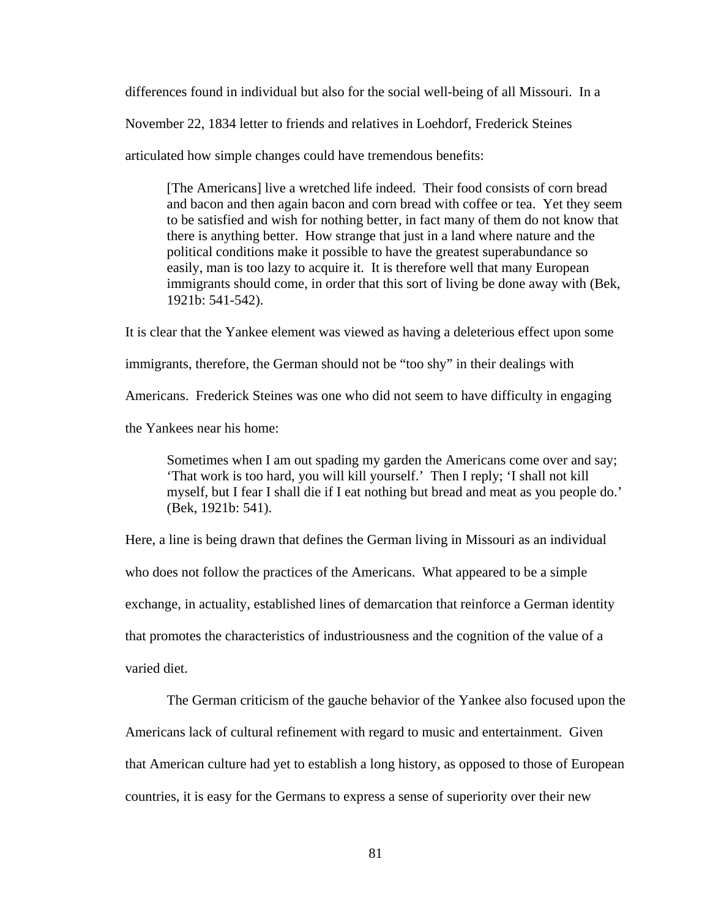differences found in individual but also for the social well-being of all Missouri. In a November 22, 1834 letter to friends and relatives in Loehdorf, Frederick Steines articulated how simple changes could have tremendous benefits:

> [The Americans] live a wretched life indeed. Their food consists of corn bread and bacon and then again bacon and corn bread with coffee or tea. Yet they seem to be satisfied and wish for nothing better, in fact many of them do not know that there is anything better. How strange that just in a land where nature and the political conditions make it possible to have the greatest superabundance so easily, man is too lazy to acquire it. It is therefore well that many European immigrants should come, in order that this sort of living be done away with (Bek, 1921b: 541-542).

It is clear that the Yankee element was viewed as having a deleterious effect upon some immigrants, therefore, the German should not be "too shy" in their dealings with Americans. Frederick Steines was one who did not seem to have difficulty in engaging the Yankees near his home:

> Sometimes when I am out spading my garden the Americans come over and say; 'That work is too hard, you will kill yourself.' Then I reply; 'I shall not kill myself, but I fear I shall die if I eat nothing but bread and meat as you people do.' (Bek, 1921b: 541).

Here, a line is being drawn that defines the German living in Missouri as an individual who does not follow the practices of the Americans. What appeared to be a simple exchange, in actuality, established lines of demarcation that reinforce a German identity that promotes the characteristics of industriousness and the cognition of the value of a varied diet.

The German criticism of the gauche behavior of the Yankee also focused upon the Americans lack of cultural refinement with regard to music and entertainment. Given that American culture had yet to establish a long history, as opposed to those of European countries, it is easy for the Germans to express a sense of superiority over their new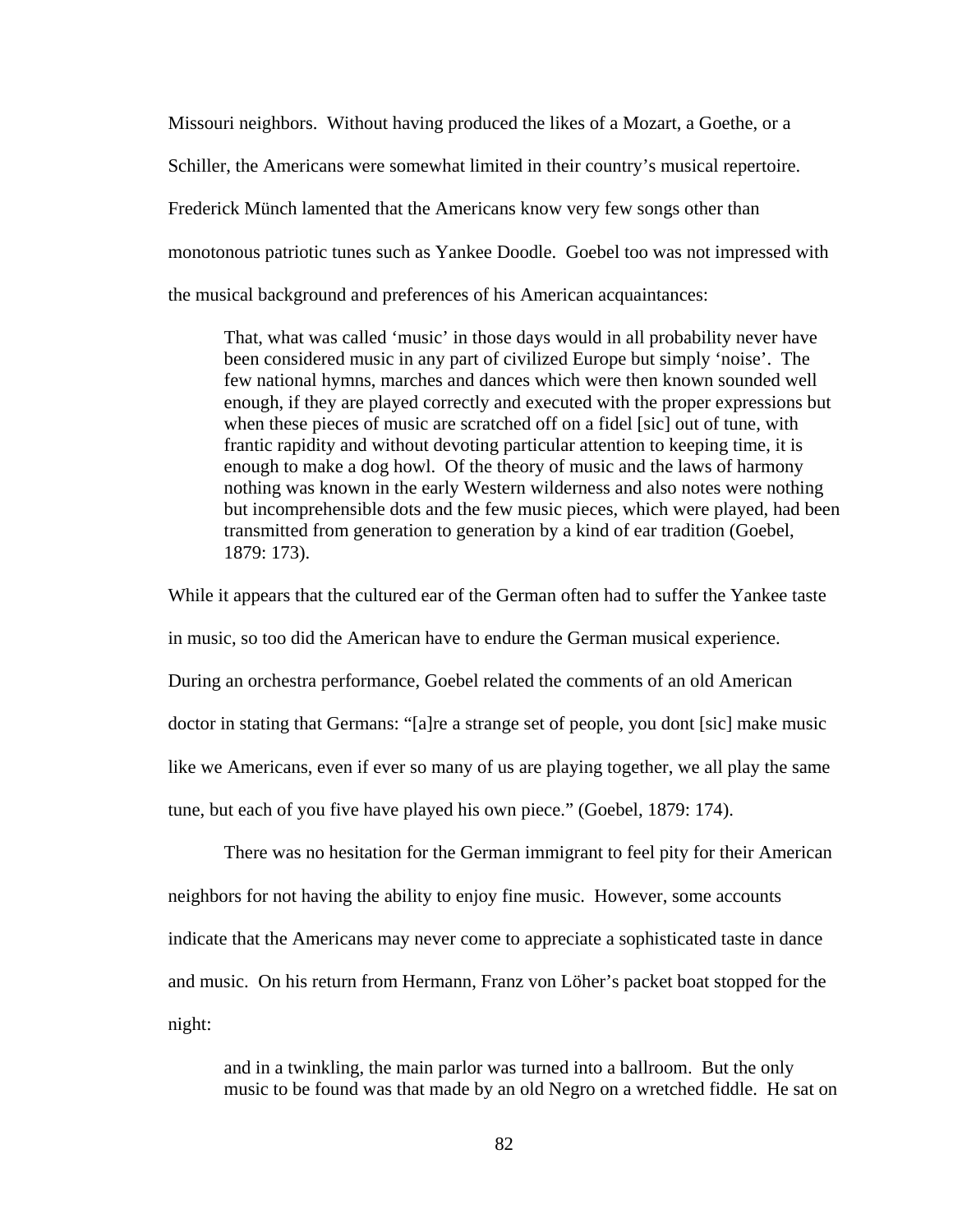Missouri neighbors. Without having produced the likes of a Mozart, a Goethe, or a Schiller, the Americans were somewhat limited in their country's musical repertoire. Frederick Münch lamented that the Americans know very few songs other than monotonous patriotic tunes such as Yankee Doodle. Goebel too was not impressed with the musical background and preferences of his American acquaintances:

> That, what was called 'music' in those days would in all probability never have been considered music in any part of civilized Europe but simply 'noise'. The few national hymns, marches and dances which were then known sounded well enough, if they are played correctly and executed with the proper expressions but when these pieces of music are scratched off on a fidel [sic] out of tune, with frantic rapidity and without devoting particular attention to keeping time, it is enough to make a dog howl. Of the theory of music and the laws of harmony nothing was known in the early Western wilderness and also notes were nothing but incomprehensible dots and the few music pieces, which were played, had been transmitted from generation to generation by a kind of ear tradition (Goebel, 1879: 173).

While it appears that the cultured ear of the German often had to suffer the Yankee taste in music, so too did the American have to endure the German musical experience. During an orchestra performance, Goebel related the comments of an old American doctor in stating that Germans: "[a]re a strange set of people, you dont [sic] make music like we Americans, even if ever so many of us are playing together, we all play the same tune, but each of you five have played his own piece." (Goebel, 1879: 174).

There was no hesitation for the German immigrant to feel pity for their American neighbors for not having the ability to enjoy fine music. However, some accounts indicate that the Americans may never come to appreciate a sophisticated taste in dance and music. On his return from Hermann, Franz von Löher's packet boat stopped for the night:

> and in a twinkling, the main parlor was turned into a ballroom. But the only music to be found was that made by an old Negro on a wretched fiddle. He sat on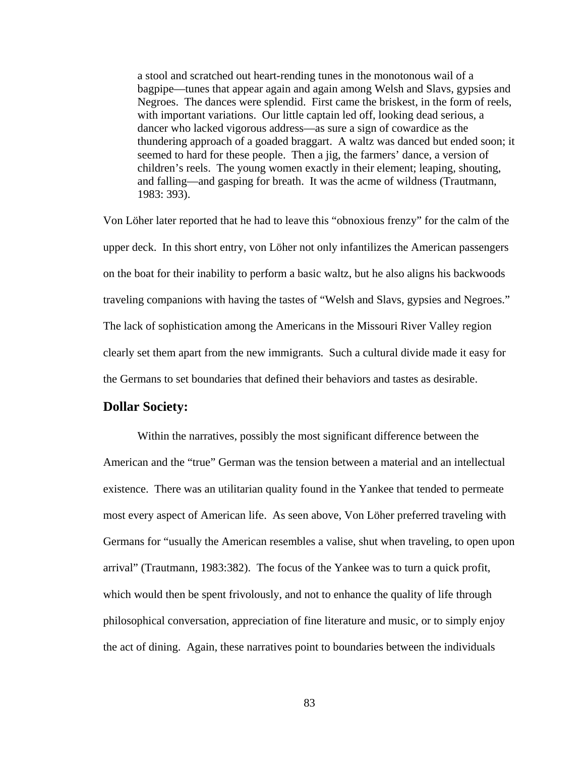> a stool and scratched out heart-rending tunes in the monotonous wail of a bagpipe—tunes that appear again and again among Welsh and Slavs, gypsies and Negroes. The dances were splendid. First came the briskest, in the form of reels, with important variations. Our little captain led off, looking dead serious, a dancer who lacked vigorous address—as sure a sign of cowardice as the thundering approach of a goaded braggart. A waltz was danced but ended soon; it seemed to hard for these people. Then a jig, the farmers' dance, a version of children's reels. The young women exactly in their element; leaping, shouting, and falling—and gasping for breath. It was the acme of wildness (Trautmann, 1983: 393).

Von Löher later reported that he had to leave this "obnoxious frenzy" for the calm of the upper deck. In this short entry, von Löher not only infantilizes the American passengers on the boat for their inability to perform a basic waltz, but he also aligns his backwoods traveling companions with having the tastes of "Welsh and Slavs, gypsies and Negroes." The lack of sophistication among the Americans in the Missouri River Valley region clearly set them apart from the new immigrants. Such a cultural divide made it easy for the Germans to set boundaries that defined their behaviors and tastes as desirable.

## Dollar Society:

Within the narratives, possibly the most significant difference between the American and the "true" German was the tension between a material and an intellectual existence. There was an utilitarian quality found in the Yankee that tended to permeate most every aspect of American life. As seen above, Von Löher preferred traveling with Germans for "usually the American resembles a valise, shut when traveling, to open upon arrival" (Trautmann, 1983:382). The focus of the Yankee was to turn a quick profit, which would then be spent frivolously, and not to enhance the quality of life through philosophical conversation, appreciation of fine literature and music, or to simply enjoy the act of dining. Again, these narratives point to boundaries between the individuals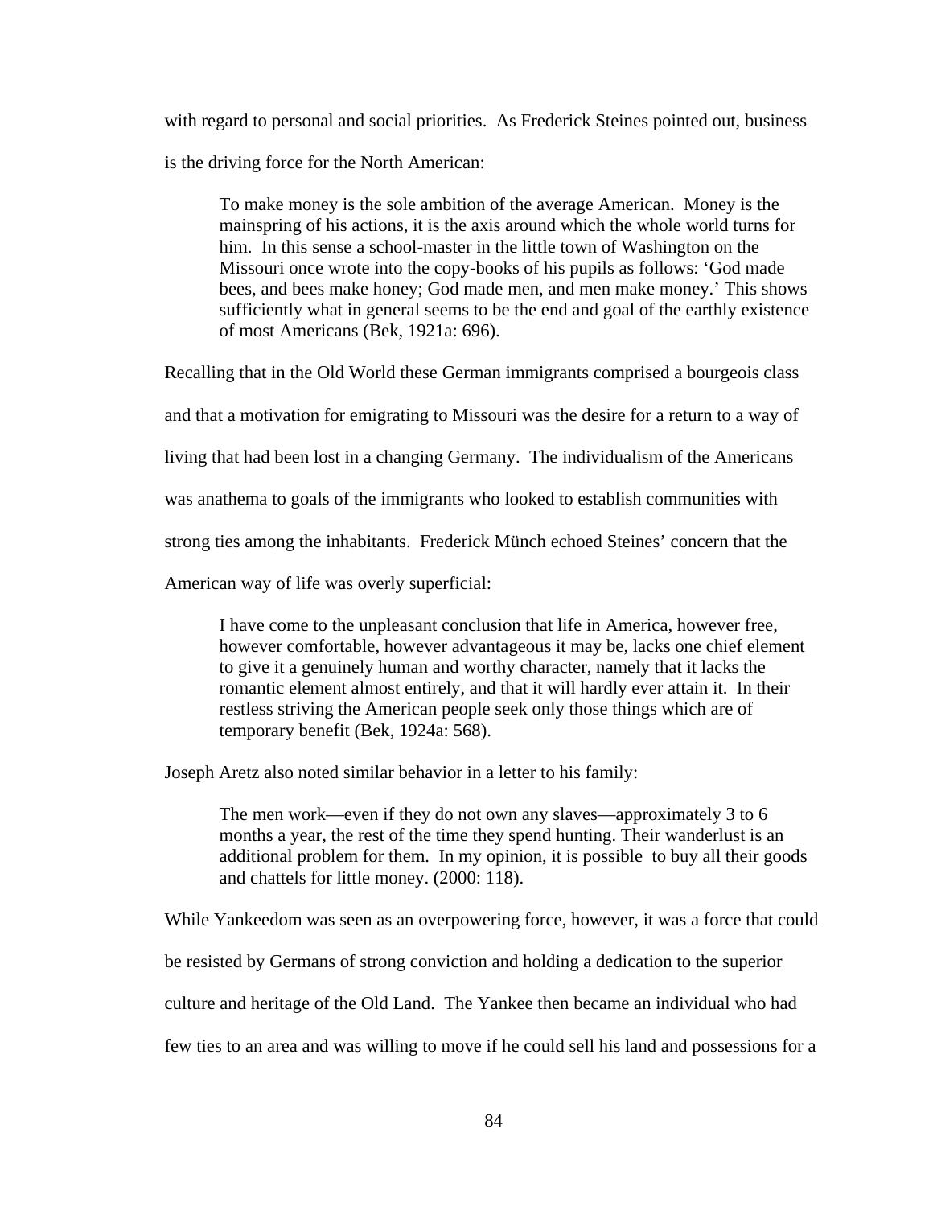with regard to personal and social priorities. As Frederick Steines pointed out, business is the driving force for the North American:

> To make money is the sole ambition of the average American. Money is the mainspring of his actions, it is the axis around which the whole world turns for him. In this sense a school-master in the little town of Washington on the Missouri once wrote into the copy-books of his pupils as follows: 'God made bees, and bees make honey; God made men, and men make money.' This shows sufficiently what in general seems to be the end and goal of the earthly existence of most Americans (Bek, 1921a: 696).

Recalling that in the Old World these German immigrants comprised a bourgeois class and that a motivation for emigrating to Missouri was the desire for a return to a way of living that had been lost in a changing Germany. The individualism of the Americans was anathema to goals of the immigrants who looked to establish communities with strong ties among the inhabitants. Frederick Münch echoed Steines' concern that the American way of life was overly superficial:

> I have come to the unpleasant conclusion that life in America, however free, however comfortable, however advantageous it may be, lacks one chief element to give it a genuinely human and worthy character, namely that it lacks the romantic element almost entirely, and that it will hardly ever attain it. In their restless striving the American people seek only those things which are of temporary benefit (Bek, 1924a: 568).

Joseph Aretz also noted similar behavior in a letter to his family:

> The men work—even if they do not own any slaves—approximately 3 to 6 months a year, the rest of the time they spend hunting. Their wanderlust is an additional problem for them. In my opinion, it is possible to buy all their goods and chattels for little money. (2000: 118).

While Yankeedom was seen as an overpowering force, however, it was a force that could be resisted by Germans of strong conviction and holding a dedication to the superior culture and heritage of the Old Land. The Yankee then became an individual who had few ties to an area and was willing to move if he could sell his land and possessions for a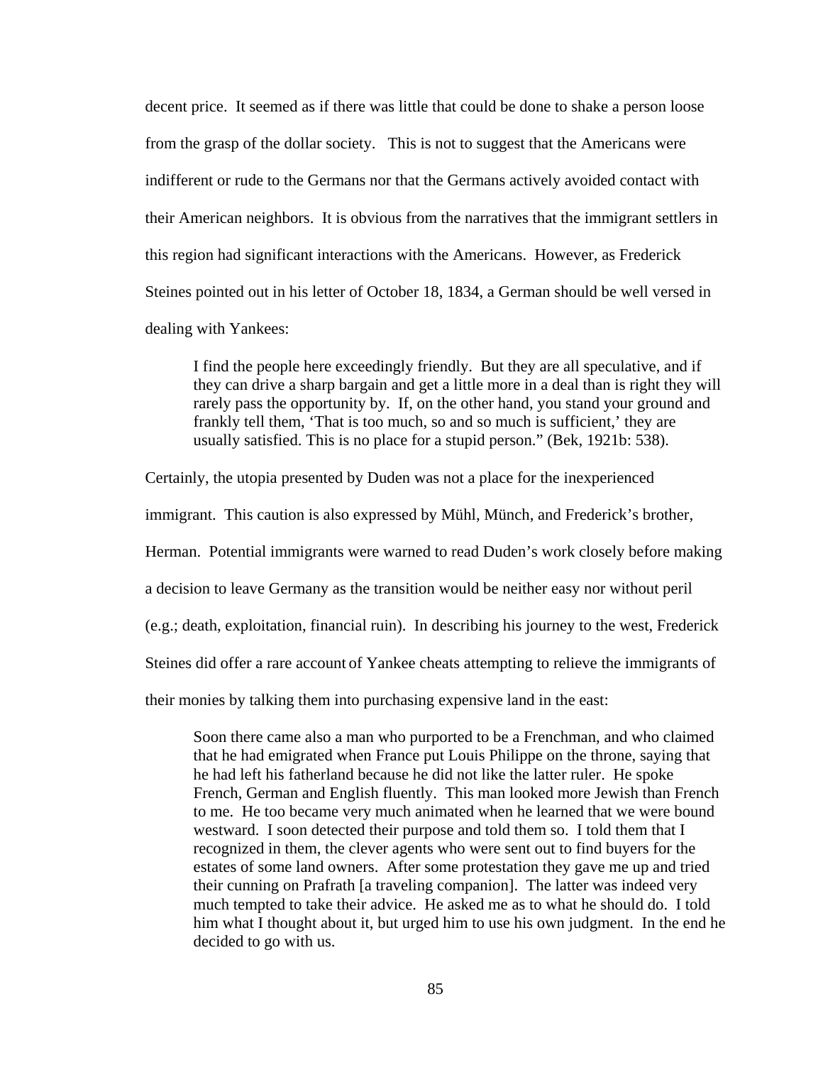decent price. It seemed as if there was little that could be done to shake a person loose from the grasp of the dollar society. This is not to suggest that the Americans were indifferent or rude to the Germans nor that the Germans actively avoided contact with their American neighbors. It is obvious from the narratives that the immigrant settlers in this region had significant interactions with the Americans. However, as Frederick Steines pointed out in his letter of October 18, 1834, a German should be well versed in dealing with Yankees:

> I find the people here exceedingly friendly. But they are all speculative, and if they can drive a sharp bargain and get a little more in a deal than is right they will rarely pass the opportunity by. If, on the other hand, you stand your ground and frankly tell them, 'That is too much, so and so much is sufficient,' they are usually satisfied. This is no place for a stupid person." (Bek, 1921b: 538).

Certainly, the utopia presented by Duden was not a place for the inexperienced immigrant. This caution is also expressed by Mühl, Münch, and Frederick's brother, Herman. Potential immigrants were warned to read Duden's work closely before making a decision to leave Germany as the transition would be neither easy nor without peril (e.g.; death, exploitation, financial ruin). In describing his journey to the west, Frederick Steines did offer a rare account of Yankee cheats attempting to relieve the immigrants of their monies by talking them into purchasing expensive land in the east:

> Soon there came also a man who purported to be a Frenchman, and who claimed that he had emigrated when France put Louis Philippe on the throne, saying that he had left his fatherland because he did not like the latter ruler. He spoke French, German and English fluently. This man looked more Jewish than French to me. He too became very much animated when he learned that we were bound westward. I soon detected their purpose and told them so. I told them that I recognized in them, the clever agents who were sent out to find buyers for the estates of some land owners. After some protestation they gave me up and tried their cunning on Prafrath [a traveling companion]. The latter was indeed very much tempted to take their advice. He asked me as to what he should do. I told him what I thought about it, but urged him to use his own judgment. In the end he decided to go with us.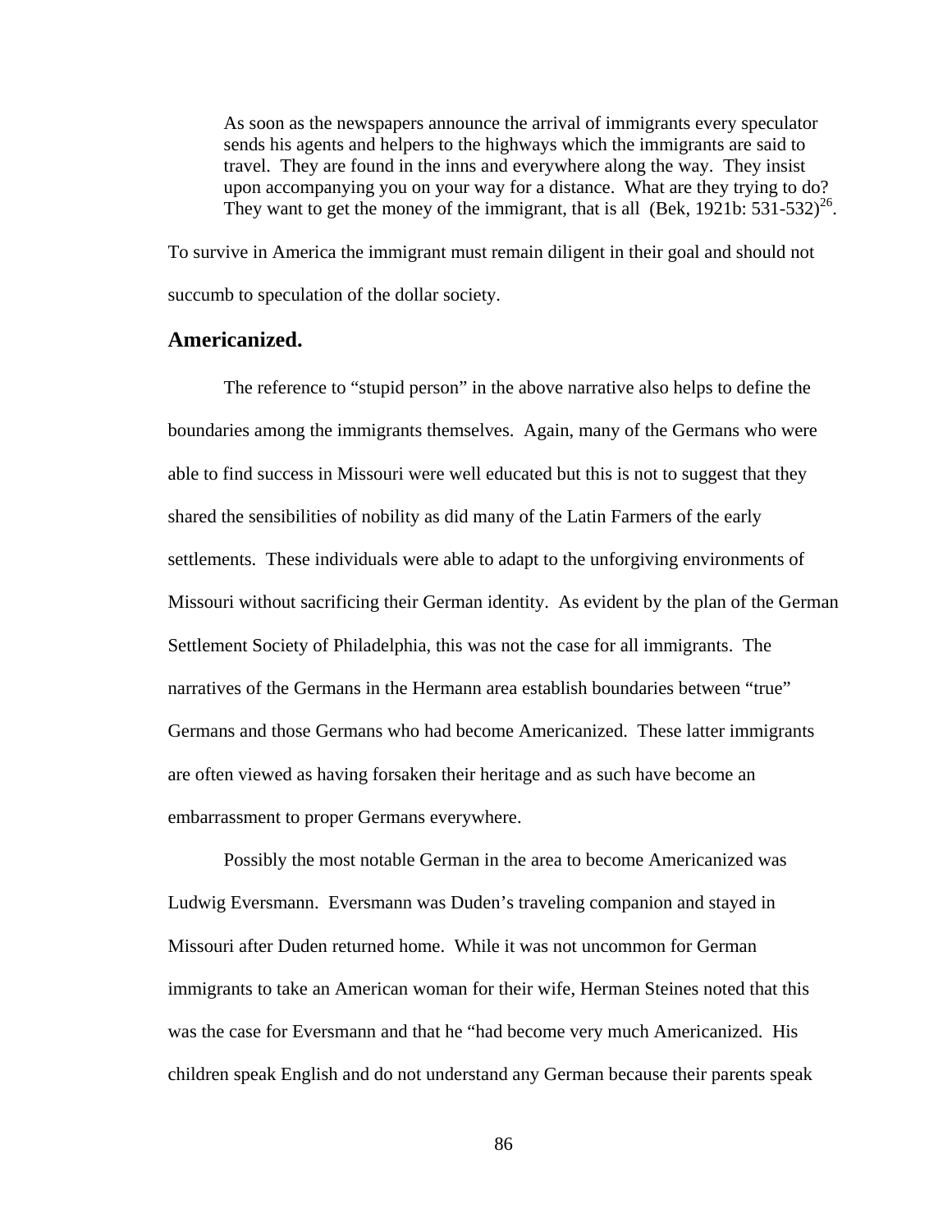> As soon as the newspapers announce the arrival of immigrants every speculator sends his agents and helpers to the highways which the immigrants are said to travel. They are found in the inns and everywhere along the way. They insist upon accompanying you on your way for a distance. What are they trying to do? They want to get the money of the immigrant, that is all (Bek, 1921b: 531-532)[26].

To survive in America the immigrant must remain diligent in their goal and should not succumb to speculation of the dollar society.

### Americanized.

The reference to "stupid person" in the above narrative also helps to define the boundaries among the immigrants themselves. Again, many of the Germans who were able to find success in Missouri were well educated but this is not to suggest that they shared the sensibilities of nobility as did many of the Latin Farmers of the early settlements. These individuals were able to adapt to the unforgiving environments of Missouri without sacrificing their German identity. As evident by the plan of the German Settlement Society of Philadelphia, this was not the case for all immigrants. The narratives of the Germans in the Hermann area establish boundaries between "true" Germans and those Germans who had become Americanized. These latter immigrants are often viewed as having forsaken their heritage and as such have become an embarrassment to proper Germans everywhere.

Possibly the most notable German in the area to become Americanized was Ludwig Eversmann. Eversmann was Duden's traveling companion and stayed in Missouri after Duden returned home. While it was not uncommon for German immigrants to take an American woman for their wife, Herman Steines noted that this was the case for Eversmann and that he "had become very much Americanized. His children speak English and do not understand any German because their parents speak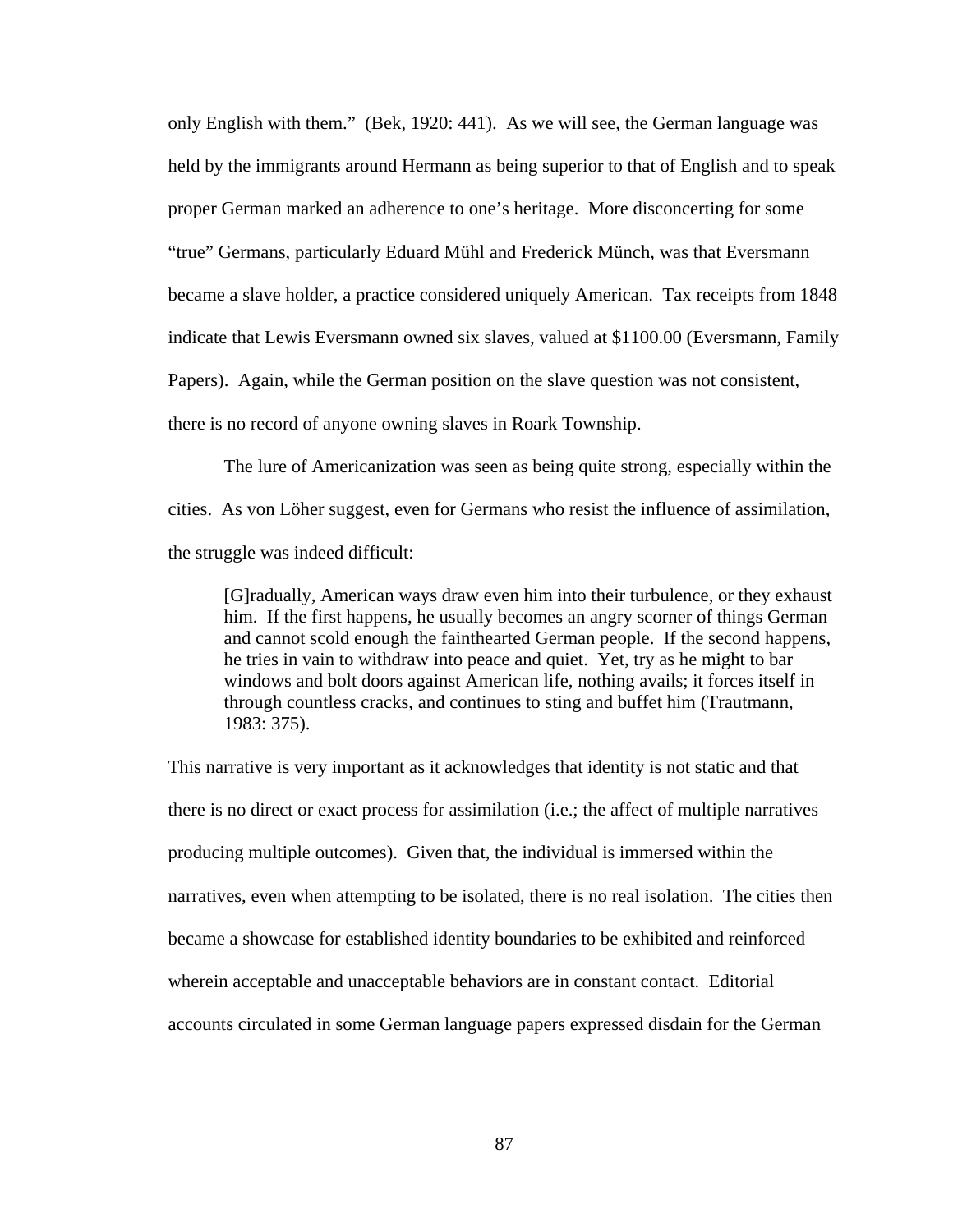only English with them." (Bek, 1920: 441). As we will see, the German language was held by the immigrants around Hermann as being superior to that of English and to speak proper German marked an adherence to one's heritage. More disconcerting for some "true" Germans, particularly Eduard Mühl and Frederick Münch, was that Eversmann became a slave holder, a practice considered uniquely American. Tax receipts from 1848 indicate that Lewis Eversmann owned six slaves, valued at $1100.00 (Eversmann, Family Papers). Again, while the German position on the slave question was not consistent, there is no record of anyone owning slaves in Roark Township.

The lure of Americanization was seen as being quite strong, especially within the cities. As von Löher suggest, even for Germans who resist the influence of assimilation, the struggle was indeed difficult:

> [G]radually, American ways draw even him into their turbulence, or they exhaust him. If the first happens, he usually becomes an angry scorner of things German and cannot scold enough the fainthearted German people. If the second happens, he tries in vain to withdraw into peace and quiet. Yet, try as he might to bar windows and bolt doors against American life, nothing avails; it forces itself in through countless cracks, and continues to sting and buffet him (Trautmann, 1983: 375).

This narrative is very important as it acknowledges that identity is not static and that there is no direct or exact process for assimilation (i.e.; the affect of multiple narratives producing multiple outcomes). Given that, the individual is immersed within the narratives, even when attempting to be isolated, there is no real isolation. The cities then became a showcase for established identity boundaries to be exhibited and reinforced wherein acceptable and unacceptable behaviors are in constant contact. Editorial accounts circulated in some German language papers expressed disdain for the German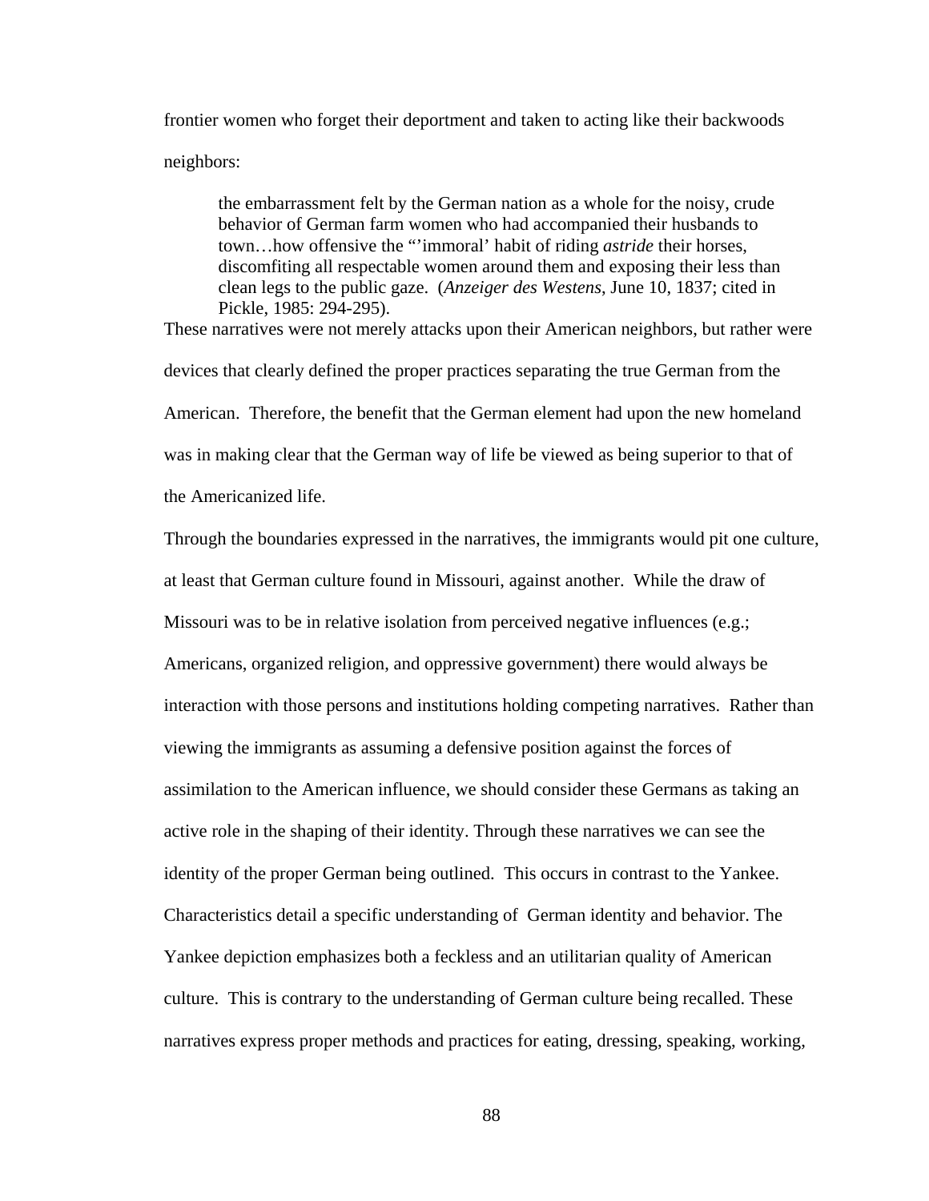frontier women who forget their deportment and taken to acting like their backwoods neighbors:

> the embarrassment felt by the German nation as a whole for the noisy, crude behavior of German farm women who had accompanied their husbands to town…how offensive the "'immoral' habit of riding *astride* their horses, discomfiting all respectable women around them and exposing their less than clean legs to the public gaze. (*Anzeiger des Westens*, June 10, 1837; cited in Pickle, 1985: 294-295).

These narratives were not merely attacks upon their American neighbors, but rather were devices that clearly defined the proper practices separating the true German from the American. Therefore, the benefit that the German element had upon the new homeland was in making clear that the German way of life be viewed as being superior to that of the Americanized life.

Through the boundaries expressed in the narratives, the immigrants would pit one culture, at least that German culture found in Missouri, against another. While the draw of Missouri was to be in relative isolation from perceived negative influences (e.g.; Americans, organized religion, and oppressive government) there would always be interaction with those persons and institutions holding competing narratives. Rather than viewing the immigrants as assuming a defensive position against the forces of assimilation to the American influence, we should consider these Germans as taking an active role in the shaping of their identity. Through these narratives we can see the identity of the proper German being outlined. This occurs in contrast to the Yankee. Characteristics detail a specific understanding of German identity and behavior. The Yankee depiction emphasizes both a feckless and an utilitarian quality of American culture. This is contrary to the understanding of German culture being recalled. These narratives express proper methods and practices for eating, dressing, speaking, working,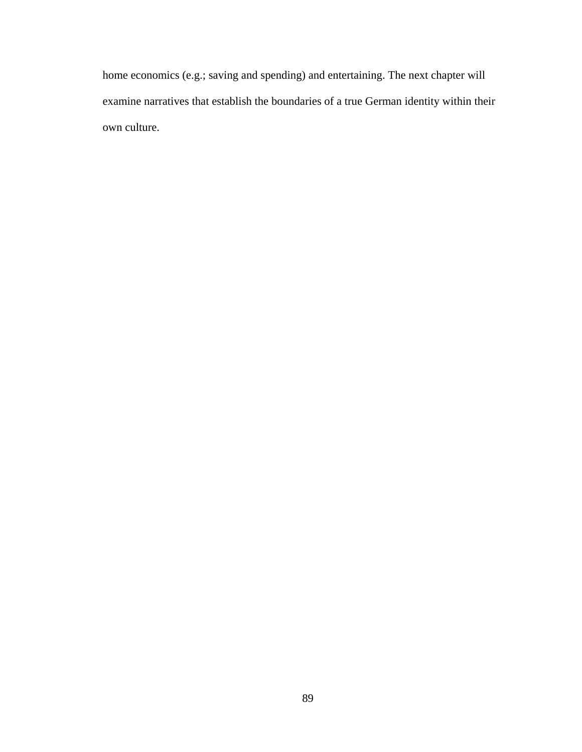home economics (e.g.; saving and spending) and entertaining. The next chapter will examine narratives that establish the boundaries of a true German identity within their own culture.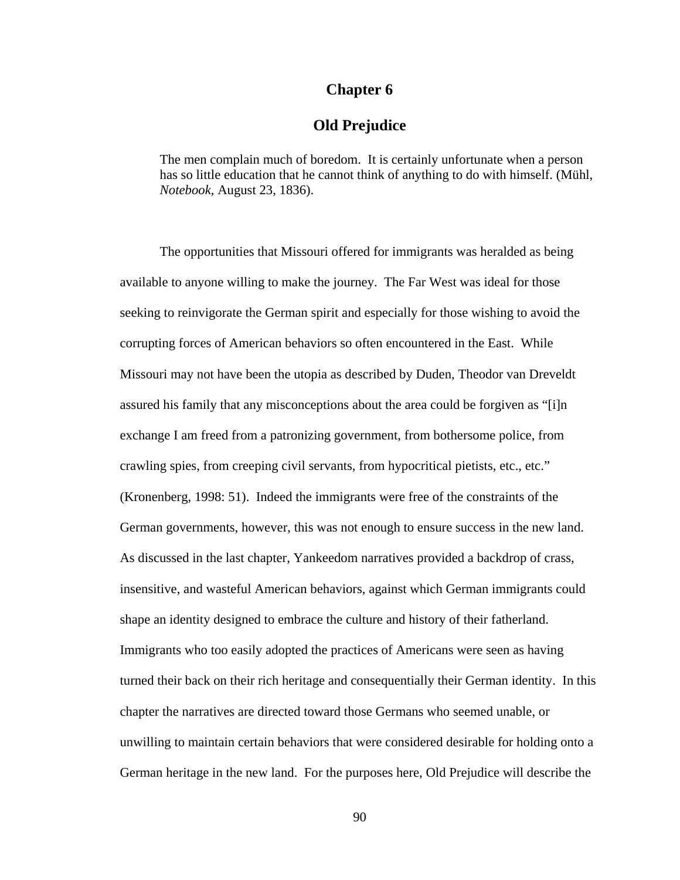# Chapter 6

## Old Prejudice

> The men complain much of boredom. It is certainly unfortunate when a person has so little education that he cannot think of anything to do with himself. (Mühl, *Notebook*, August 23, 1836).

The opportunities that Missouri offered for immigrants was heralded as being available to anyone willing to make the journey. The Far West was ideal for those seeking to reinvigorate the German spirit and especially for those wishing to avoid the corrupting forces of American behaviors so often encountered in the East. While Missouri may not have been the utopia as described by Duden, Theodor van Dreveldt assured his family that any misconceptions about the area could be forgiven as "[i]n exchange I am freed from a patronizing government, from bothersome police, from crawling spies, from creeping civil servants, from hypocritical pietists, etc., etc." (Kronenberg, 1998: 51). Indeed the immigrants were free of the constraints of the German governments, however, this was not enough to ensure success in the new land. As discussed in the last chapter, Yankeedom narratives provided a backdrop of crass, insensitive, and wasteful American behaviors, against which German immigrants could shape an identity designed to embrace the culture and history of their fatherland. Immigrants who too easily adopted the practices of Americans were seen as having turned their back on their rich heritage and consequentially their German identity. In this chapter the narratives are directed toward those Germans who seemed unable, or unwilling to maintain certain behaviors that were considered desirable for holding onto a German heritage in the new land. For the purposes here, Old Prejudice will describe the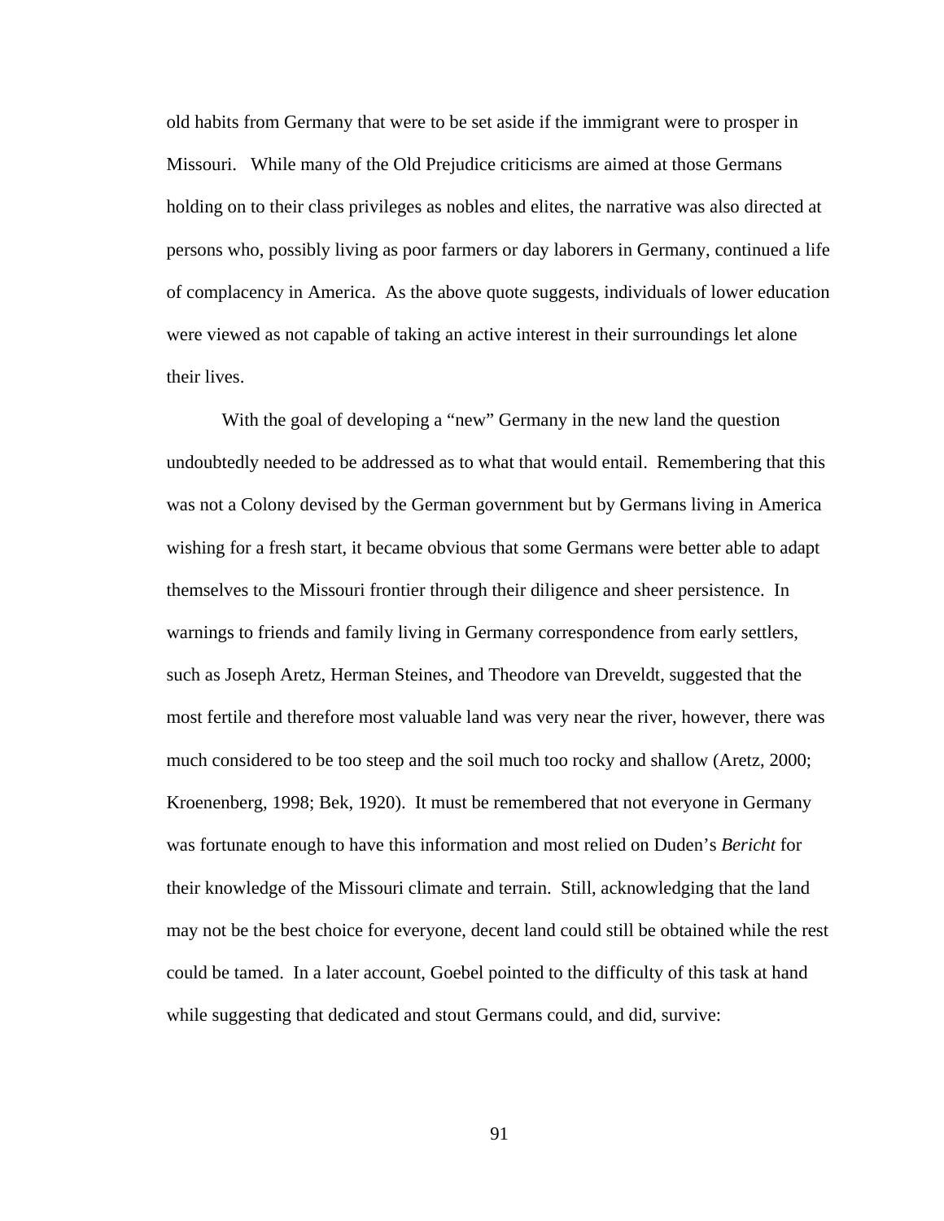old habits from Germany that were to be set aside if the immigrant were to prosper in Missouri.   While many of the Old Prejudice criticisms are aimed at those Germans holding on to their class privileges as nobles and elites, the narrative was also directed at persons who, possibly living as poor farmers or day laborers in Germany, continued a life of complacency in America.  As the above quote suggests, individuals of lower education were viewed as not capable of taking an active interest in their surroundings let alone their lives.

With the goal of developing a "new" Germany in the new land the question undoubtedly needed to be addressed as to what that would entail.  Remembering that this was not a Colony devised by the German government but by Germans living in America wishing for a fresh start, it became obvious that some Germans were better able to adapt themselves to the Missouri frontier through their diligence and sheer persistence.  In warnings to friends and family living in Germany correspondence from early settlers, such as Joseph Aretz, Herman Steines, and Theodore van Dreveldt, suggested that the most fertile and therefore most valuable land was very near the river, however, there was much considered to be too steep and the soil much too rocky and shallow (Aretz, 2000; Kroenenberg, 1998; Bek, 1920).  It must be remembered that not everyone in Germany was fortunate enough to have this information and most relied on Duden's *Bericht* for their knowledge of the Missouri climate and terrain.  Still, acknowledging that the land may not be the best choice for everyone, decent land could still be obtained while the rest could be tamed.  In a later account, Goebel pointed to the difficulty of this task at hand while suggesting that dedicated and stout Germans could, and did, survive: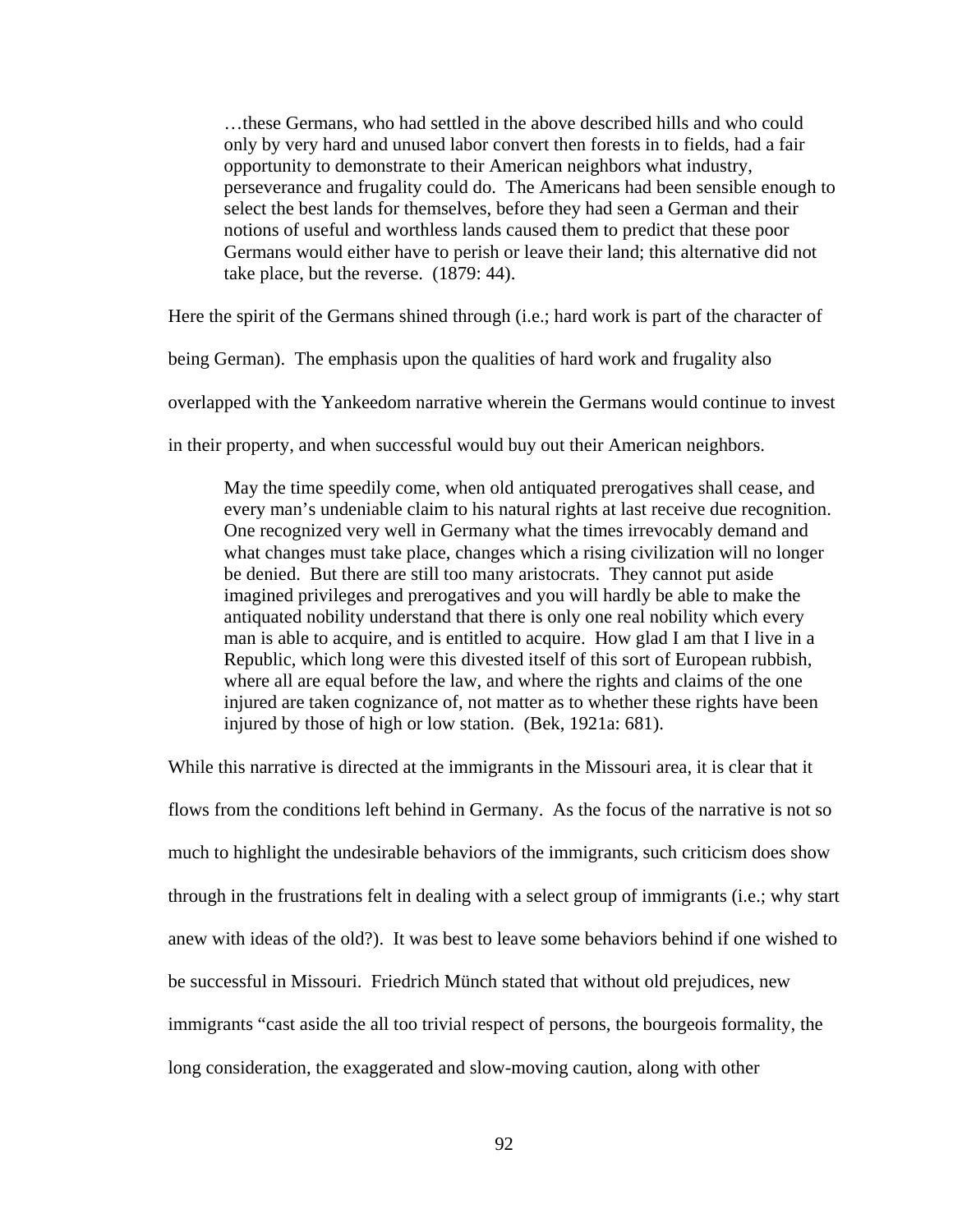> …these Germans, who had settled in the above described hills and who could only by very hard and unused labor convert then forests in to fields, had a fair opportunity to demonstrate to their American neighbors what industry, perseverance and frugality could do. The Americans had been sensible enough to select the best lands for themselves, before they had seen a German and their notions of useful and worthless lands caused them to predict that these poor Germans would either have to perish or leave their land; this alternative did not take place, but the reverse. (1879: 44).

Here the spirit of the Germans shined through (i.e.; hard work is part of the character of being German). The emphasis upon the qualities of hard work and frugality also overlapped with the Yankeedom narrative wherein the Germans would continue to invest in their property, and when successful would buy out their American neighbors.

> May the time speedily come, when old antiquated prerogatives shall cease, and every man's undeniable claim to his natural rights at last receive due recognition. One recognized very well in Germany what the times irrevocably demand and what changes must take place, changes which a rising civilization will no longer be denied. But there are still too many aristocrats. They cannot put aside imagined privileges and prerogatives and you will hardly be able to make the antiquated nobility understand that there is only one real nobility which every man is able to acquire, and is entitled to acquire. How glad I am that I live in a Republic, which long were this divested itself of this sort of European rubbish, where all are equal before the law, and where the rights and claims of the one injured are taken cognizance of, not matter as to whether these rights have been injured by those of high or low station. (Bek, 1921a: 681).

While this narrative is directed at the immigrants in the Missouri area, it is clear that it flows from the conditions left behind in Germany. As the focus of the narrative is not so much to highlight the undesirable behaviors of the immigrants, such criticism does show through in the frustrations felt in dealing with a select group of immigrants (i.e.; why start anew with ideas of the old?). It was best to leave some behaviors behind if one wished to be successful in Missouri. Friedrich Münch stated that without old prejudices, new immigrants "cast aside the all too trivial respect of persons, the bourgeois formality, the long consideration, the exaggerated and slow-moving caution, along with other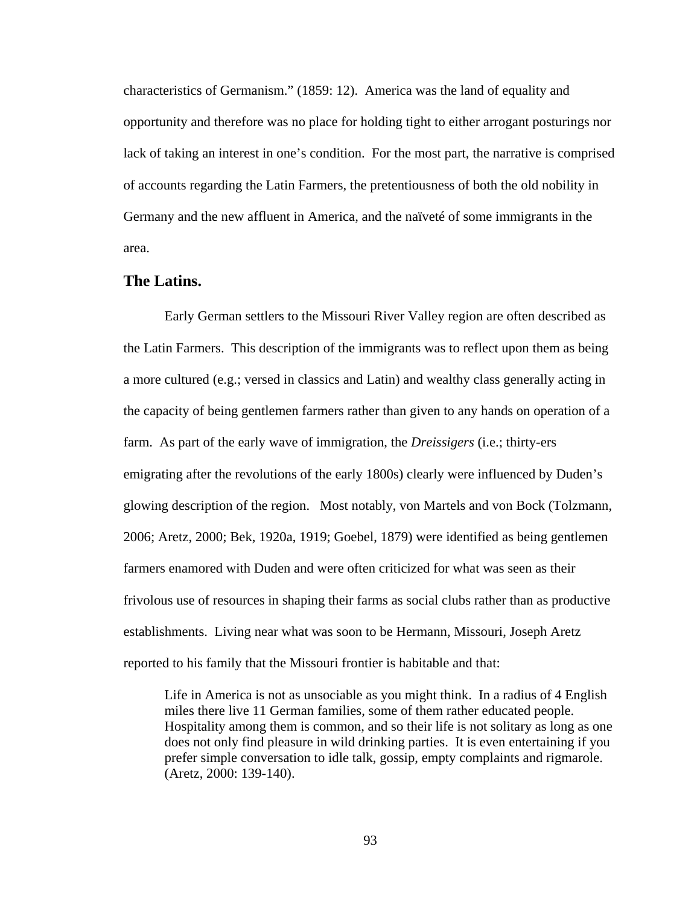characteristics of Germanism." (1859: 12). America was the land of equality and opportunity and therefore was no place for holding tight to either arrogant posturings nor lack of taking an interest in one's condition. For the most part, the narrative is comprised of accounts regarding the Latin Farmers, the pretentiousness of both the old nobility in Germany and the new affluent in America, and the naïveté of some immigrants in the area.

## The Latins.

Early German settlers to the Missouri River Valley region are often described as the Latin Farmers. This description of the immigrants was to reflect upon them as being a more cultured (e.g.; versed in classics and Latin) and wealthy class generally acting in the capacity of being gentlemen farmers rather than given to any hands on operation of a farm. As part of the early wave of immigration, the *Dreissigers* (i.e.; thirty-ers emigrating after the revolutions of the early 1800s) clearly were influenced by Duden's glowing description of the region. Most notably, von Martels and von Bock (Tolzmann, 2006; Aretz, 2000; Bek, 1920a, 1919; Goebel, 1879) were identified as being gentlemen farmers enamored with Duden and were often criticized for what was seen as their frivolous use of resources in shaping their farms as social clubs rather than as productive establishments. Living near what was soon to be Hermann, Missouri, Joseph Aretz reported to his family that the Missouri frontier is habitable and that:

> Life in America is not as unsociable as you might think. In a radius of 4 English miles there live 11 German families, some of them rather educated people. Hospitality among them is common, and so their life is not solitary as long as one does not only find pleasure in wild drinking parties. It is even entertaining if you prefer simple conversation to idle talk, gossip, empty complaints and rigmarole. (Aretz, 2000: 139-140).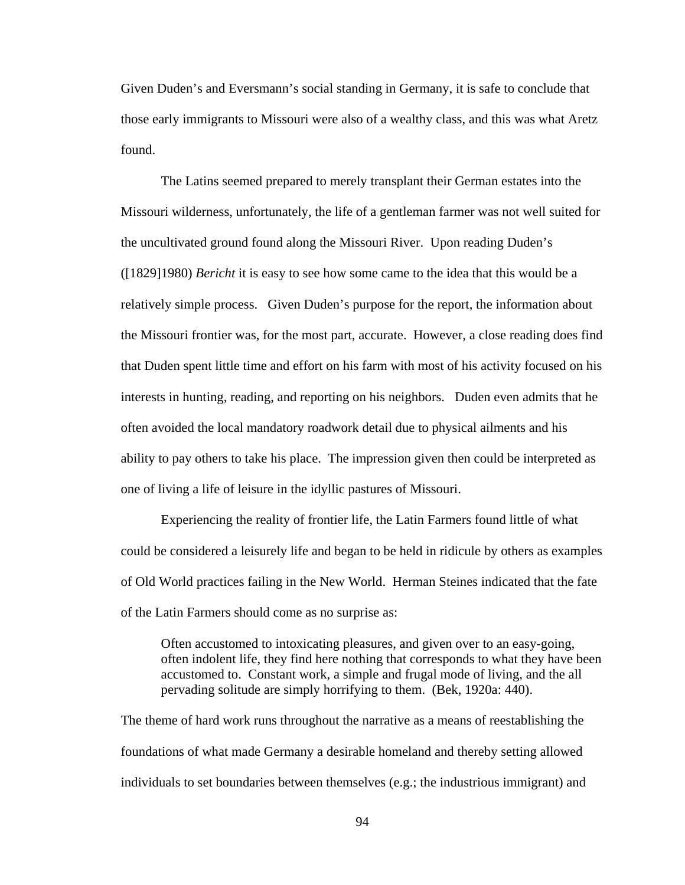Given Duden's and Eversmann's social standing in Germany, it is safe to conclude that those early immigrants to Missouri were also of a wealthy class, and this was what Aretz found.

The Latins seemed prepared to merely transplant their German estates into the Missouri wilderness, unfortunately, the life of a gentleman farmer was not well suited for the uncultivated ground found along the Missouri River. Upon reading Duden's ([1829]1980) *Bericht* it is easy to see how some came to the idea that this would be a relatively simple process. Given Duden's purpose for the report, the information about the Missouri frontier was, for the most part, accurate. However, a close reading does find that Duden spent little time and effort on his farm with most of his activity focused on his interests in hunting, reading, and reporting on his neighbors. Duden even admits that he often avoided the local mandatory roadwork detail due to physical ailments and his ability to pay others to take his place. The impression given then could be interpreted as one of living a life of leisure in the idyllic pastures of Missouri.

Experiencing the reality of frontier life, the Latin Farmers found little of what could be considered a leisurely life and began to be held in ridicule by others as examples of Old World practices failing in the New World. Herman Steines indicated that the fate of the Latin Farmers should come as no surprise as:

> Often accustomed to intoxicating pleasures, and given over to an easy-going, often indolent life, they find here nothing that corresponds to what they have been accustomed to. Constant work, a simple and frugal mode of living, and the all pervading solitude are simply horrifying to them. (Bek, 1920a: 440).

The theme of hard work runs throughout the narrative as a means of reestablishing the foundations of what made Germany a desirable homeland and thereby setting allowed individuals to set boundaries between themselves (e.g.; the industrious immigrant) and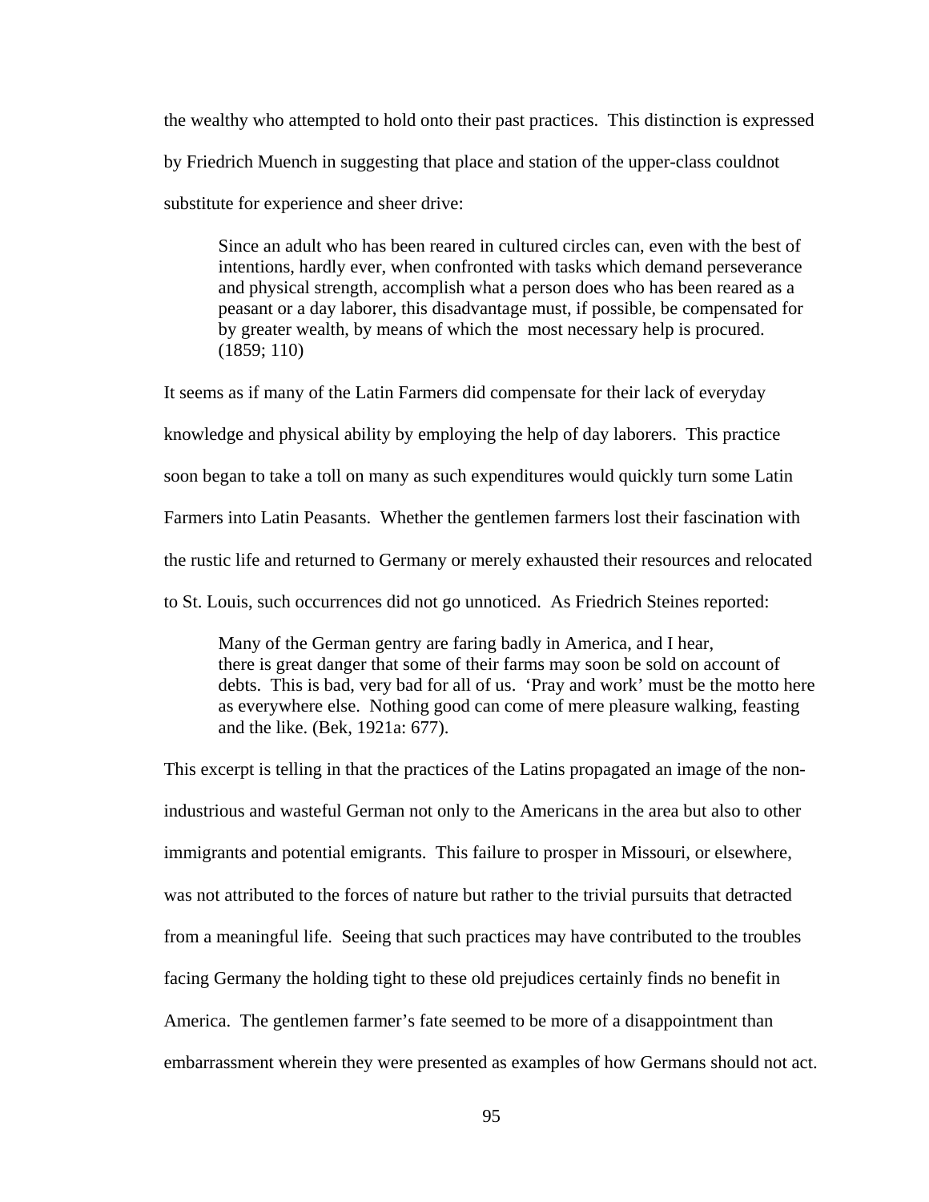the wealthy who attempted to hold onto their past practices. This distinction is expressed by Friedrich Muench in suggesting that place and station of the upper-class couldnot substitute for experience and sheer drive:

> Since an adult who has been reared in cultured circles can, even with the best of intentions, hardly ever, when confronted with tasks which demand perseverance and physical strength, accomplish what a person does who has been reared as a peasant or a day laborer, this disadvantage must, if possible, be compensated for by greater wealth, by means of which the most necessary help is procured. (1859; 110)

It seems as if many of the Latin Farmers did compensate for their lack of everyday knowledge and physical ability by employing the help of day laborers. This practice soon began to take a toll on many as such expenditures would quickly turn some Latin Farmers into Latin Peasants. Whether the gentlemen farmers lost their fascination with the rustic life and returned to Germany or merely exhausted their resources and relocated to St. Louis, such occurrences did not go unnoticed. As Friedrich Steines reported:

> Many of the German gentry are faring badly in America, and I hear, there is great danger that some of their farms may soon be sold on account of debts. This is bad, very bad for all of us. 'Pray and work' must be the motto here as everywhere else. Nothing good can come of mere pleasure walking, feasting and the like. (Bek, 1921a: 677).

This excerpt is telling in that the practices of the Latins propagated an image of the non-industrious and wasteful German not only to the Americans in the area but also to other immigrants and potential emigrants. This failure to prosper in Missouri, or elsewhere, was not attributed to the forces of nature but rather to the trivial pursuits that detracted from a meaningful life. Seeing that such practices may have contributed to the troubles facing Germany the holding tight to these old prejudices certainly finds no benefit in America. The gentlemen farmer's fate seemed to be more of a disappointment than embarrassment wherein they were presented as examples of how Germans should not act.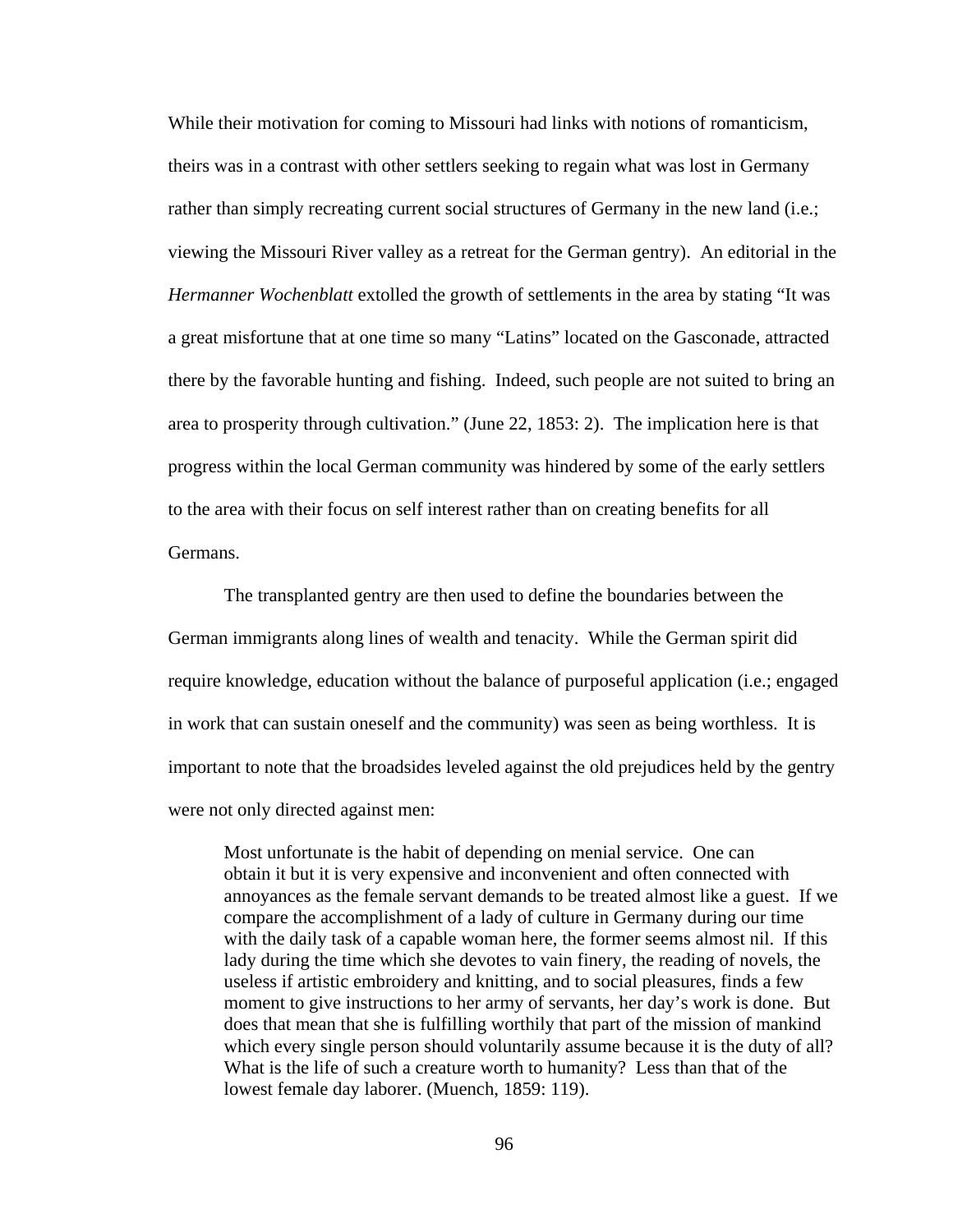While their motivation for coming to Missouri had links with notions of romanticism, theirs was in a contrast with other settlers seeking to regain what was lost in Germany rather than simply recreating current social structures of Germany in the new land (i.e.; viewing the Missouri River valley as a retreat for the German gentry). An editorial in the *Hermanner Wochenblatt* extolled the growth of settlements in the area by stating "It was a great misfortune that at one time so many "Latins" located on the Gasconade, attracted there by the favorable hunting and fishing. Indeed, such people are not suited to bring an area to prosperity through cultivation." (June 22, 1853: 2). The implication here is that progress within the local German community was hindered by some of the early settlers to the area with their focus on self interest rather than on creating benefits for all Germans.

The transplanted gentry are then used to define the boundaries between the German immigrants along lines of wealth and tenacity. While the German spirit did require knowledge, education without the balance of purposeful application (i.e.; engaged in work that can sustain oneself and the community) was seen as being worthless. It is important to note that the broadsides leveled against the old prejudices held by the gentry were not only directed against men:

> Most unfortunate is the habit of depending on menial service. One can obtain it but it is very expensive and inconvenient and often connected with annoyances as the female servant demands to be treated almost like a guest. If we compare the accomplishment of a lady of culture in Germany during our time with the daily task of a capable woman here, the former seems almost nil. If this lady during the time which she devotes to vain finery, the reading of novels, the useless if artistic embroidery and knitting, and to social pleasures, finds a few moment to give instructions to her army of servants, her day's work is done. But does that mean that she is fulfilling worthily that part of the mission of mankind which every single person should voluntarily assume because it is the duty of all? What is the life of such a creature worth to humanity? Less than that of the lowest female day laborer. (Muench, 1859: 119).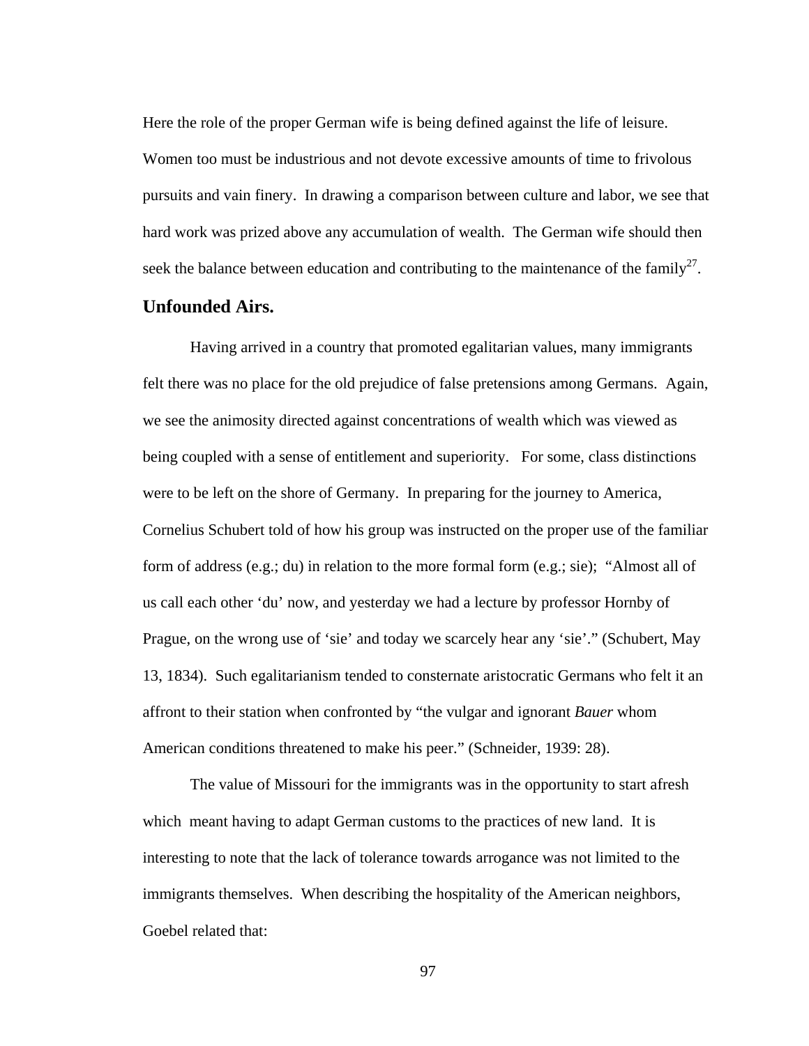Here the role of the proper German wife is being defined against the life of leisure. Women too must be industrious and not devote excessive amounts of time to frivolous pursuits and vain finery. In drawing a comparison between culture and labor, we see that hard work was prized above any accumulation of wealth. The German wife should then seek the balance between education and contributing to the maintenance of the family[27].

### Unfounded Airs.

Having arrived in a country that promoted egalitarian values, many immigrants felt there was no place for the old prejudice of false pretensions among Germans. Again, we see the animosity directed against concentrations of wealth which was viewed as being coupled with a sense of entitlement and superiority. For some, class distinctions were to be left on the shore of Germany. In preparing for the journey to America, Cornelius Schubert told of how his group was instructed on the proper use of the familiar form of address (e.g.; du) in relation to the more formal form (e.g.; sie); "Almost all of us call each other 'du' now, and yesterday we had a lecture by professor Hornby of Prague, on the wrong use of 'sie' and today we scarcely hear any 'sie'." (Schubert, May 13, 1834). Such egalitarianism tended to consternate aristocratic Germans who felt it an affront to their station when confronted by "the vulgar and ignorant *Bauer* whom American conditions threatened to make his peer." (Schneider, 1939: 28).

The value of Missouri for the immigrants was in the opportunity to start afresh which meant having to adapt German customs to the practices of new land. It is interesting to note that the lack of tolerance towards arrogance was not limited to the immigrants themselves. When describing the hospitality of the American neighbors, Goebel related that: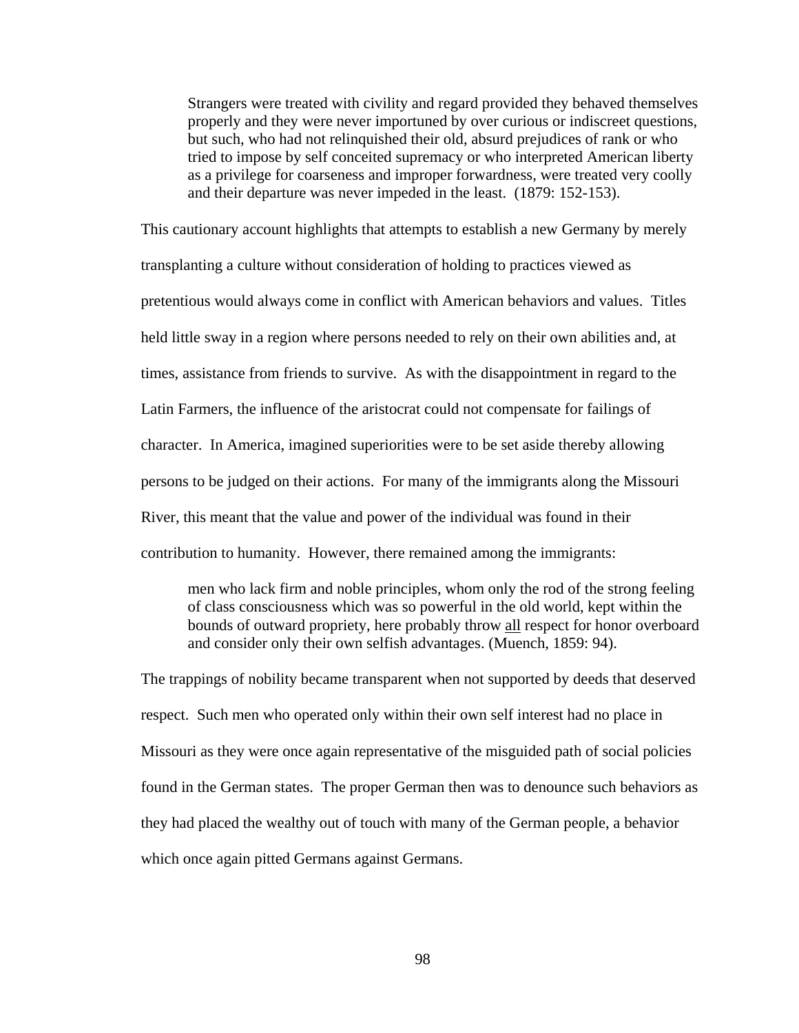> Strangers were treated with civility and regard provided they behaved themselves properly and they were never importuned by over curious or indiscreet questions, but such, who had not relinquished their old, absurd prejudices of rank or who tried to impose by self conceited supremacy or who interpreted American liberty as a privilege for coarseness and improper forwardness, were treated very coolly and their departure was never impeded in the least. (1879: 152-153).

This cautionary account highlights that attempts to establish a new Germany by merely transplanting a culture without consideration of holding to practices viewed as pretentious would always come in conflict with American behaviors and values. Titles held little sway in a region where persons needed to rely on their own abilities and, at times, assistance from friends to survive. As with the disappointment in regard to the Latin Farmers, the influence of the aristocrat could not compensate for failings of character. In America, imagined superiorities were to be set aside thereby allowing persons to be judged on their actions. For many of the immigrants along the Missouri River, this meant that the value and power of the individual was found in their contribution to humanity. However, there remained among the immigrants:

> men who lack firm and noble principles, whom only the rod of the strong feeling of class consciousness which was so powerful in the old world, kept within the bounds of outward propriety, here probably throw <u>all</u> respect for honor overboard and consider only their own selfish advantages. (Muench, 1859: 94).

The trappings of nobility became transparent when not supported by deeds that deserved respect. Such men who operated only within their own self interest had no place in Missouri as they were once again representative of the misguided path of social policies found in the German states. The proper German then was to denounce such behaviors as they had placed the wealthy out of touch with many of the German people, a behavior which once again pitted Germans against Germans.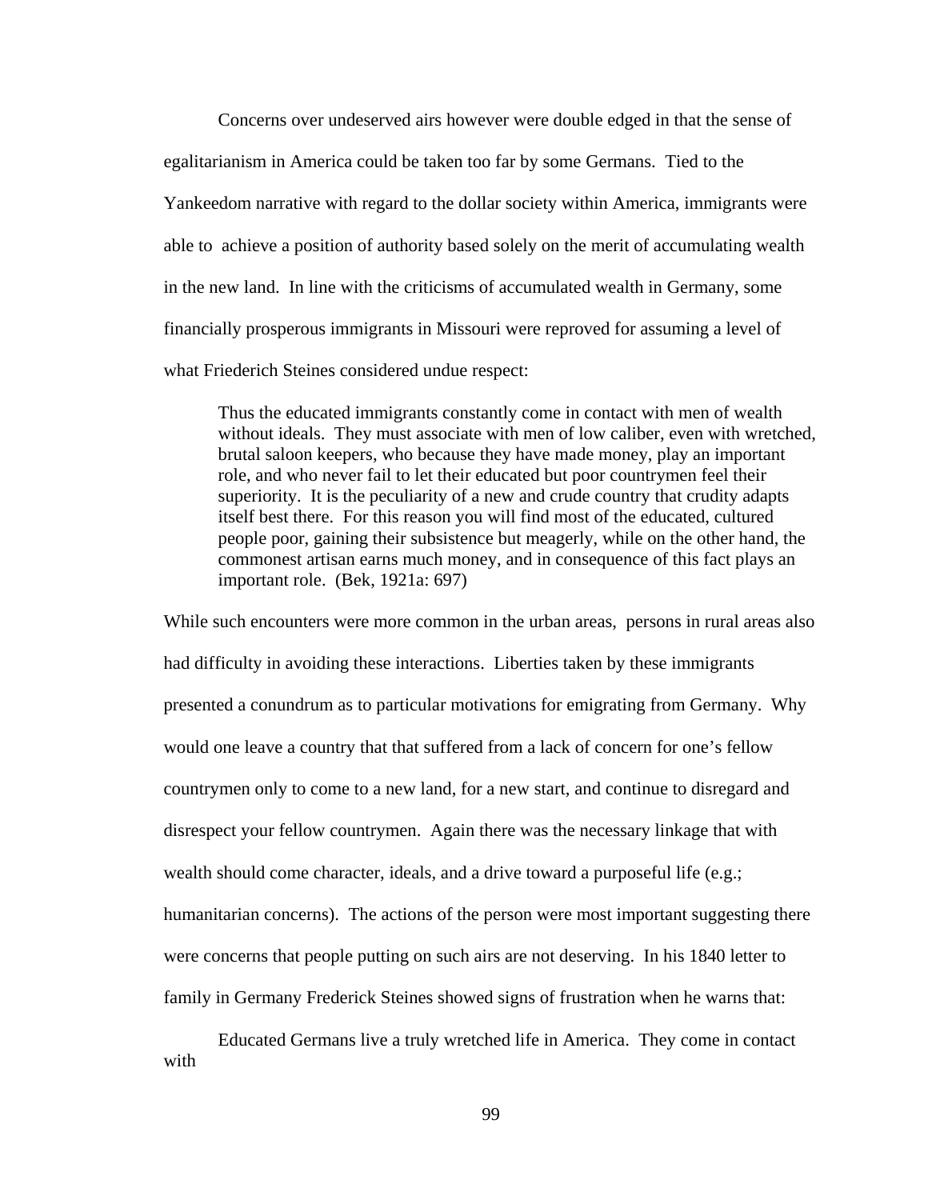Concerns over undeserved airs however were double edged in that the sense of egalitarianism in America could be taken too far by some Germans. Tied to the Yankeedom narrative with regard to the dollar society within America, immigrants were able to achieve a position of authority based solely on the merit of accumulating wealth in the new land. In line with the criticisms of accumulated wealth in Germany, some financially prosperous immigrants in Missouri were reproved for assuming a level of what Friederich Steines considered undue respect:

> Thus the educated immigrants constantly come in contact with men of wealth without ideals. They must associate with men of low caliber, even with wretched, brutal saloon keepers, who because they have made money, play an important role, and who never fail to let their educated but poor countrymen feel their superiority. It is the peculiarity of a new and crude country that crudity adapts itself best there. For this reason you will find most of the educated, cultured people poor, gaining their subsistence but meagerly, while on the other hand, the commonest artisan earns much money, and in consequence of this fact plays an important role. (Bek, 1921a: 697)

While such encounters were more common in the urban areas, persons in rural areas also had difficulty in avoiding these interactions. Liberties taken by these immigrants presented a conundrum as to particular motivations for emigrating from Germany. Why would one leave a country that that suffered from a lack of concern for one's fellow countrymen only to come to a new land, for a new start, and continue to disregard and disrespect your fellow countrymen. Again there was the necessary linkage that with wealth should come character, ideals, and a drive toward a purposeful life (e.g.; humanitarian concerns). The actions of the person were most important suggesting there were concerns that people putting on such airs are not deserving. In his 1840 letter to family in Germany Frederick Steines showed signs of frustration when he warns that:

> Educated Germans live a truly wretched life in America. They come in contact with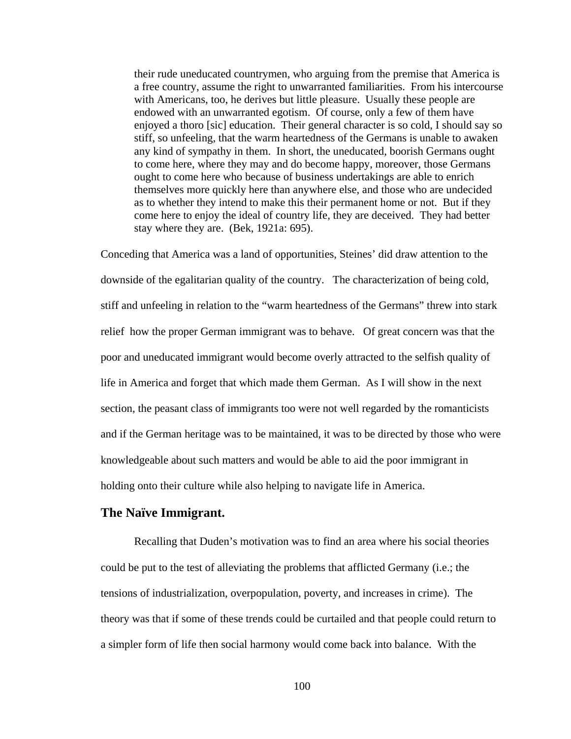> their rude uneducated countrymen, who arguing from the premise that America is a free country, assume the right to unwarranted familiarities. From his intercourse with Americans, too, he derives but little pleasure. Usually these people are endowed with an unwarranted egotism. Of course, only a few of them have enjoyed a thoro [sic] education. Their general character is so cold, I should say so stiff, so unfeeling, that the warm heartedness of the Germans is unable to awaken any kind of sympathy in them. In short, the uneducated, boorish Germans ought to come here, where they may and do become happy, moreover, those Germans ought to come here who because of business undertakings are able to enrich themselves more quickly here than anywhere else, and those who are undecided as to whether they intend to make this their permanent home or not. But if they come here to enjoy the ideal of country life, they are deceived. They had better stay where they are. (Bek, 1921a: 695).

Conceding that America was a land of opportunities, Steines' did draw attention to the downside of the egalitarian quality of the country. The characterization of being cold, stiff and unfeeling in relation to the "warm heartedness of the Germans" threw into stark relief how the proper German immigrant was to behave. Of great concern was that the poor and uneducated immigrant would become overly attracted to the selfish quality of life in America and forget that which made them German. As I will show in the next section, the peasant class of immigrants too were not well regarded by the romanticists and if the German heritage was to be maintained, it was to be directed by those who were knowledgeable about such matters and would be able to aid the poor immigrant in holding onto their culture while also helping to navigate life in America.

## The Naïve Immigrant.

Recalling that Duden's motivation was to find an area where his social theories could be put to the test of alleviating the problems that afflicted Germany (i.e.; the tensions of industrialization, overpopulation, poverty, and increases in crime). The theory was that if some of these trends could be curtailed and that people could return to a simpler form of life then social harmony would come back into balance. With the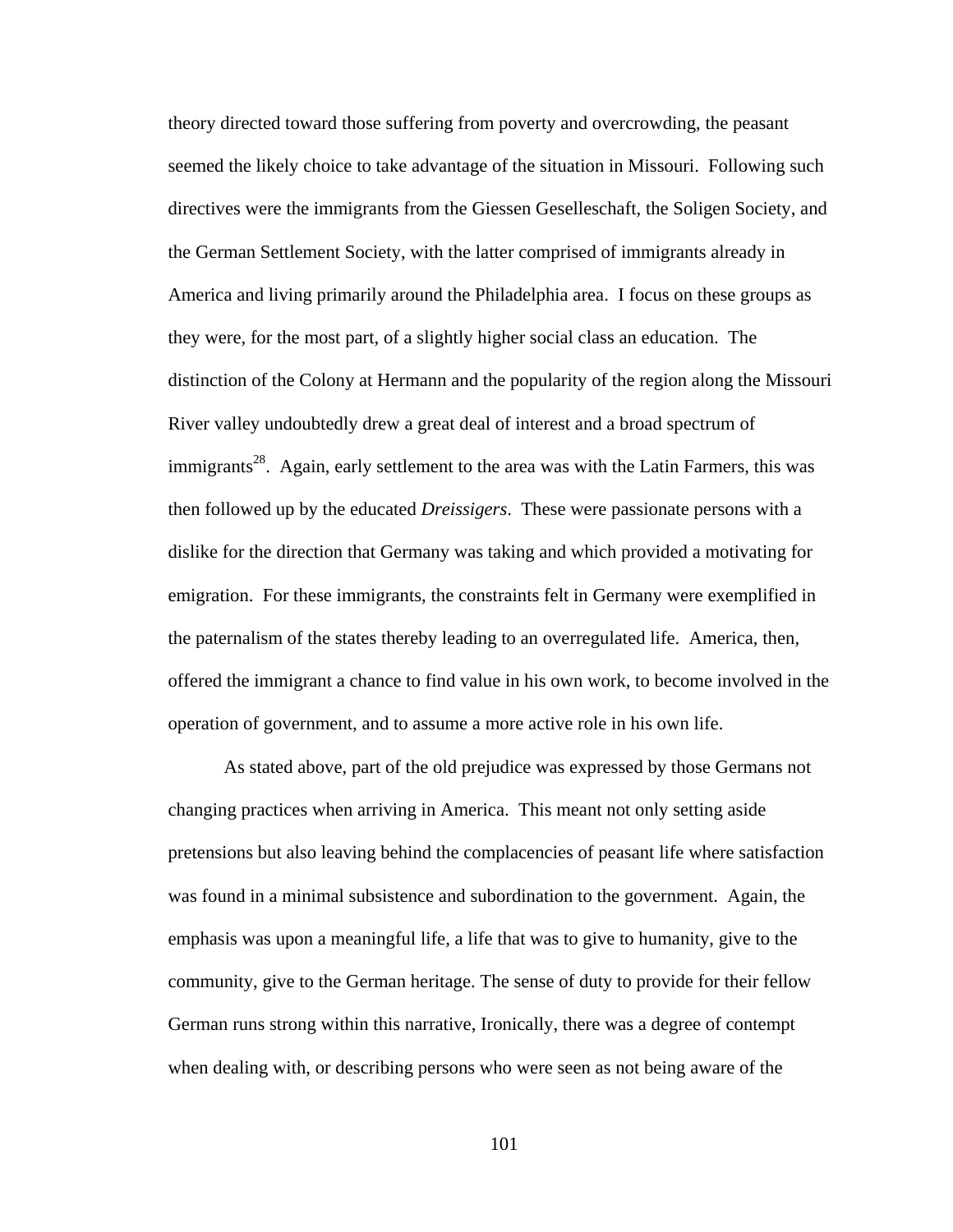theory directed toward those suffering from poverty and overcrowding, the peasant seemed the likely choice to take advantage of the situation in Missouri. Following such directives were the immigrants from the Giessen Geselleschaft, the Soligen Society, and the German Settlement Society, with the latter comprised of immigrants already in America and living primarily around the Philadelphia area. I focus on these groups as they were, for the most part, of a slightly higher social class an education. The distinction of the Colony at Hermann and the popularity of the region along the Missouri River valley undoubtedly drew a great deal of interest and a broad spectrum of immigrants[28]. Again, early settlement to the area was with the Latin Farmers, this was then followed up by the educated *Dreissigers*. These were passionate persons with a dislike for the direction that Germany was taking and which provided a motivating for emigration. For these immigrants, the constraints felt in Germany were exemplified in the paternalism of the states thereby leading to an overregulated life. America, then, offered the immigrant a chance to find value in his own work, to become involved in the operation of government, and to assume a more active role in his own life.

As stated above, part of the old prejudice was expressed by those Germans not changing practices when arriving in America. This meant not only setting aside pretensions but also leaving behind the complacencies of peasant life where satisfaction was found in a minimal subsistence and subordination to the government. Again, the emphasis was upon a meaningful life, a life that was to give to humanity, give to the community, give to the German heritage. The sense of duty to provide for their fellow German runs strong within this narrative, Ironically, there was a degree of contempt when dealing with, or describing persons who were seen as not being aware of the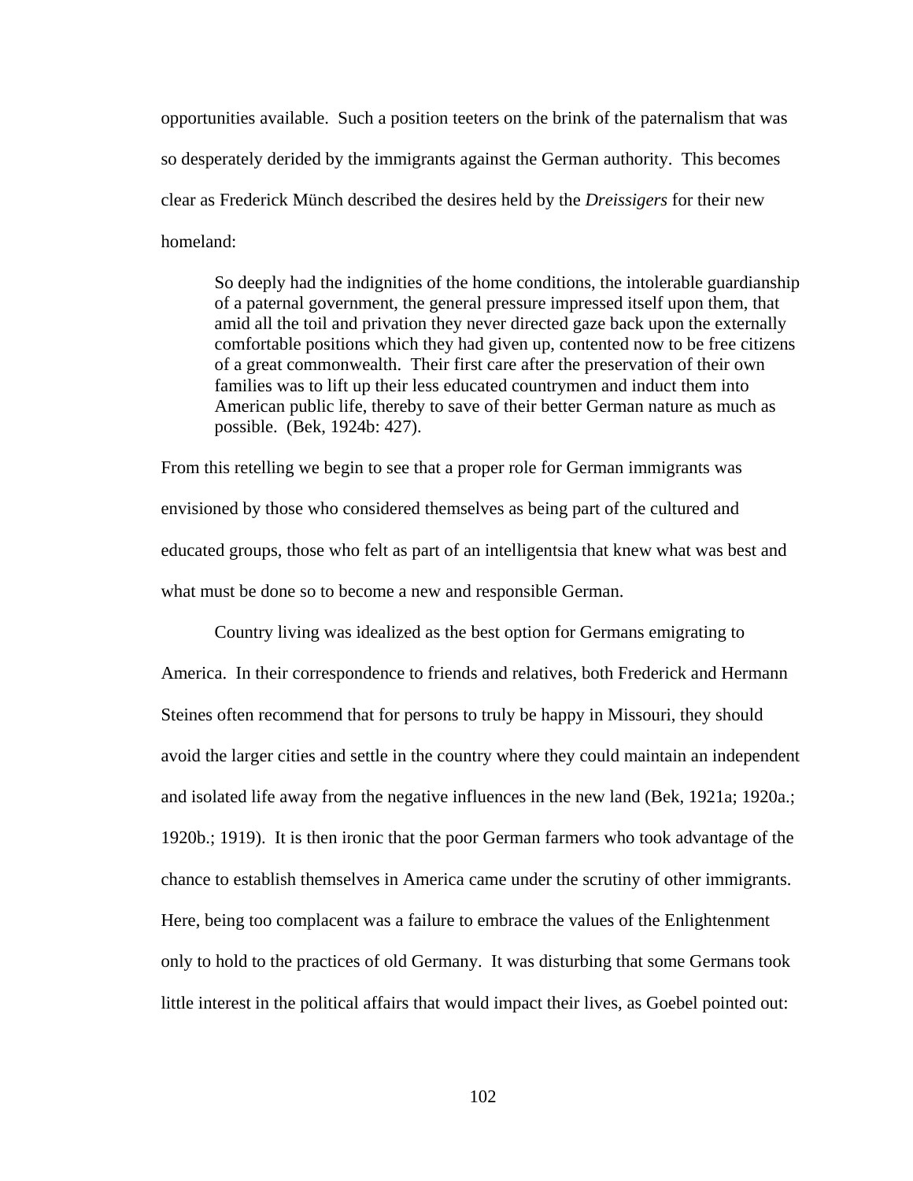opportunities available. Such a position teeters on the brink of the paternalism that was so desperately derided by the immigrants against the German authority. This becomes clear as Frederick Münch described the desires held by the *Dreissigers* for their new homeland:

> So deeply had the indignities of the home conditions, the intolerable guardianship of a paternal government, the general pressure impressed itself upon them, that amid all the toil and privation they never directed gaze back upon the externally comfortable positions which they had given up, contented now to be free citizens of a great commonwealth. Their first care after the preservation of their own families was to lift up their less educated countrymen and induct them into American public life, thereby to save of their better German nature as much as possible. (Bek, 1924b: 427).

From this retelling we begin to see that a proper role for German immigrants was envisioned by those who considered themselves as being part of the cultured and educated groups, those who felt as part of an intelligentsia that knew what was best and what must be done so to become a new and responsible German.

Country living was idealized as the best option for Germans emigrating to America. In their correspondence to friends and relatives, both Frederick and Hermann Steines often recommend that for persons to truly be happy in Missouri, they should avoid the larger cities and settle in the country where they could maintain an independent and isolated life away from the negative influences in the new land (Bek, 1921a; 1920a.; 1920b.; 1919). It is then ironic that the poor German farmers who took advantage of the chance to establish themselves in America came under the scrutiny of other immigrants. Here, being too complacent was a failure to embrace the values of the Enlightenment only to hold to the practices of old Germany. It was disturbing that some Germans took little interest in the political affairs that would impact their lives, as Goebel pointed out: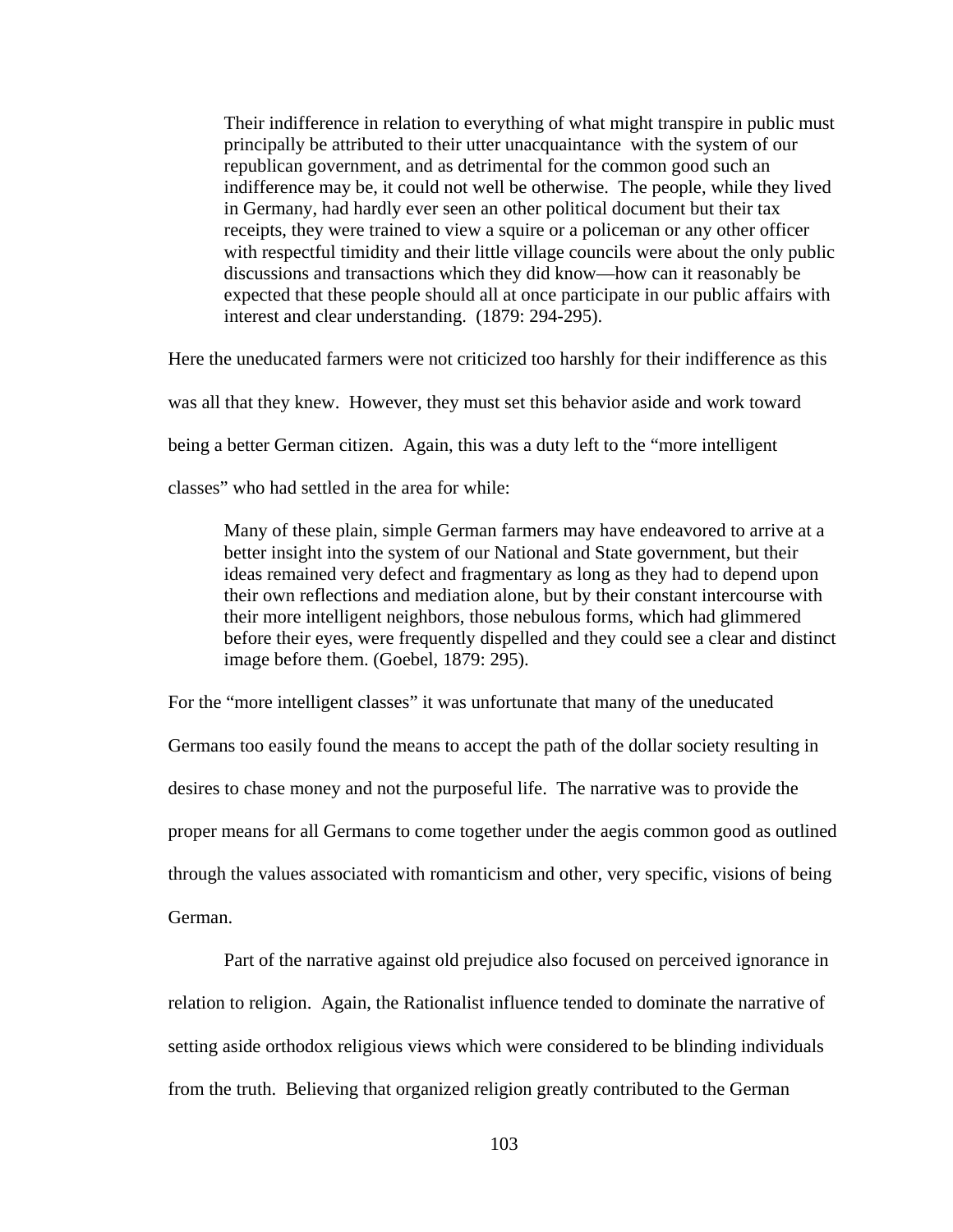> Their indifference in relation to everything of what might transpire in public must principally be attributed to their utter unacquaintance with the system of our republican government, and as detrimental for the common good such an indifference may be, it could not well be otherwise. The people, while they lived in Germany, had hardly ever seen an other political document but their tax receipts, they were trained to view a squire or a policeman or any other officer with respectful timidity and their little village councils were about the only public discussions and transactions which they did know—how can it reasonably be expected that these people should all at once participate in our public affairs with interest and clear understanding. (1879: 294-295).

Here the uneducated farmers were not criticized too harshly for their indifference as this was all that they knew. However, they must set this behavior aside and work toward being a better German citizen. Again, this was a duty left to the "more intelligent classes" who had settled in the area for while:

> Many of these plain, simple German farmers may have endeavored to arrive at a better insight into the system of our National and State government, but their ideas remained very defect and fragmentary as long as they had to depend upon their own reflections and mediation alone, but by their constant intercourse with their more intelligent neighbors, those nebulous forms, which had glimmered before their eyes, were frequently dispelled and they could see a clear and distinct image before them. (Goebel, 1879: 295).

For the "more intelligent classes" it was unfortunate that many of the uneducated Germans too easily found the means to accept the path of the dollar society resulting in desires to chase money and not the purposeful life. The narrative was to provide the proper means for all Germans to come together under the aegis common good as outlined through the values associated with romanticism and other, very specific, visions of being German.

Part of the narrative against old prejudice also focused on perceived ignorance in relation to religion. Again, the Rationalist influence tended to dominate the narrative of setting aside orthodox religious views which were considered to be blinding individuals from the truth. Believing that organized religion greatly contributed to the German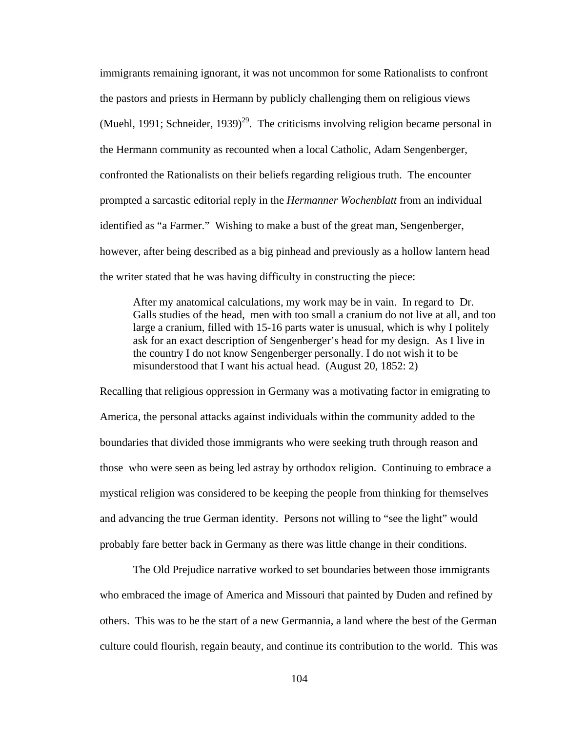immigrants remaining ignorant, it was not uncommon for some Rationalists to confront the pastors and priests in Hermann by publicly challenging them on religious views (Muehl, 1991; Schneider, 1939)[29]. The criticisms involving religion became personal in the Hermann community as recounted when a local Catholic, Adam Sengenberger, confronted the Rationalists on their beliefs regarding religious truth. The encounter prompted a sarcastic editorial reply in the *Hermanner Wochenblatt* from an individual identified as "a Farmer." Wishing to make a bust of the great man, Sengenberger, however, after being described as a big pinhead and previously as a hollow lantern head the writer stated that he was having difficulty in constructing the piece:

> After my anatomical calculations, my work may be in vain. In regard to Dr. Galls studies of the head, men with too small a cranium do not live at all, and too large a cranium, filled with 15-16 parts water is unusual, which is why I politely ask for an exact description of Sengenberger's head for my design. As I live in the country I do not know Sengenberger personally. I do not wish it to be misunderstood that I want his actual head. (August 20, 1852: 2)

Recalling that religious oppression in Germany was a motivating factor in emigrating to America, the personal attacks against individuals within the community added to the boundaries that divided those immigrants who were seeking truth through reason and those who were seen as being led astray by orthodox religion. Continuing to embrace a mystical religion was considered to be keeping the people from thinking for themselves and advancing the true German identity. Persons not willing to "see the light" would probably fare better back in Germany as there was little change in their conditions.

The Old Prejudice narrative worked to set boundaries between those immigrants who embraced the image of America and Missouri that painted by Duden and refined by others. This was to be the start of a new Germannia, a land where the best of the German culture could flourish, regain beauty, and continue its contribution to the world. This was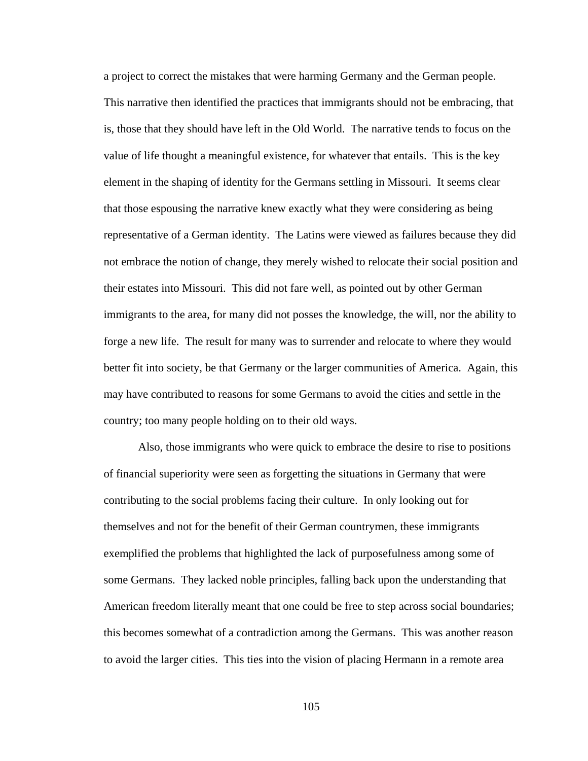a project to correct the mistakes that were harming Germany and the German people. This narrative then identified the practices that immigrants should not be embracing, that is, those that they should have left in the Old World. The narrative tends to focus on the value of life thought a meaningful existence, for whatever that entails. This is the key element in the shaping of identity for the Germans settling in Missouri. It seems clear that those espousing the narrative knew exactly what they were considering as being representative of a German identity. The Latins were viewed as failures because they did not embrace the notion of change, they merely wished to relocate their social position and their estates into Missouri. This did not fare well, as pointed out by other German immigrants to the area, for many did not posses the knowledge, the will, nor the ability to forge a new life. The result for many was to surrender and relocate to where they would better fit into society, be that Germany or the larger communities of America. Again, this may have contributed to reasons for some Germans to avoid the cities and settle in the country; too many people holding on to their old ways.

Also, those immigrants who were quick to embrace the desire to rise to positions of financial superiority were seen as forgetting the situations in Germany that were contributing to the social problems facing their culture. In only looking out for themselves and not for the benefit of their German countrymen, these immigrants exemplified the problems that highlighted the lack of purposefulness among some of some Germans. They lacked noble principles, falling back upon the understanding that American freedom literally meant that one could be free to step across social boundaries; this becomes somewhat of a contradiction among the Germans. This was another reason to avoid the larger cities. This ties into the vision of placing Hermann in a remote area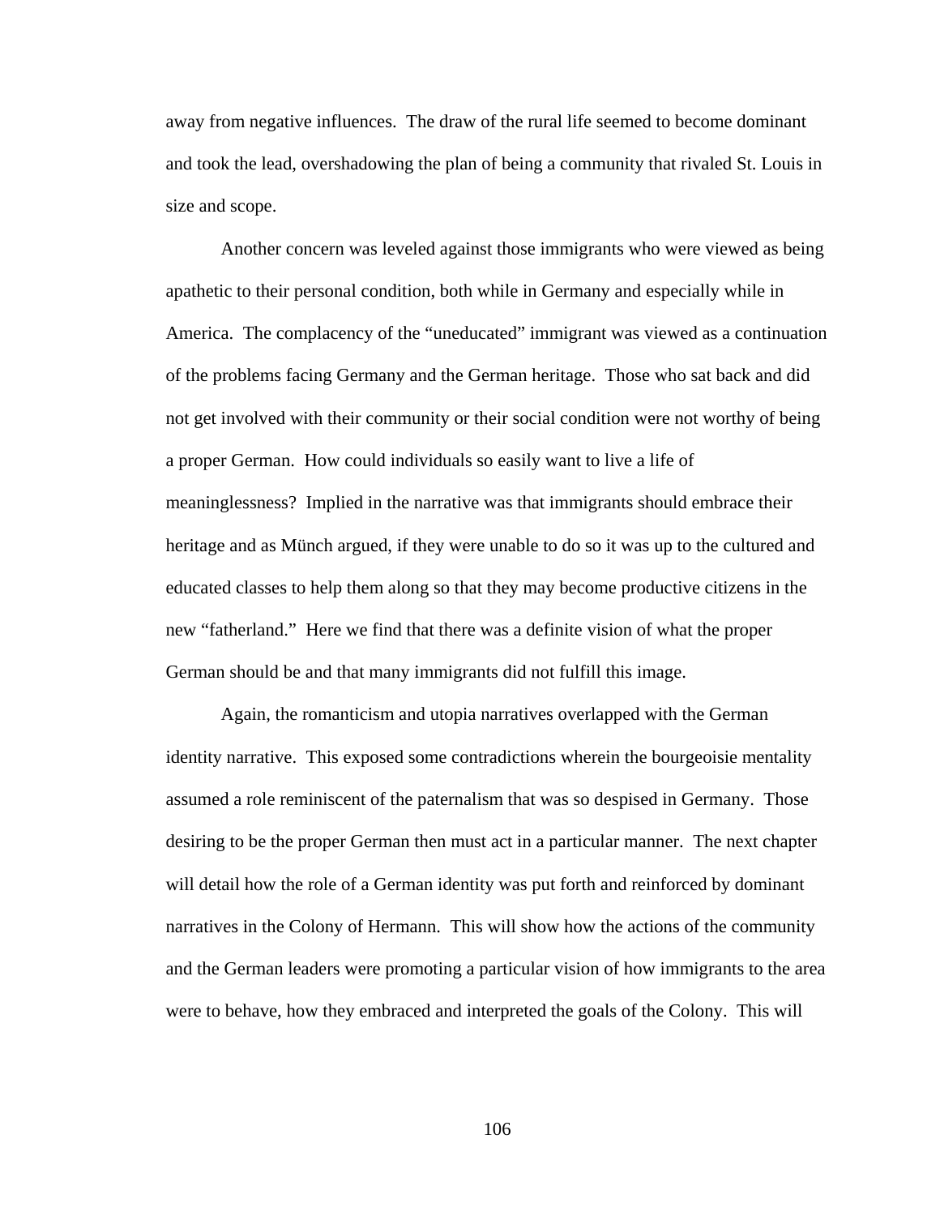away from negative influences. The draw of the rural life seemed to become dominant and took the lead, overshadowing the plan of being a community that rivaled St. Louis in size and scope.

Another concern was leveled against those immigrants who were viewed as being apathetic to their personal condition, both while in Germany and especially while in America. The complacency of the "uneducated" immigrant was viewed as a continuation of the problems facing Germany and the German heritage. Those who sat back and did not get involved with their community or their social condition were not worthy of being a proper German. How could individuals so easily want to live a life of meaninglessness? Implied in the narrative was that immigrants should embrace their heritage and as Münch argued, if they were unable to do so it was up to the cultured and educated classes to help them along so that they may become productive citizens in the new "fatherland." Here we find that there was a definite vision of what the proper German should be and that many immigrants did not fulfill this image.

Again, the romanticism and utopia narratives overlapped with the German identity narrative. This exposed some contradictions wherein the bourgeoisie mentality assumed a role reminiscent of the paternalism that was so despised in Germany. Those desiring to be the proper German then must act in a particular manner. The next chapter will detail how the role of a German identity was put forth and reinforced by dominant narratives in the Colony of Hermann. This will show how the actions of the community and the German leaders were promoting a particular vision of how immigrants to the area were to behave, how they embraced and interpreted the goals of the Colony. This will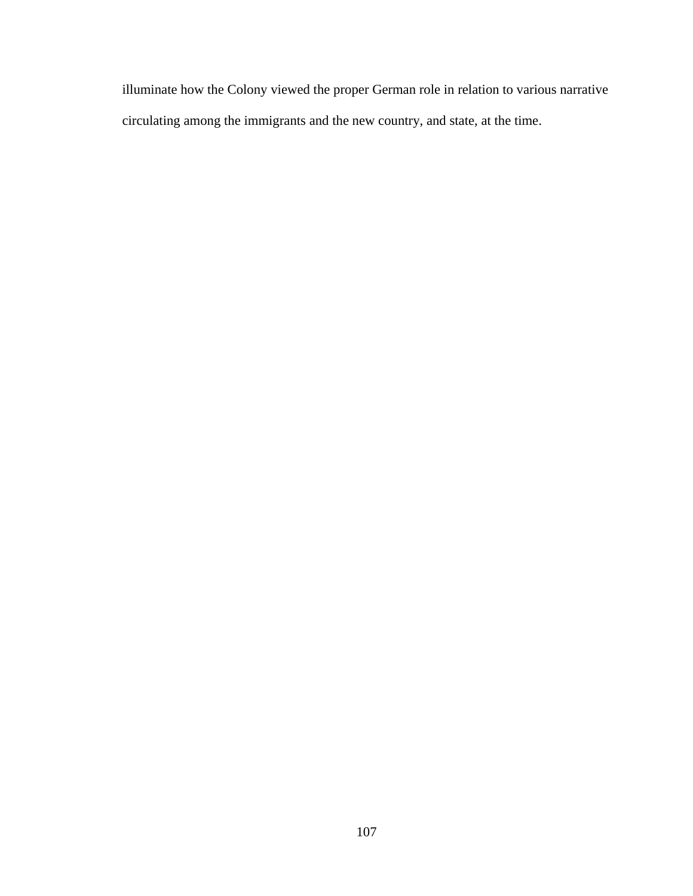illuminate how the Colony viewed the proper German role in relation to various narrative circulating among the immigrants and the new country, and state, at the time.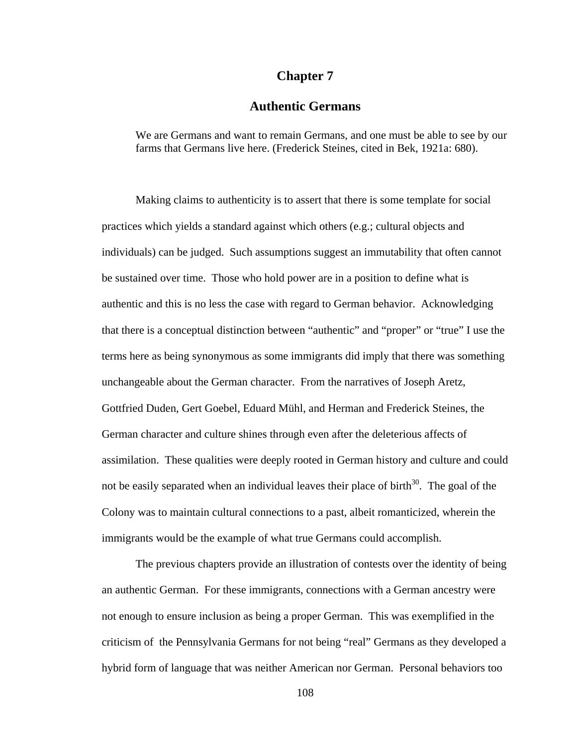# Chapter 7

## Authentic Germans

> We are Germans and want to remain Germans, and one must be able to see by our farms that Germans live here. (Frederick Steines, cited in Bek, 1921a: 680).

Making claims to authenticity is to assert that there is some template for social practices which yields a standard against which others (e.g.; cultural objects and individuals) can be judged. Such assumptions suggest an immutability that often cannot be sustained over time. Those who hold power are in a position to define what is authentic and this is no less the case with regard to German behavior. Acknowledging that there is a conceptual distinction between "authentic" and "proper" or "true" I use the terms here as being synonymous as some immigrants did imply that there was something unchangeable about the German character. From the narratives of Joseph Aretz, Gottfried Duden, Gert Goebel, Eduard Mühl, and Herman and Frederick Steines, the German character and culture shines through even after the deleterious affects of assimilation. These qualities were deeply rooted in German history and culture and could not be easily separated when an individual leaves their place of birth[30]. The goal of the Colony was to maintain cultural connections to a past, albeit romanticized, wherein the immigrants would be the example of what true Germans could accomplish.

The previous chapters provide an illustration of contests over the identity of being an authentic German. For these immigrants, connections with a German ancestry were not enough to ensure inclusion as being a proper German. This was exemplified in the criticism of the Pennsylvania Germans for not being "real" Germans as they developed a hybrid form of language that was neither American nor German. Personal behaviors too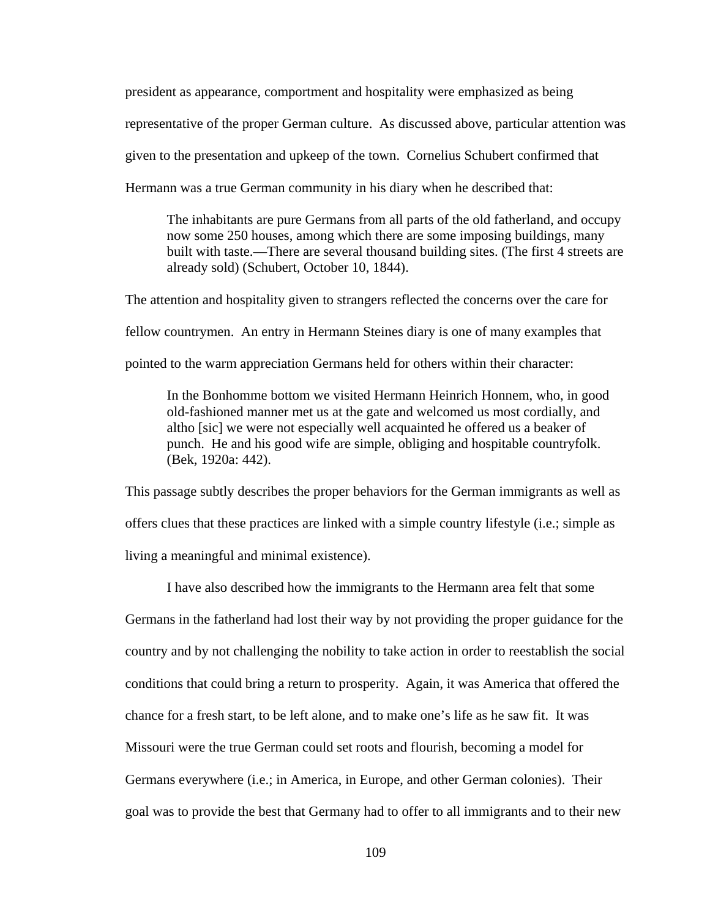president as appearance, comportment and hospitality were emphasized as being representative of the proper German culture. As discussed above, particular attention was given to the presentation and upkeep of the town. Cornelius Schubert confirmed that Hermann was a true German community in his diary when he described that:

> The inhabitants are pure Germans from all parts of the old fatherland, and occupy now some 250 houses, among which there are some imposing buildings, many built with taste.—There are several thousand building sites. (The first 4 streets are already sold) (Schubert, October 10, 1844).

The attention and hospitality given to strangers reflected the concerns over the care for fellow countrymen. An entry in Hermann Steines diary is one of many examples that pointed to the warm appreciation Germans held for others within their character:

> In the Bonhomme bottom we visited Hermann Heinrich Honnem, who, in good old-fashioned manner met us at the gate and welcomed us most cordially, and altho [sic] we were not especially well acquainted he offered us a beaker of punch. He and his good wife are simple, obliging and hospitable countryfolk. (Bek, 1920a: 442).

This passage subtly describes the proper behaviors for the German immigrants as well as offers clues that these practices are linked with a simple country lifestyle (i.e.; simple as living a meaningful and minimal existence).

I have also described how the immigrants to the Hermann area felt that some Germans in the fatherland had lost their way by not providing the proper guidance for the country and by not challenging the nobility to take action in order to reestablish the social conditions that could bring a return to prosperity. Again, it was America that offered the chance for a fresh start, to be left alone, and to make one's life as he saw fit. It was Missouri were the true German could set roots and flourish, becoming a model for Germans everywhere (i.e.; in America, in Europe, and other German colonies). Their goal was to provide the best that Germany had to offer to all immigrants and to their new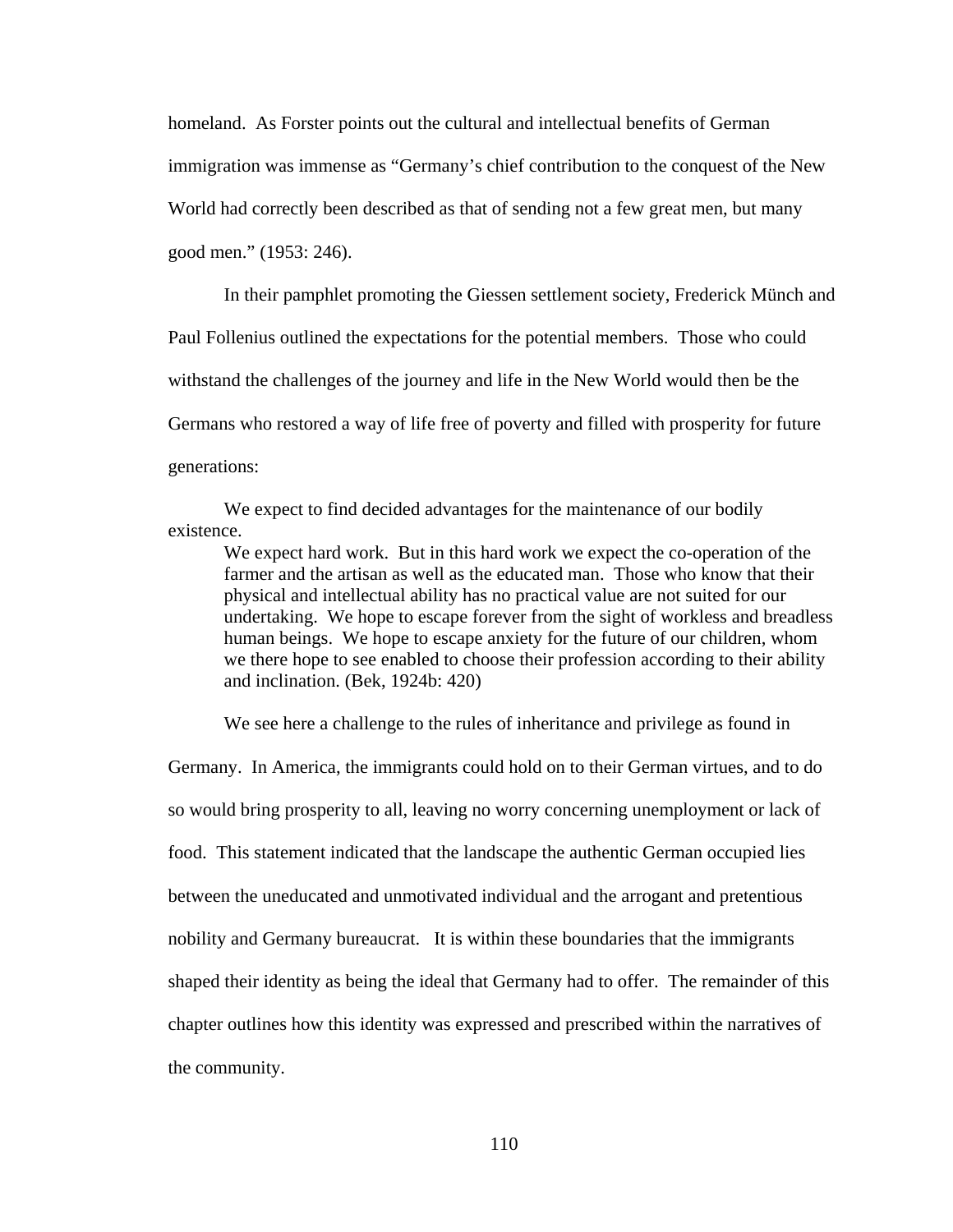homeland. As Forster points out the cultural and intellectual benefits of German immigration was immense as "Germany's chief contribution to the conquest of the New World had correctly been described as that of sending not a few great men, but many good men." (1953: 246).

In their pamphlet promoting the Giessen settlement society, Frederick Münch and Paul Follenius outlined the expectations for the potential members. Those who could withstand the challenges of the journey and life in the New World would then be the Germans who restored a way of life free of poverty and filled with prosperity for future generations:

> We expect to find decided advantages for the maintenance of our bodily existence.
>
> We expect hard work. But in this hard work we expect the co-operation of the farmer and the artisan as well as the educated man. Those who know that their physical and intellectual ability has no practical value are not suited for our undertaking. We hope to escape forever from the sight of workless and breadless human beings. We hope to escape anxiety for the future of our children, whom we there hope to see enabled to choose their profession according to their ability and inclination. (Bek, 1924b: 420)

We see here a challenge to the rules of inheritance and privilege as found in Germany. In America, the immigrants could hold on to their German virtues, and to do so would bring prosperity to all, leaving no worry concerning unemployment or lack of food. This statement indicated that the landscape the authentic German occupied lies between the uneducated and unmotivated individual and the arrogant and pretentious nobility and Germany bureaucrat. It is within these boundaries that the immigrants shaped their identity as being the ideal that Germany had to offer. The remainder of this chapter outlines how this identity was expressed and prescribed within the narratives of the community.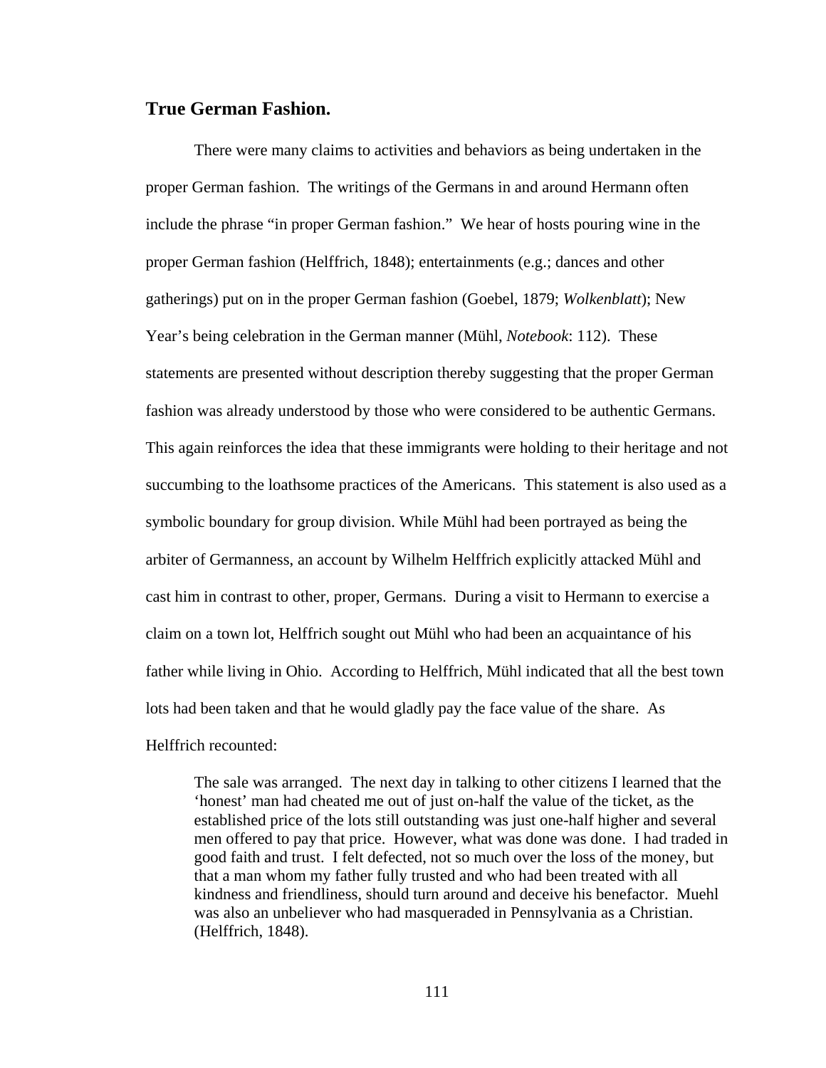## True German Fashion.

There were many claims to activities and behaviors as being undertaken in the proper German fashion. The writings of the Germans in and around Hermann often include the phrase "in proper German fashion." We hear of hosts pouring wine in the proper German fashion (Helffrich, 1848); entertainments (e.g.; dances and other gatherings) put on in the proper German fashion (Goebel, 1879; *Wolkenblatt*); New Year's being celebration in the German manner (Mühl, *Notebook*: 112). These statements are presented without description thereby suggesting that the proper German fashion was already understood by those who were considered to be authentic Germans. This again reinforces the idea that these immigrants were holding to their heritage and not succumbing to the loathsome practices of the Americans. This statement is also used as a symbolic boundary for group division. While Mühl had been portrayed as being the arbiter of Germanness, an account by Wilhelm Helffrich explicitly attacked Mühl and cast him in contrast to other, proper, Germans. During a visit to Hermann to exercise a claim on a town lot, Helffrich sought out Mühl who had been an acquaintance of his father while living in Ohio. According to Helffrich, Mühl indicated that all the best town lots had been taken and that he would gladly pay the face value of the share. As Helffrich recounted:

> The sale was arranged. The next day in talking to other citizens I learned that the 'honest' man had cheated me out of just on-half the value of the ticket, as the established price of the lots still outstanding was just one-half higher and several men offered to pay that price. However, what was done was done. I had traded in good faith and trust. I felt defected, not so much over the loss of the money, but that a man whom my father fully trusted and who had been treated with all kindness and friendliness, should turn around and deceive his benefactor. Muehl was also an unbeliever who had masqueraded in Pennsylvania as a Christian. (Helffrich, 1848).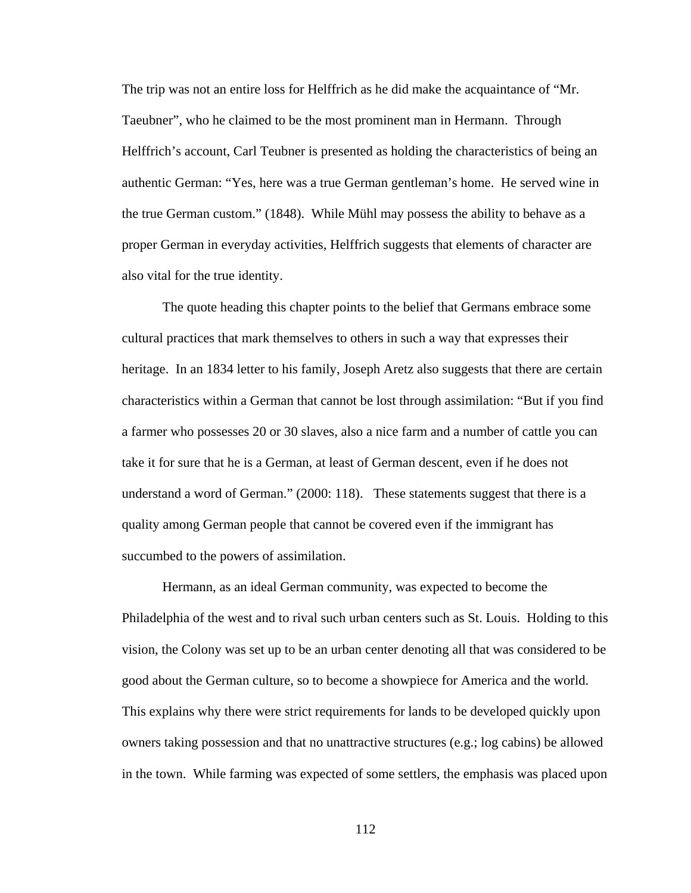The trip was not an entire loss for Helffrich as he did make the acquaintance of "Mr. Taeubner", who he claimed to be the most prominent man in Hermann. Through Helffrich's account, Carl Teubner is presented as holding the characteristics of being an authentic German: "Yes, here was a true German gentleman's home. He served wine in the true German custom." (1848). While Mühl may possess the ability to behave as a proper German in everyday activities, Helffrich suggests that elements of character are also vital for the true identity.

The quote heading this chapter points to the belief that Germans embrace some cultural practices that mark themselves to others in such a way that expresses their heritage. In an 1834 letter to his family, Joseph Aretz also suggests that there are certain characteristics within a German that cannot be lost through assimilation: "But if you find a farmer who possesses 20 or 30 slaves, also a nice farm and a number of cattle you can take it for sure that he is a German, at least of German descent, even if he does not understand a word of German." (2000: 118). These statements suggest that there is a quality among German people that cannot be covered even if the immigrant has succumbed to the powers of assimilation.

Hermann, as an ideal German community, was expected to become the Philadelphia of the west and to rival such urban centers such as St. Louis. Holding to this vision, the Colony was set up to be an urban center denoting all that was considered to be good about the German culture, so to become a showpiece for America and the world. This explains why there were strict requirements for lands to be developed quickly upon owners taking possession and that no unattractive structures (e.g.; log cabins) be allowed in the town. While farming was expected of some settlers, the emphasis was placed upon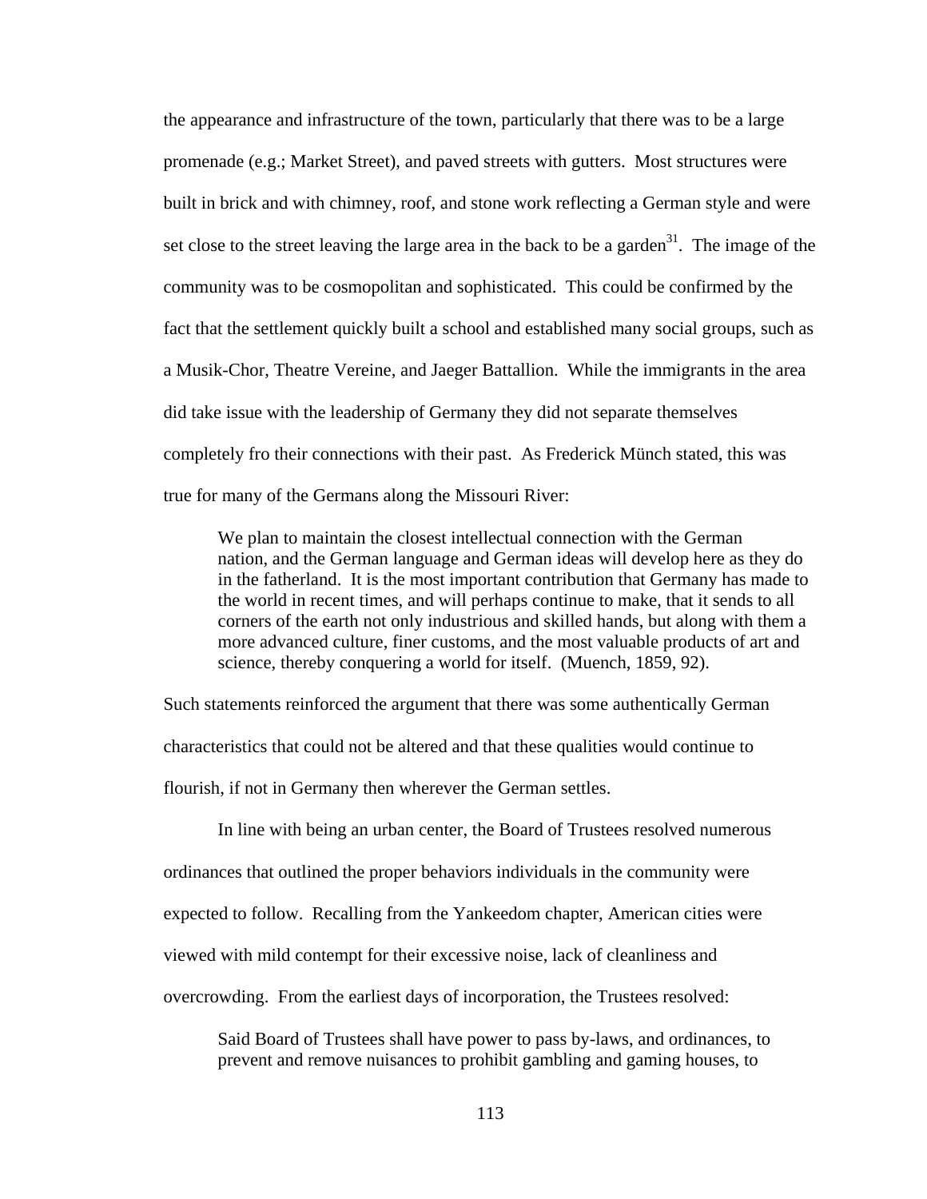the appearance and infrastructure of the town, particularly that there was to be a large promenade (e.g.; Market Street), and paved streets with gutters. Most structures were built in brick and with chimney, roof, and stone work reflecting a German style and were set close to the street leaving the large area in the back to be a garden[31]. The image of the community was to be cosmopolitan and sophisticated. This could be confirmed by the fact that the settlement quickly built a school and established many social groups, such as a Musik-Chor, Theatre Vereine, and Jaeger Battallion. While the immigrants in the area did take issue with the leadership of Germany they did not separate themselves completely fro their connections with their past. As Frederick Münch stated, this was true for many of the Germans along the Missouri River:

> We plan to maintain the closest intellectual connection with the German nation, and the German language and German ideas will develop here as they do in the fatherland. It is the most important contribution that Germany has made to the world in recent times, and will perhaps continue to make, that it sends to all corners of the earth not only industrious and skilled hands, but along with them a more advanced culture, finer customs, and the most valuable products of art and science, thereby conquering a world for itself. (Muench, 1859, 92).

Such statements reinforced the argument that there was some authentically German characteristics that could not be altered and that these qualities would continue to flourish, if not in Germany then wherever the German settles.

In line with being an urban center, the Board of Trustees resolved numerous ordinances that outlined the proper behaviors individuals in the community were expected to follow. Recalling from the Yankeedom chapter, American cities were viewed with mild contempt for their excessive noise, lack of cleanliness and overcrowding. From the earliest days of incorporation, the Trustees resolved:

> Said Board of Trustees shall have power to pass by-laws, and ordinances, to prevent and remove nuisances to prohibit gambling and gaming houses, to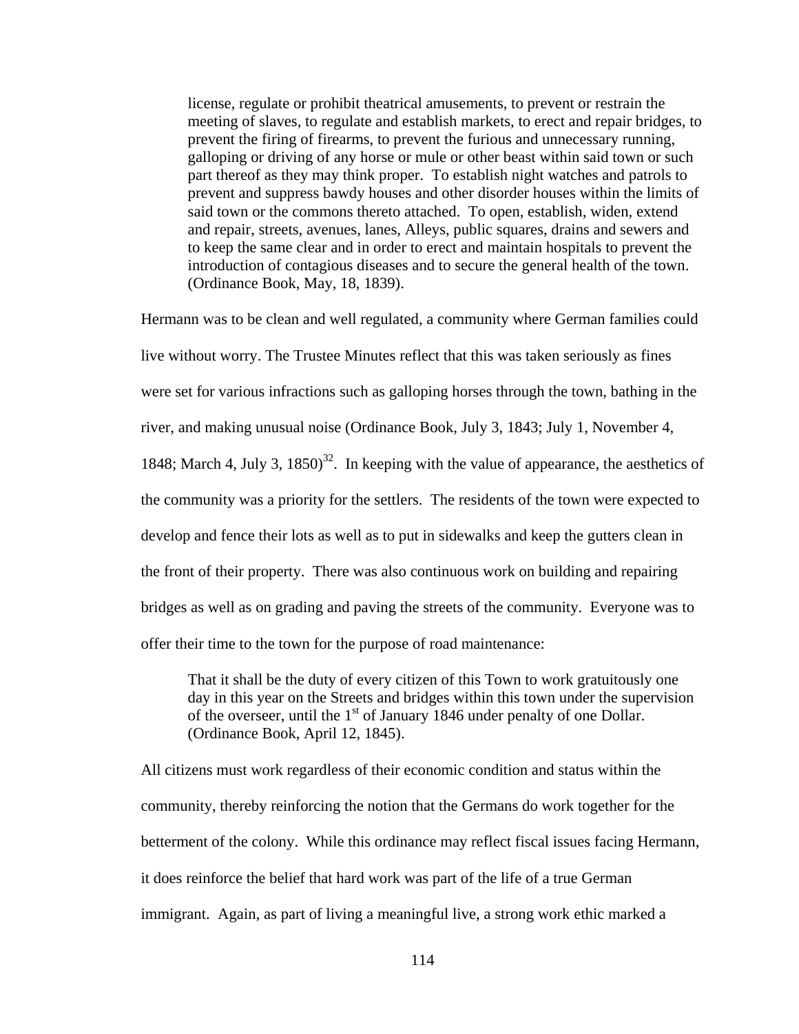> license, regulate or prohibit theatrical amusements, to prevent or restrain the meeting of slaves, to regulate and establish markets, to erect and repair bridges, to prevent the firing of firearms, to prevent the furious and unnecessary running, galloping or driving of any horse or mule or other beast within said town or such part thereof as they may think proper. To establish night watches and patrols to prevent and suppress bawdy houses and other disorder houses within the limits of said town or the commons thereto attached. To open, establish, widen, extend and repair, streets, avenues, lanes, Alleys, public squares, drains and sewers and to keep the same clear and in order to erect and maintain hospitals to prevent the introduction of contagious diseases and to secure the general health of the town. (Ordinance Book, May, 18, 1839).

Hermann was to be clean and well regulated, a community where German families could live without worry. The Trustee Minutes reflect that this was taken seriously as fines were set for various infractions such as galloping horses through the town, bathing in the river, and making unusual noise (Ordinance Book, July 3, 1843; July 1, November 4, 1848; March 4, July 3, 1850)[32]. In keeping with the value of appearance, the aesthetics of the community was a priority for the settlers. The residents of the town were expected to develop and fence their lots as well as to put in sidewalks and keep the gutters clean in the front of their property. There was also continuous work on building and repairing bridges as well as on grading and paving the streets of the community. Everyone was to offer their time to the town for the purpose of road maintenance:

> That it shall be the duty of every citizen of this Town to work gratuitously one day in this year on the Streets and bridges within this town under the supervision of the overseer, until the 1st of January 1846 under penalty of one Dollar. (Ordinance Book, April 12, 1845).

All citizens must work regardless of their economic condition and status within the community, thereby reinforcing the notion that the Germans do work together for the betterment of the colony. While this ordinance may reflect fiscal issues facing Hermann, it does reinforce the belief that hard work was part of the life of a true German immigrant. Again, as part of living a meaningful live, a strong work ethic marked a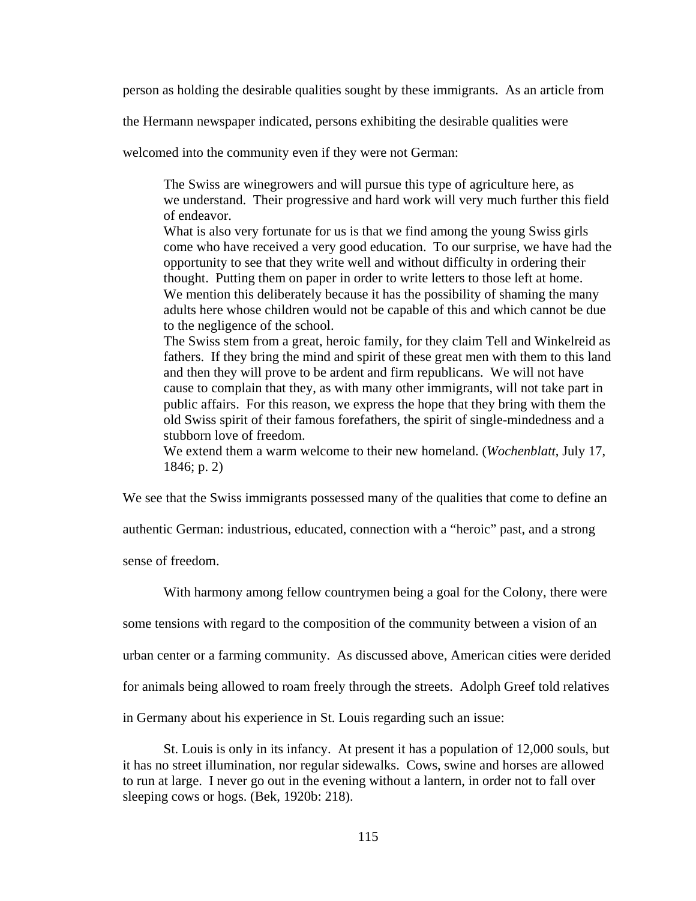person as holding the desirable qualities sought by these immigrants. As an article from the Hermann newspaper indicated, persons exhibiting the desirable qualities were welcomed into the community even if they were not German:

> The Swiss are winegrowers and will pursue this type of agriculture here, as we understand. Their progressive and hard work will very much further this field of endeavor.
>
> What is also very fortunate for us is that we find among the young Swiss girls come who have received a very good education. To our surprise, we have had the opportunity to see that they write well and without difficulty in ordering their thought. Putting them on paper in order to write letters to those left at home. We mention this deliberately because it has the possibility of shaming the many adults here whose children would not be capable of this and which cannot be due to the negligence of the school.
>
> The Swiss stem from a great, heroic family, for they claim Tell and Winkelreid as fathers. If they bring the mind and spirit of these great men with them to this land and then they will prove to be ardent and firm republicans. We will not have cause to complain that they, as with many other immigrants, will not take part in public affairs. For this reason, we express the hope that they bring with them the old Swiss spirit of their famous forefathers, the spirit of single-mindedness and a stubborn love of freedom.
>
> We extend them a warm welcome to their new homeland. (*Wochenblatt*, July 17, 1846; p. 2)

We see that the Swiss immigrants possessed many of the qualities that come to define an authentic German: industrious, educated, connection with a "heroic" past, and a strong sense of freedom.

With harmony among fellow countrymen being a goal for the Colony, there were some tensions with regard to the composition of the community between a vision of an urban center or a farming community. As discussed above, American cities were derided for animals being allowed to roam freely through the streets. Adolph Greef told relatives in Germany about his experience in St. Louis regarding such an issue:

> St. Louis is only in its infancy. At present it has a population of 12,000 souls, but it has no street illumination, nor regular sidewalks. Cows, swine and horses are allowed to run at large. I never go out in the evening without a lantern, in order not to fall over sleeping cows or hogs. (Bek, 1920b: 218).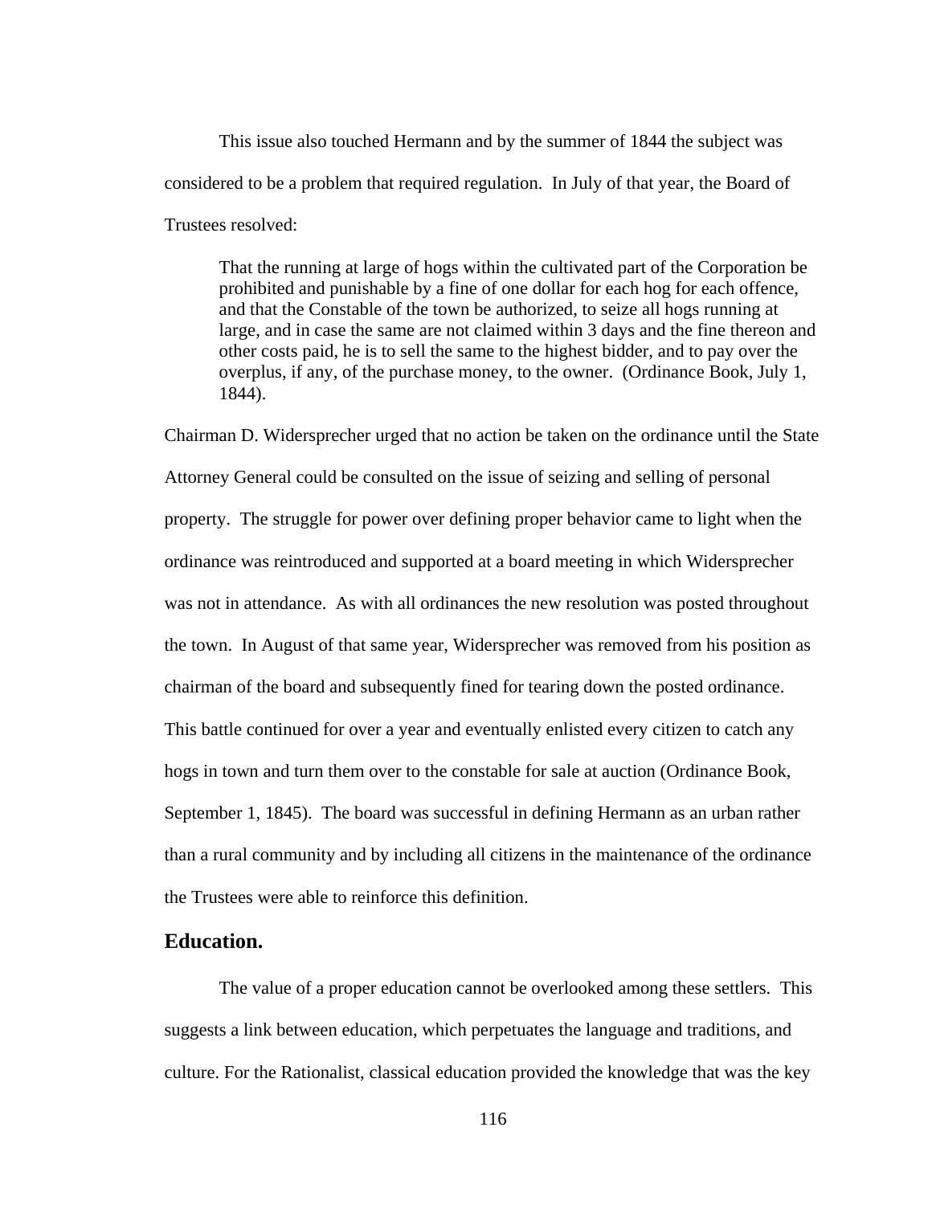This issue also touched Hermann and by the summer of 1844 the subject was considered to be a problem that required regulation. In July of that year, the Board of Trustees resolved:

> That the running at large of hogs within the cultivated part of the Corporation be prohibited and punishable by a fine of one dollar for each hog for each offence, and that the Constable of the town be authorized, to seize all hogs running at large, and in case the same are not claimed within 3 days and the fine thereon and other costs paid, he is to sell the same to the highest bidder, and to pay over the overplus, if any, of the purchase money, to the owner. (Ordinance Book, July 1, 1844).

Chairman D. Widersprecher urged that no action be taken on the ordinance until the State Attorney General could be consulted on the issue of seizing and selling of personal property. The struggle for power over defining proper behavior came to light when the ordinance was reintroduced and supported at a board meeting in which Widersprecher was not in attendance. As with all ordinances the new resolution was posted throughout the town. In August of that same year, Widersprecher was removed from his position as chairman of the board and subsequently fined for tearing down the posted ordinance. This battle continued for over a year and eventually enlisted every citizen to catch any hogs in town and turn them over to the constable for sale at auction (Ordinance Book, September 1, 1845). The board was successful in defining Hermann as an urban rather than a rural community and by including all citizens in the maintenance of the ordinance the Trustees were able to reinforce this definition.

## Education.

The value of a proper education cannot be overlooked among these settlers. This suggests a link between education, which perpetuates the language and traditions, and culture. For the Rationalist, classical education provided the knowledge that was the key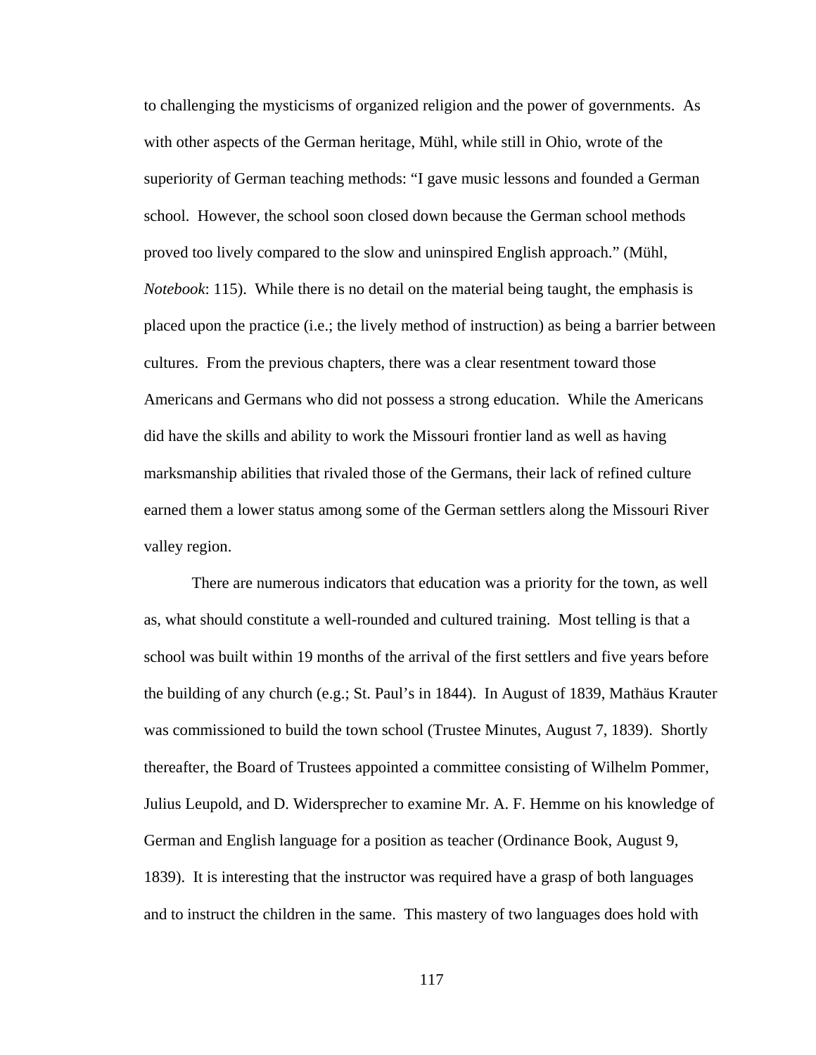to challenging the mysticisms of organized religion and the power of governments. As with other aspects of the German heritage, Mühl, while still in Ohio, wrote of the superiority of German teaching methods: "I gave music lessons and founded a German school. However, the school soon closed down because the German school methods proved too lively compared to the slow and uninspired English approach." (Mühl, *Notebook*: 115). While there is no detail on the material being taught, the emphasis is placed upon the practice (i.e.; the lively method of instruction) as being a barrier between cultures. From the previous chapters, there was a clear resentment toward those Americans and Germans who did not possess a strong education. While the Americans did have the skills and ability to work the Missouri frontier land as well as having marksmanship abilities that rivaled those of the Germans, their lack of refined culture earned them a lower status among some of the German settlers along the Missouri River valley region.

There are numerous indicators that education was a priority for the town, as well as, what should constitute a well-rounded and cultured training. Most telling is that a school was built within 19 months of the arrival of the first settlers and five years before the building of any church (e.g.; St. Paul's in 1844). In August of 1839, Mathäus Krauter was commissioned to build the town school (Trustee Minutes, August 7, 1839). Shortly thereafter, the Board of Trustees appointed a committee consisting of Wilhelm Pommer, Julius Leupold, and D. Widersprecher to examine Mr. A. F. Hemme on his knowledge of German and English language for a position as teacher (Ordinance Book, August 9, 1839). It is interesting that the instructor was required have a grasp of both languages and to instruct the children in the same. This mastery of two languages does hold with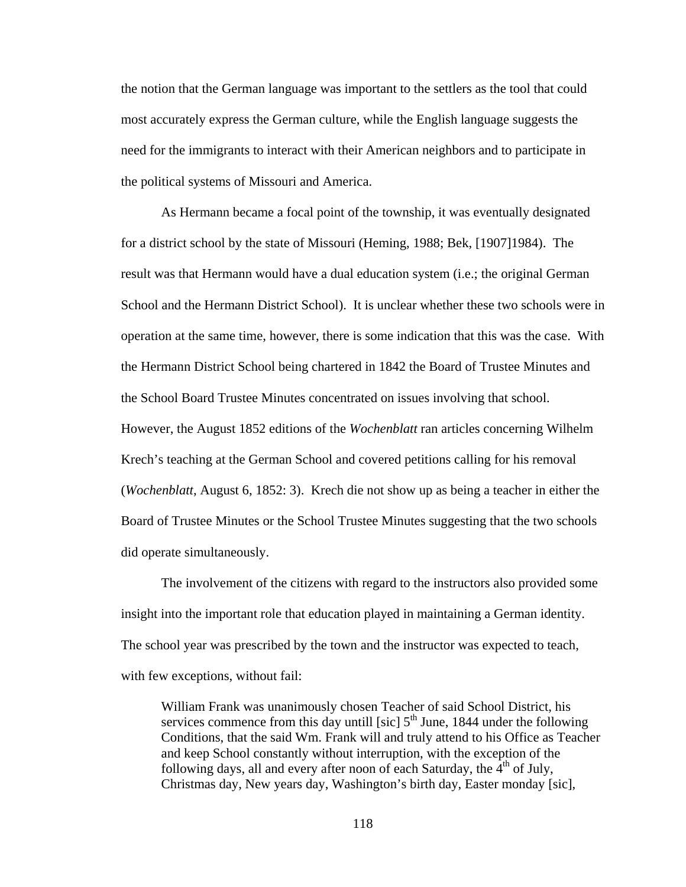the notion that the German language was important to the settlers as the tool that could most accurately express the German culture, while the English language suggests the need for the immigrants to interact with their American neighbors and to participate in the political systems of Missouri and America.

As Hermann became a focal point of the township, it was eventually designated for a district school by the state of Missouri (Heming, 1988; Bek, [1907]1984). The result was that Hermann would have a dual education system (i.e.; the original German School and the Hermann District School). It is unclear whether these two schools were in operation at the same time, however, there is some indication that this was the case. With the Hermann District School being chartered in 1842 the Board of Trustee Minutes and the School Board Trustee Minutes concentrated on issues involving that school. However, the August 1852 editions of the *Wochenblatt* ran articles concerning Wilhelm Krech's teaching at the German School and covered petitions calling for his removal (*Wochenblatt*, August 6, 1852: 3). Krech die not show up as being a teacher in either the Board of Trustee Minutes or the School Trustee Minutes suggesting that the two schools did operate simultaneously.

The involvement of the citizens with regard to the instructors also provided some insight into the important role that education played in maintaining a German identity. The school year was prescribed by the town and the instructor was expected to teach, with few exceptions, without fail:

> William Frank was unanimously chosen Teacher of said School District, his services commence from this day untill [sic] 5th June, 1844 under the following Conditions, that the said Wm. Frank will and truly attend to his Office as Teacher and keep School constantly without interruption, with the exception of the following days, all and every after noon of each Saturday, the 4th of July, Christmas day, New years day, Washington's birth day, Easter monday [sic],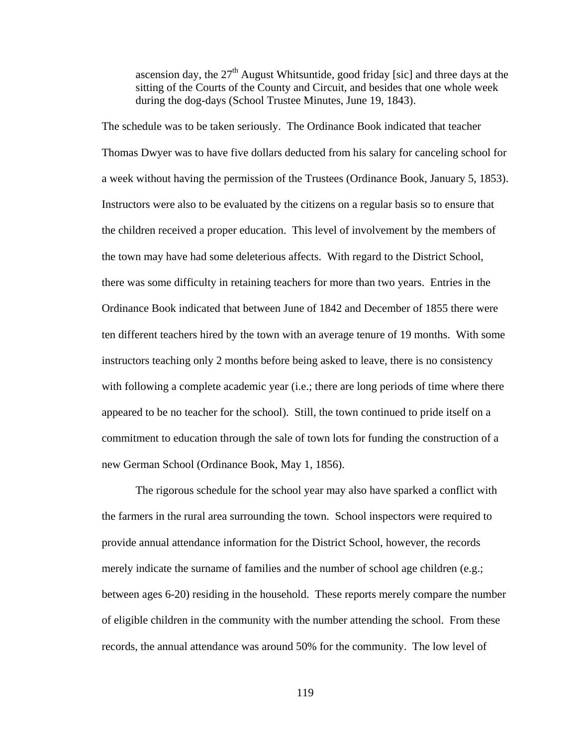> ascension day, the 27th August Whitsuntide, good friday [sic] and three days at the sitting of the Courts of the County and Circuit, and besides that one whole week during the dog-days (School Trustee Minutes, June 19, 1843).

The schedule was to be taken seriously. The Ordinance Book indicated that teacher Thomas Dwyer was to have five dollars deducted from his salary for canceling school for a week without having the permission of the Trustees (Ordinance Book, January 5, 1853). Instructors were also to be evaluated by the citizens on a regular basis so to ensure that the children received a proper education. This level of involvement by the members of the town may have had some deleterious affects. With regard to the District School, there was some difficulty in retaining teachers for more than two years. Entries in the Ordinance Book indicated that between June of 1842 and December of 1855 there were ten different teachers hired by the town with an average tenure of 19 months. With some instructors teaching only 2 months before being asked to leave, there is no consistency with following a complete academic year (i.e.; there are long periods of time where there appeared to be no teacher for the school). Still, the town continued to pride itself on a commitment to education through the sale of town lots for funding the construction of a new German School (Ordinance Book, May 1, 1856).

The rigorous schedule for the school year may also have sparked a conflict with the farmers in the rural area surrounding the town. School inspectors were required to provide annual attendance information for the District School, however, the records merely indicate the surname of families and the number of school age children (e.g.; between ages 6-20) residing in the household. These reports merely compare the number of eligible children in the community with the number attending the school. From these records, the annual attendance was around 50% for the community. The low level of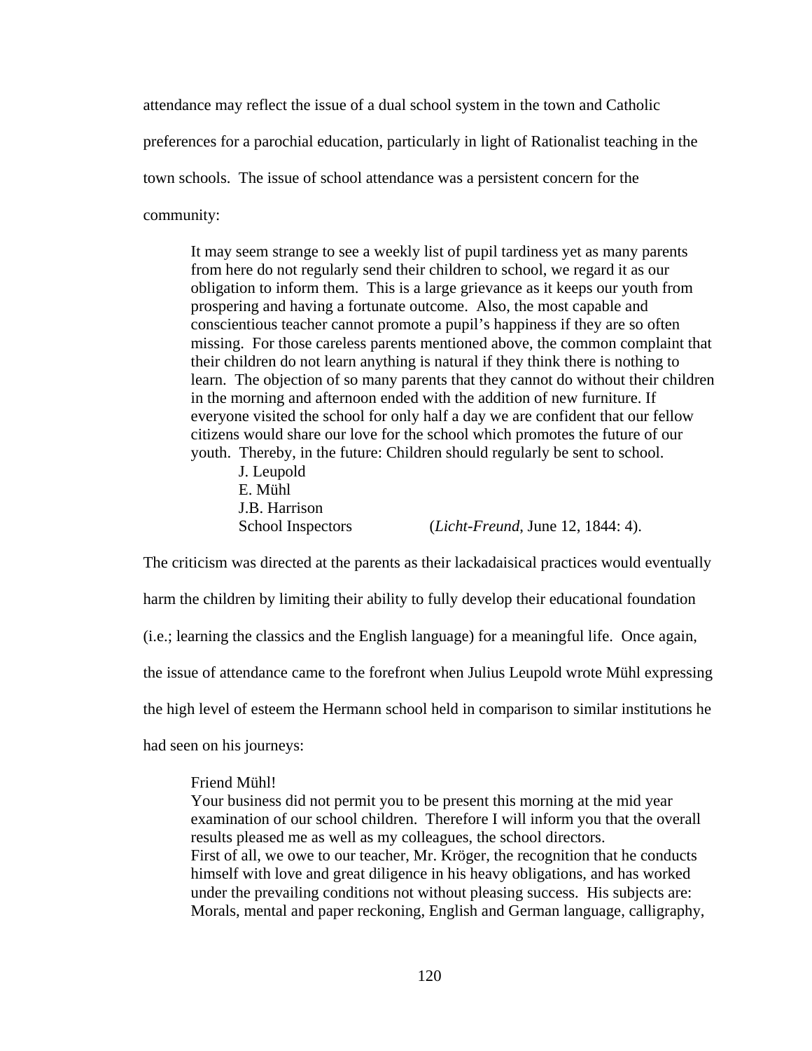attendance may reflect the issue of a dual school system in the town and Catholic preferences for a parochial education, particularly in light of Rationalist teaching in the town schools. The issue of school attendance was a persistent concern for the community:

> It may seem strange to see a weekly list of pupil tardiness yet as many parents from here do not regularly send their children to school, we regard it as our obligation to inform them. This is a large grievance as it keeps our youth from prospering and having a fortunate outcome. Also, the most capable and conscientious teacher cannot promote a pupil's happiness if they are so often missing. For those careless parents mentioned above, the common complaint that their children do not learn anything is natural if they think there is nothing to learn. The objection of so many parents that they cannot do without their children in the morning and afternoon ended with the addition of new furniture. If everyone visited the school for only half a day we are confident that our fellow citizens would share our love for the school which promotes the future of our youth. Thereby, in the future: Children should regularly be sent to school.
>
> J. Leupold
> E. Mühl
> J.B. Harrison
> School Inspectors (*Licht-Freund*, June 12, 1844: 4).

The criticism was directed at the parents as their lackadaisical practices would eventually harm the children by limiting their ability to fully develop their educational foundation (i.e.; learning the classics and the English language) for a meaningful life. Once again, the issue of attendance came to the forefront when Julius Leupold wrote Mühl expressing the high level of esteem the Hermann school held in comparison to similar institutions he had seen on his journeys:

> Friend Mühl!
> Your business did not permit you to be present this morning at the mid year examination of our school children. Therefore I will inform you that the overall results pleased me as well as my colleagues, the school directors.
> First of all, we owe to our teacher, Mr. Kröger, the recognition that he conducts himself with love and great diligence in his heavy obligations, and has worked under the prevailing conditions not without pleasing success. His subjects are: Morals, mental and paper reckoning, English and German language, calligraphy,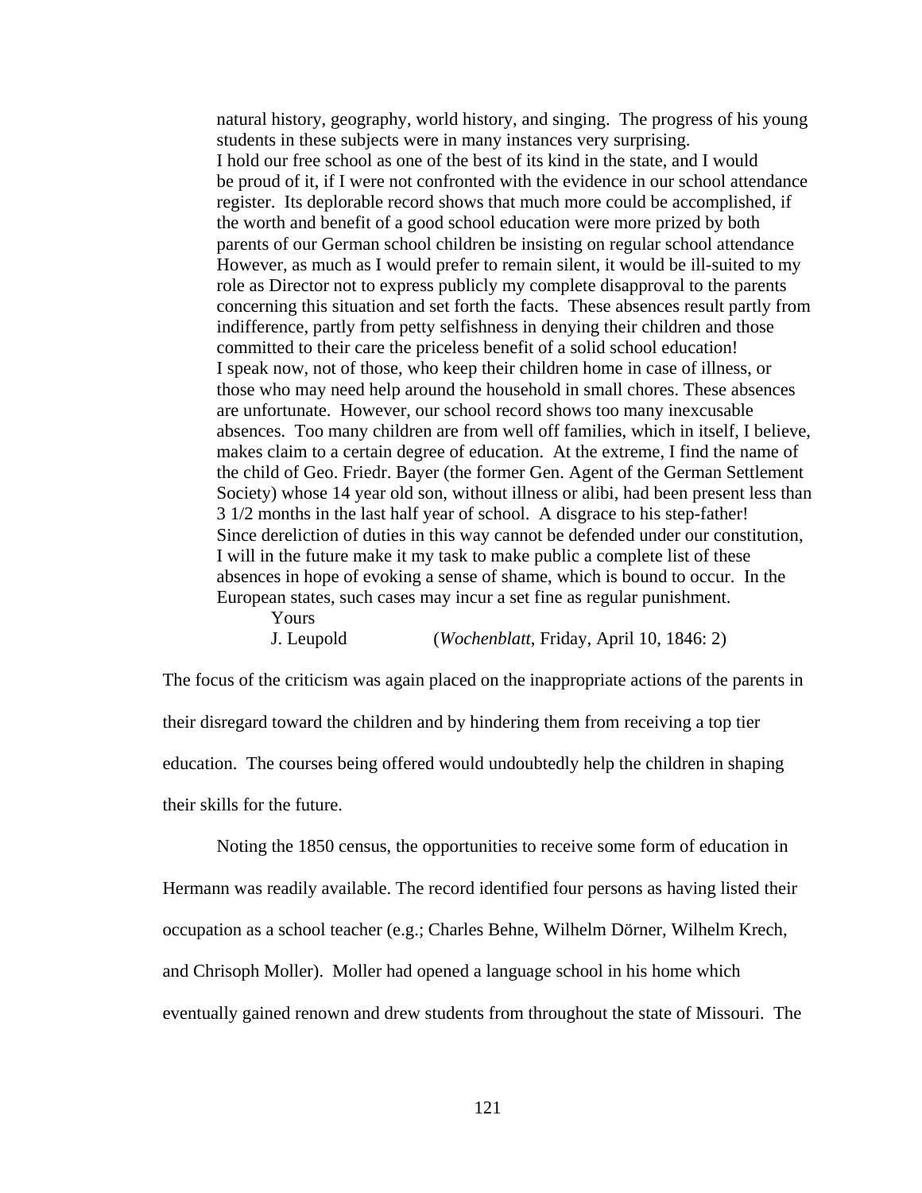> natural history, geography, world history, and singing. The progress of his young students in these subjects were in many instances very surprising.
> I hold our free school as one of the best of its kind in the state, and I would be proud of it, if I were not confronted with the evidence in our school attendance register. Its deplorable record shows that much more could be accomplished, if the worth and benefit of a good school education were more prized by both parents of our German school children be insisting on regular school attendance However, as much as I would prefer to remain silent, it would be ill-suited to my role as Director not to express publicly my complete disapproval to the parents concerning this situation and set forth the facts. These absences result partly from indifference, partly from petty selfishness in denying their children and those committed to their care the priceless benefit of a solid school education!
> I speak now, not of those, who keep their children home in case of illness, or those who may need help around the household in small chores. These absences are unfortunate. However, our school record shows too many inexcusable absences. Too many children are from well off families, which in itself, I believe, makes claim to a certain degree of education. At the extreme, I find the name of the child of Geo. Friedr. Bayer (the former Gen. Agent of the German Settlement Society) whose 14 year old son, without illness or alibi, had been present less than 3 1/2 months in the last half year of school. A disgrace to his step-father!
> Since dereliction of duties in this way cannot be defended under our constitution, I will in the future make it my task to make public a complete list of these absences in hope of evoking a sense of shame, which is bound to occur. In the European states, such cases may incur a set fine as regular punishment.
>
> Yours
> J. Leupold (*Wochenblatt*, Friday, April 10, 1846: 2)

The focus of the criticism was again placed on the inappropriate actions of the parents in their disregard toward the children and by hindering them from receiving a top tier education. The courses being offered would undoubtedly help the children in shaping their skills for the future.

Noting the 1850 census, the opportunities to receive some form of education in Hermann was readily available. The record identified four persons as having listed their occupation as a school teacher (e.g.; Charles Behne, Wilhelm Dörner, Wilhelm Krech, and Chrisoph Moller). Moller had opened a language school in his home which eventually gained renown and drew students from throughout the state of Missouri. The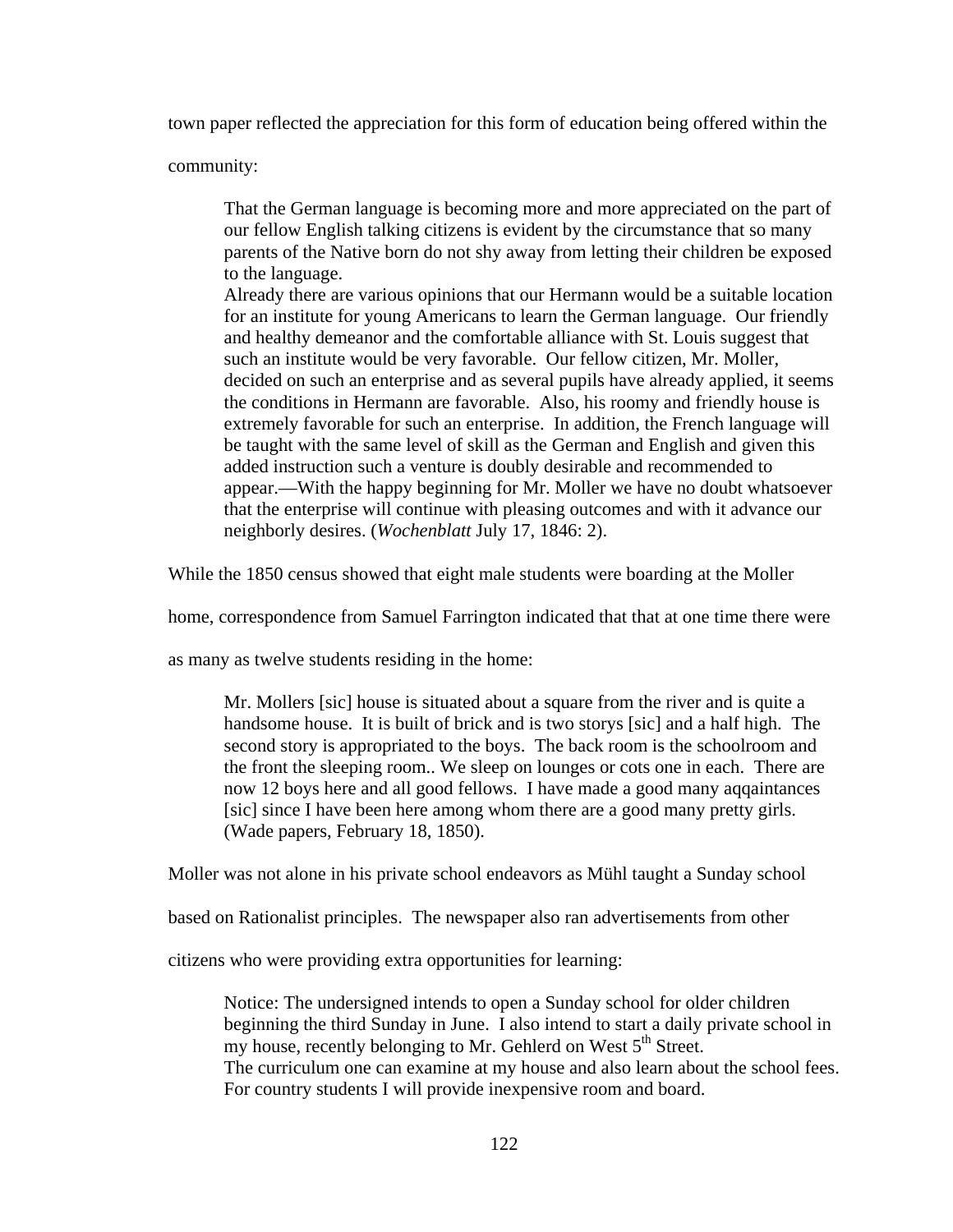town paper reflected the appreciation for this form of education being offered within the community:

> That the German language is becoming more and more appreciated on the part of our fellow English talking citizens is evident by the circumstance that so many parents of the Native born do not shy away from letting their children be exposed to the language.
> Already there are various opinions that our Hermann would be a suitable location for an institute for young Americans to learn the German language. Our friendly and healthy demeanor and the comfortable alliance with St. Louis suggest that such an institute would be very favorable. Our fellow citizen, Mr. Moller, decided on such an enterprise and as several pupils have already applied, it seems the conditions in Hermann are favorable. Also, his roomy and friendly house is extremely favorable for such an enterprise. In addition, the French language will be taught with the same level of skill as the German and English and given this added instruction such a venture is doubly desirable and recommended to appear.—With the happy beginning for Mr. Moller we have no doubt whatsoever that the enterprise will continue with pleasing outcomes and with it advance our neighborly desires. (*Wochenblatt* July 17, 1846: 2).

While the 1850 census showed that eight male students were boarding at the Moller home, correspondence from Samuel Farrington indicated that that at one time there were as many as twelve students residing in the home:

> Mr. Mollers [sic] house is situated about a square from the river and is quite a handsome house. It is built of brick and is two storys [sic] and a half high. The second story is appropriated to the boys. The back room is the schoolroom and the front the sleeping room.. We sleep on lounges or cots one in each. There are now 12 boys here and all good fellows. I have made a good many aqqaintances [sic] since I have been here among whom there are a good many pretty girls. (Wade papers, February 18, 1850).

Moller was not alone in his private school endeavors as Mühl taught a Sunday school based on Rationalist principles. The newspaper also ran advertisements from other citizens who were providing extra opportunities for learning:

> Notice: The undersigned intends to open a Sunday school for older children beginning the third Sunday in June. I also intend to start a daily private school in my house, recently belonging to Mr. Gehlerd on West 5th Street.
> The curriculum one can examine at my house and also learn about the school fees. For country students I will provide inexpensive room and board.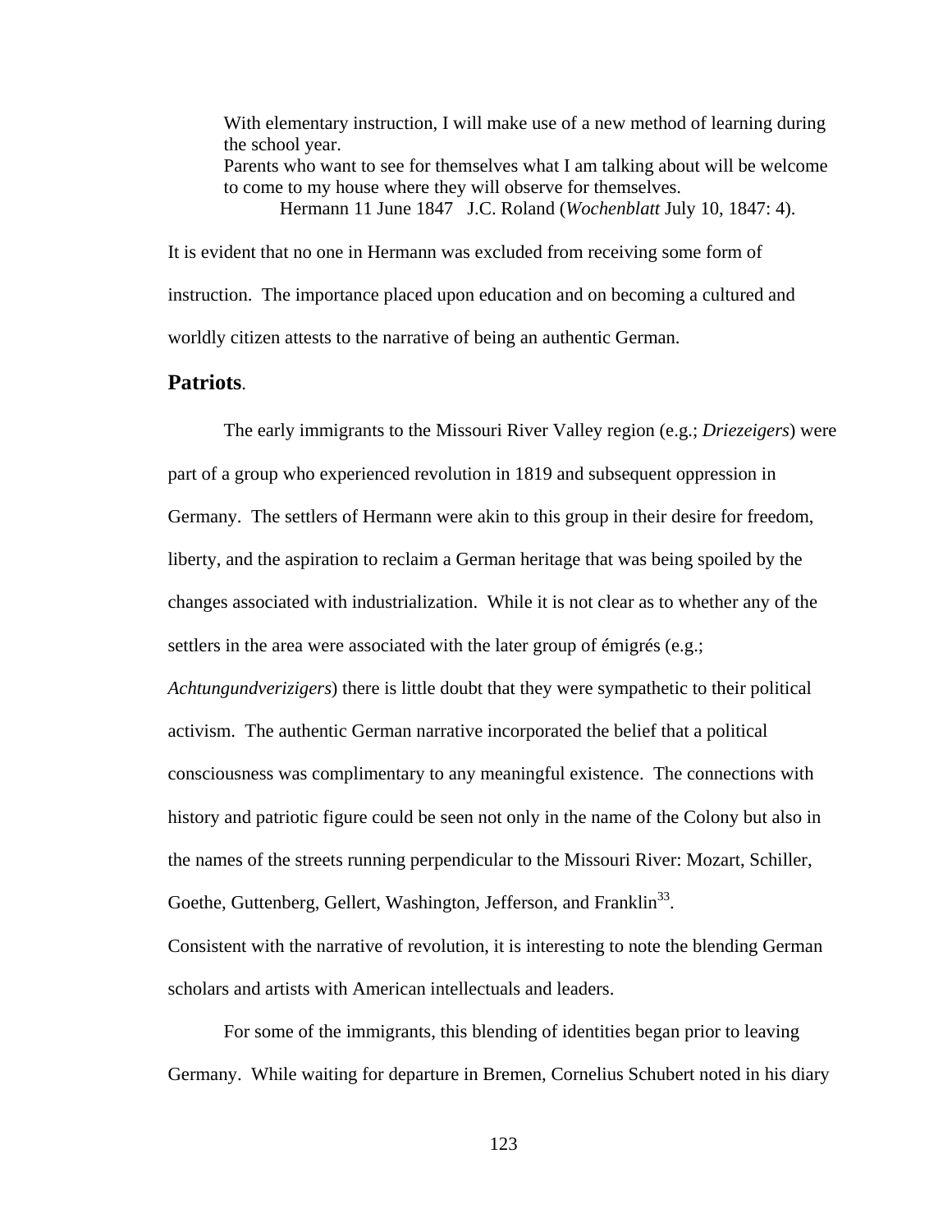> With elementary instruction, I will make use of a new method of learning during the school year.
> Parents who want to see for themselves what I am talking about will be welcome to come to my house where they will observe for themselves.
> Hermann 11 June 1847 J.C. Roland (*Wochenblatt* July 10, 1847: 4).

It is evident that no one in Hermann was excluded from receiving some form of instruction. The importance placed upon education and on becoming a cultured and worldly citizen attests to the narrative of being an authentic German.

### **Patriots**.

The early immigrants to the Missouri River Valley region (e.g.; *Driezeigers*) were part of a group who experienced revolution in 1819 and subsequent oppression in Germany. The settlers of Hermann were akin to this group in their desire for freedom, liberty, and the aspiration to reclaim a German heritage that was being spoiled by the changes associated with industrialization. While it is not clear as to whether any of the settlers in the area were associated with the later group of émigrés (e.g.; *Achtungundverizigers*) there is little doubt that they were sympathetic to their political activism. The authentic German narrative incorporated the belief that a political consciousness was complimentary to any meaningful existence. The connections with history and patriotic figure could be seen not only in the name of the Colony but also in the names of the streets running perpendicular to the Missouri River: Mozart, Schiller, Goethe, Guttenberg, Gellert, Washington, Jefferson, and Franklin[33].
Consistent with the narrative of revolution, it is interesting to note the blending German scholars and artists with American intellectuals and leaders.

For some of the immigrants, this blending of identities began prior to leaving Germany. While waiting for departure in Bremen, Cornelius Schubert noted in his diary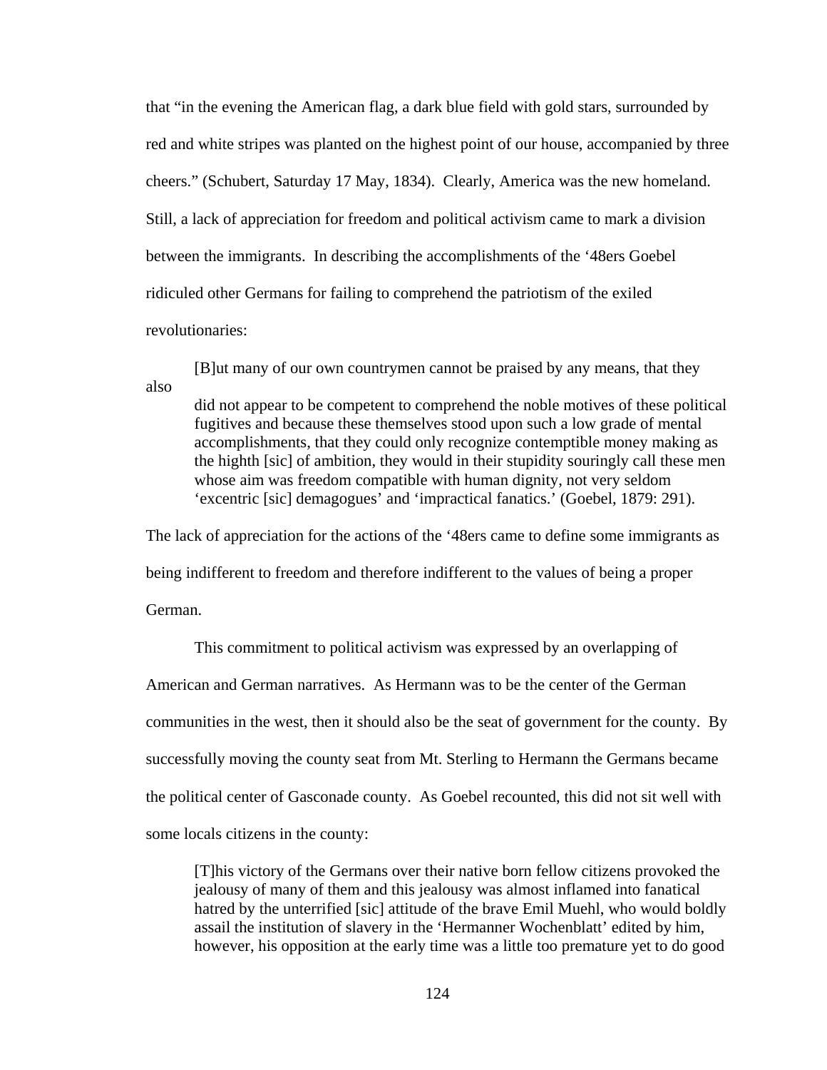that "in the evening the American flag, a dark blue field with gold stars, surrounded by red and white stripes was planted on the highest point of our house, accompanied by three cheers." (Schubert, Saturday 17 May, 1834). Clearly, America was the new homeland. Still, a lack of appreciation for freedom and political activism came to mark a division between the immigrants. In describing the accomplishments of the '48ers Goebel ridiculed other Germans for failing to comprehend the patriotism of the exiled revolutionaries:

> [B]ut many of our own countrymen cannot be praised by any means, that they also did not appear to be competent to comprehend the noble motives of these political fugitives and because these themselves stood upon such a low grade of mental accomplishments, that they could only recognize contemptible money making as the highth [sic] of ambition, they would in their stupidity souringly call these men whose aim was freedom compatible with human dignity, not very seldom 'excentric [sic] demagogues' and 'impractical fanatics.' (Goebel, 1879: 291).

The lack of appreciation for the actions of the '48ers came to define some immigrants as being indifferent to freedom and therefore indifferent to the values of being a proper German.

This commitment to political activism was expressed by an overlapping of American and German narratives. As Hermann was to be the center of the German communities in the west, then it should also be the seat of government for the county. By successfully moving the county seat from Mt. Sterling to Hermann the Germans became the political center of Gasconade county. As Goebel recounted, this did not sit well with some locals citizens in the county:

> [T]his victory of the Germans over their native born fellow citizens provoked the jealousy of many of them and this jealousy was almost inflamed into fanatical hatred by the unterrified [sic] attitude of the brave Emil Muehl, who would boldly assail the institution of slavery in the 'Hermanner Wochenblatt' edited by him, however, his opposition at the early time was a little too premature yet to do good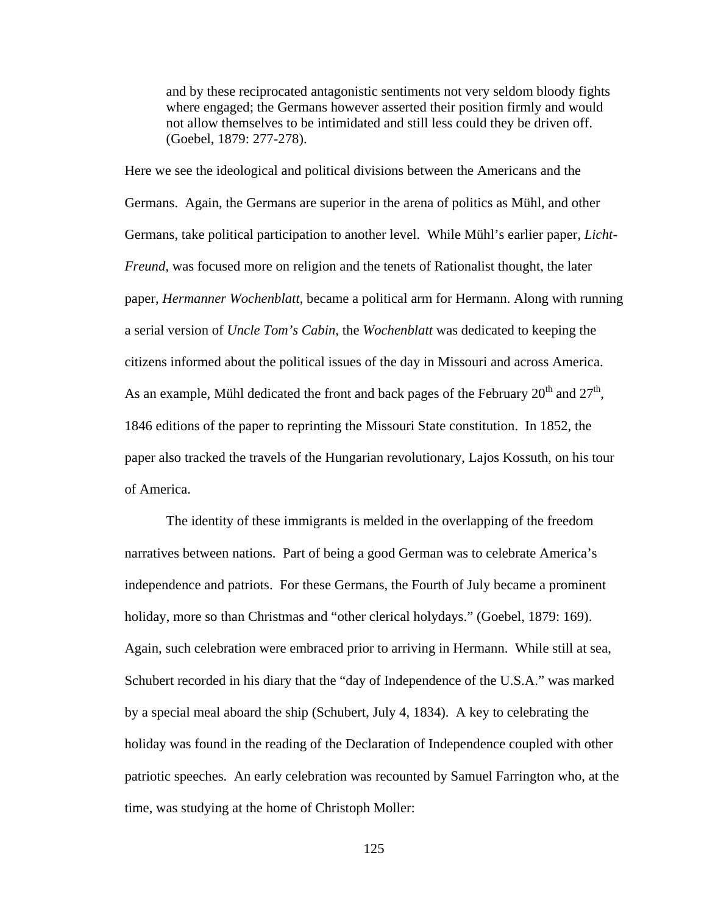> and by these reciprocated antagonistic sentiments not very seldom bloody fights where engaged; the Germans however asserted their position firmly and would not allow themselves to be intimidated and still less could they be driven off. (Goebel, 1879: 277-278).

Here we see the ideological and political divisions between the Americans and the Germans. Again, the Germans are superior in the arena of politics as Mühl, and other Germans, take political participation to another level. While Mühl's earlier paper, *Licht-Freund*, was focused more on religion and the tenets of Rationalist thought, the later paper, *Hermanner Wochenblatt*, became a political arm for Hermann. Along with running a serial version of *Uncle Tom's Cabin*, the *Wochenblatt* was dedicated to keeping the citizens informed about the political issues of the day in Missouri and across America. As an example, Mühl dedicated the front and back pages of the February 20th and 27th, 1846 editions of the paper to reprinting the Missouri State constitution. In 1852, the paper also tracked the travels of the Hungarian revolutionary, Lajos Kossuth, on his tour of America.

The identity of these immigrants is melded in the overlapping of the freedom narratives between nations. Part of being a good German was to celebrate America's independence and patriots. For these Germans, the Fourth of July became a prominent holiday, more so than Christmas and "other clerical holydays." (Goebel, 1879: 169). Again, such celebration were embraced prior to arriving in Hermann. While still at sea, Schubert recorded in his diary that the "day of Independence of the U.S.A." was marked by a special meal aboard the ship (Schubert, July 4, 1834). A key to celebrating the holiday was found in the reading of the Declaration of Independence coupled with other patriotic speeches. An early celebration was recounted by Samuel Farrington who, at the time, was studying at the home of Christoph Moller: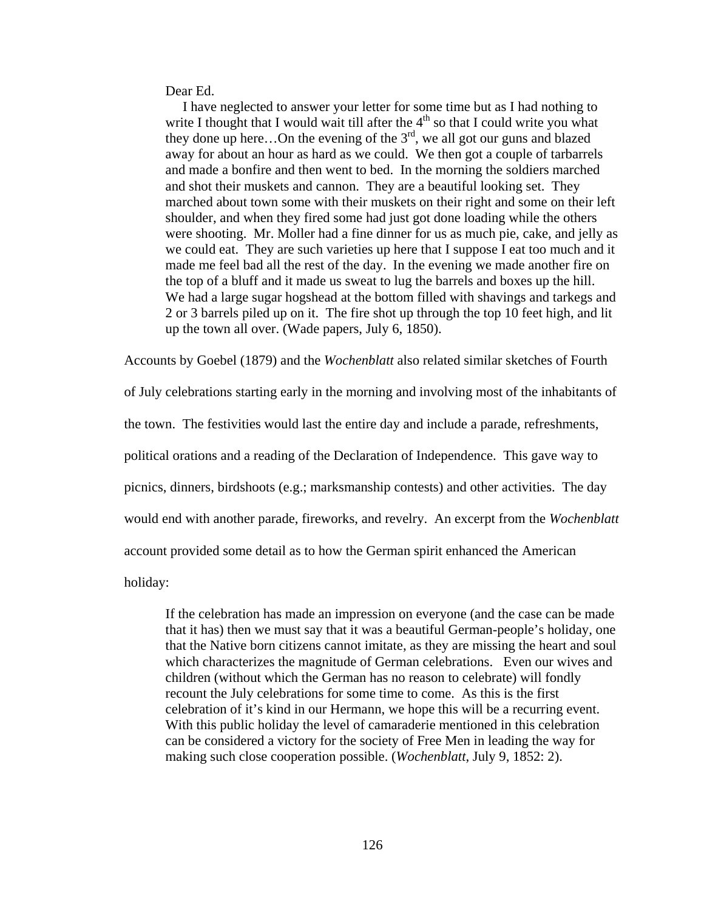> Dear Ed.
>
> I have neglected to answer your letter for some time but as I had nothing to write I thought that I would wait till after the 4th so that I could write you what they done up here…On the evening of the 3rd, we all got our guns and blazed away for about an hour as hard as we could. We then got a couple of tarbarrels and made a bonfire and then went to bed. In the morning the soldiers marched and shot their muskets and cannon. They are a beautiful looking set. They marched about town some with their muskets on their right and some on their left shoulder, and when they fired some had just got done loading while the others were shooting. Mr. Moller had a fine dinner for us as much pie, cake, and jelly as we could eat. They are such varieties up here that I suppose I eat too much and it made me feel bad all the rest of the day. In the evening we made another fire on the top of a bluff and it made us sweat to lug the barrels and boxes up the hill. We had a large sugar hogshead at the bottom filled with shavings and tarkegs and 2 or 3 barrels piled up on it. The fire shot up through the top 10 feet high, and lit up the town all over. (Wade papers, July 6, 1850).

Accounts by Goebel (1879) and the *Wochenblatt* also related similar sketches of Fourth of July celebrations starting early in the morning and involving most of the inhabitants of the town. The festivities would last the entire day and include a parade, refreshments, political orations and a reading of the Declaration of Independence. This gave way to picnics, dinners, birdshoots (e.g.; marksmanship contests) and other activities. The day would end with another parade, fireworks, and revelry. An excerpt from the *Wochenblatt* account provided some detail as to how the German spirit enhanced the American holiday:

> If the celebration has made an impression on everyone (and the case can be made that it has) then we must say that it was a beautiful German-people's holiday, one that the Native born citizens cannot imitate, as they are missing the heart and soul which characterizes the magnitude of German celebrations. Even our wives and children (without which the German has no reason to celebrate) will fondly recount the July celebrations for some time to come. As this is the first celebration of it's kind in our Hermann, we hope this will be a recurring event. With this public holiday the level of camaraderie mentioned in this celebration can be considered a victory for the society of Free Men in leading the way for making such close cooperation possible. (*Wochenblatt*, July 9, 1852: 2).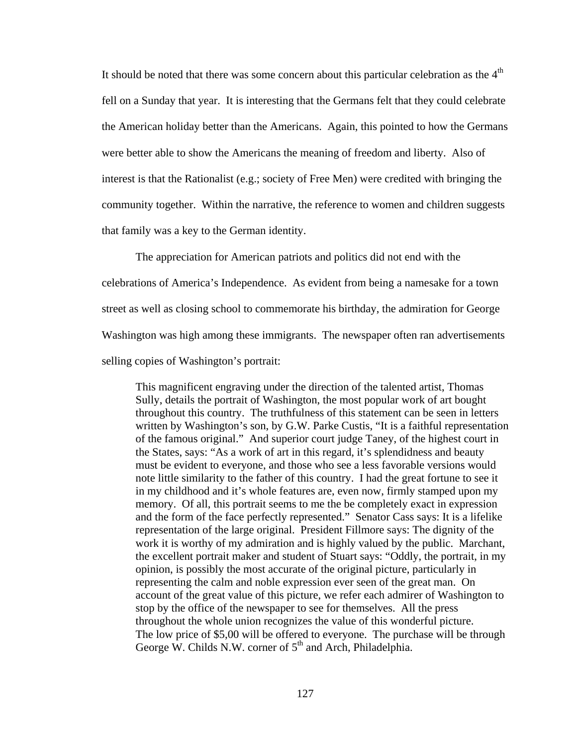It should be noted that there was some concern about this particular celebration as the 4th fell on a Sunday that year. It is interesting that the Germans felt that they could celebrate the American holiday better than the Americans. Again, this pointed to how the Germans were better able to show the Americans the meaning of freedom and liberty. Also of interest is that the Rationalist (e.g.; society of Free Men) were credited with bringing the community together. Within the narrative, the reference to women and children suggests that family was a key to the German identity.

The appreciation for American patriots and politics did not end with the celebrations of America's Independence. As evident from being a namesake for a town street as well as closing school to commemorate his birthday, the admiration for George Washington was high among these immigrants. The newspaper often ran advertisements selling copies of Washington's portrait:

> This magnificent engraving under the direction of the talented artist, Thomas Sully, details the portrait of Washington, the most popular work of art bought throughout this country. The truthfulness of this statement can be seen in letters written by Washington's son, by G.W. Parke Custis, "It is a faithful representation of the famous original." And superior court judge Taney, of the highest court in the States, says: "As a work of art in this regard, it's splendidness and beauty must be evident to everyone, and those who see a less favorable versions would note little similarity to the father of this country. I had the great fortune to see it in my childhood and it's whole features are, even now, firmly stamped upon my memory. Of all, this portrait seems to me the be completely exact in expression and the form of the face perfectly represented." Senator Cass says: It is a lifelike representation of the large original. President Fillmore says: The dignity of the work it is worthy of my admiration and is highly valued by the public. Marchant, the excellent portrait maker and student of Stuart says: "Oddly, the portrait, in my opinion, is possibly the most accurate of the original picture, particularly in representing the calm and noble expression ever seen of the great man. On account of the great value of this picture, we refer each admirer of Washington to stop by the office of the newspaper to see for themselves. All the press throughout the whole union recognizes the value of this wonderful picture. The low price of $5,00 will be offered to everyone. The purchase will be through George W. Childs N.W. corner of 5th and Arch, Philadelphia.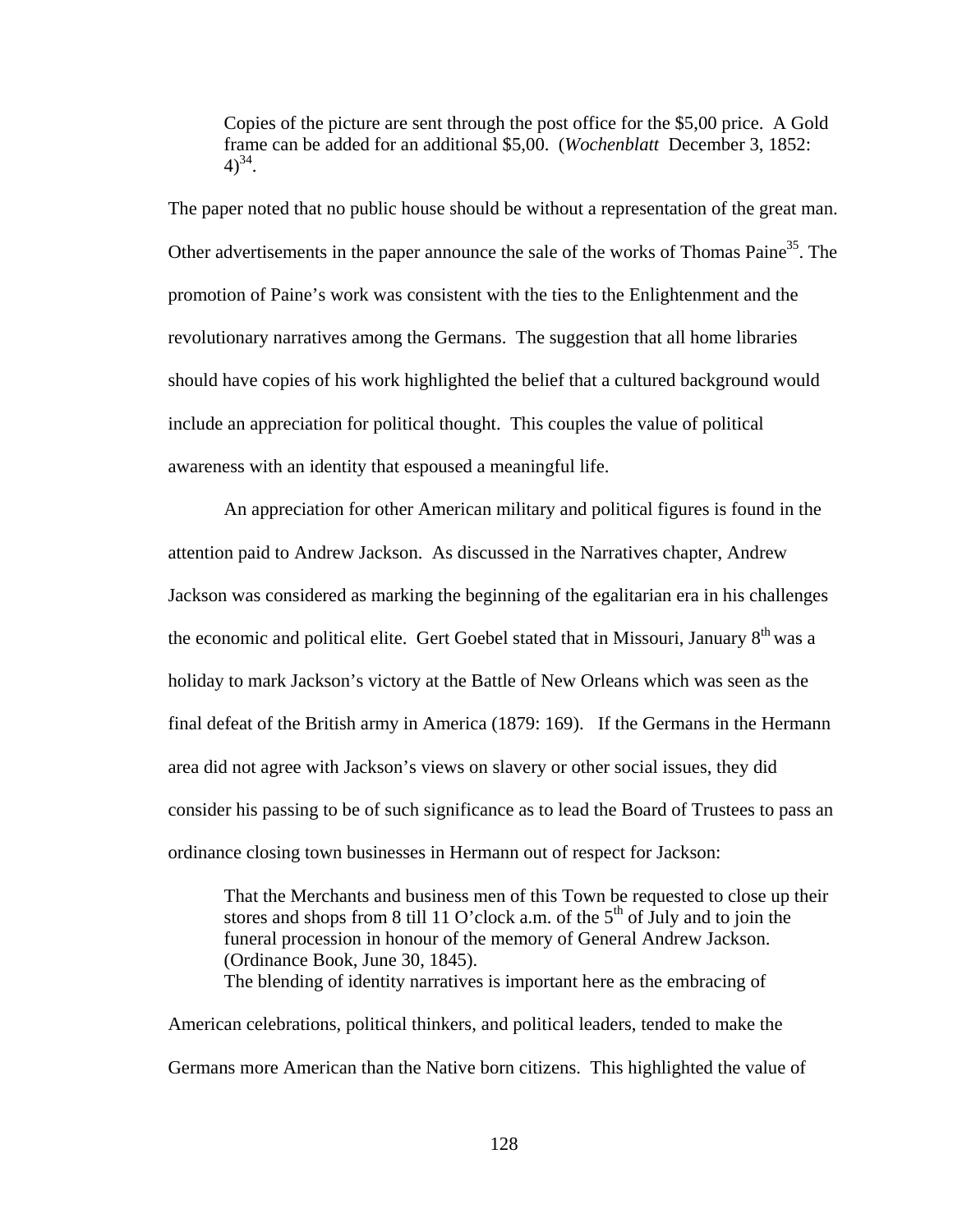> Copies of the picture are sent through the post office for the $5,00 price. A Gold frame can be added for an additional $5,00. (*Wochenblatt* December 3, 1852: 4)[34].

The paper noted that no public house should be without a representation of the great man. Other advertisements in the paper announce the sale of the works of Thomas Paine[35]. The promotion of Paine's work was consistent with the ties to the Enlightenment and the revolutionary narratives among the Germans. The suggestion that all home libraries should have copies of his work highlighted the belief that a cultured background would include an appreciation for political thought. This couples the value of political awareness with an identity that espoused a meaningful life.

An appreciation for other American military and political figures is found in the attention paid to Andrew Jackson. As discussed in the Narratives chapter, Andrew Jackson was considered as marking the beginning of the egalitarian era in his challenges the economic and political elite. Gert Goebel stated that in Missouri, January 8th was a holiday to mark Jackson's victory at the Battle of New Orleans which was seen as the final defeat of the British army in America (1879: 169). If the Germans in the Hermann area did not agree with Jackson's views on slavery or other social issues, they did consider his passing to be of such significance as to lead the Board of Trustees to pass an ordinance closing town businesses in Hermann out of respect for Jackson:

> That the Merchants and business men of this Town be requested to close up their stores and shops from 8 till 11 O'clock a.m. of the 5th of July and to join the funeral procession in honour of the memory of General Andrew Jackson. (Ordinance Book, June 30, 1845).

The blending of identity narratives is important here as the embracing of American celebrations, political thinkers, and political leaders, tended to make the Germans more American than the Native born citizens. This highlighted the value of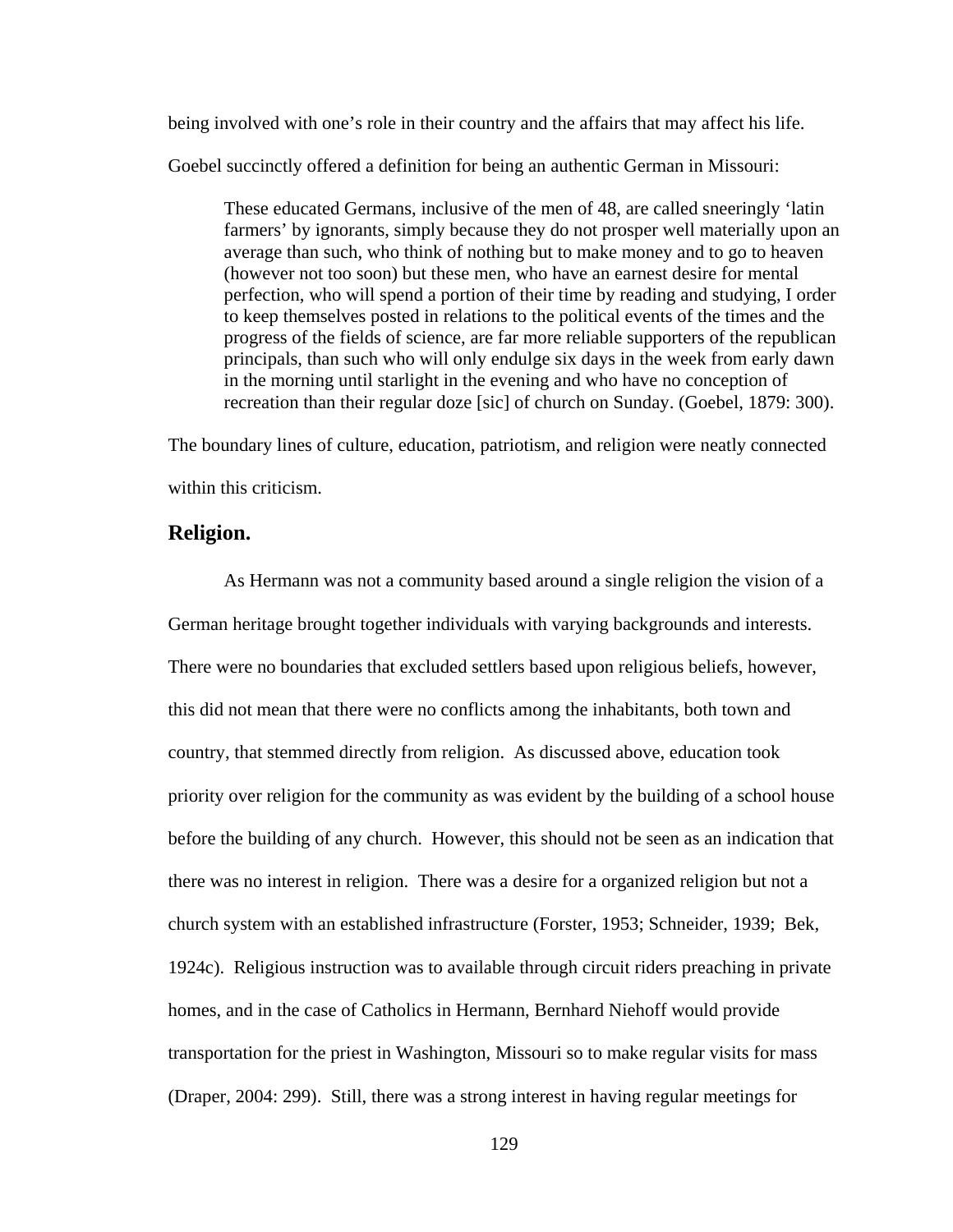being involved with one's role in their country and the affairs that may affect his life. Goebel succinctly offered a definition for being an authentic German in Missouri:

> These educated Germans, inclusive of the men of 48, are called sneeringly 'latin farmers' by ignorants, simply because they do not prosper well materially upon an average than such, who think of nothing but to make money and to go to heaven (however not too soon) but these men, who have an earnest desire for mental perfection, who will spend a portion of their time by reading and studying, I order to keep themselves posted in relations to the political events of the times and the progress of the fields of science, are far more reliable supporters of the republican principals, than such who will only endulge six days in the week from early dawn in the morning until starlight in the evening and who have no conception of recreation than their regular doze [sic] of church on Sunday. (Goebel, 1879: 300).

The boundary lines of culture, education, patriotism, and religion were neatly connected within this criticism.

## Religion.

As Hermann was not a community based around a single religion the vision of a German heritage brought together individuals with varying backgrounds and interests. There were no boundaries that excluded settlers based upon religious beliefs, however, this did not mean that there were no conflicts among the inhabitants, both town and country, that stemmed directly from religion. As discussed above, education took priority over religion for the community as was evident by the building of a school house before the building of any church. However, this should not be seen as an indication that there was no interest in religion. There was a desire for a organized religion but not a church system with an established infrastructure (Forster, 1953; Schneider, 1939; Bek, 1924c). Religious instruction was to available through circuit riders preaching in private homes, and in the case of Catholics in Hermann, Bernhard Niehoff would provide transportation for the priest in Washington, Missouri so to make regular visits for mass (Draper, 2004: 299). Still, there was a strong interest in having regular meetings for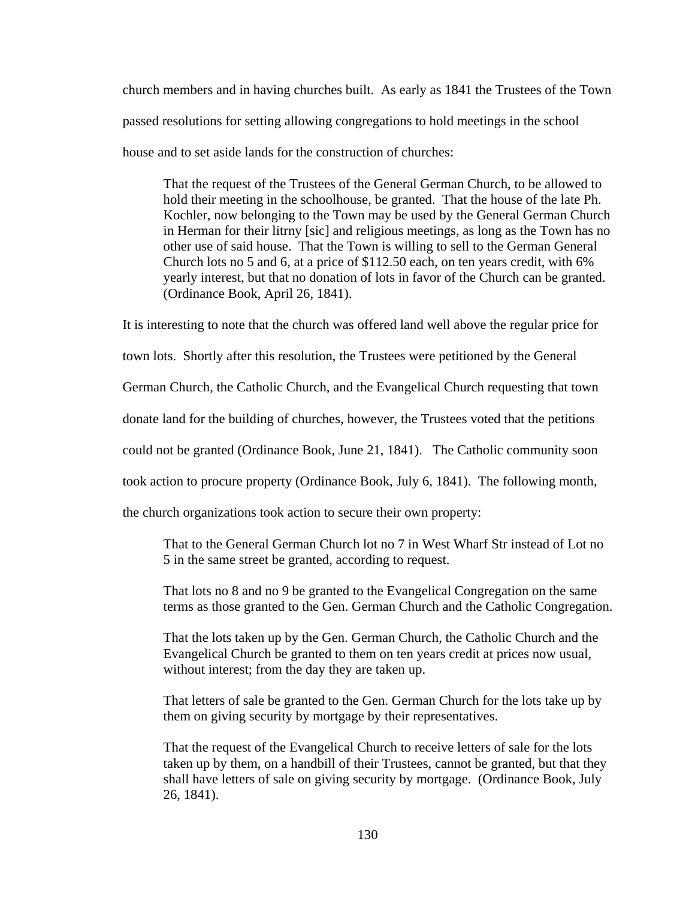church members and in having churches built. As early as 1841 the Trustees of the Town passed resolutions for setting allowing congregations to hold meetings in the school house and to set aside lands for the construction of churches:

> That the request of the Trustees of the General German Church, to be allowed to hold their meeting in the schoolhouse, be granted. That the house of the late Ph. Kochler, now belonging to the Town may be used by the General German Church in Herman for their litrny [sic] and religious meetings, as long as the Town has no other use of said house. That the Town is willing to sell to the German General Church lots no 5 and 6, at a price of $112.50 each, on ten years credit, with 6% yearly interest, but that no donation of lots in favor of the Church can be granted. (Ordinance Book, April 26, 1841).

It is interesting to note that the church was offered land well above the regular price for town lots. Shortly after this resolution, the Trustees were petitioned by the General German Church, the Catholic Church, and the Evangelical Church requesting that town donate land for the building of churches, however, the Trustees voted that the petitions could not be granted (Ordinance Book, June 21, 1841). The Catholic community soon took action to procure property (Ordinance Book, July 6, 1841). The following month, the church organizations took action to secure their own property:

> That to the General German Church lot no 7 in West Wharf Str instead of Lot no 5 in the same street be granted, according to request.
>
> That lots no 8 and no 9 be granted to the Evangelical Congregation on the same terms as those granted to the Gen. German Church and the Catholic Congregation.
>
> That the lots taken up by the Gen. German Church, the Catholic Church and the Evangelical Church be granted to them on ten years credit at prices now usual, without interest; from the day they are taken up.
>
> That letters of sale be granted to the Gen. German Church for the lots take up by them on giving security by mortgage by their representatives.
>
> That the request of the Evangelical Church to receive letters of sale for the lots taken up by them, on a handbill of their Trustees, cannot be granted, but that they shall have letters of sale on giving security by mortgage. (Ordinance Book, July 26, 1841).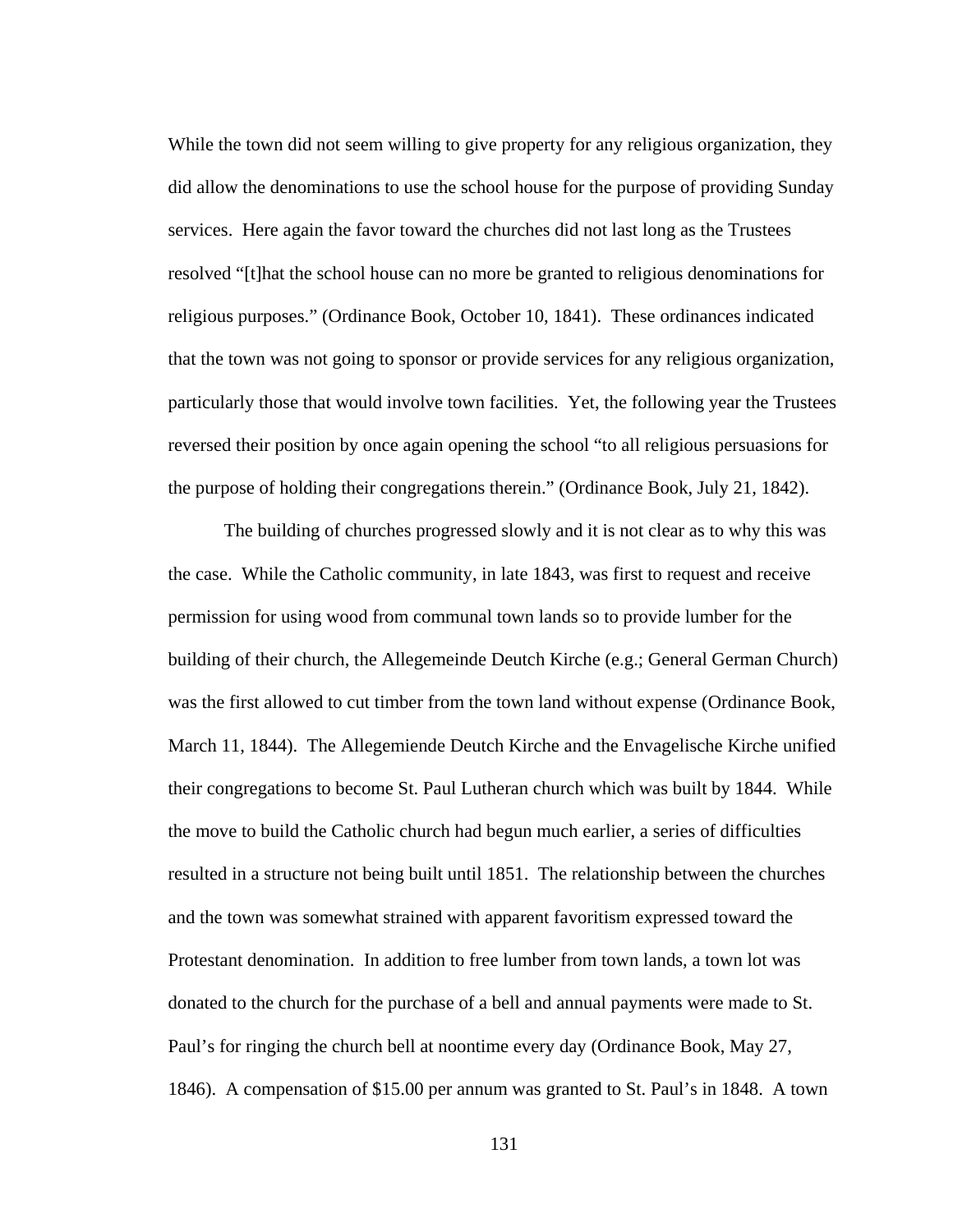While the town did not seem willing to give property for any religious organization, they did allow the denominations to use the school house for the purpose of providing Sunday services. Here again the favor toward the churches did not last long as the Trustees resolved "[t]hat the school house can no more be granted to religious denominations for religious purposes." (Ordinance Book, October 10, 1841). These ordinances indicated that the town was not going to sponsor or provide services for any religious organization, particularly those that would involve town facilities. Yet, the following year the Trustees reversed their position by once again opening the school "to all religious persuasions for the purpose of holding their congregations therein." (Ordinance Book, July 21, 1842).

The building of churches progressed slowly and it is not clear as to why this was the case. While the Catholic community, in late 1843, was first to request and receive permission for using wood from communal town lands so to provide lumber for the building of their church, the Allegemeinde Deutch Kirche (e.g.; General German Church) was the first allowed to cut timber from the town land without expense (Ordinance Book, March 11, 1844). The Allegemiende Deutch Kirche and the Envagelische Kirche unified their congregations to become St. Paul Lutheran church which was built by 1844. While the move to build the Catholic church had begun much earlier, a series of difficulties resulted in a structure not being built until 1851. The relationship between the churches and the town was somewhat strained with apparent favoritism expressed toward the Protestant denomination. In addition to free lumber from town lands, a town lot was donated to the church for the purchase of a bell and annual payments were made to St. Paul's for ringing the church bell at noontime every day (Ordinance Book, May 27, 1846). A compensation of $15.00 per annum was granted to St. Paul's in 1848. A town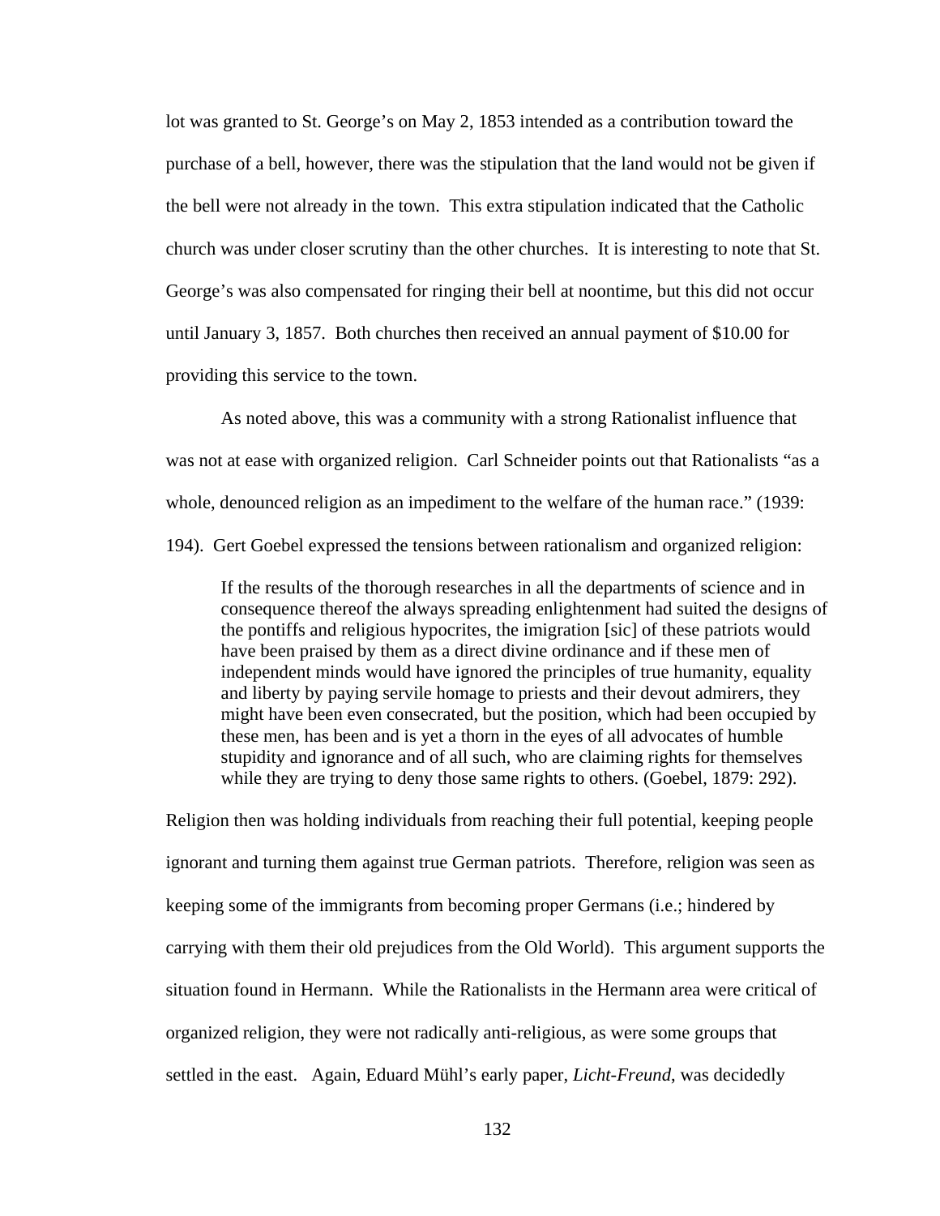lot was granted to St. George's on May 2, 1853 intended as a contribution toward the purchase of a bell, however, there was the stipulation that the land would not be given if the bell were not already in the town. This extra stipulation indicated that the Catholic church was under closer scrutiny than the other churches. It is interesting to note that St. George's was also compensated for ringing their bell at noontime, but this did not occur until January 3, 1857. Both churches then received an annual payment of $10.00 for providing this service to the town.

As noted above, this was a community with a strong Rationalist influence that was not at ease with organized religion. Carl Schneider points out that Rationalists "as a whole, denounced religion as an impediment to the welfare of the human race." (1939: 194). Gert Goebel expressed the tensions between rationalism and organized religion:

> If the results of the thorough researches in all the departments of science and in consequence thereof the always spreading enlightenment had suited the designs of the pontiffs and religious hypocrites, the imigration [sic] of these patriots would have been praised by them as a direct divine ordinance and if these men of independent minds would have ignored the principles of true humanity, equality and liberty by paying servile homage to priests and their devout admirers, they might have been even consecrated, but the position, which had been occupied by these men, has been and is yet a thorn in the eyes of all advocates of humble stupidity and ignorance and of all such, who are claiming rights for themselves while they are trying to deny those same rights to others. (Goebel, 1879: 292).

Religion then was holding individuals from reaching their full potential, keeping people ignorant and turning them against true German patriots. Therefore, religion was seen as keeping some of the immigrants from becoming proper Germans (i.e.; hindered by carrying with them their old prejudices from the Old World). This argument supports the situation found in Hermann. While the Rationalists in the Hermann area were critical of organized religion, they were not radically anti-religious, as were some groups that settled in the east. Again, Eduard Mühl's early paper, *Licht-Freund*, was decidedly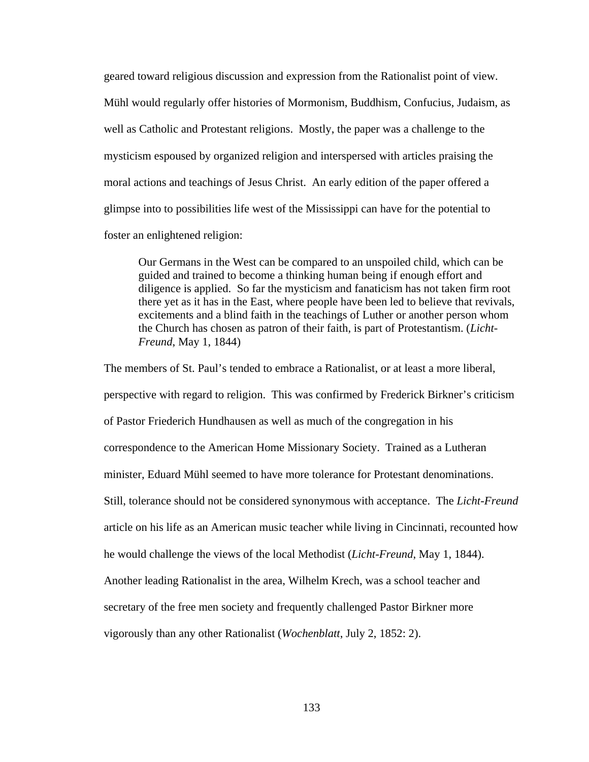geared toward religious discussion and expression from the Rationalist point of view. Mühl would regularly offer histories of Mormonism, Buddhism, Confucius, Judaism, as well as Catholic and Protestant religions. Mostly, the paper was a challenge to the mysticism espoused by organized religion and interspersed with articles praising the moral actions and teachings of Jesus Christ. An early edition of the paper offered a glimpse into to possibilities life west of the Mississippi can have for the potential to foster an enlightened religion:

> Our Germans in the West can be compared to an unspoiled child, which can be guided and trained to become a thinking human being if enough effort and diligence is applied. So far the mysticism and fanaticism has not taken firm root there yet as it has in the East, where people have been led to believe that revivals, excitements and a blind faith in the teachings of Luther or another person whom the Church has chosen as patron of their faith, is part of Protestantism. (*Licht-Freund*, May 1, 1844)

The members of St. Paul's tended to embrace a Rationalist, or at least a more liberal, perspective with regard to religion. This was confirmed by Frederick Birkner's criticism of Pastor Friederich Hundhausen as well as much of the congregation in his correspondence to the American Home Missionary Society. Trained as a Lutheran minister, Eduard Mühl seemed to have more tolerance for Protestant denominations. Still, tolerance should not be considered synonymous with acceptance. The *Licht-Freund* article on his life as an American music teacher while living in Cincinnati, recounted how he would challenge the views of the local Methodist (*Licht-Freund*, May 1, 1844). Another leading Rationalist in the area, Wilhelm Krech, was a school teacher and secretary of the free men society and frequently challenged Pastor Birkner more vigorously than any other Rationalist (*Wochenblatt*, July 2, 1852: 2).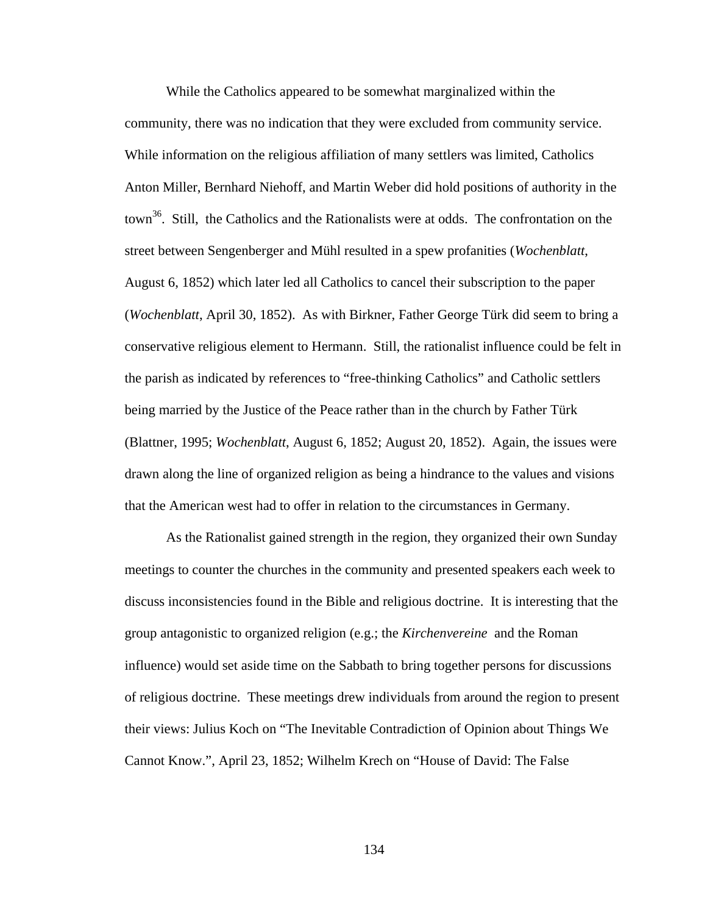While the Catholics appeared to be somewhat marginalized within the community, there was no indication that they were excluded from community service. While information on the religious affiliation of many settlers was limited, Catholics Anton Miller, Bernhard Niehoff, and Martin Weber did hold positions of authority in the town[36]. Still, the Catholics and the Rationalists were at odds. The confrontation on the street between Sengenberger and Mühl resulted in a spew profanities (*Wochenblatt*, August 6, 1852) which later led all Catholics to cancel their subscription to the paper (*Wochenblatt*, April 30, 1852). As with Birkner, Father George Türk did seem to bring a conservative religious element to Hermann. Still, the rationalist influence could be felt in the parish as indicated by references to "free-thinking Catholics" and Catholic settlers being married by the Justice of the Peace rather than in the church by Father Türk (Blattner, 1995; *Wochenblatt*, August 6, 1852; August 20, 1852). Again, the issues were drawn along the line of organized religion as being a hindrance to the values and visions that the American west had to offer in relation to the circumstances in Germany.

As the Rationalist gained strength in the region, they organized their own Sunday meetings to counter the churches in the community and presented speakers each week to discuss inconsistencies found in the Bible and religious doctrine. It is interesting that the group antagonistic to organized religion (e.g.; the *Kirchenvereine* and the Roman influence) would set aside time on the Sabbath to bring together persons for discussions of religious doctrine. These meetings drew individuals from around the region to present their views: Julius Koch on "The Inevitable Contradiction of Opinion about Things We Cannot Know.", April 23, 1852; Wilhelm Krech on "House of David: The False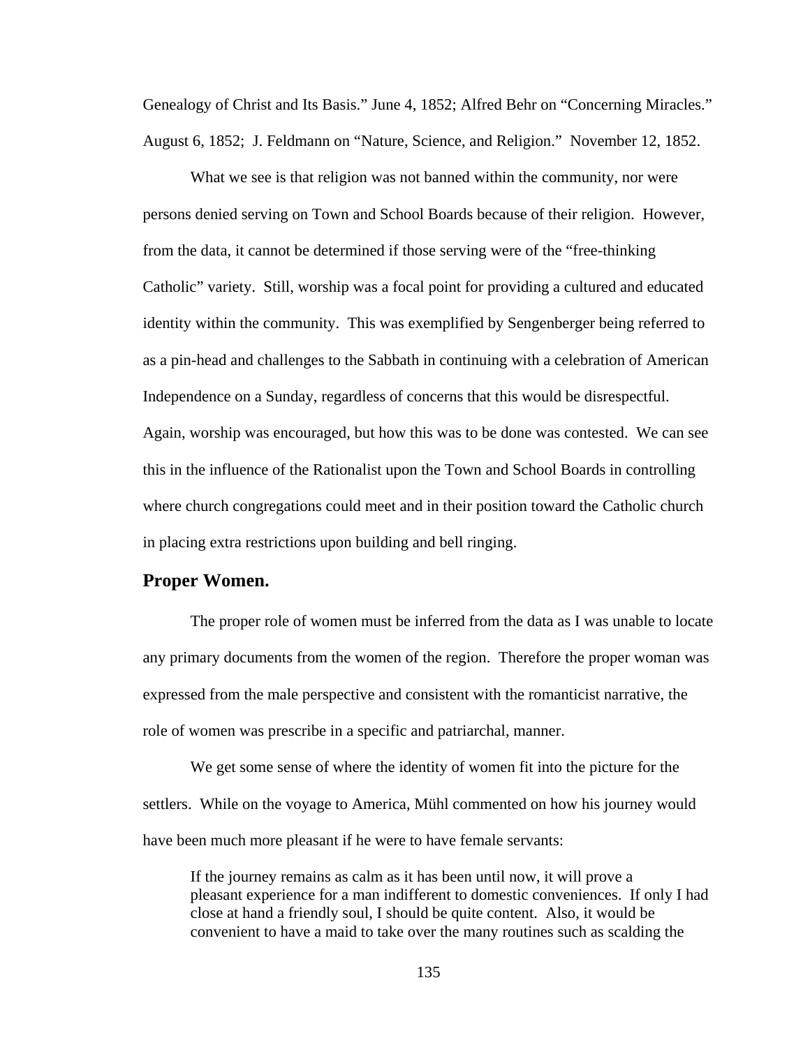Genealogy of Christ and Its Basis." June 4, 1852; Alfred Behr on "Concerning Miracles." August 6, 1852; J. Feldmann on "Nature, Science, and Religion." November 12, 1852.

What we see is that religion was not banned within the community, nor were persons denied serving on Town and School Boards because of their religion. However, from the data, it cannot be determined if those serving were of the "free-thinking Catholic" variety. Still, worship was a focal point for providing a cultured and educated identity within the community. This was exemplified by Sengenberger being referred to as a pin-head and challenges to the Sabbath in continuing with a celebration of American Independence on a Sunday, regardless of concerns that this would be disrespectful. Again, worship was encouraged, but how this was to be done was contested. We can see this in the influence of the Rationalist upon the Town and School Boards in controlling where church congregations could meet and in their position toward the Catholic church in placing extra restrictions upon building and bell ringing.

## Proper Women.

The proper role of women must be inferred from the data as I was unable to locate any primary documents from the women of the region. Therefore the proper woman was expressed from the male perspective and consistent with the romanticist narrative, the role of women was prescribe in a specific and patriarchal, manner.

We get some sense of where the identity of women fit into the picture for the settlers. While on the voyage to America, Mühl commented on how his journey would have been much more pleasant if he were to have female servants:

> If the journey remains as calm as it has been until now, it will prove a pleasant experience for a man indifferent to domestic conveniences. If only I had close at hand a friendly soul, I should be quite content. Also, it would be convenient to have a maid to take over the many routines such as scalding the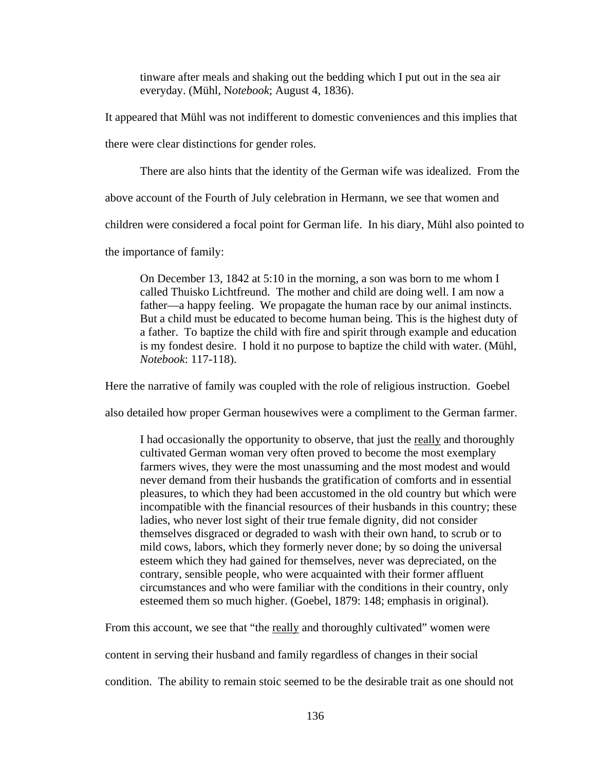> tinware after meals and shaking out the bedding which I put out in the sea air everyday. (Mühl, N*otebook*; August 4, 1836).

It appeared that Mühl was not indifferent to domestic conveniences and this implies that there were clear distinctions for gender roles.

There are also hints that the identity of the German wife was idealized. From the above account of the Fourth of July celebration in Hermann, we see that women and children were considered a focal point for German life. In his diary, Mühl also pointed to the importance of family:

> On December 13, 1842 at 5:10 in the morning, a son was born to me whom I called Thuisko Lichtfreund. The mother and child are doing well. I am now a father—a happy feeling. We propagate the human race by our animal instincts. But a child must be educated to become human being. This is the highest duty of a father. To baptize the child with fire and spirit through example and education is my fondest desire. I hold it no purpose to baptize the child with water. (Mühl, *Notebook*: 117-118).

Here the narrative of family was coupled with the role of religious instruction. Goebel also detailed how proper German housewives were a compliment to the German farmer.

> I had occasionally the opportunity to observe, that just the <u>really</u> and thoroughly cultivated German woman very often proved to become the most exemplary farmers wives, they were the most unassuming and the most modest and would never demand from their husbands the gratification of comforts and in essential pleasures, to which they had been accustomed in the old country but which were incompatible with the financial resources of their husbands in this country; these ladies, who never lost sight of their true female dignity, did not consider themselves disgraced or degraded to wash with their own hand, to scrub or to mild cows, labors, which they formerly never done; by so doing the universal esteem which they had gained for themselves, never was depreciated, on the contrary, sensible people, who were acquainted with their former affluent circumstances and who were familiar with the conditions in their country, only esteemed them so much higher. (Goebel, 1879: 148; emphasis in original).

From this account, we see that "the <u>really</u> and thoroughly cultivated" women were content in serving their husband and family regardless of changes in their social condition. The ability to remain stoic seemed to be the desirable trait as one should not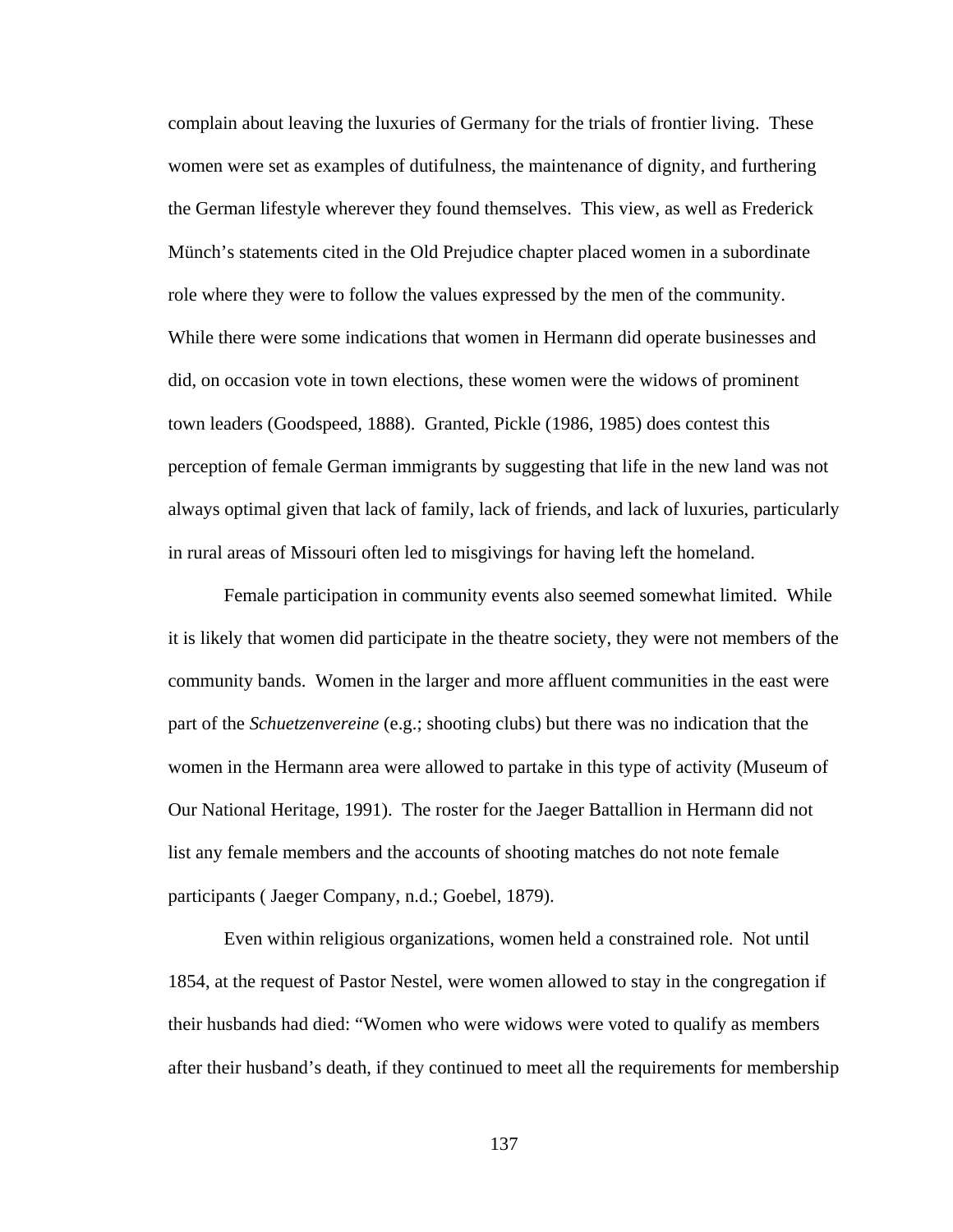complain about leaving the luxuries of Germany for the trials of frontier living. These women were set as examples of dutifulness, the maintenance of dignity, and furthering the German lifestyle wherever they found themselves. This view, as well as Frederick Münch's statements cited in the Old Prejudice chapter placed women in a subordinate role where they were to follow the values expressed by the men of the community. While there were some indications that women in Hermann did operate businesses and did, on occasion vote in town elections, these women were the widows of prominent town leaders (Goodspeed, 1888). Granted, Pickle (1986, 1985) does contest this perception of female German immigrants by suggesting that life in the new land was not always optimal given that lack of family, lack of friends, and lack of luxuries, particularly in rural areas of Missouri often led to misgivings for having left the homeland.

Female participation in community events also seemed somewhat limited. While it is likely that women did participate in the theatre society, they were not members of the community bands. Women in the larger and more affluent communities in the east were part of the *Schuetzenvereine* (e.g.; shooting clubs) but there was no indication that the women in the Hermann area were allowed to partake in this type of activity (Museum of Our National Heritage, 1991). The roster for the Jaeger Battallion in Hermann did not list any female members and the accounts of shooting matches do not note female participants ( Jaeger Company, n.d.; Goebel, 1879).

Even within religious organizations, women held a constrained role. Not until 1854, at the request of Pastor Nestel, were women allowed to stay in the congregation if their husbands had died: "Women who were widows were voted to qualify as members after their husband's death, if they continued to meet all the requirements for membership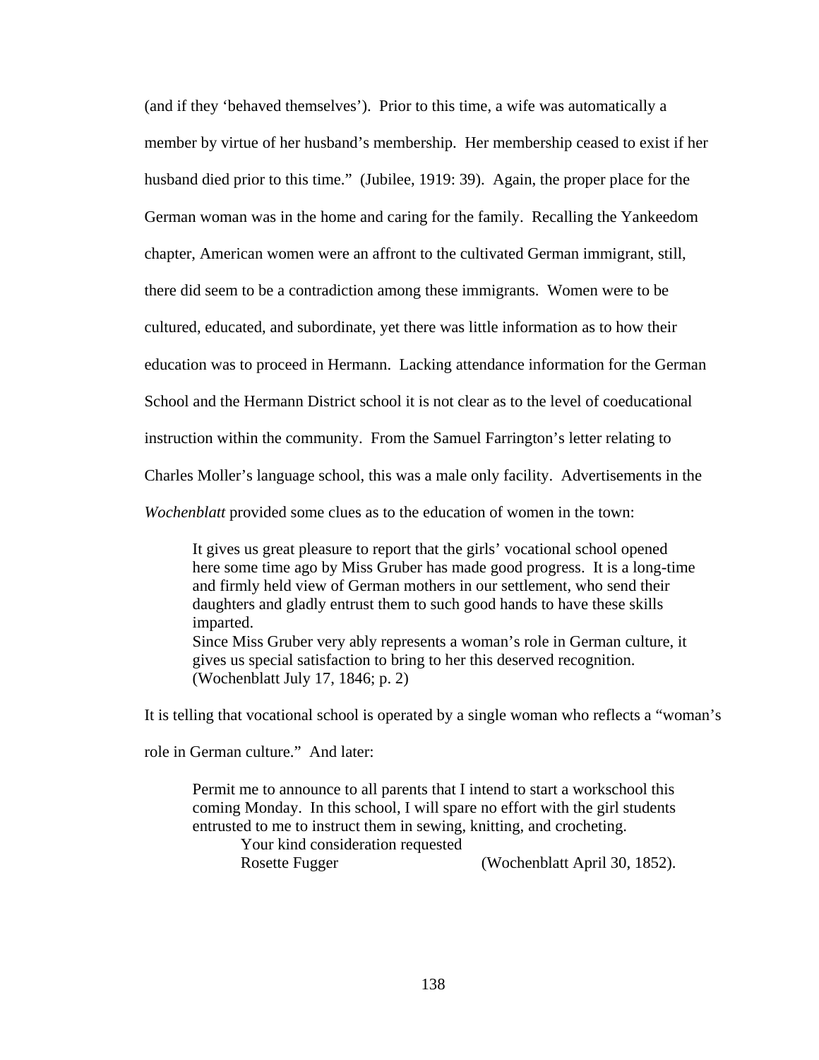(and if they 'behaved themselves'). Prior to this time, a wife was automatically a member by virtue of her husband's membership. Her membership ceased to exist if her husband died prior to this time." (Jubilee, 1919: 39). Again, the proper place for the German woman was in the home and caring for the family. Recalling the Yankeedom chapter, American women were an affront to the cultivated German immigrant, still, there did seem to be a contradiction among these immigrants. Women were to be cultured, educated, and subordinate, yet there was little information as to how their education was to proceed in Hermann. Lacking attendance information for the German School and the Hermann District school it is not clear as to the level of coeducational instruction within the community. From the Samuel Farrington's letter relating to Charles Moller's language school, this was a male only facility. Advertisements in the *Wochenblatt* provided some clues as to the education of women in the town:

> It gives us great pleasure to report that the girls' vocational school opened here some time ago by Miss Gruber has made good progress. It is a long-time and firmly held view of German mothers in our settlement, who send their daughters and gladly entrust them to such good hands to have these skills imparted.
> Since Miss Gruber very ably represents a woman's role in German culture, it gives us special satisfaction to bring to her this deserved recognition. (Wochenblatt July 17, 1846; p. 2)

It is telling that vocational school is operated by a single woman who reflects a "woman's role in German culture." And later:

> Permit me to announce to all parents that I intend to start a workschool this coming Monday. In this school, I will spare no effort with the girl students entrusted to me to instruct them in sewing, knitting, and crocheting.
> Your kind consideration requested
> Rosette Fugger (Wochenblatt April 30, 1852).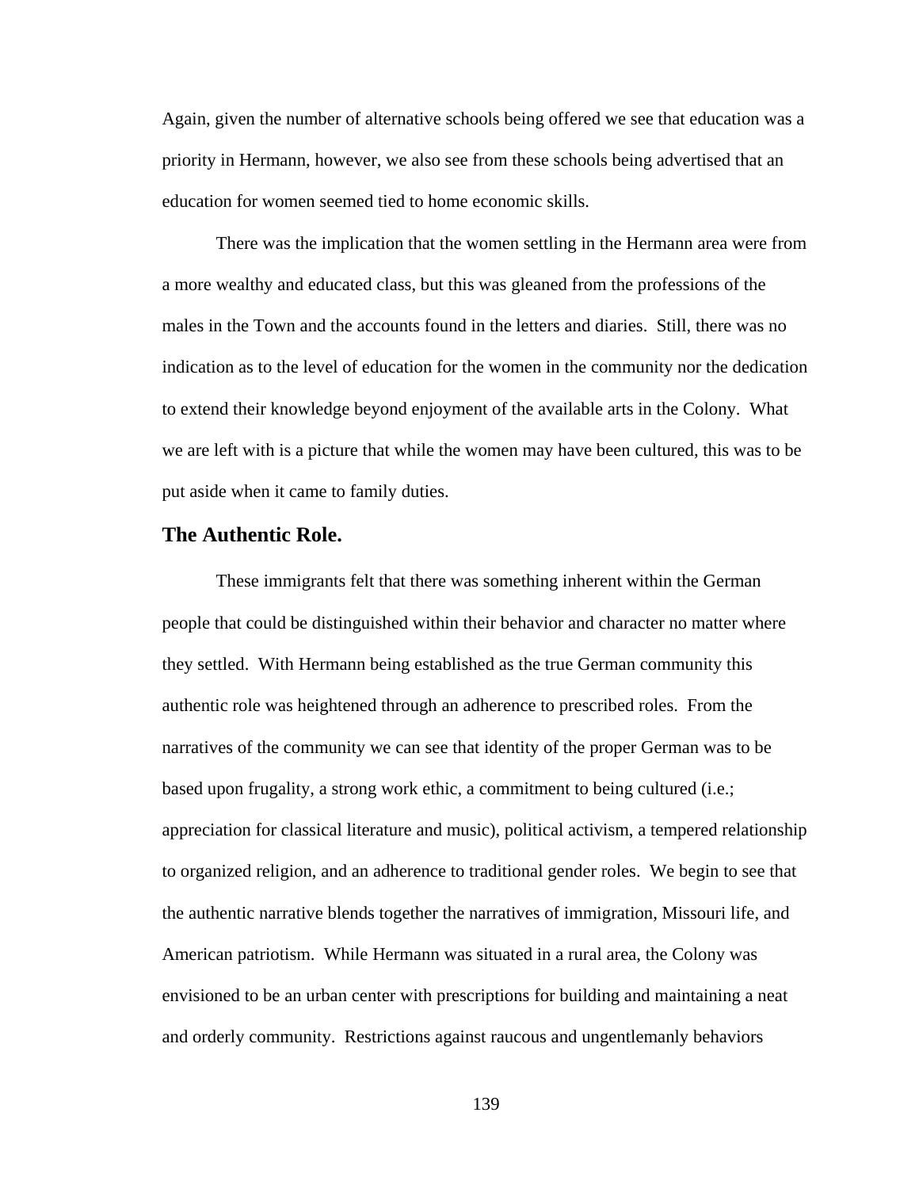Again, given the number of alternative schools being offered we see that education was a priority in Hermann, however, we also see from these schools being advertised that an education for women seemed tied to home economic skills.

There was the implication that the women settling in the Hermann area were from a more wealthy and educated class, but this was gleaned from the professions of the males in the Town and the accounts found in the letters and diaries. Still, there was no indication as to the level of education for the women in the community nor the dedication to extend their knowledge beyond enjoyment of the available arts in the Colony. What we are left with is a picture that while the women may have been cultured, this was to be put aside when it came to family duties.

### The Authentic Role.

These immigrants felt that there was something inherent within the German people that could be distinguished within their behavior and character no matter where they settled. With Hermann being established as the true German community this authentic role was heightened through an adherence to prescribed roles. From the narratives of the community we can see that identity of the proper German was to be based upon frugality, a strong work ethic, a commitment to being cultured (i.e.; appreciation for classical literature and music), political activism, a tempered relationship to organized religion, and an adherence to traditional gender roles. We begin to see that the authentic narrative blends together the narratives of immigration, Missouri life, and American patriotism. While Hermann was situated in a rural area, the Colony was envisioned to be an urban center with prescriptions for building and maintaining a neat and orderly community. Restrictions against raucous and ungentlemanly behaviors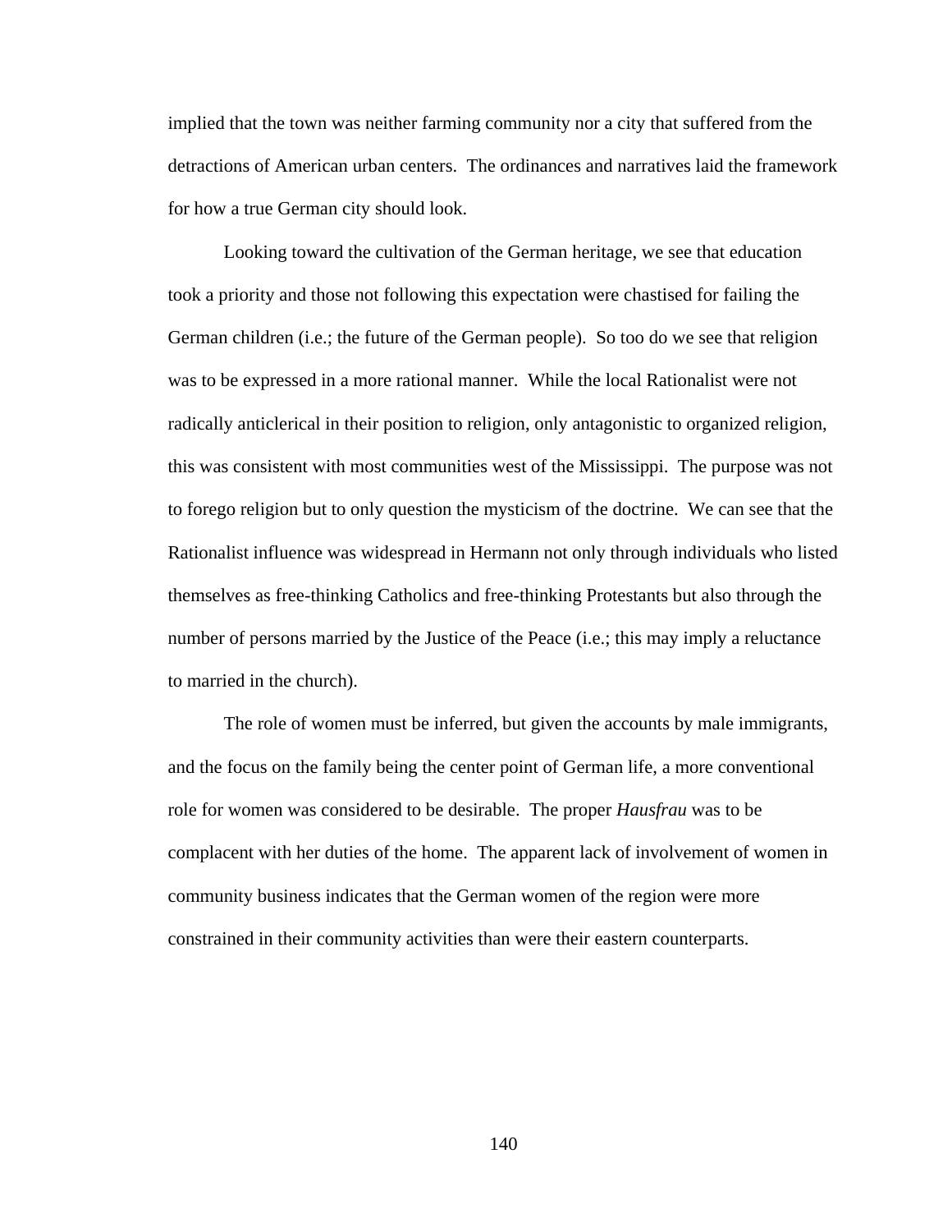implied that the town was neither farming community nor a city that suffered from the detractions of American urban centers. The ordinances and narratives laid the framework for how a true German city should look.

Looking toward the cultivation of the German heritage, we see that education took a priority and those not following this expectation were chastised for failing the German children (i.e.; the future of the German people). So too do we see that religion was to be expressed in a more rational manner. While the local Rationalist were not radically anticlerical in their position to religion, only antagonistic to organized religion, this was consistent with most communities west of the Mississippi. The purpose was not to forego religion but to only question the mysticism of the doctrine. We can see that the Rationalist influence was widespread in Hermann not only through individuals who listed themselves as free-thinking Catholics and free-thinking Protestants but also through the number of persons married by the Justice of the Peace (i.e.; this may imply a reluctance to married in the church).

The role of women must be inferred, but given the accounts by male immigrants, and the focus on the family being the center point of German life, a more conventional role for women was considered to be desirable. The proper *Hausfrau* was to be complacent with her duties of the home. The apparent lack of involvement of women in community business indicates that the German women of the region were more constrained in their community activities than were their eastern counterparts.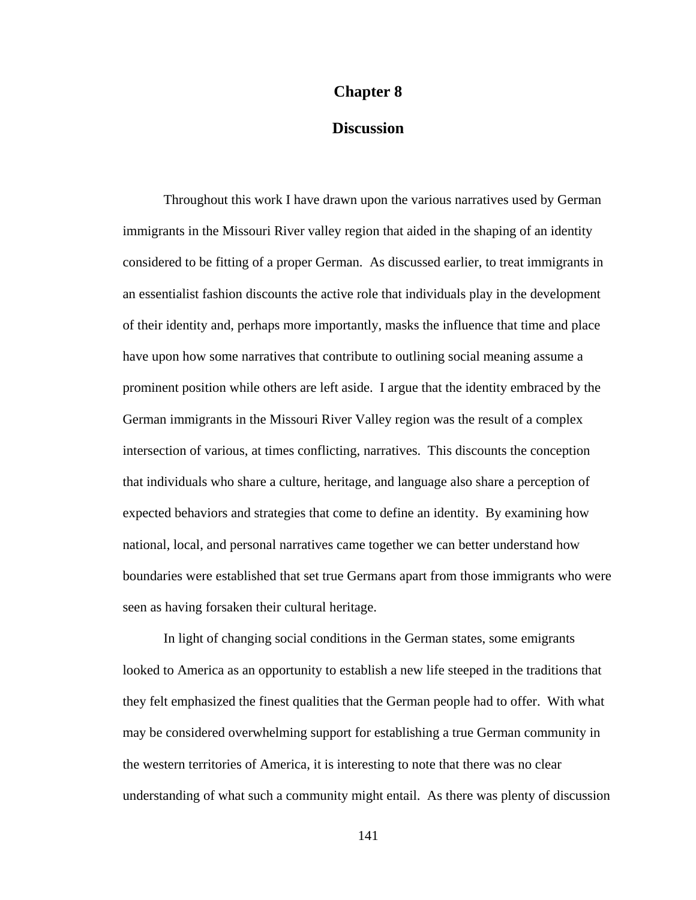# Chapter 8

## Discussion

Throughout this work I have drawn upon the various narratives used by German immigrants in the Missouri River valley region that aided in the shaping of an identity considered to be fitting of a proper German. As discussed earlier, to treat immigrants in an essentialist fashion discounts the active role that individuals play in the development of their identity and, perhaps more importantly, masks the influence that time and place have upon how some narratives that contribute to outlining social meaning assume a prominent position while others are left aside. I argue that the identity embraced by the German immigrants in the Missouri River Valley region was the result of a complex intersection of various, at times conflicting, narratives. This discounts the conception that individuals who share a culture, heritage, and language also share a perception of expected behaviors and strategies that come to define an identity. By examining how national, local, and personal narratives came together we can better understand how boundaries were established that set true Germans apart from those immigrants who were seen as having forsaken their cultural heritage.

In light of changing social conditions in the German states, some emigrants looked to America as an opportunity to establish a new life steeped in the traditions that they felt emphasized the finest qualities that the German people had to offer. With what may be considered overwhelming support for establishing a true German community in the western territories of America, it is interesting to note that there was no clear understanding of what such a community might entail. As there was plenty of discussion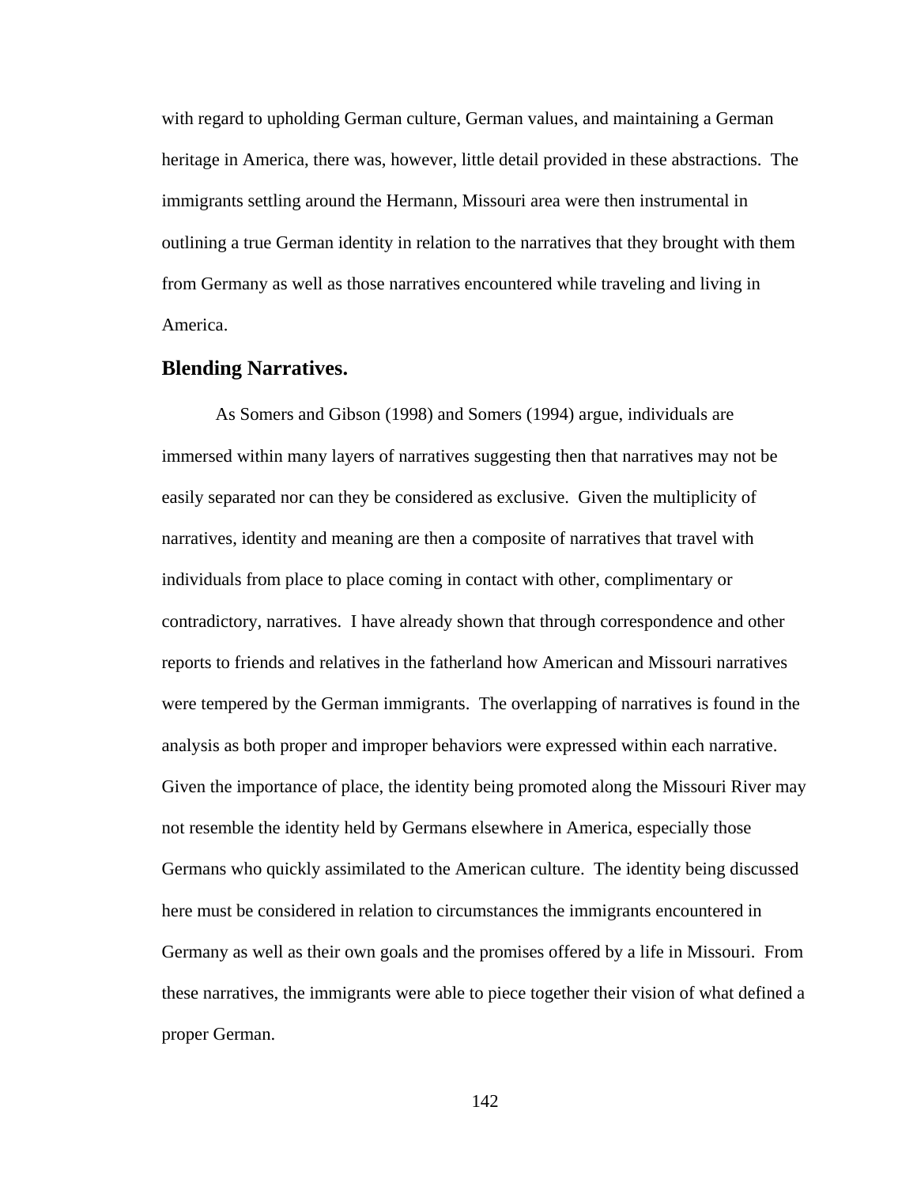with regard to upholding German culture, German values, and maintaining a German heritage in America, there was, however, little detail provided in these abstractions. The immigrants settling around the Hermann, Missouri area were then instrumental in outlining a true German identity in relation to the narratives that they brought with them from Germany as well as those narratives encountered while traveling and living in America.

### Blending Narratives.

As Somers and Gibson (1998) and Somers (1994) argue, individuals are immersed within many layers of narratives suggesting then that narratives may not be easily separated nor can they be considered as exclusive. Given the multiplicity of narratives, identity and meaning are then a composite of narratives that travel with individuals from place to place coming in contact with other, complimentary or contradictory, narratives. I have already shown that through correspondence and other reports to friends and relatives in the fatherland how American and Missouri narratives were tempered by the German immigrants. The overlapping of narratives is found in the analysis as both proper and improper behaviors were expressed within each narrative. Given the importance of place, the identity being promoted along the Missouri River may not resemble the identity held by Germans elsewhere in America, especially those Germans who quickly assimilated to the American culture. The identity being discussed here must be considered in relation to circumstances the immigrants encountered in Germany as well as their own goals and the promises offered by a life in Missouri. From these narratives, the immigrants were able to piece together their vision of what defined a proper German.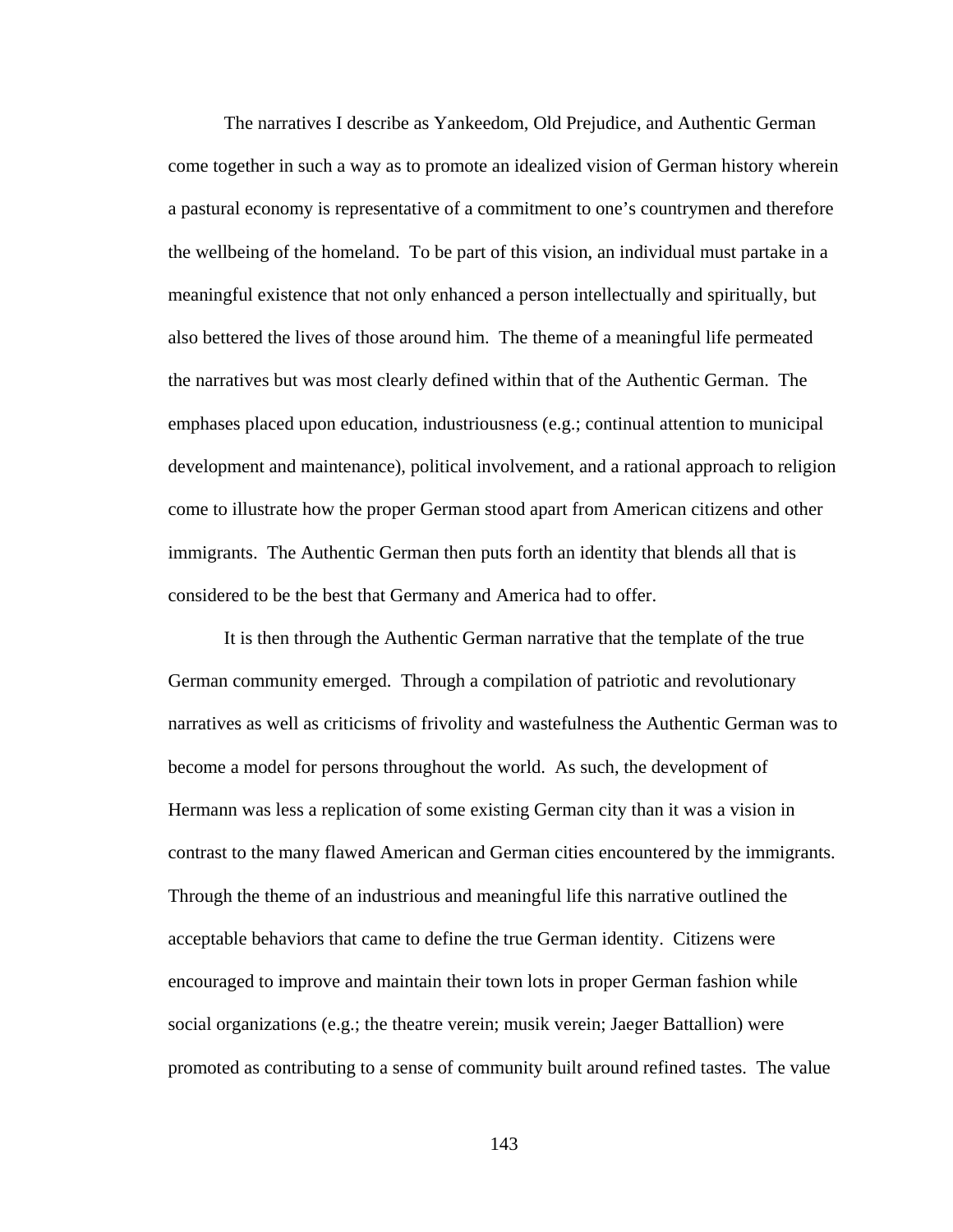The narratives I describe as Yankeedom, Old Prejudice, and Authentic German come together in such a way as to promote an idealized vision of German history wherein a pastural economy is representative of a commitment to one's countrymen and therefore the wellbeing of the homeland. To be part of this vision, an individual must partake in a meaningful existence that not only enhanced a person intellectually and spiritually, but also bettered the lives of those around him. The theme of a meaningful life permeated the narratives but was most clearly defined within that of the Authentic German. The emphases placed upon education, industriousness (e.g.; continual attention to municipal development and maintenance), political involvement, and a rational approach to religion come to illustrate how the proper German stood apart from American citizens and other immigrants. The Authentic German then puts forth an identity that blends all that is considered to be the best that Germany and America had to offer.

It is then through the Authentic German narrative that the template of the true German community emerged. Through a compilation of patriotic and revolutionary narratives as well as criticisms of frivolity and wastefulness the Authentic German was to become a model for persons throughout the world. As such, the development of Hermann was less a replication of some existing German city than it was a vision in contrast to the many flawed American and German cities encountered by the immigrants. Through the theme of an industrious and meaningful life this narrative outlined the acceptable behaviors that came to define the true German identity. Citizens were encouraged to improve and maintain their town lots in proper German fashion while social organizations (e.g.; the theatre verein; musik verein; Jaeger Battallion) were promoted as contributing to a sense of community built around refined tastes. The value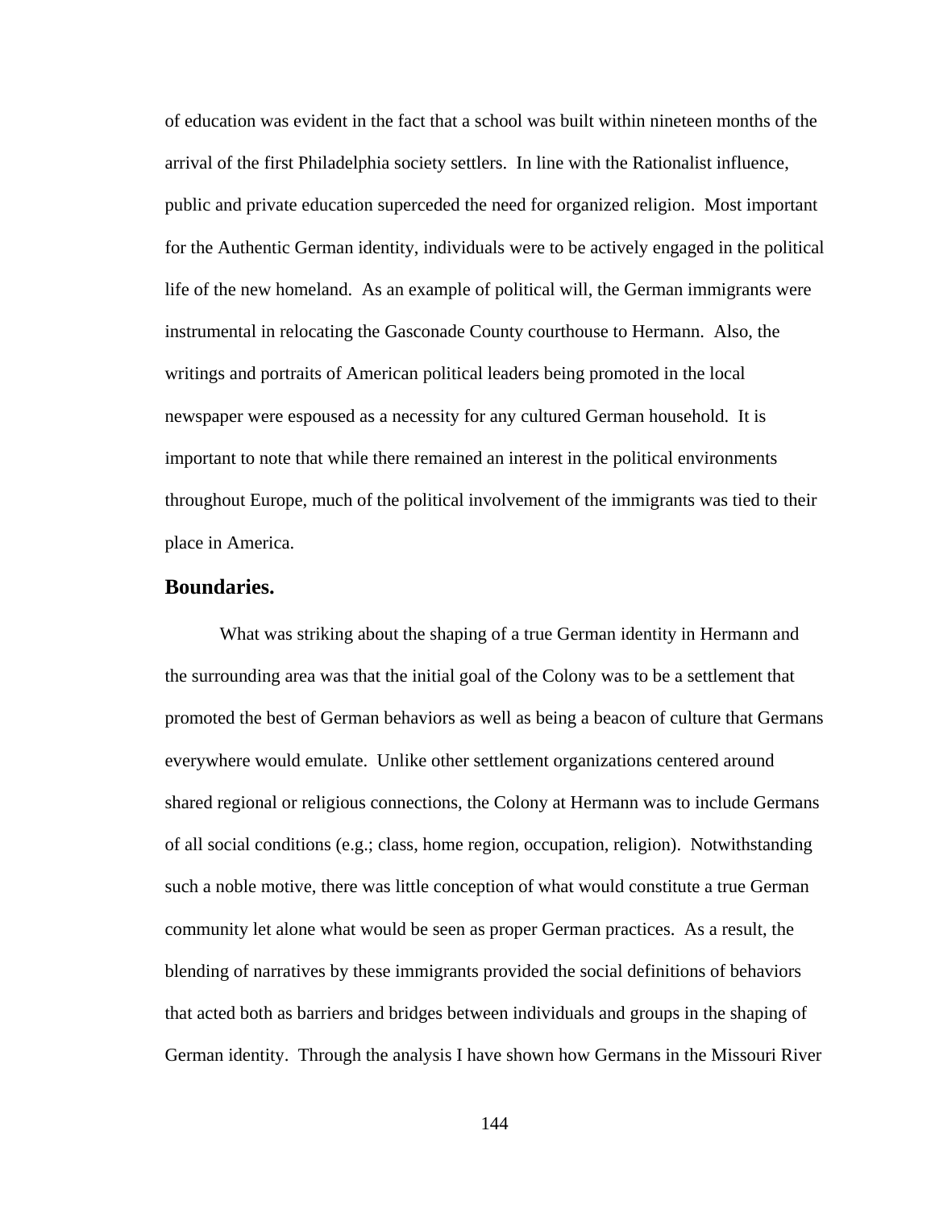of education was evident in the fact that a school was built within nineteen months of the arrival of the first Philadelphia society settlers. In line with the Rationalist influence, public and private education superceded the need for organized religion. Most important for the Authentic German identity, individuals were to be actively engaged in the political life of the new homeland. As an example of political will, the German immigrants were instrumental in relocating the Gasconade County courthouse to Hermann. Also, the writings and portraits of American political leaders being promoted in the local newspaper were espoused as a necessity for any cultured German household. It is important to note that while there remained an interest in the political environments throughout Europe, much of the political involvement of the immigrants was tied to their place in America.

### Boundaries.

What was striking about the shaping of a true German identity in Hermann and the surrounding area was that the initial goal of the Colony was to be a settlement that promoted the best of German behaviors as well as being a beacon of culture that Germans everywhere would emulate. Unlike other settlement organizations centered around shared regional or religious connections, the Colony at Hermann was to include Germans of all social conditions (e.g.; class, home region, occupation, religion). Notwithstanding such a noble motive, there was little conception of what would constitute a true German community let alone what would be seen as proper German practices. As a result, the blending of narratives by these immigrants provided the social definitions of behaviors that acted both as barriers and bridges between individuals and groups in the shaping of German identity. Through the analysis I have shown how Germans in the Missouri River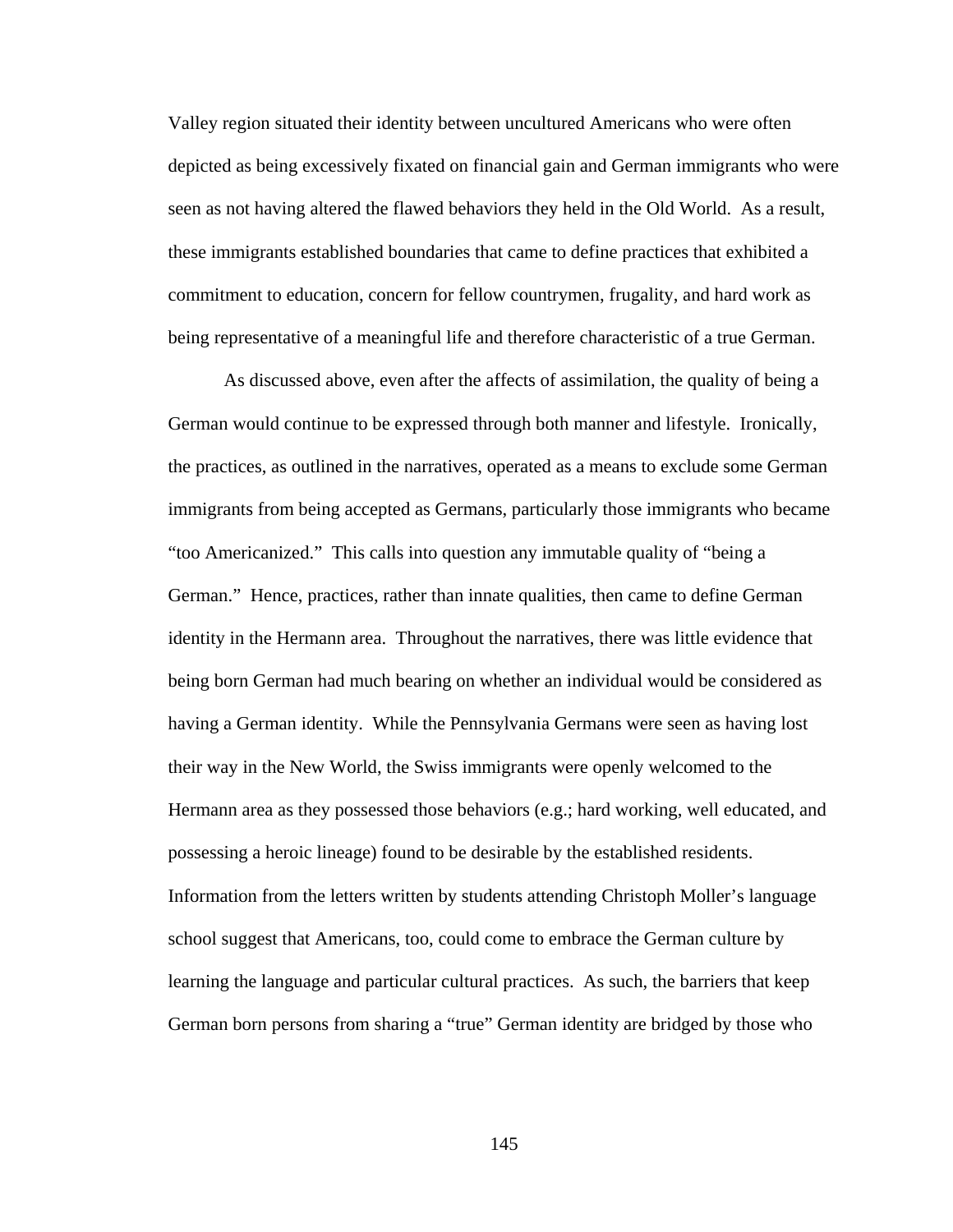Valley region situated their identity between uncultured Americans who were often depicted as being excessively fixated on financial gain and German immigrants who were seen as not having altered the flawed behaviors they held in the Old World. As a result, these immigrants established boundaries that came to define practices that exhibited a commitment to education, concern for fellow countrymen, frugality, and hard work as being representative of a meaningful life and therefore characteristic of a true German.

As discussed above, even after the affects of assimilation, the quality of being a German would continue to be expressed through both manner and lifestyle. Ironically, the practices, as outlined in the narratives, operated as a means to exclude some German immigrants from being accepted as Germans, particularly those immigrants who became "too Americanized." This calls into question any immutable quality of "being a German." Hence, practices, rather than innate qualities, then came to define German identity in the Hermann area. Throughout the narratives, there was little evidence that being born German had much bearing on whether an individual would be considered as having a German identity. While the Pennsylvania Germans were seen as having lost their way in the New World, the Swiss immigrants were openly welcomed to the Hermann area as they possessed those behaviors (e.g.; hard working, well educated, and possessing a heroic lineage) found to be desirable by the established residents. Information from the letters written by students attending Christoph Moller's language school suggest that Americans, too, could come to embrace the German culture by learning the language and particular cultural practices. As such, the barriers that keep German born persons from sharing a "true" German identity are bridged by those who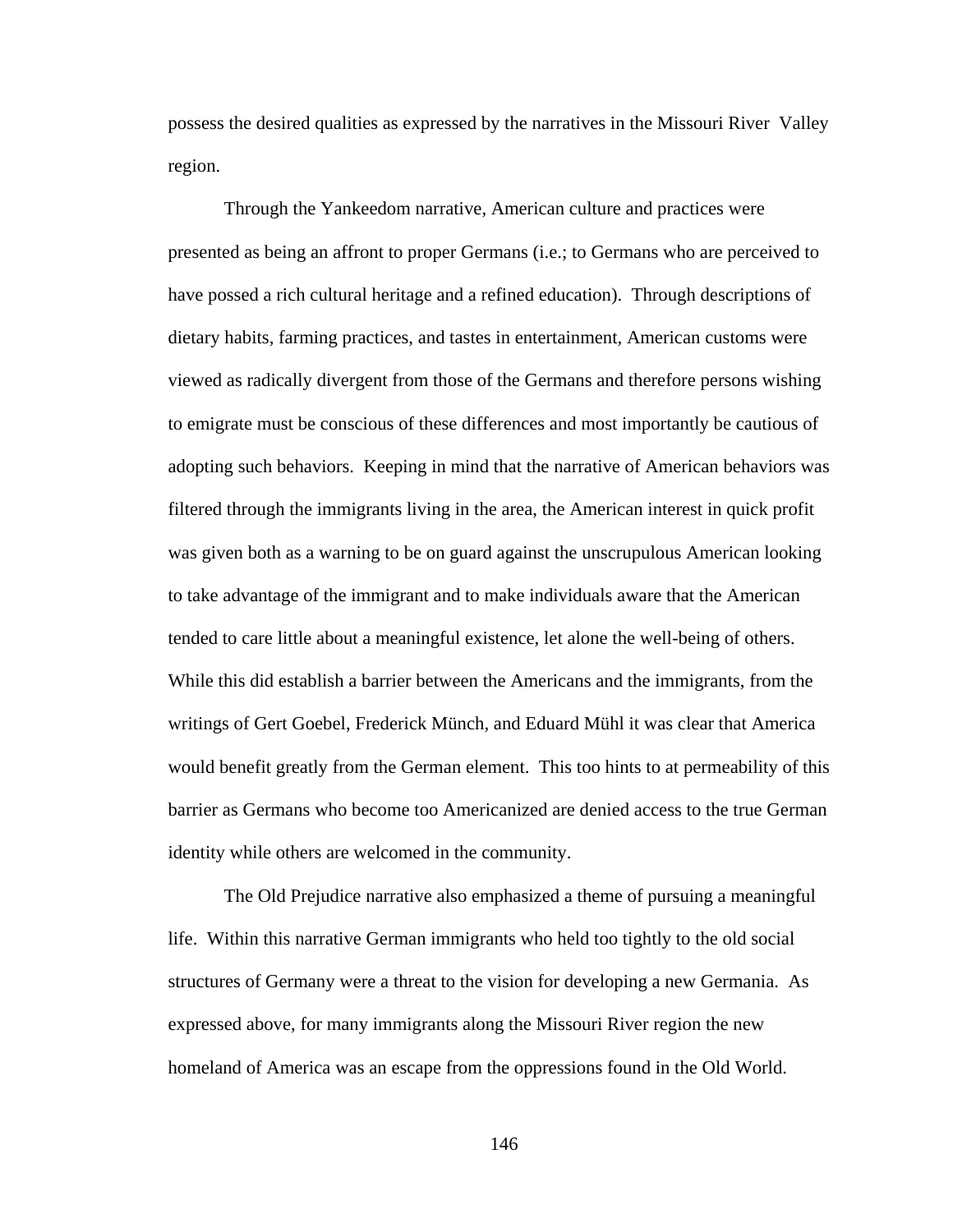possess the desired qualities as expressed by the narratives in the Missouri River Valley region.

Through the Yankeedom narrative, American culture and practices were presented as being an affront to proper Germans (i.e.; to Germans who are perceived to have possed a rich cultural heritage and a refined education). Through descriptions of dietary habits, farming practices, and tastes in entertainment, American customs were viewed as radically divergent from those of the Germans and therefore persons wishing to emigrate must be conscious of these differences and most importantly be cautious of adopting such behaviors. Keeping in mind that the narrative of American behaviors was filtered through the immigrants living in the area, the American interest in quick profit was given both as a warning to be on guard against the unscrupulous American looking to take advantage of the immigrant and to make individuals aware that the American tended to care little about a meaningful existence, let alone the well-being of others. While this did establish a barrier between the Americans and the immigrants, from the writings of Gert Goebel, Frederick Münch, and Eduard Mühl it was clear that America would benefit greatly from the German element. This too hints to at permeability of this barrier as Germans who become too Americanized are denied access to the true German identity while others are welcomed in the community.

The Old Prejudice narrative also emphasized a theme of pursuing a meaningful life. Within this narrative German immigrants who held too tightly to the old social structures of Germany were a threat to the vision for developing a new Germania. As expressed above, for many immigrants along the Missouri River region the new homeland of America was an escape from the oppressions found in the Old World.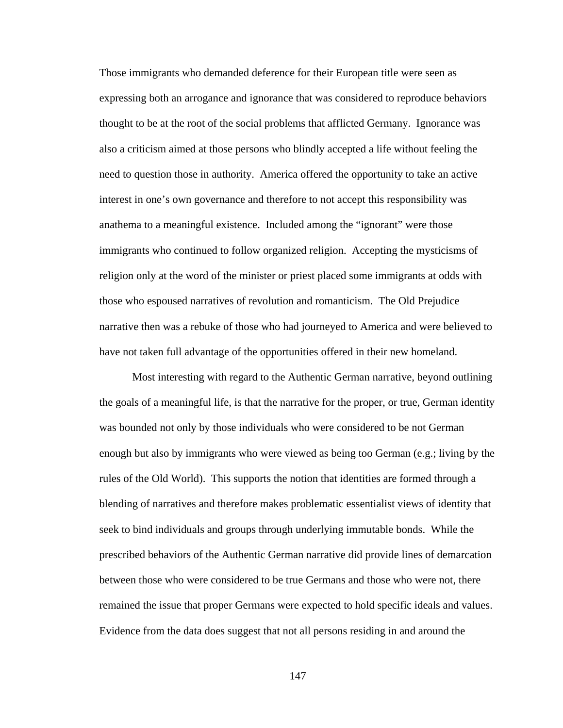Those immigrants who demanded deference for their European title were seen as expressing both an arrogance and ignorance that was considered to reproduce behaviors thought to be at the root of the social problems that afflicted Germany. Ignorance was also a criticism aimed at those persons who blindly accepted a life without feeling the need to question those in authority. America offered the opportunity to take an active interest in one's own governance and therefore to not accept this responsibility was anathema to a meaningful existence. Included among the "ignorant" were those immigrants who continued to follow organized religion. Accepting the mysticisms of religion only at the word of the minister or priest placed some immigrants at odds with those who espoused narratives of revolution and romanticism. The Old Prejudice narrative then was a rebuke of those who had journeyed to America and were believed to have not taken full advantage of the opportunities offered in their new homeland.

Most interesting with regard to the Authentic German narrative, beyond outlining the goals of a meaningful life, is that the narrative for the proper, or true, German identity was bounded not only by those individuals who were considered to be not German enough but also by immigrants who were viewed as being too German (e.g.; living by the rules of the Old World). This supports the notion that identities are formed through a blending of narratives and therefore makes problematic essentialist views of identity that seek to bind individuals and groups through underlying immutable bonds. While the prescribed behaviors of the Authentic German narrative did provide lines of demarcation between those who were considered to be true Germans and those who were not, there remained the issue that proper Germans were expected to hold specific ideals and values. Evidence from the data does suggest that not all persons residing in and around the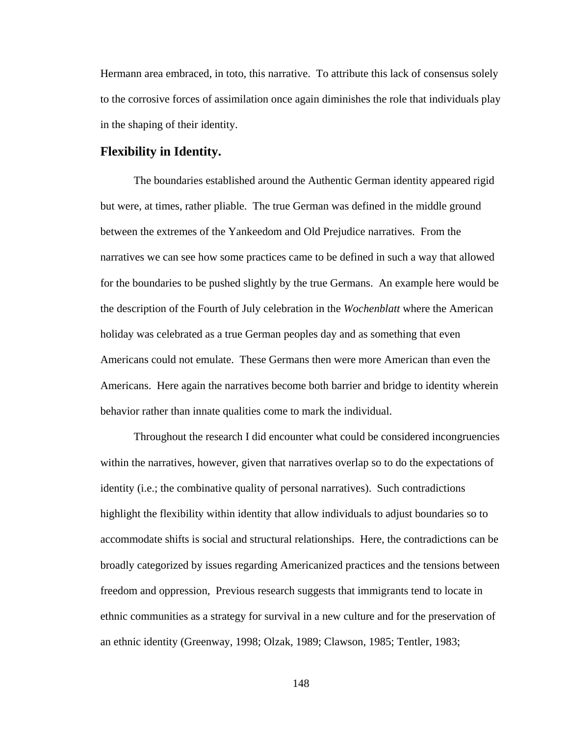Hermann area embraced, in toto, this narrative. To attribute this lack of consensus solely to the corrosive forces of assimilation once again diminishes the role that individuals play in the shaping of their identity.

### Flexibility in Identity.

The boundaries established around the Authentic German identity appeared rigid but were, at times, rather pliable. The true German was defined in the middle ground between the extremes of the Yankeedom and Old Prejudice narratives. From the narratives we can see how some practices came to be defined in such a way that allowed for the boundaries to be pushed slightly by the true Germans. An example here would be the description of the Fourth of July celebration in the *Wochenblatt* where the American holiday was celebrated as a true German peoples day and as something that even Americans could not emulate. These Germans then were more American than even the Americans. Here again the narratives become both barrier and bridge to identity wherein behavior rather than innate qualities come to mark the individual.

Throughout the research I did encounter what could be considered incongruencies within the narratives, however, given that narratives overlap so to do the expectations of identity (i.e.; the combinative quality of personal narratives). Such contradictions highlight the flexibility within identity that allow individuals to adjust boundaries so to accommodate shifts is social and structural relationships. Here, the contradictions can be broadly categorized by issues regarding Americanized practices and the tensions between freedom and oppression, Previous research suggests that immigrants tend to locate in ethnic communities as a strategy for survival in a new culture and for the preservation of an ethnic identity (Greenway, 1998; Olzak, 1989; Clawson, 1985; Tentler, 1983;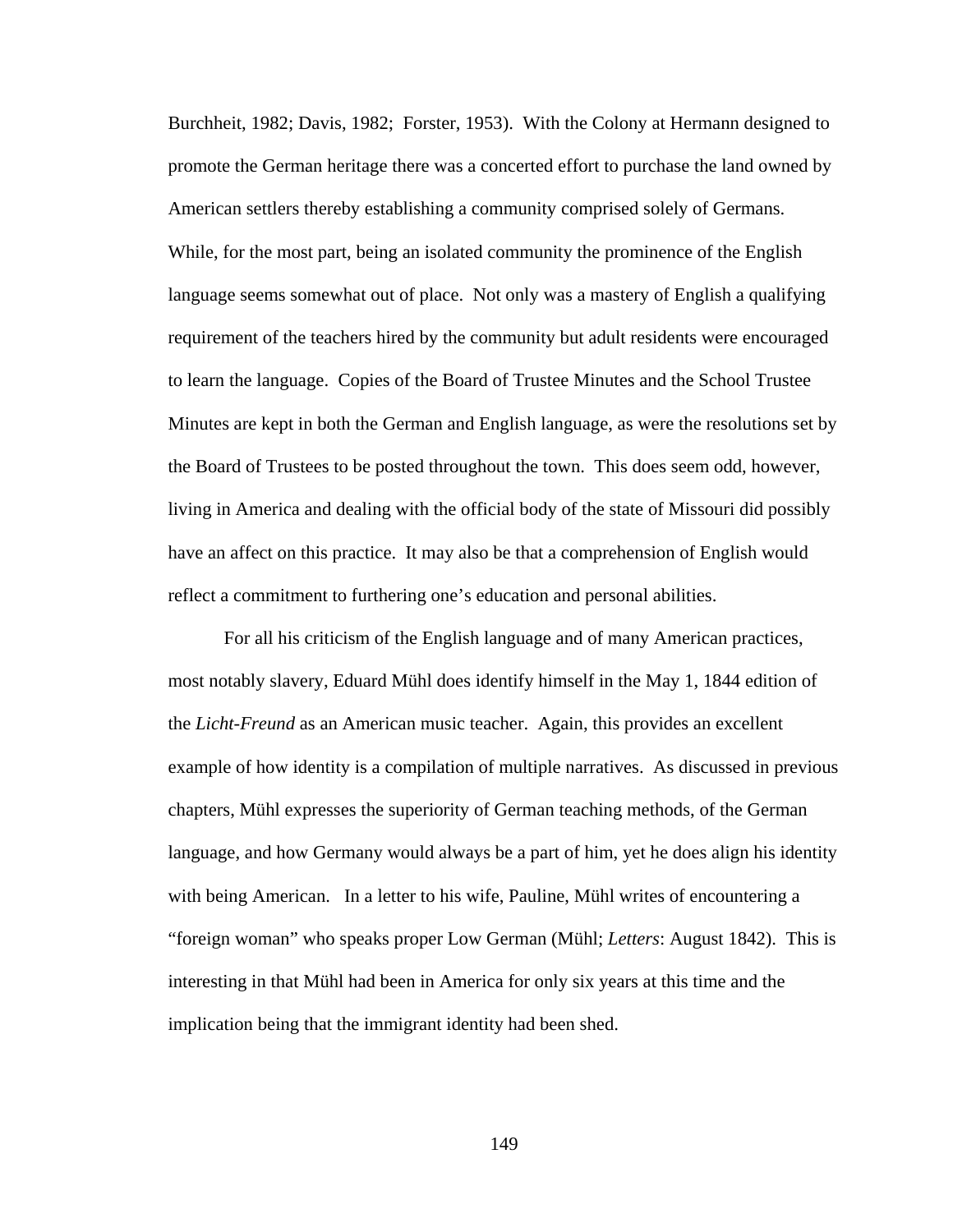Burchheit, 1982; Davis, 1982; Forster, 1953). With the Colony at Hermann designed to promote the German heritage there was a concerted effort to purchase the land owned by American settlers thereby establishing a community comprised solely of Germans. While, for the most part, being an isolated community the prominence of the English language seems somewhat out of place. Not only was a mastery of English a qualifying requirement of the teachers hired by the community but adult residents were encouraged to learn the language. Copies of the Board of Trustee Minutes and the School Trustee Minutes are kept in both the German and English language, as were the resolutions set by the Board of Trustees to be posted throughout the town. This does seem odd, however, living in America and dealing with the official body of the state of Missouri did possibly have an affect on this practice. It may also be that a comprehension of English would reflect a commitment to furthering one's education and personal abilities.

For all his criticism of the English language and of many American practices, most notably slavery, Eduard Mühl does identify himself in the May 1, 1844 edition of the *Licht-Freund* as an American music teacher. Again, this provides an excellent example of how identity is a compilation of multiple narratives. As discussed in previous chapters, Mühl expresses the superiority of German teaching methods, of the German language, and how Germany would always be a part of him, yet he does align his identity with being American. In a letter to his wife, Pauline, Mühl writes of encountering a "foreign woman" who speaks proper Low German (Mühl; *Letters*: August 1842). This is interesting in that Mühl had been in America for only six years at this time and the implication being that the immigrant identity had been shed.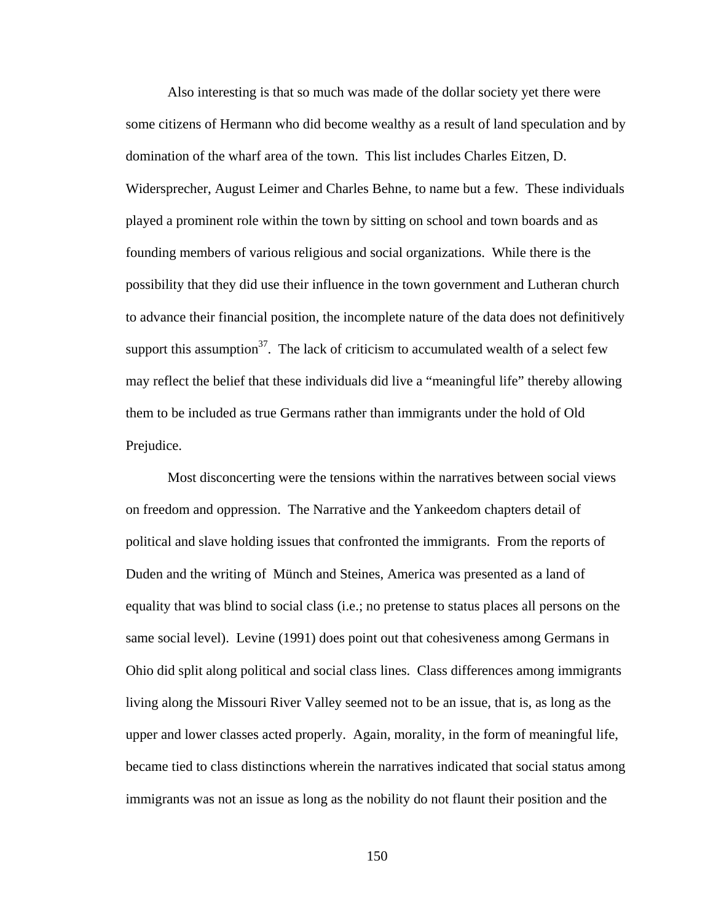Also interesting is that so much was made of the dollar society yet there were some citizens of Hermann who did become wealthy as a result of land speculation and by domination of the wharf area of the town. This list includes Charles Eitzen, D. Widersprecher, August Leimer and Charles Behne, to name but a few. These individuals played a prominent role within the town by sitting on school and town boards and as founding members of various religious and social organizations. While there is the possibility that they did use their influence in the town government and Lutheran church to advance their financial position, the incomplete nature of the data does not definitively support this assumption[37]. The lack of criticism to accumulated wealth of a select few may reflect the belief that these individuals did live a "meaningful life" thereby allowing them to be included as true Germans rather than immigrants under the hold of Old Prejudice.

Most disconcerting were the tensions within the narratives between social views on freedom and oppression. The Narrative and the Yankeedom chapters detail of political and slave holding issues that confronted the immigrants. From the reports of Duden and the writing of Münch and Steines, America was presented as a land of equality that was blind to social class (i.e.; no pretense to status places all persons on the same social level). Levine (1991) does point out that cohesiveness among Germans in Ohio did split along political and social class lines. Class differences among immigrants living along the Missouri River Valley seemed not to be an issue, that is, as long as the upper and lower classes acted properly. Again, morality, in the form of meaningful life, became tied to class distinctions wherein the narratives indicated that social status among immigrants was not an issue as long as the nobility do not flaunt their position and the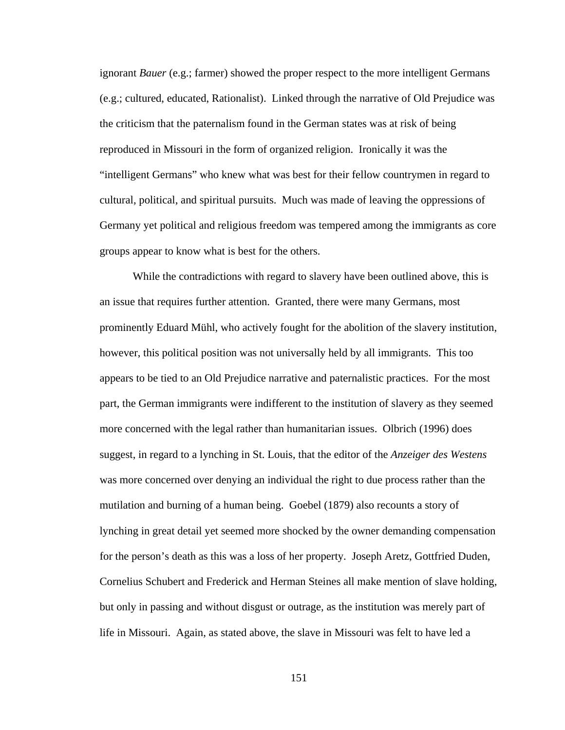ignorant *Bauer* (e.g.; farmer) showed the proper respect to the more intelligent Germans (e.g.; cultured, educated, Rationalist). Linked through the narrative of Old Prejudice was the criticism that the paternalism found in the German states was at risk of being reproduced in Missouri in the form of organized religion. Ironically it was the "intelligent Germans" who knew what was best for their fellow countrymen in regard to cultural, political, and spiritual pursuits. Much was made of leaving the oppressions of Germany yet political and religious freedom was tempered among the immigrants as core groups appear to know what is best for the others.

While the contradictions with regard to slavery have been outlined above, this is an issue that requires further attention. Granted, there were many Germans, most prominently Eduard Mühl, who actively fought for the abolition of the slavery institution, however, this political position was not universally held by all immigrants. This too appears to be tied to an Old Prejudice narrative and paternalistic practices. For the most part, the German immigrants were indifferent to the institution of slavery as they seemed more concerned with the legal rather than humanitarian issues. Olbrich (1996) does suggest, in regard to a lynching in St. Louis, that the editor of the *Anzeiger des Westens* was more concerned over denying an individual the right to due process rather than the mutilation and burning of a human being. Goebel (1879) also recounts a story of lynching in great detail yet seemed more shocked by the owner demanding compensation for the person's death as this was a loss of her property. Joseph Aretz, Gottfried Duden, Cornelius Schubert and Frederick and Herman Steines all make mention of slave holding, but only in passing and without disgust or outrage, as the institution was merely part of life in Missouri. Again, as stated above, the slave in Missouri was felt to have led a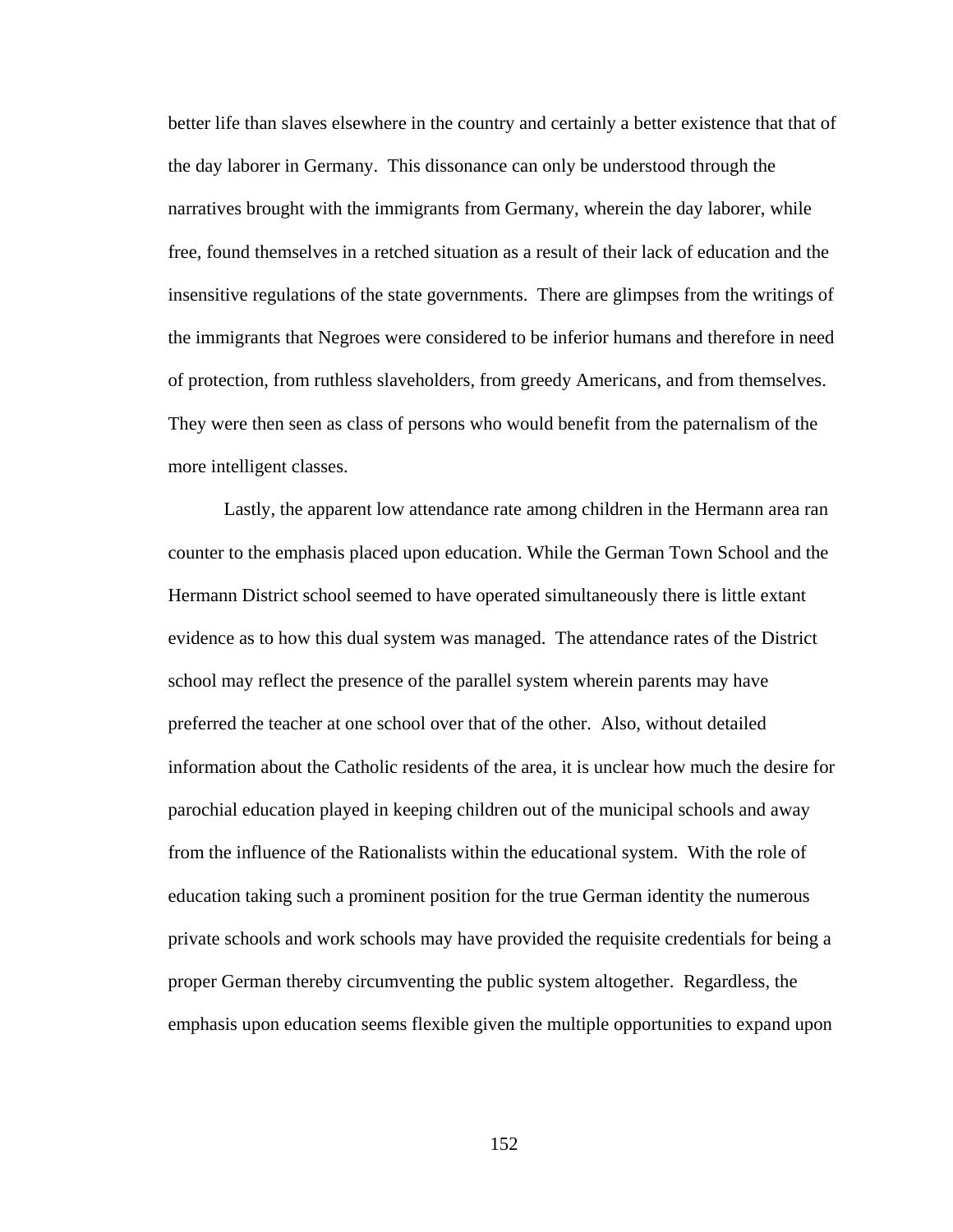better life than slaves elsewhere in the country and certainly a better existence that that of the day laborer in Germany.  This dissonance can only be understood through the narratives brought with the immigrants from Germany, wherein the day laborer, while free, found themselves in a retched situation as a result of their lack of education and the insensitive regulations of the state governments.  There are glimpses from the writings of the immigrants that Negroes were considered to be inferior humans and therefore in need of protection, from ruthless slaveholders, from greedy Americans, and from themselves.  They were then seen as class of persons who would benefit from the paternalism of the more intelligent classes.

Lastly, the apparent low attendance rate among children in the Hermann area ran counter to the emphasis placed upon education. While the German Town School and the Hermann District school seemed to have operated simultaneously there is little extant evidence as to how this dual system was managed.  The attendance rates of the District school may reflect the presence of the parallel system wherein parents may have preferred the teacher at one school over that of the other.  Also, without detailed information about the Catholic residents of the area, it is unclear how much the desire for parochial education played in keeping children out of the municipal schools and away from the influence of the Rationalists within the educational system.  With the role of education taking such a prominent position for the true German identity the numerous private schools and work schools may have provided the requisite credentials for being a proper German thereby circumventing the public system altogether.  Regardless, the emphasis upon education seems flexible given the multiple opportunities to expand upon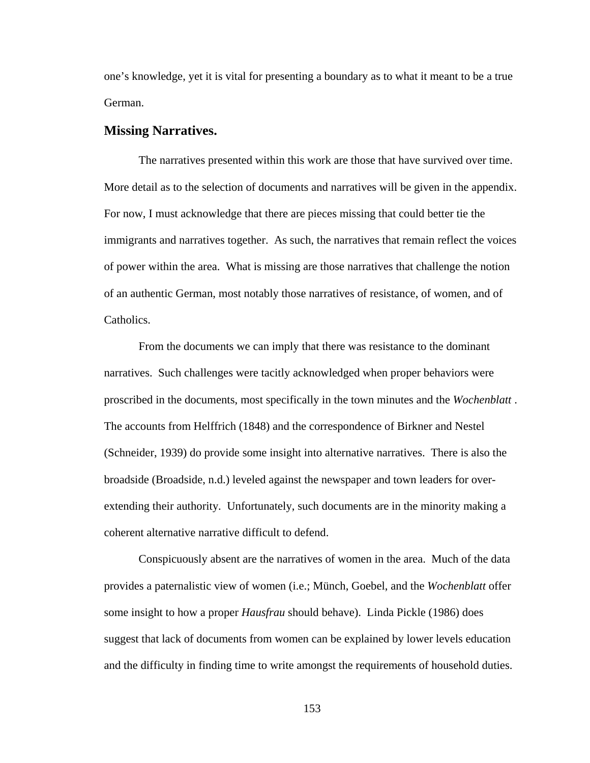one's knowledge, yet it is vital for presenting a boundary as to what it meant to be a true German.

### Missing Narratives.

The narratives presented within this work are those that have survived over time. More detail as to the selection of documents and narratives will be given in the appendix. For now, I must acknowledge that there are pieces missing that could better tie the immigrants and narratives together. As such, the narratives that remain reflect the voices of power within the area. What is missing are those narratives that challenge the notion of an authentic German, most notably those narratives of resistance, of women, and of Catholics.

From the documents we can imply that there was resistance to the dominant narratives. Such challenges were tacitly acknowledged when proper behaviors were proscribed in the documents, most specifically in the town minutes and the *Wochenblatt* . The accounts from Helffrich (1848) and the correspondence of Birkner and Nestel (Schneider, 1939) do provide some insight into alternative narratives. There is also the broadside (Broadside, n.d.) leveled against the newspaper and town leaders for over-extending their authority. Unfortunately, such documents are in the minority making a coherent alternative narrative difficult to defend.

Conspicuously absent are the narratives of women in the area. Much of the data provides a paternalistic view of women (i.e.; Münch, Goebel, and the *Wochenblatt* offer some insight to how a proper *Hausfrau* should behave). Linda Pickle (1986) does suggest that lack of documents from women can be explained by lower levels education and the difficulty in finding time to write amongst the requirements of household duties.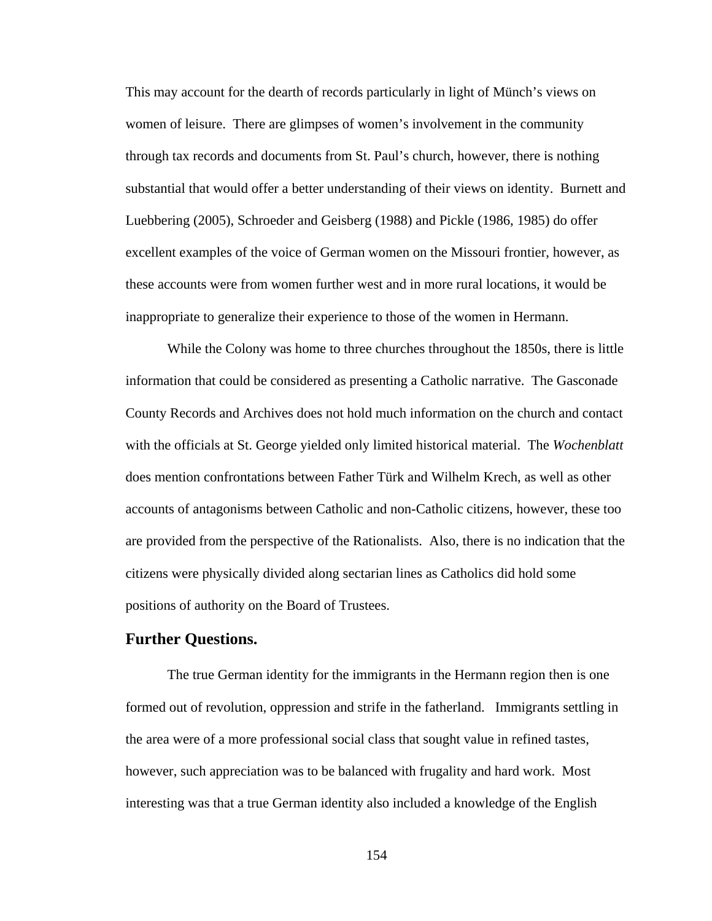This may account for the dearth of records particularly in light of Münch's views on women of leisure. There are glimpses of women's involvement in the community through tax records and documents from St. Paul's church, however, there is nothing substantial that would offer a better understanding of their views on identity. Burnett and Luebbering (2005), Schroeder and Geisberg (1988) and Pickle (1986, 1985) do offer excellent examples of the voice of German women on the Missouri frontier, however, as these accounts were from women further west and in more rural locations, it would be inappropriate to generalize their experience to those of the women in Hermann.

While the Colony was home to three churches throughout the 1850s, there is little information that could be considered as presenting a Catholic narrative. The Gasconade County Records and Archives does not hold much information on the church and contact with the officials at St. George yielded only limited historical material. The *Wochenblatt* does mention confrontations between Father Türk and Wilhelm Krech, as well as other accounts of antagonisms between Catholic and non-Catholic citizens, however, these too are provided from the perspective of the Rationalists. Also, there is no indication that the citizens were physically divided along sectarian lines as Catholics did hold some positions of authority on the Board of Trustees.

## Further Questions.

The true German identity for the immigrants in the Hermann region then is one formed out of revolution, oppression and strife in the fatherland. Immigrants settling in the area were of a more professional social class that sought value in refined tastes, however, such appreciation was to be balanced with frugality and hard work. Most interesting was that a true German identity also included a knowledge of the English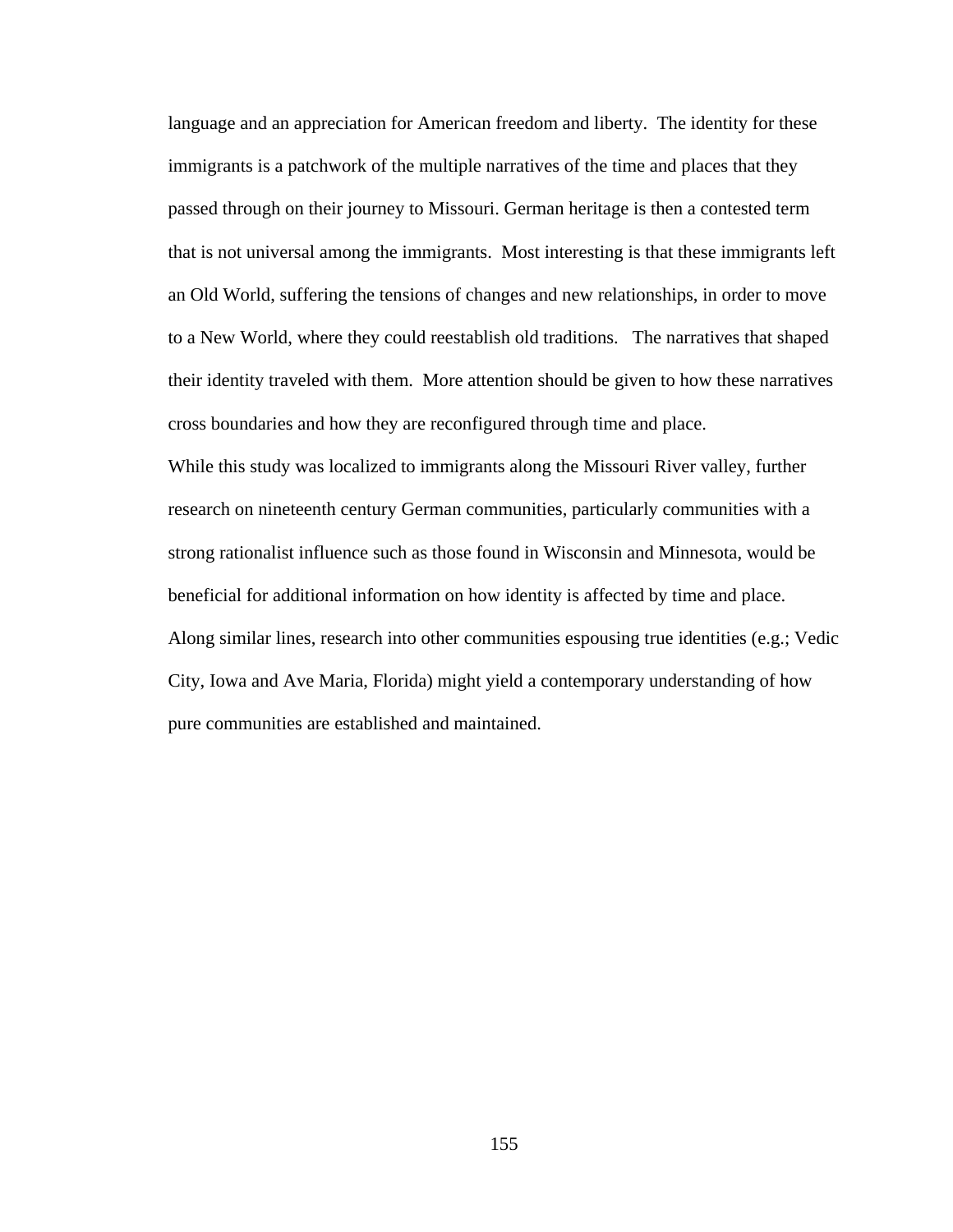language and an appreciation for American freedom and liberty. The identity for these immigrants is a patchwork of the multiple narratives of the time and places that they passed through on their journey to Missouri. German heritage is then a contested term that is not universal among the immigrants. Most interesting is that these immigrants left an Old World, suffering the tensions of changes and new relationships, in order to move to a New World, where they could reestablish old traditions. The narratives that shaped their identity traveled with them. More attention should be given to how these narratives cross boundaries and how they are reconfigured through time and place.

While this study was localized to immigrants along the Missouri River valley, further research on nineteenth century German communities, particularly communities with a strong rationalist influence such as those found in Wisconsin and Minnesota, would be beneficial for additional information on how identity is affected by time and place. Along similar lines, research into other communities espousing true identities (e.g.; Vedic City, Iowa and Ave Maria, Florida) might yield a contemporary understanding of how pure communities are established and maintained.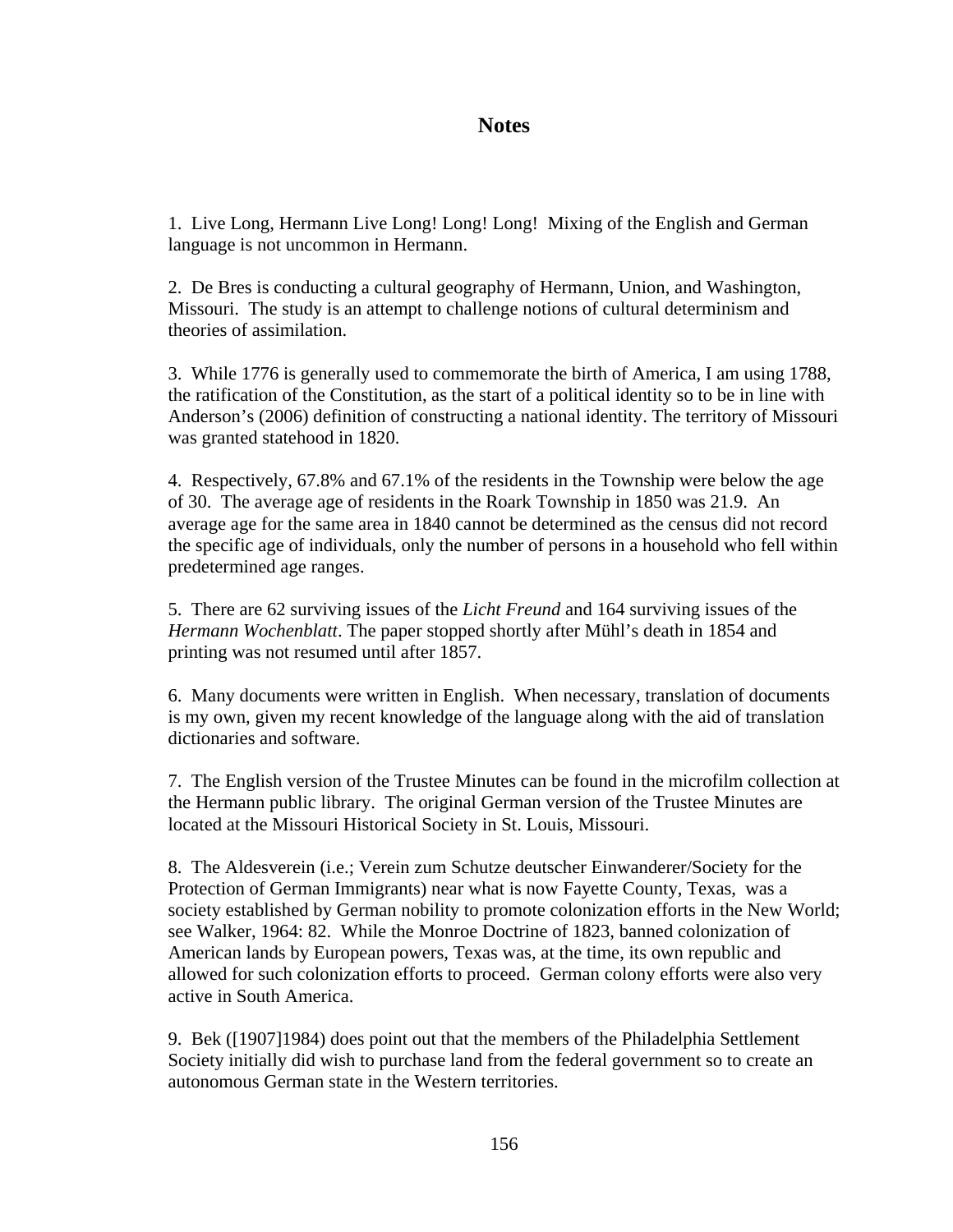# Notes

1. Live Long, Hermann Live Long! Long! Long! Mixing of the English and German language is not uncommon in Hermann.

2. De Bres is conducting a cultural geography of Hermann, Union, and Washington, Missouri. The study is an attempt to challenge notions of cultural determinism and theories of assimilation.

3. While 1776 is generally used to commemorate the birth of America, I am using 1788, the ratification of the Constitution, as the start of a political identity so to be in line with Anderson's (2006) definition of constructing a national identity. The territory of Missouri was granted statehood in 1820.

4. Respectively, 67.8% and 67.1% of the residents in the Township were below the age of 30. The average age of residents in the Roark Township in 1850 was 21.9. An average age for the same area in 1840 cannot be determined as the census did not record the specific age of individuals, only the number of persons in a household who fell within predetermined age ranges.

5. There are 62 surviving issues of the *Licht Freund* and 164 surviving issues of the *Hermann Wochenblatt*. The paper stopped shortly after Mühl's death in 1854 and printing was not resumed until after 1857.

6. Many documents were written in English. When necessary, translation of documents is my own, given my recent knowledge of the language along with the aid of translation dictionaries and software.

7. The English version of the Trustee Minutes can be found in the microfilm collection at the Hermann public library. The original German version of the Trustee Minutes are located at the Missouri Historical Society in St. Louis, Missouri.

8. The Aldesverein (i.e.; Verein zum Schutze deutscher Einwanderer/Society for the Protection of German Immigrants) near what is now Fayette County, Texas, was a society established by German nobility to promote colonization efforts in the New World; see Walker, 1964: 82. While the Monroe Doctrine of 1823, banned colonization of American lands by European powers, Texas was, at the time, its own republic and allowed for such colonization efforts to proceed. German colony efforts were also very active in South America.

9. Bek ([1907]1984) does point out that the members of the Philadelphia Settlement Society initially did wish to purchase land from the federal government so to create an autonomous German state in the Western territories.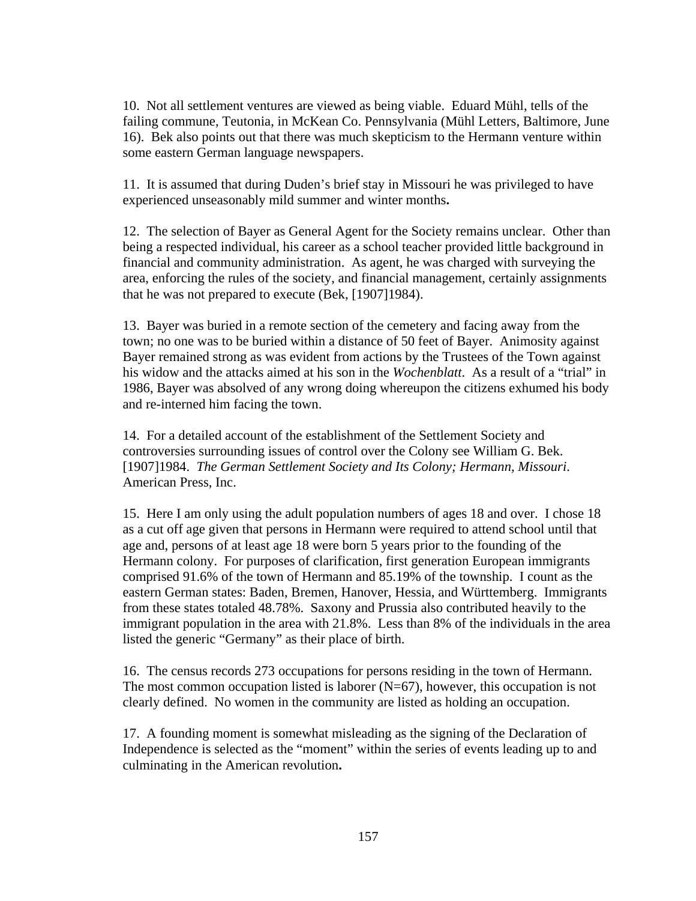10. Not all settlement ventures are viewed as being viable. Eduard Mühl, tells of the failing commune, Teutonia, in McKean Co. Pennsylvania (Mühl Letters, Baltimore, June 16). Bek also points out that there was much skepticism to the Hermann venture within some eastern German language newspapers.

11. It is assumed that during Duden's brief stay in Missouri he was privileged to have experienced unseasonably mild summer and winter months**.**

12. The selection of Bayer as General Agent for the Society remains unclear. Other than being a respected individual, his career as a school teacher provided little background in financial and community administration. As agent, he was charged with surveying the area, enforcing the rules of the society, and financial management, certainly assignments that he was not prepared to execute (Bek, [1907]1984).

13. Bayer was buried in a remote section of the cemetery and facing away from the town; no one was to be buried within a distance of 50 feet of Bayer. Animosity against Bayer remained strong as was evident from actions by the Trustees of the Town against his widow and the attacks aimed at his son in the *Wochenblatt*. As a result of a "trial" in 1986, Bayer was absolved of any wrong doing whereupon the citizens exhumed his body and re-interned him facing the town.

14. For a detailed account of the establishment of the Settlement Society and controversies surrounding issues of control over the Colony see William G. Bek. [1907]1984. *The German Settlement Society and Its Colony; Hermann, Missouri*. American Press, Inc.

15. Here I am only using the adult population numbers of ages 18 and over. I chose 18 as a cut off age given that persons in Hermann were required to attend school until that age and, persons of at least age 18 were born 5 years prior to the founding of the Hermann colony. For purposes of clarification, first generation European immigrants comprised 91.6% of the town of Hermann and 85.19% of the township. I count as the eastern German states: Baden, Bremen, Hanover, Hessia, and Württemberg. Immigrants from these states totaled 48.78%. Saxony and Prussia also contributed heavily to the immigrant population in the area with 21.8%. Less than 8% of the individuals in the area listed the generic "Germany" as their place of birth.

16. The census records 273 occupations for persons residing in the town of Hermann. The most common occupation listed is laborer (N=67), however, this occupation is not clearly defined. No women in the community are listed as holding an occupation.

17. A founding moment is somewhat misleading as the signing of the Declaration of Independence is selected as the "moment" within the series of events leading up to and culminating in the American revolution**.**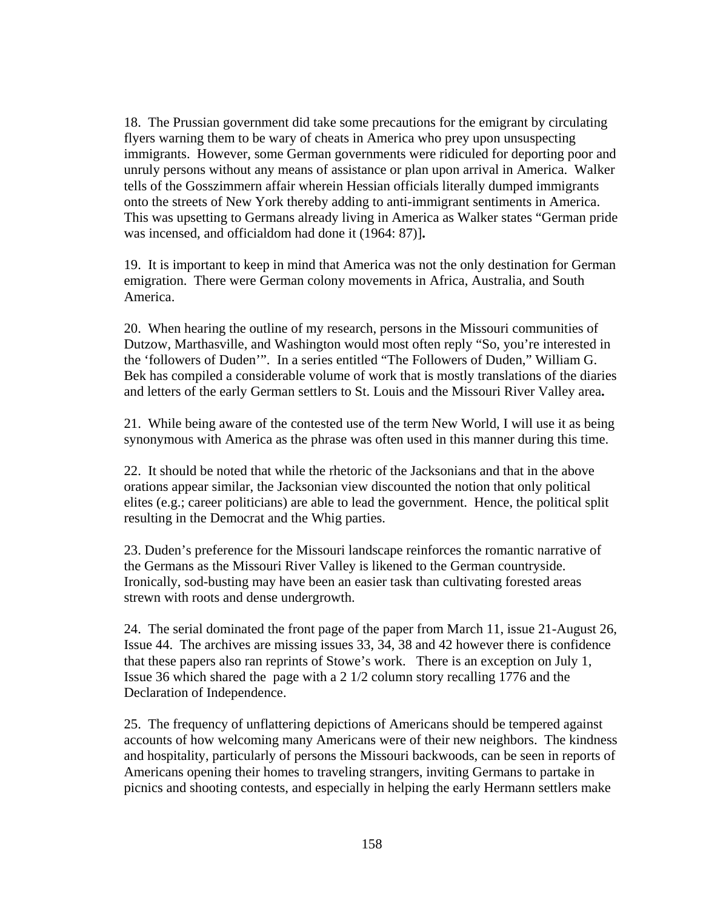18. The Prussian government did take some precautions for the emigrant by circulating flyers warning them to be wary of cheats in America who prey upon unsuspecting immigrants. However, some German governments were ridiculed for deporting poor and unruly persons without any means of assistance or plan upon arrival in America. Walker tells of the Gosszimmern affair wherein Hessian officials literally dumped immigrants onto the streets of New York thereby adding to anti-immigrant sentiments in America. This was upsetting to Germans already living in America as Walker states "German pride was incensed, and officialdom had done it (1964: 87)]**.**

19. It is important to keep in mind that America was not the only destination for German emigration. There were German colony movements in Africa, Australia, and South America.

20. When hearing the outline of my research, persons in the Missouri communities of Dutzow, Marthasville, and Washington would most often reply "So, you're interested in the 'followers of Duden'". In a series entitled "The Followers of Duden," William G. Bek has compiled a considerable volume of work that is mostly translations of the diaries and letters of the early German settlers to St. Louis and the Missouri River Valley area**.**

21. While being aware of the contested use of the term New World, I will use it as being synonymous with America as the phrase was often used in this manner during this time.

22. It should be noted that while the rhetoric of the Jacksonians and that in the above orations appear similar, the Jacksonian view discounted the notion that only political elites (e.g.; career politicians) are able to lead the government. Hence, the political split resulting in the Democrat and the Whig parties.

23. Duden's preference for the Missouri landscape reinforces the romantic narrative of the Germans as the Missouri River Valley is likened to the German countryside. Ironically, sod-busting may have been an easier task than cultivating forested areas strewn with roots and dense undergrowth.

24. The serial dominated the front page of the paper from March 11, issue 21-August 26, Issue 44. The archives are missing issues 33, 34, 38 and 42 however there is confidence that these papers also ran reprints of Stowe's work. There is an exception on July 1, Issue 36 which shared the page with a 2 1/2 column story recalling 1776 and the Declaration of Independence.

25. The frequency of unflattering depictions of Americans should be tempered against accounts of how welcoming many Americans were of their new neighbors. The kindness and hospitality, particularly of persons the Missouri backwoods, can be seen in reports of Americans opening their homes to traveling strangers, inviting Germans to partake in picnics and shooting contests, and especially in helping the early Hermann settlers make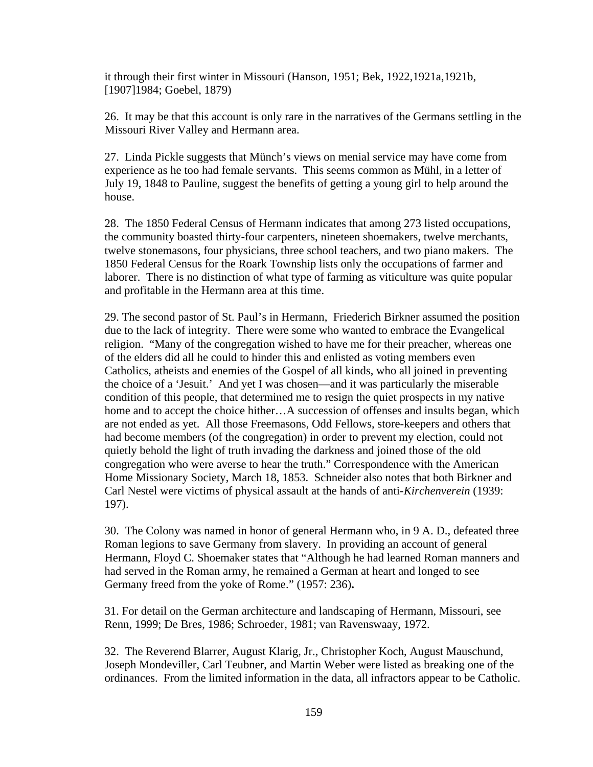it through their first winter in Missouri (Hanson, 1951; Bek, 1922,1921a,1921b, [1907]1984; Goebel, 1879)

26. It may be that this account is only rare in the narratives of the Germans settling in the Missouri River Valley and Hermann area.

27. Linda Pickle suggests that Münch's views on menial service may have come from experience as he too had female servants. This seems common as Mühl, in a letter of July 19, 1848 to Pauline, suggest the benefits of getting a young girl to help around the house.

28. The 1850 Federal Census of Hermann indicates that among 273 listed occupations, the community boasted thirty-four carpenters, nineteen shoemakers, twelve merchants, twelve stonemasons, four physicians, three school teachers, and two piano makers. The 1850 Federal Census for the Roark Township lists only the occupations of farmer and laborer. There is no distinction of what type of farming as viticulture was quite popular and profitable in the Hermann area at this time.

29. The second pastor of St. Paul's in Hermann, Friederich Birkner assumed the position due to the lack of integrity. There were some who wanted to embrace the Evangelical religion. "Many of the congregation wished to have me for their preacher, whereas one of the elders did all he could to hinder this and enlisted as voting members even Catholics, atheists and enemies of the Gospel of all kinds, who all joined in preventing the choice of a 'Jesuit.' And yet I was chosen—and it was particularly the miserable condition of this people, that determined me to resign the quiet prospects in my native home and to accept the choice hither…A succession of offenses and insults began, which are not ended as yet. All those Freemasons, Odd Fellows, store-keepers and others that had become members (of the congregation) in order to prevent my election, could not quietly behold the light of truth invading the darkness and joined those of the old congregation who were averse to hear the truth." Correspondence with the American Home Missionary Society, March 18, 1853. Schneider also notes that both Birkner and Carl Nestel were victims of physical assault at the hands of anti-*Kirchenverein* (1939: 197).

30. The Colony was named in honor of general Hermann who, in 9 A. D., defeated three Roman legions to save Germany from slavery. In providing an account of general Hermann, Floyd C. Shoemaker states that "Although he had learned Roman manners and had served in the Roman army, he remained a German at heart and longed to see Germany freed from the yoke of Rome." (1957: 236)**.**

31. For detail on the German architecture and landscaping of Hermann, Missouri, see Renn, 1999; De Bres, 1986; Schroeder, 1981; van Ravenswaay, 1972.

32. The Reverend Blarrer, August Klarig, Jr., Christopher Koch, August Mauschund, Joseph Mondeviller, Carl Teubner, and Martin Weber were listed as breaking one of the ordinances. From the limited information in the data, all infractors appear to be Catholic.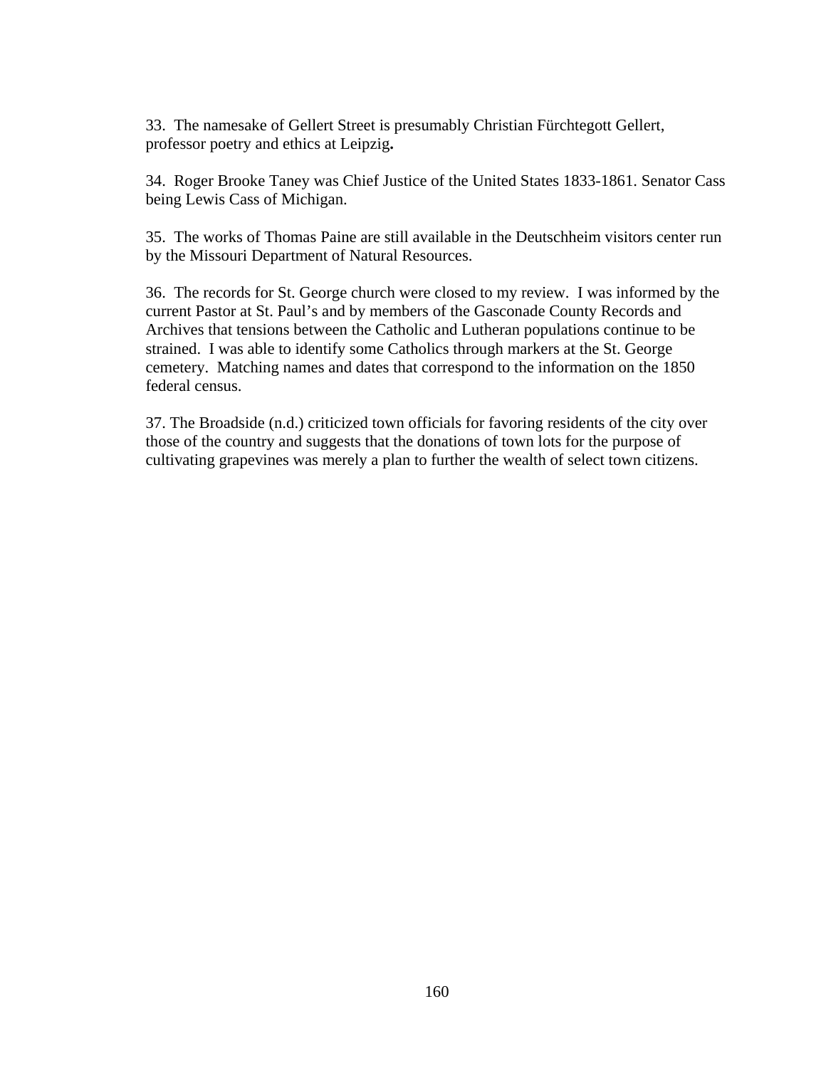33. The namesake of Gellert Street is presumably Christian Fürchtegott Gellert, professor poetry and ethics at Leipzig**.**

34. Roger Brooke Taney was Chief Justice of the United States 1833-1861. Senator Cass being Lewis Cass of Michigan.

35. The works of Thomas Paine are still available in the Deutschheim visitors center run by the Missouri Department of Natural Resources.

36. The records for St. George church were closed to my review. I was informed by the current Pastor at St. Paul's and by members of the Gasconade County Records and Archives that tensions between the Catholic and Lutheran populations continue to be strained. I was able to identify some Catholics through markers at the St. George cemetery. Matching names and dates that correspond to the information on the 1850 federal census.

37. The Broadside (n.d.) criticized town officials for favoring residents of the city over those of the country and suggests that the donations of town lots for the purpose of cultivating grapevines was merely a plan to further the wealth of select town citizens.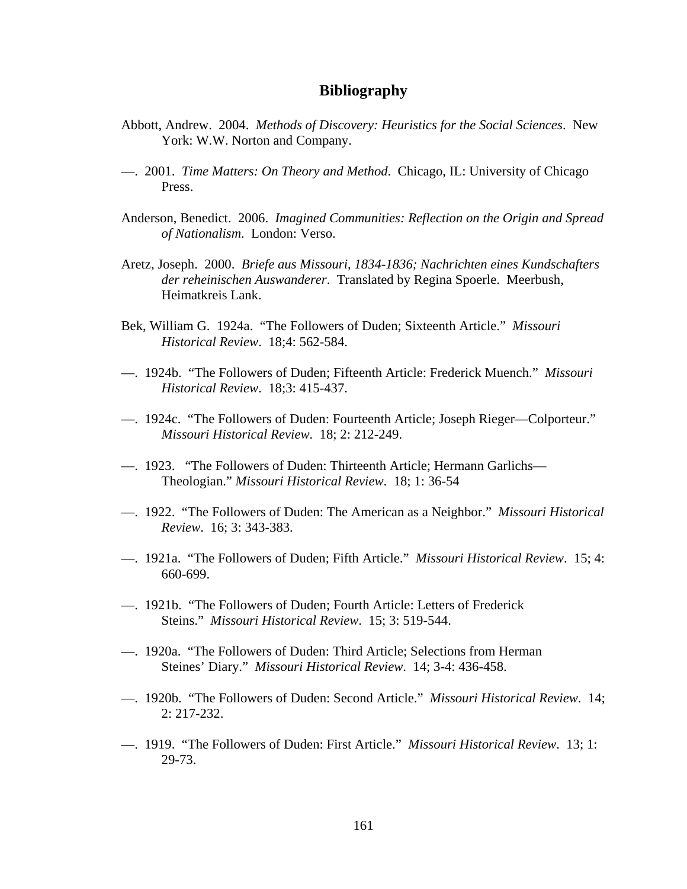# Bibliography

Abbott, Andrew. 2004. *Methods of Discovery: Heuristics for the Social Sciences*. New York: W.W. Norton and Company.

—. 2001. *Time Matters: On Theory and Method*. Chicago, IL: University of Chicago Press.

Anderson, Benedict. 2006. *Imagined Communities: Reflection on the Origin and Spread of Nationalism*. London: Verso.

Aretz, Joseph. 2000. *Briefe aus Missouri, 1834-1836; Nachrichten eines Kundschafters der reheinischen Auswanderer*. Translated by Regina Spoerle. Meerbush, Heimatkreis Lank.

Bek, William G. 1924a. "The Followers of Duden; Sixteenth Article." *Missouri Historical Review*. 18;4: 562-584.

—. 1924b. "The Followers of Duden; Fifteenth Article: Frederick Muench." *Missouri Historical Review*. 18;3: 415-437.

—. 1924c. "The Followers of Duden: Fourteenth Article; Joseph Rieger—Colporteur." *Missouri Historical Review*. 18; 2: 212-249.

—. 1923. "The Followers of Duden: Thirteenth Article; Hermann Garlichs—Theologian." *Missouri Historical Review*. 18; 1: 36-54

—. 1922. "The Followers of Duden: The American as a Neighbor." *Missouri Historical Review*. 16; 3: 343-383.

—. 1921a. "The Followers of Duden; Fifth Article." *Missouri Historical Review*. 15; 4: 660-699.

—. 1921b. "The Followers of Duden; Fourth Article: Letters of Frederick Steins." *Missouri Historical Review*. 15; 3: 519-544.

—. 1920a. "The Followers of Duden: Third Article; Selections from Herman Steines' Diary." *Missouri Historical Review*. 14; 3-4: 436-458.

—. 1920b. "The Followers of Duden: Second Article." *Missouri Historical Review*. 14; 2: 217-232.

—. 1919. "The Followers of Duden: First Article." *Missouri Historical Review*. 13; 1: 29-73.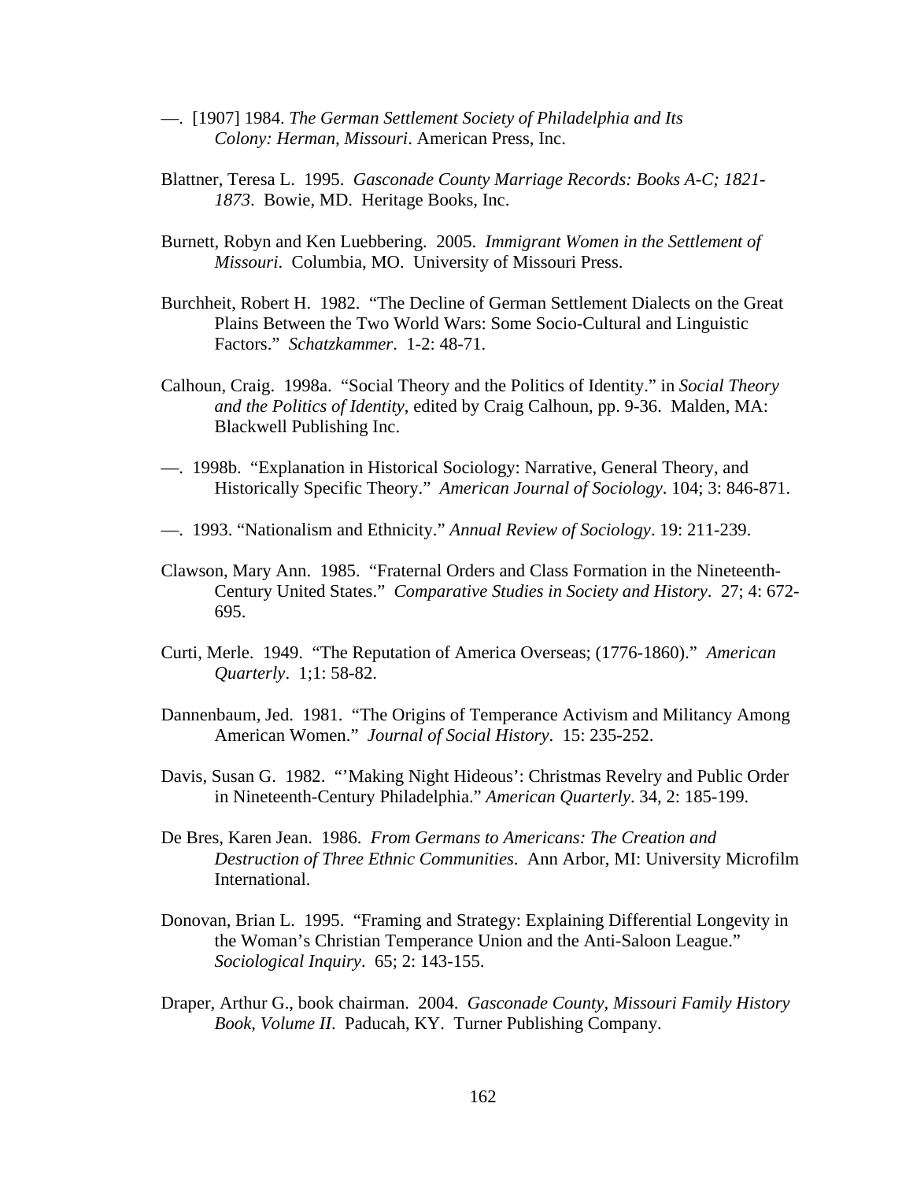—. [1907] 1984. *The German Settlement Society of Philadelphia and Its Colony: Herman, Missouri*. American Press, Inc.

Blattner, Teresa L. 1995. *Gasconade County Marriage Records: Books A-C; 1821-1873*. Bowie, MD. Heritage Books, Inc.

Burnett, Robyn and Ken Luebbering. 2005. *Immigrant Women in the Settlement of Missouri*. Columbia, MO. University of Missouri Press.

Burchheit, Robert H. 1982. "The Decline of German Settlement Dialects on the Great Plains Between the Two World Wars: Some Socio-Cultural and Linguistic Factors." *Schatzkammer*. 1-2: 48-71.

Calhoun, Craig. 1998a. "Social Theory and the Politics of Identity." in *Social Theory and the Politics of Identity*, edited by Craig Calhoun, pp. 9-36. Malden, MA: Blackwell Publishing Inc.

—. 1998b. "Explanation in Historical Sociology: Narrative, General Theory, and Historically Specific Theory." *American Journal of Sociology*. 104; 3: 846-871.

—. 1993. "Nationalism and Ethnicity." *Annual Review of Sociology*. 19: 211-239.

Clawson, Mary Ann. 1985. "Fraternal Orders and Class Formation in the Nineteenth-Century United States." *Comparative Studies in Society and History*. 27; 4: 672-695.

Curti, Merle. 1949. "The Reputation of America Overseas; (1776-1860)." *American Quarterly*. 1;1: 58-82.

Dannenbaum, Jed. 1981. "The Origins of Temperance Activism and Militancy Among American Women." *Journal of Social History*. 15: 235-252.

Davis, Susan G. 1982. "'Making Night Hideous': Christmas Revelry and Public Order in Nineteenth-Century Philadelphia." *American Quarterly*. 34, 2: 185-199.

De Bres, Karen Jean. 1986. *From Germans to Americans: The Creation and Destruction of Three Ethnic Communities*. Ann Arbor, MI: University Microfilm International.

Donovan, Brian L. 1995. "Framing and Strategy: Explaining Differential Longevity in the Woman's Christian Temperance Union and the Anti-Saloon League." *Sociological Inquiry*. 65; 2: 143-155.

Draper, Arthur G., book chairman. 2004. *Gasconade County, Missouri Family History Book, Volume II*. Paducah, KY. Turner Publishing Company.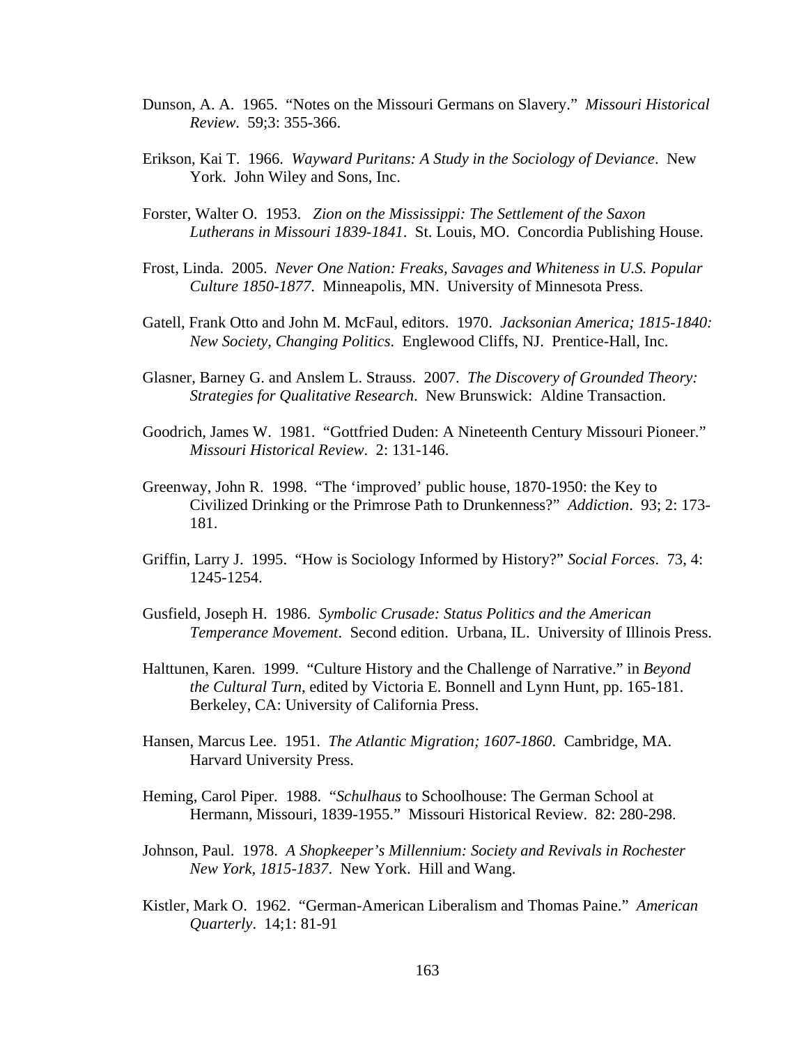Dunson, A. A. 1965. "Notes on the Missouri Germans on Slavery." *Missouri Historical Review*. 59;3: 355-366.

Erikson, Kai T. 1966. *Wayward Puritans: A Study in the Sociology of Deviance*. New York. John Wiley and Sons, Inc.

Forster, Walter O. 1953. *Zion on the Mississippi: The Settlement of the Saxon Lutherans in Missouri 1839-1841*. St. Louis, MO. Concordia Publishing House.

Frost, Linda. 2005. *Never One Nation: Freaks, Savages and Whiteness in U.S. Popular Culture 1850-1877*. Minneapolis, MN. University of Minnesota Press.

Gatell, Frank Otto and John M. McFaul, editors. 1970. *Jacksonian America; 1815-1840: New Society, Changing Politics*. Englewood Cliffs, NJ. Prentice-Hall, Inc.

Glasner, Barney G. and Anslem L. Strauss. 2007. *The Discovery of Grounded Theory: Strategies for Qualitative Research*. New Brunswick: Aldine Transaction.

Goodrich, James W. 1981. "Gottfried Duden: A Nineteenth Century Missouri Pioneer." *Missouri Historical Review*. 2: 131-146.

Greenway, John R. 1998. "The 'improved' public house, 1870-1950: the Key to Civilized Drinking or the Primrose Path to Drunkenness?" *Addiction*. 93; 2: 173-181.

Griffin, Larry J. 1995. "How is Sociology Informed by History?" *Social Forces*. 73, 4: 1245-1254.

Gusfield, Joseph H. 1986. *Symbolic Crusade: Status Politics and the American Temperance Movement*. Second edition. Urbana, IL. University of Illinois Press.

Halttunen, Karen. 1999. "Culture History and the Challenge of Narrative." in *Beyond the Cultural Turn*, edited by Victoria E. Bonnell and Lynn Hunt, pp. 165-181. Berkeley, CA: University of California Press.

Hansen, Marcus Lee. 1951. *The Atlantic Migration; 1607-1860*. Cambridge, MA. Harvard University Press.

Heming, Carol Piper. 1988. "*Schulhaus* to Schoolhouse: The German School at Hermann, Missouri, 1839-1955." Missouri Historical Review. 82: 280-298.

Johnson, Paul. 1978. *A Shopkeeper's Millennium: Society and Revivals in Rochester New York, 1815-1837*. New York. Hill and Wang.

Kistler, Mark O. 1962. "German-American Liberalism and Thomas Paine." *American Quarterly*. 14;1: 81-91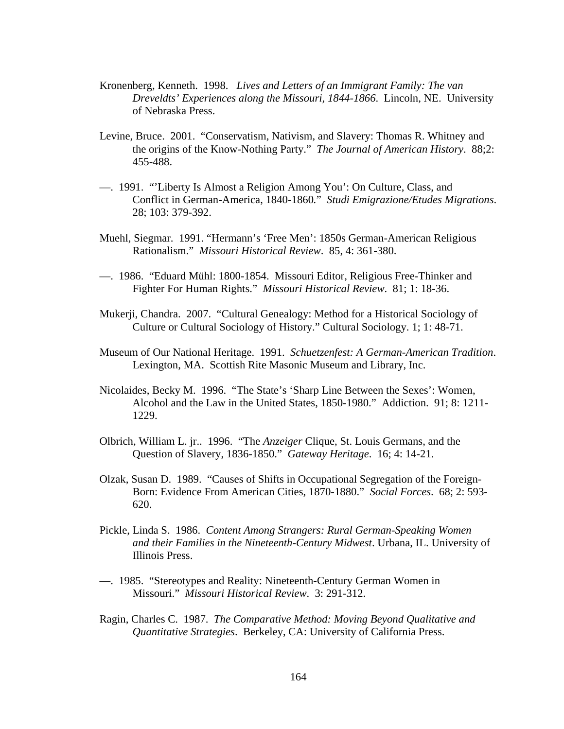Kronenberg, Kenneth. 1998. *Lives and Letters of an Immigrant Family: The van Dreveldts' Experiences along the Missouri, 1844-1866*. Lincoln, NE. University of Nebraska Press.

Levine, Bruce. 2001. "Conservatism, Nativism, and Slavery: Thomas R. Whitney and the origins of the Know-Nothing Party." *The Journal of American History*. 88;2: 455-488.

—. 1991. "'Liberty Is Almost a Religion Among You': On Culture, Class, and Conflict in German-America, 1840-1860." *Studi Emigrazione/Etudes Migrations*. 28; 103: 379-392.

Muehl, Siegmar. 1991. "Hermann's 'Free Men': 1850s German-American Religious Rationalism." *Missouri Historical Review*. 85, 4: 361-380.

—. 1986. "Eduard Mühl: 1800-1854. Missouri Editor, Religious Free-Thinker and Fighter For Human Rights." *Missouri Historical Review*. 81; 1: 18-36.

Mukerji, Chandra. 2007. "Cultural Genealogy: Method for a Historical Sociology of Culture or Cultural Sociology of History." Cultural Sociology. 1; 1: 48-71.

Museum of Our National Heritage. 1991. *Schuetzenfest: A German-American Tradition*. Lexington, MA. Scottish Rite Masonic Museum and Library, Inc.

Nicolaides, Becky M. 1996. "The State's 'Sharp Line Between the Sexes': Women, Alcohol and the Law in the United States, 1850-1980." Addiction. 91; 8: 1211-1229.

Olbrich, William L. jr.. 1996. "The *Anzeiger* Clique, St. Louis Germans, and the Question of Slavery, 1836-1850." *Gateway Heritage*. 16; 4: 14-21.

Olzak, Susan D. 1989. "Causes of Shifts in Occupational Segregation of the Foreign-Born: Evidence From American Cities, 1870-1880." *Social Forces*. 68; 2: 593-620.

Pickle, Linda S. 1986. *Content Among Strangers: Rural German-Speaking Women and their Families in the Nineteenth-Century Midwest*. Urbana, IL. University of Illinois Press.

—. 1985. "Stereotypes and Reality: Nineteenth-Century German Women in Missouri." *Missouri Historical Review*. 3: 291-312.

Ragin, Charles C. 1987. *The Comparative Method: Moving Beyond Qualitative and Quantitative Strategies*. Berkeley, CA: University of California Press.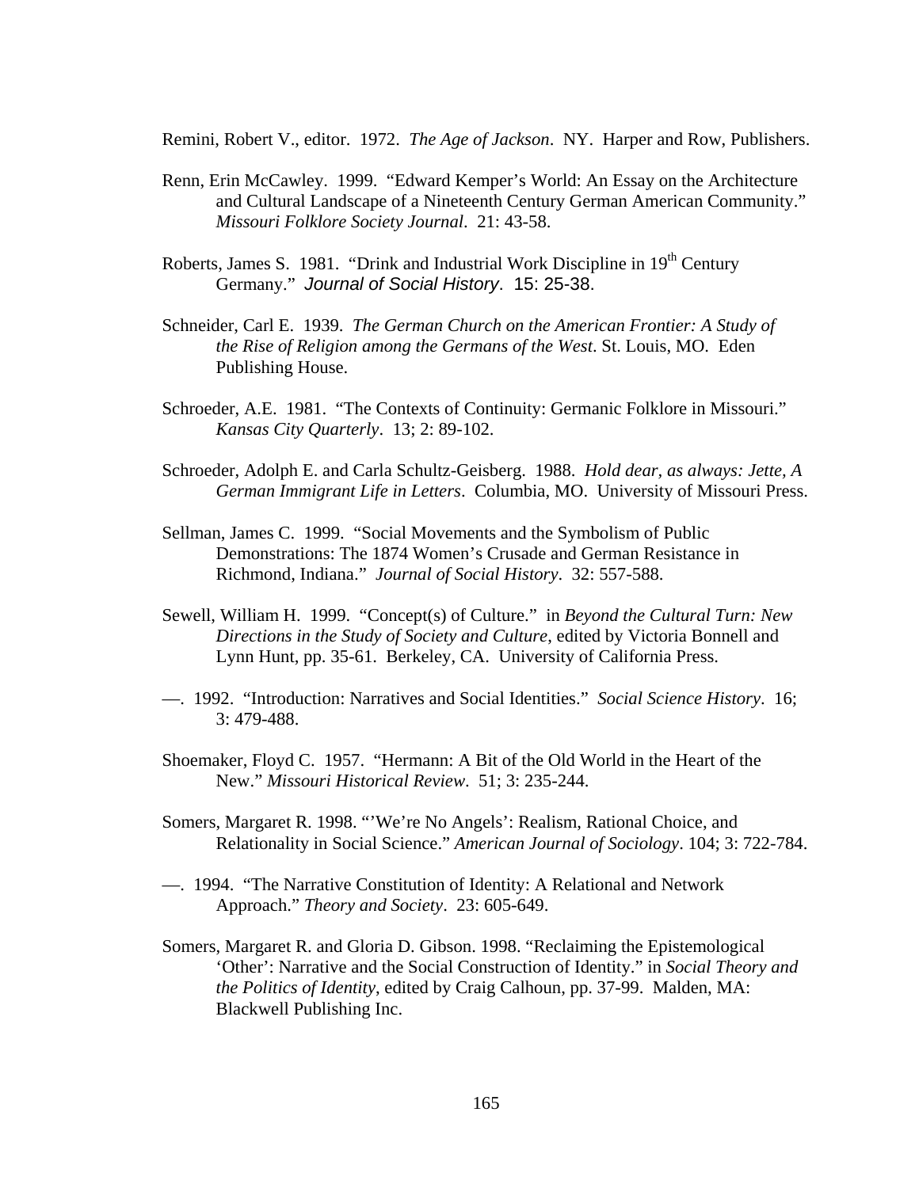Remini, Robert V., editor. 1972. *The Age of Jackson*. NY. Harper and Row, Publishers.

Renn, Erin McCawley. 1999. "Edward Kemper's World: An Essay on the Architecture and Cultural Landscape of a Nineteenth Century German American Community." *Missouri Folklore Society Journal*. 21: 43-58.

Roberts, James S. 1981. "Drink and Industrial Work Discipline in 19th Century Germany." *Journal of Social History*. 15: 25-38.

Schneider, Carl E. 1939. *The German Church on the American Frontier: A Study of the Rise of Religion among the Germans of the West*. St. Louis, MO. Eden Publishing House.

Schroeder, A.E. 1981. "The Contexts of Continuity: Germanic Folklore in Missouri." *Kansas City Quarterly*. 13; 2: 89-102.

Schroeder, Adolph E. and Carla Schultz-Geisberg. 1988. *Hold dear, as always: Jette, A German Immigrant Life in Letters*. Columbia, MO. University of Missouri Press.

Sellman, James C. 1999. "Social Movements and the Symbolism of Public Demonstrations: The 1874 Women's Crusade and German Resistance in Richmond, Indiana." *Journal of Social History*. 32: 557-588.

Sewell, William H. 1999. "Concept(s) of Culture." in *Beyond the Cultural Turn: New Directions in the Study of Society and Culture*, edited by Victoria Bonnell and Lynn Hunt, pp. 35-61. Berkeley, CA. University of California Press.

—. 1992. "Introduction: Narratives and Social Identities." *Social Science History*. 16; 3: 479-488.

Shoemaker, Floyd C. 1957. "Hermann: A Bit of the Old World in the Heart of the New." *Missouri Historical Review*. 51; 3: 235-244.

Somers, Margaret R. 1998. "'We're No Angels': Realism, Rational Choice, and Relationality in Social Science." *American Journal of Sociology*. 104; 3: 722-784.

—. 1994. "The Narrative Constitution of Identity: A Relational and Network Approach." *Theory and Society*. 23: 605-649.

Somers, Margaret R. and Gloria D. Gibson. 1998. "Reclaiming the Epistemological 'Other': Narrative and the Social Construction of Identity." in *Social Theory and the Politics of Identity*, edited by Craig Calhoun, pp. 37-99. Malden, MA: Blackwell Publishing Inc.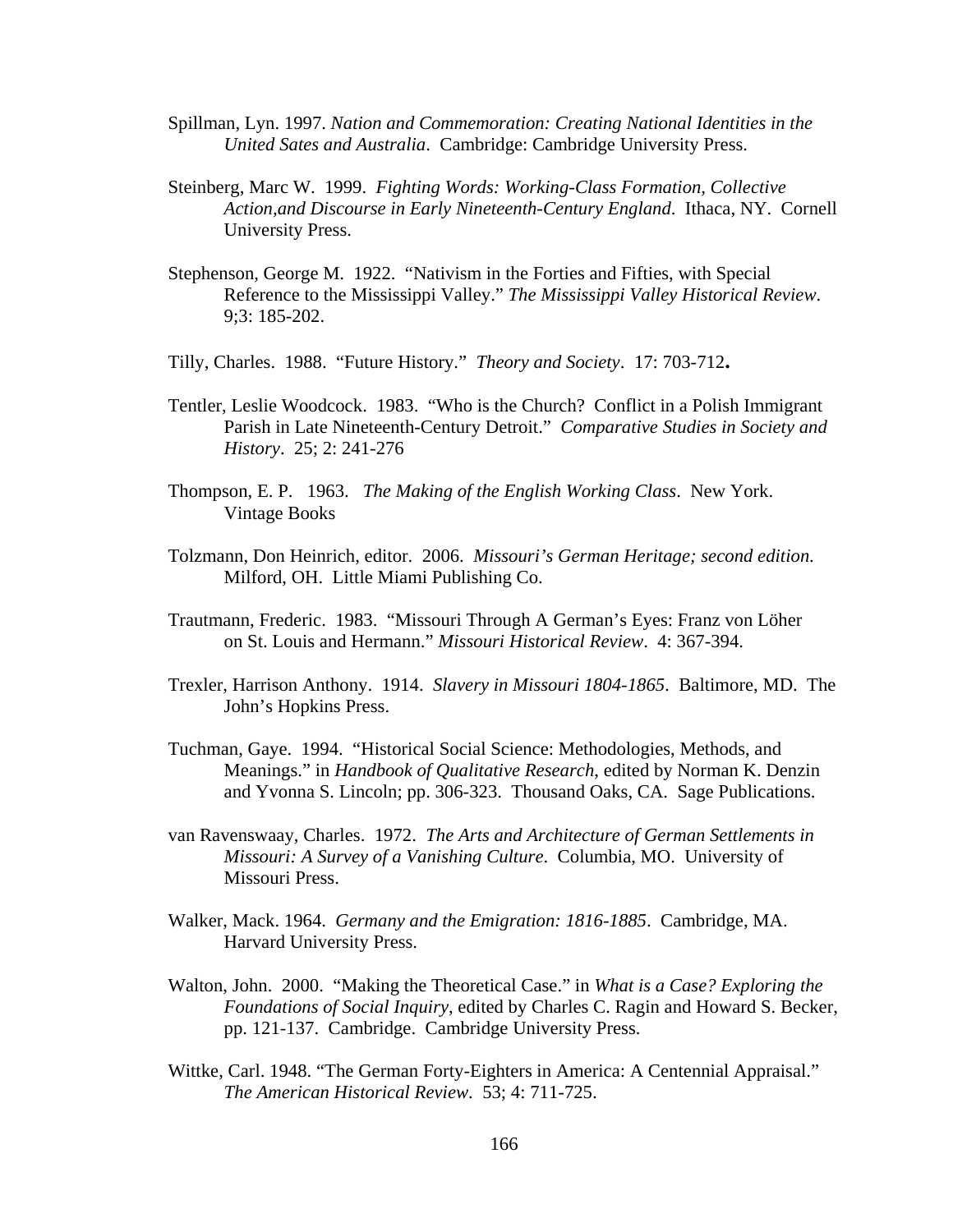Spillman, Lyn. 1997. *Nation and Commemoration: Creating National Identities in the United Sates and Australia*. Cambridge: Cambridge University Press.

Steinberg, Marc W. 1999. *Fighting Words: Working-Class Formation, Collective Action,and Discourse in Early Nineteenth-Century England*. Ithaca, NY. Cornell University Press.

Stephenson, George M. 1922. "Nativism in the Forties and Fifties, with Special Reference to the Mississippi Valley." *The Mississippi Valley Historical Review*. 9;3: 185-202.

Tilly, Charles. 1988. "Future History." *Theory and Society*. 17: 703-712**.**

Tentler, Leslie Woodcock. 1983. "Who is the Church? Conflict in a Polish Immigrant Parish in Late Nineteenth-Century Detroit." *Comparative Studies in Society and History*. 25; 2: 241-276

Thompson, E. P. 1963. *The Making of the English Working Class*. New York. Vintage Books

Tolzmann, Don Heinrich, editor. 2006. *Missouri's German Heritage; second edition.* Milford, OH. Little Miami Publishing Co.

Trautmann, Frederic. 1983. "Missouri Through A German's Eyes: Franz von Löher on St. Louis and Hermann." *Missouri Historical Review*. 4: 367-394.

Trexler, Harrison Anthony. 1914. *Slavery in Missouri 1804-1865*. Baltimore, MD. The John's Hopkins Press.

Tuchman, Gaye. 1994. "Historical Social Science: Methodologies, Methods, and Meanings." in *Handbook of Qualitative Research*, edited by Norman K. Denzin and Yvonna S. Lincoln; pp. 306-323. Thousand Oaks, CA. Sage Publications.

van Ravenswaay, Charles. 1972. *The Arts and Architecture of German Settlements in Missouri: A Survey of a Vanishing Culture*. Columbia, MO. University of Missouri Press.

Walker, Mack. 1964. *Germany and the Emigration: 1816-1885*. Cambridge, MA. Harvard University Press.

Walton, John. 2000. "Making the Theoretical Case." in *What is a Case? Exploring the Foundations of Social Inquiry*, edited by Charles C. Ragin and Howard S. Becker, pp. 121-137. Cambridge. Cambridge University Press.

Wittke, Carl. 1948. "The German Forty-Eighters in America: A Centennial Appraisal." *The American Historical Review*. 53; 4: 711-725.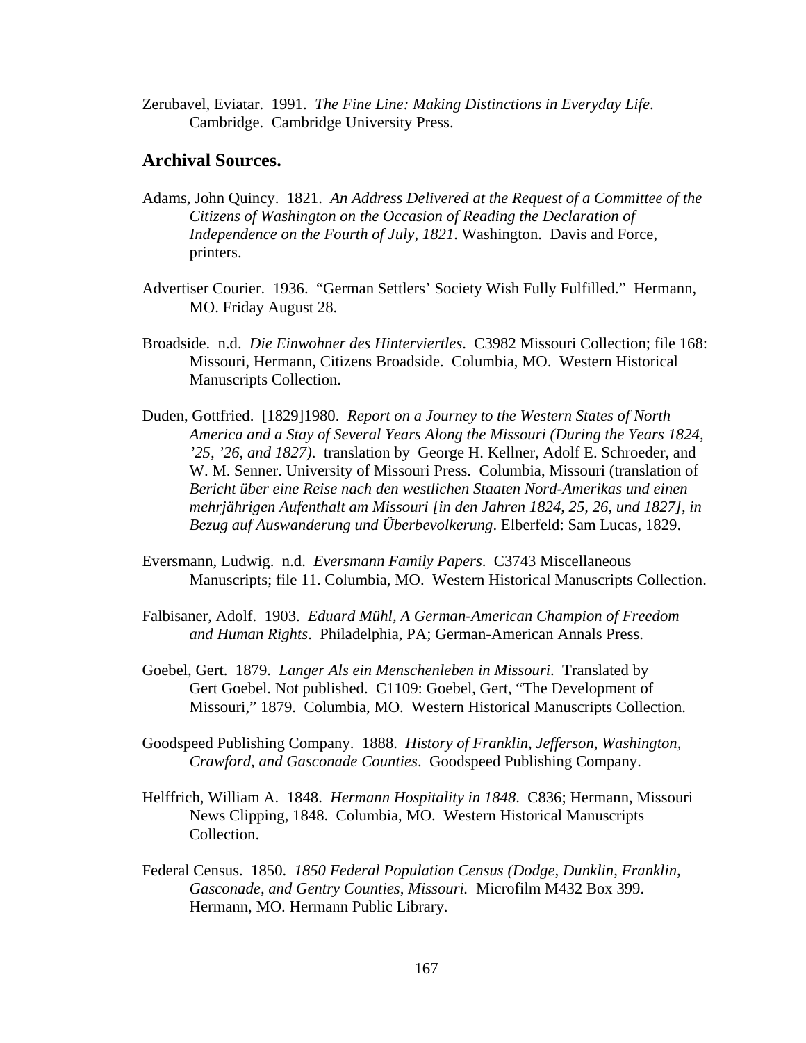Zerubavel, Eviatar. 1991. *The Fine Line: Making Distinctions in Everyday Life*. Cambridge. Cambridge University Press.

## Archival Sources.

Adams, John Quincy. 1821. *An Address Delivered at the Request of a Committee of the Citizens of Washington on the Occasion of Reading the Declaration of Independence on the Fourth of July, 1821*. Washington. Davis and Force, printers.

Advertiser Courier. 1936. "German Settlers' Society Wish Fully Fulfilled." Hermann, MO. Friday August 28.

Broadside. n.d. *Die Einwohner des Hinterviertles*. C3982 Missouri Collection; file 168: Missouri, Hermann, Citizens Broadside. Columbia, MO. Western Historical Manuscripts Collection.

Duden, Gottfried. [1829]1980. *Report on a Journey to the Western States of North America and a Stay of Several Years Along the Missouri (During the Years 1824, '25, '26, and 1827)*. translation by George H. Kellner, Adolf E. Schroeder, and W. M. Senner. University of Missouri Press. Columbia, Missouri (translation of *Bericht über eine Reise nach den westlichen Staaten Nord-Amerikas und einen mehrjährigen Aufenthalt am Missouri [in den Jahren 1824, 25, 26, und 1827], in Bezug auf Auswanderung und Überbevolkerung*. Elberfeld: Sam Lucas, 1829.

Eversmann, Ludwig. n.d. *Eversmann Family Papers*. C3743 Miscellaneous Manuscripts; file 11. Columbia, MO. Western Historical Manuscripts Collection.

Falbisaner, Adolf. 1903. *Eduard Mühl, A German-American Champion of Freedom and Human Rights*. Philadelphia, PA; German-American Annals Press.

Goebel, Gert. 1879. *Langer Als ein Menschenleben in Missouri*. Translated by Gert Goebel. Not published. C1109: Goebel, Gert, "The Development of Missouri," 1879. Columbia, MO. Western Historical Manuscripts Collection.

Goodspeed Publishing Company. 1888. *History of Franklin, Jefferson, Washington, Crawford, and Gasconade Counties*. Goodspeed Publishing Company.

Helffrich, William A. 1848. *Hermann Hospitality in 1848*. C836; Hermann, Missouri News Clipping, 1848. Columbia, MO. Western Historical Manuscripts Collection.

Federal Census. 1850. *1850 Federal Population Census (Dodge, Dunklin, Franklin, Gasconade, and Gentry Counties, Missouri.* Microfilm M432 Box 399. Hermann, MO. Hermann Public Library.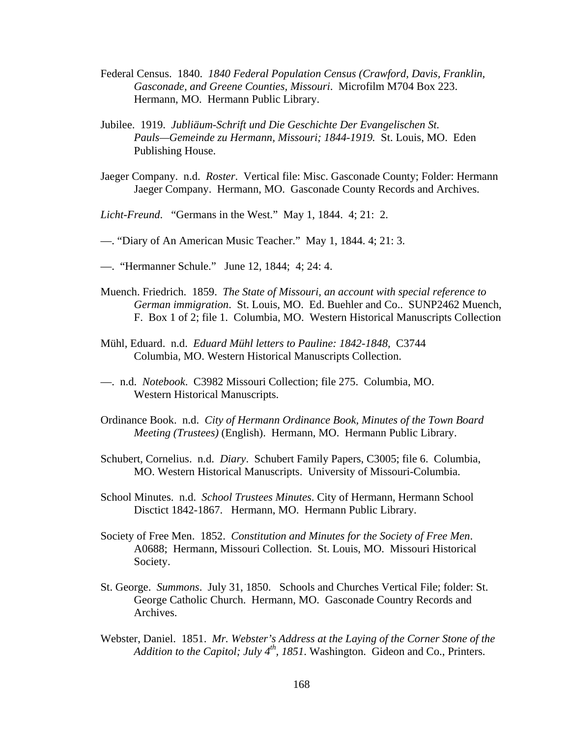Federal Census. 1840. *1840 Federal Population Census (Crawford, Davis, Franklin, Gasconade, and Greene Counties, Missouri*. Microfilm M704 Box 223. Hermann, MO. Hermann Public Library.

Jubilee. 1919. *Jubliäum-Schrift und Die Geschichte Der Evangelischen St. Pauls—Gemeinde zu Hermann, Missouri; 1844-1919.* St. Louis, MO. Eden Publishing House.

Jaeger Company. n.d. *Roster*. Vertical file: Misc. Gasconade County; Folder: Hermann Jaeger Company. Hermann, MO. Gasconade County Records and Archives.

*Licht-Freund*. "Germans in the West." May 1, 1844. 4; 21: 2.

—. "Diary of An American Music Teacher." May 1, 1844. 4; 21: 3.

—. "Hermanner Schule." June 12, 1844; 4; 24: 4.

Muench. Friedrich. 1859. *The State of Missouri, an account with special reference to German immigration*. St. Louis, MO. Ed. Buehler and Co.. SUNP2462 Muench, F. Box 1 of 2; file 1. Columbia, MO. Western Historical Manuscripts Collection

Mühl, Eduard. n.d. *Eduard Mühl letters to Pauline: 1842-1848,* C3744 Columbia, MO. Western Historical Manuscripts Collection.

—. n.d. *Notebook*. C3982 Missouri Collection; file 275. Columbia, MO. Western Historical Manuscripts.

Ordinance Book. n.d. *City of Hermann Ordinance Book, Minutes of the Town Board Meeting (Trustees)* (English). Hermann, MO. Hermann Public Library.

Schubert, Cornelius. n.d. *Diary*. Schubert Family Papers, C3005; file 6. Columbia, MO. Western Historical Manuscripts. University of Missouri-Columbia.

School Minutes. n.d. *School Trustees Minutes*. City of Hermann, Hermann School Disctict 1842-1867. Hermann, MO. Hermann Public Library.

Society of Free Men. 1852. *Constitution and Minutes for the Society of Free Men*. A0688; Hermann, Missouri Collection. St. Louis, MO. Missouri Historical Society.

St. George. *Summons*. July 31, 1850. Schools and Churches Vertical File; folder: St. George Catholic Church. Hermann, MO. Gasconade Country Records and Archives.

Webster, Daniel. 1851. *Mr. Webster's Address at the Laying of the Corner Stone of the Addition to the Capitol; July 4th, 1851*. Washington. Gideon and Co., Printers.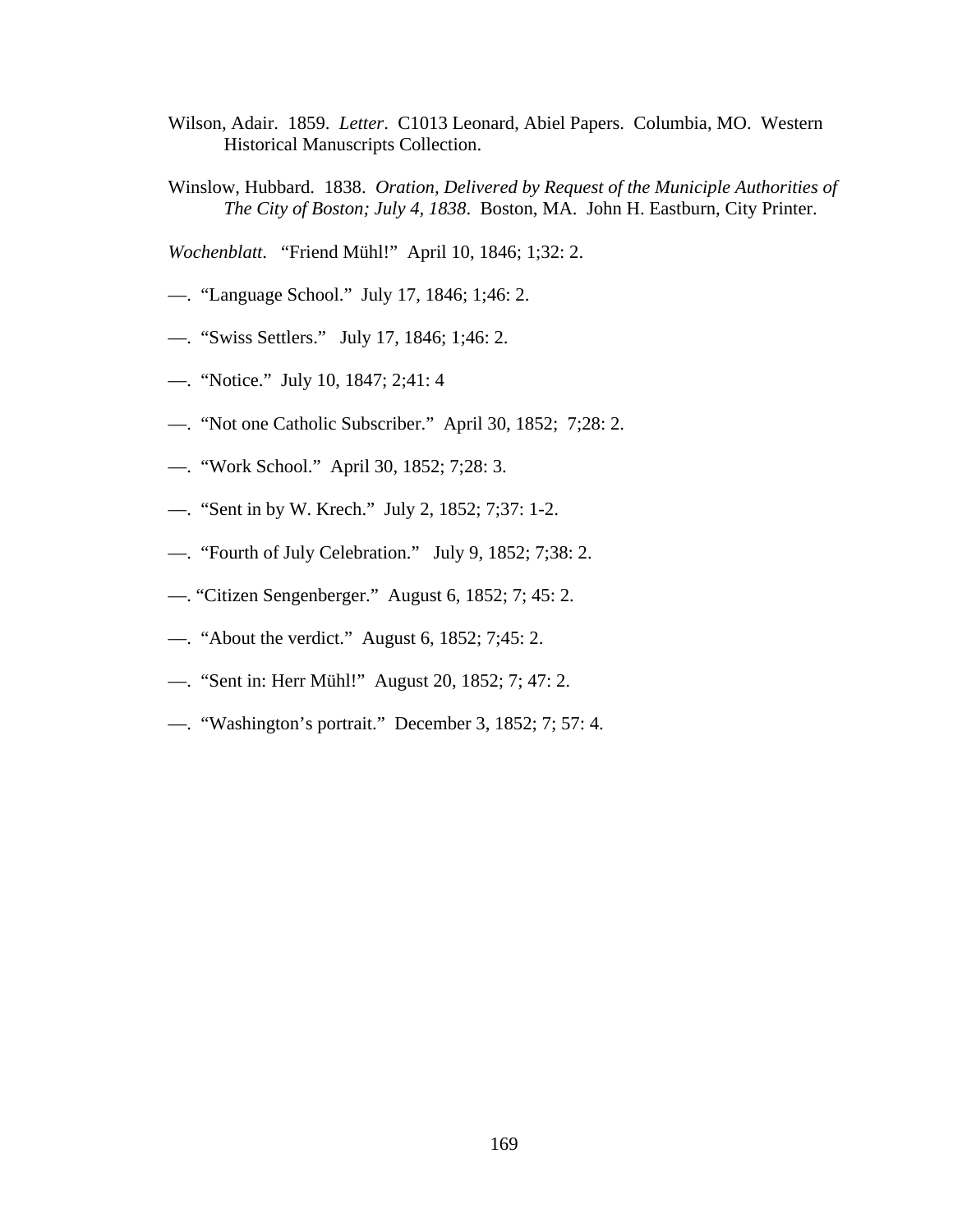Wilson, Adair. 1859. *Letter*. C1013 Leonard, Abiel Papers. Columbia, MO. Western Historical Manuscripts Collection.

Winslow, Hubbard. 1838. *Oration, Delivered by Request of the Municiple Authorities of The City of Boston; July 4, 1838*. Boston, MA. John H. Eastburn, City Printer.

*Wochenblatt*. "Friend Mühl!" April 10, 1846; 1;32: 2.

—. "Language School." July 17, 1846; 1;46: 2.

—. "Swiss Settlers." July 17, 1846; 1;46: 2.

—. "Notice." July 10, 1847; 2;41: 4

—. "Not one Catholic Subscriber." April 30, 1852; 7;28: 2.

—. "Work School." April 30, 1852; 7;28: 3.

—. "Sent in by W. Krech." July 2, 1852; 7;37: 1-2.

—. "Fourth of July Celebration." July 9, 1852; 7;38: 2.

—. "Citizen Sengenberger." August 6, 1852; 7; 45: 2.

—. "About the verdict." August 6, 1852; 7;45: 2.

—. "Sent in: Herr Mühl!" August 20, 1852; 7; 47: 2.

—. "Washington's portrait." December 3, 1852; 7; 57: 4.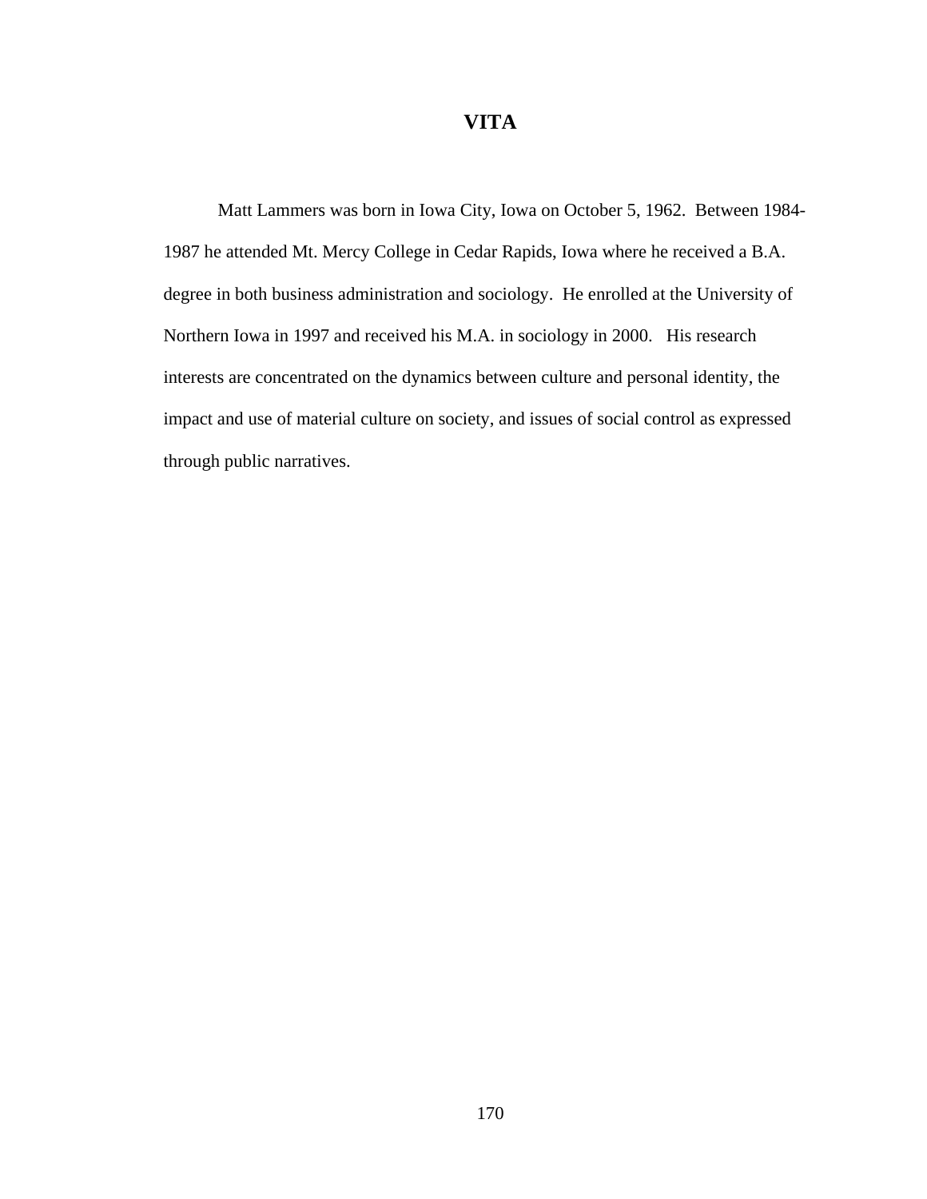# VITA

Matt Lammers was born in Iowa City, Iowa on October 5, 1962. Between 1984-1987 he attended Mt. Mercy College in Cedar Rapids, Iowa where he received a B.A. degree in both business administration and sociology. He enrolled at the University of Northern Iowa in 1997 and received his M.A. in sociology in 2000. His research interests are concentrated on the dynamics between culture and personal identity, the impact and use of material culture on society, and issues of social control as expressed through public narratives.